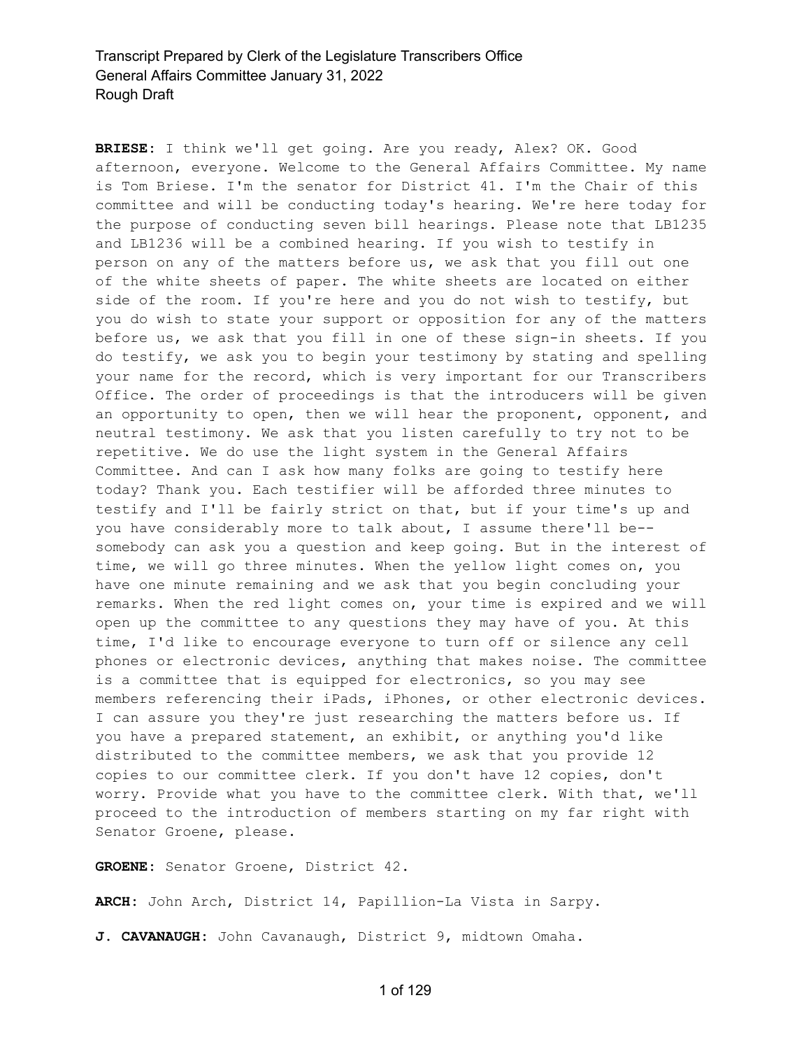**BRIESE:** I think we'll get going. Are you ready, Alex? OK. Good afternoon, everyone. Welcome to the General Affairs Committee. My name is Tom Briese. I'm the senator for District 41. I'm the Chair of this committee and will be conducting today's hearing. We're here today for the purpose of conducting seven bill hearings. Please note that LB1235 and LB1236 will be a combined hearing. If you wish to testify in person on any of the matters before us, we ask that you fill out one of the white sheets of paper. The white sheets are located on either side of the room. If you're here and you do not wish to testify, but you do wish to state your support or opposition for any of the matters before us, we ask that you fill in one of these sign-in sheets. If you do testify, we ask you to begin your testimony by stating and spelling your name for the record, which is very important for our Transcribers Office. The order of proceedings is that the introducers will be given an opportunity to open, then we will hear the proponent, opponent, and neutral testimony. We ask that you listen carefully to try not to be repetitive. We do use the light system in the General Affairs Committee. And can I ask how many folks are going to testify here today? Thank you. Each testifier will be afforded three minutes to testify and I'll be fairly strict on that, but if your time's up and you have considerably more to talk about, I assume there'll be-- somebody can ask you a question and keep going. But in the interest of time, we will go three minutes. When the yellow light comes on, you have one minute remaining and we ask that you begin concluding your remarks. When the red light comes on, your time is expired and we will open up the committee to any questions they may have of you. At this time, I'd like to encourage everyone to turn off or silence any cell phones or electronic devices, anything that makes noise. The committee is a committee that is equipped for electronics, so you may see members referencing their iPads, iPhones, or other electronic devices. I can assure you they're just researching the matters before us. If you have a prepared statement, an exhibit, or anything you'd like distributed to the committee members, we ask that you provide 12 copies to our committee clerk. If you don't have 12 copies, don't worry. Provide what you have to the committee clerk. With that, we'll proceed to the introduction of members starting on my far right with Senator Groene, please.

**GROENE:** Senator Groene, District 42.

**ARCH:** John Arch, District 14, Papillion-La Vista in Sarpy.

**J. CAVANAUGH:** John Cavanaugh, District 9, midtown Omaha.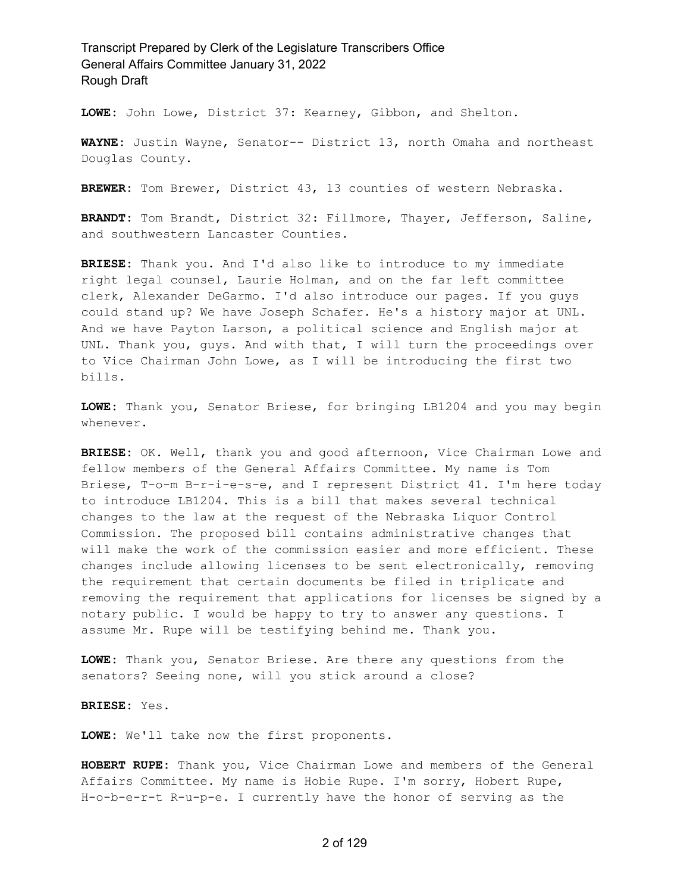**LOWE:** John Lowe, District 37: Kearney, Gibbon, and Shelton.

**WAYNE:** Justin Wayne, Senator-- District 13, north Omaha and northeast Douglas County.

**BREWER:** Tom Brewer, District 43, 13 counties of western Nebraska.

**BRANDT:** Tom Brandt, District 32: Fillmore, Thayer, Jefferson, Saline, and southwestern Lancaster Counties.

**BRIESE:** Thank you. And I'd also like to introduce to my immediate right legal counsel, Laurie Holman, and on the far left committee clerk, Alexander DeGarmo. I'd also introduce our pages. If you guys could stand up? We have Joseph Schafer. He's a history major at UNL. And we have Payton Larson, a political science and English major at UNL. Thank you, guys. And with that, I will turn the proceedings over to Vice Chairman John Lowe, as I will be introducing the first two bills.

**LOWE:** Thank you, Senator Briese, for bringing LB1204 and you may begin whenever.

**BRIESE:** OK. Well, thank you and good afternoon, Vice Chairman Lowe and fellow members of the General Affairs Committee. My name is Tom Briese, T-o-m B-r-i-e-s-e, and I represent District 41. I'm here today to introduce LB1204. This is a bill that makes several technical changes to the law at the request of the Nebraska Liquor Control Commission. The proposed bill contains administrative changes that will make the work of the commission easier and more efficient. These changes include allowing licenses to be sent electronically, removing the requirement that certain documents be filed in triplicate and removing the requirement that applications for licenses be signed by a notary public. I would be happy to try to answer any questions. I assume Mr. Rupe will be testifying behind me. Thank you.

**LOWE:** Thank you, Senator Briese. Are there any questions from the senators? Seeing none, will you stick around a close?

**BRIESE:** Yes.

**LOWE:** We'll take now the first proponents.

**HOBERT RUPE:** Thank you, Vice Chairman Lowe and members of the General Affairs Committee. My name is Hobie Rupe. I'm sorry, Hobert Rupe, H-o-b-e-r-t R-u-p-e. I currently have the honor of serving as the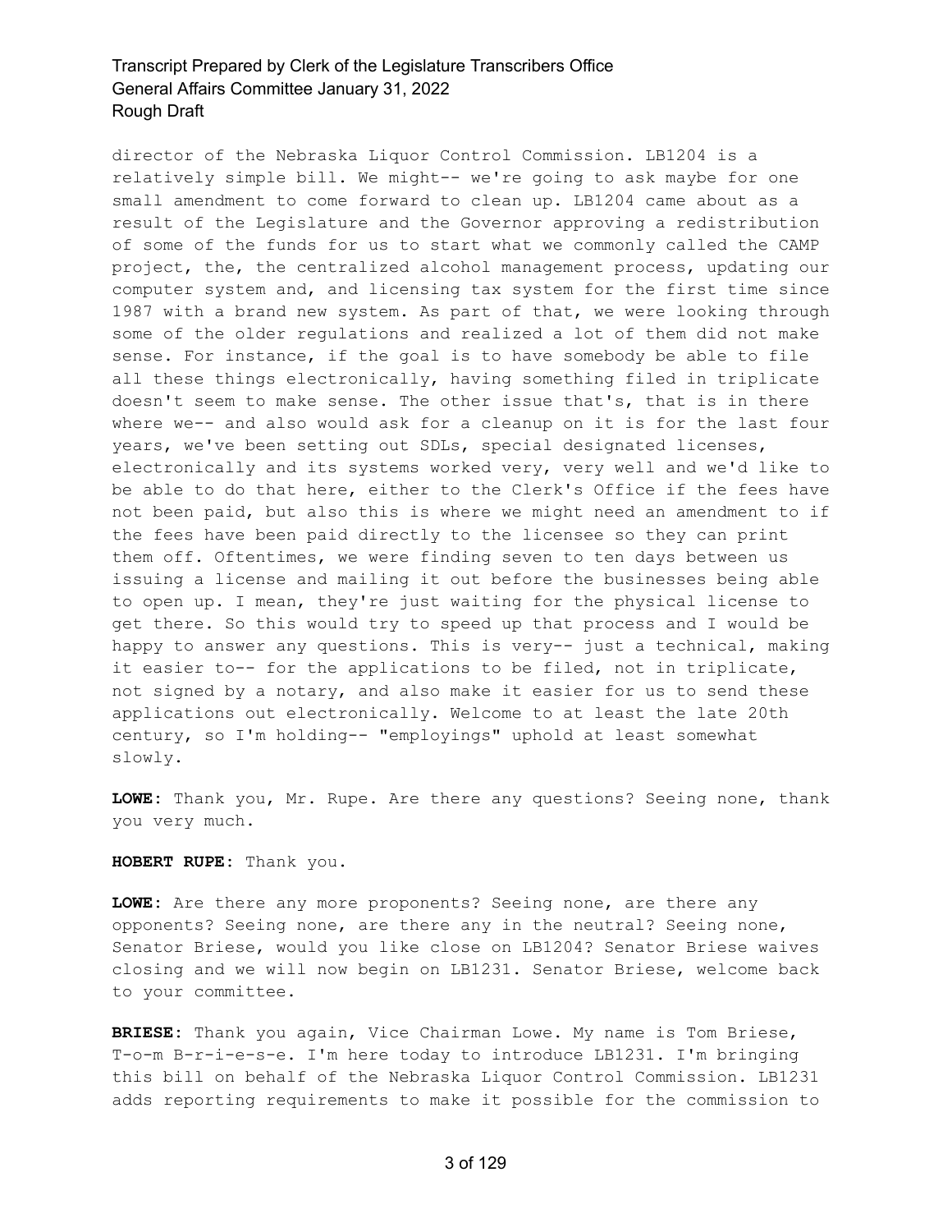director of the Nebraska Liquor Control Commission. LB1204 is a relatively simple bill. We might-- we're going to ask maybe for one small amendment to come forward to clean up. LB1204 came about as a result of the Legislature and the Governor approving a redistribution of some of the funds for us to start what we commonly called the CAMP project, the, the centralized alcohol management process, updating our computer system and, and licensing tax system for the first time since 1987 with a brand new system. As part of that, we were looking through some of the older regulations and realized a lot of them did not make sense. For instance, if the goal is to have somebody be able to file all these things electronically, having something filed in triplicate doesn't seem to make sense. The other issue that's, that is in there where we-- and also would ask for a cleanup on it is for the last four years, we've been setting out SDLs, special designated licenses, electronically and its systems worked very, very well and we'd like to be able to do that here, either to the Clerk's Office if the fees have not been paid, but also this is where we might need an amendment to if the fees have been paid directly to the licensee so they can print them off. Oftentimes, we were finding seven to ten days between us issuing a license and mailing it out before the businesses being able to open up. I mean, they're just waiting for the physical license to get there. So this would try to speed up that process and I would be happy to answer any questions. This is very-- just a technical, making it easier to-- for the applications to be filed, not in triplicate, not signed by a notary, and also make it easier for us to send these applications out electronically. Welcome to at least the late 20th century, so I'm holding-- "employings" uphold at least somewhat slowly.

**LOWE:** Thank you, Mr. Rupe. Are there any questions? Seeing none, thank you very much.

**HOBERT RUPE:** Thank you.

**LOWE:** Are there any more proponents? Seeing none, are there any opponents? Seeing none, are there any in the neutral? Seeing none, Senator Briese, would you like close on LB1204? Senator Briese waives closing and we will now begin on LB1231. Senator Briese, welcome back to your committee.

**BRIESE:** Thank you again, Vice Chairman Lowe. My name is Tom Briese, T-o-m B-r-i-e-s-e. I'm here today to introduce LB1231. I'm bringing this bill on behalf of the Nebraska Liquor Control Commission. LB1231 adds reporting requirements to make it possible for the commission to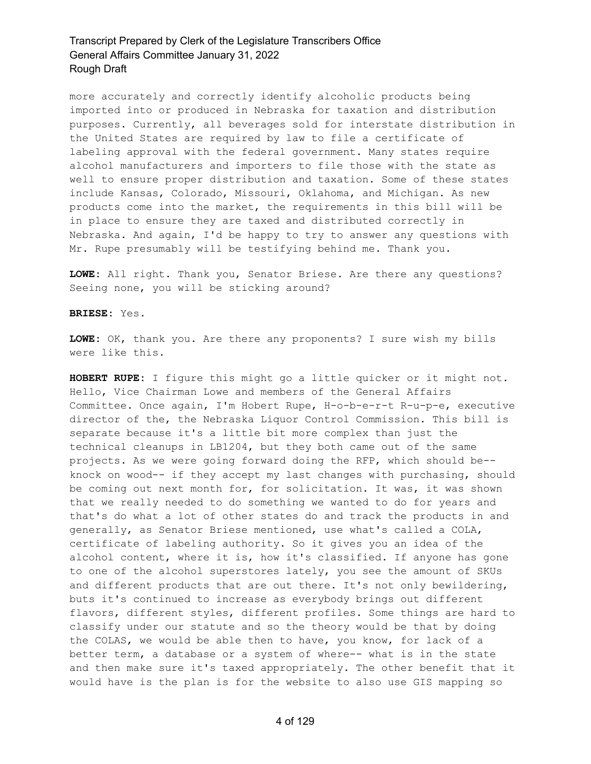more accurately and correctly identify alcoholic products being imported into or produced in Nebraska for taxation and distribution purposes. Currently, all beverages sold for interstate distribution in the United States are required by law to file a certificate of labeling approval with the federal government. Many states require alcohol manufacturers and importers to file those with the state as well to ensure proper distribution and taxation. Some of these states include Kansas, Colorado, Missouri, Oklahoma, and Michigan. As new products come into the market, the requirements in this bill will be in place to ensure they are taxed and distributed correctly in Nebraska. And again, I'd be happy to try to answer any questions with Mr. Rupe presumably will be testifying behind me. Thank you.

**LOWE:** All right. Thank you, Senator Briese. Are there any questions? Seeing none, you will be sticking around?

**BRIESE:** Yes.

**LOWE:** OK, thank you. Are there any proponents? I sure wish my bills were like this.

**HOBERT RUPE:** I figure this might go a little quicker or it might not. Hello, Vice Chairman Lowe and members of the General Affairs Committee. Once again, I'm Hobert Rupe, H-o-b-e-r-t R-u-p-e, executive director of the, the Nebraska Liquor Control Commission. This bill is separate because it's a little bit more complex than just the technical cleanups in LB1204, but they both came out of the same projects. As we were going forward doing the RFP, which should be-- knock on wood-- if they accept my last changes with purchasing, should be coming out next month for, for solicitation. It was, it was shown that we really needed to do something we wanted to do for years and that's do what a lot of other states do and track the products in and generally, as Senator Briese mentioned, use what's called a COLA, certificate of labeling authority. So it gives you an idea of the alcohol content, where it is, how it's classified. If anyone has gone to one of the alcohol superstores lately, you see the amount of SKUs and different products that are out there. It's not only bewildering, buts it's continued to increase as everybody brings out different flavors, different styles, different profiles. Some things are hard to classify under our statute and so the theory would be that by doing the COLAS, we would be able then to have, you know, for lack of a better term, a database or a system of where-- what is in the state and then make sure it's taxed appropriately. The other benefit that it would have is the plan is for the website to also use GIS mapping so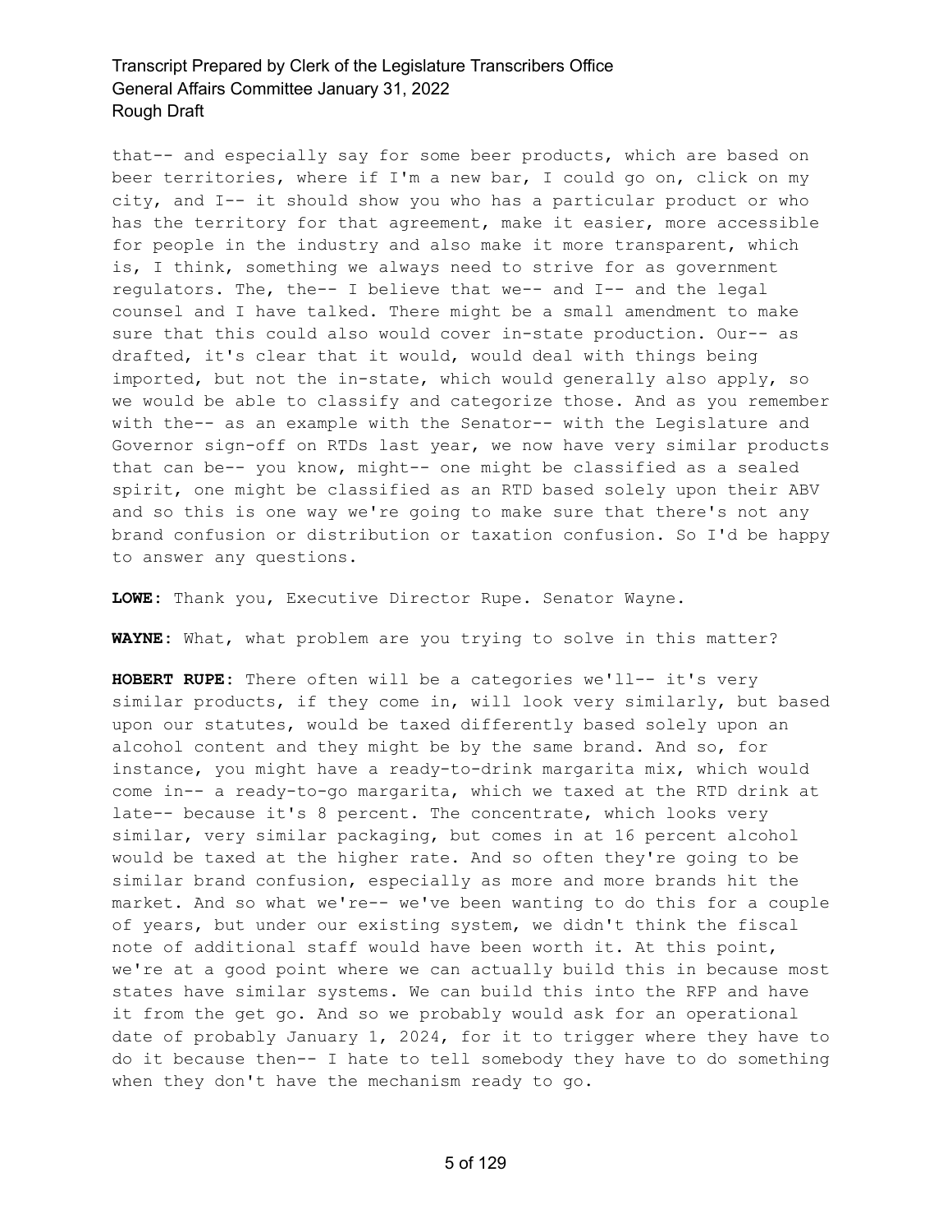that-- and especially say for some beer products, which are based on beer territories, where if I'm a new bar, I could go on, click on my city, and I-- it should show you who has a particular product or who has the territory for that agreement, make it easier, more accessible for people in the industry and also make it more transparent, which is, I think, something we always need to strive for as government regulators. The, the-- I believe that we-- and I-- and the legal counsel and I have talked. There might be a small amendment to make sure that this could also would cover in-state production. Our-- as drafted, it's clear that it would, would deal with things being imported, but not the in-state, which would generally also apply, so we would be able to classify and categorize those. And as you remember with the-- as an example with the Senator-- with the Legislature and Governor sign-off on RTDs last year, we now have very similar products that can be-- you know, might-- one might be classified as a sealed spirit, one might be classified as an RTD based solely upon their ABV and so this is one way we're going to make sure that there's not any brand confusion or distribution or taxation confusion. So I'd be happy to answer any questions.

**LOWE:** Thank you, Executive Director Rupe. Senator Wayne.

**WAYNE:** What, what problem are you trying to solve in this matter?

**HOBERT RUPE:** There often will be a categories we'll-- it's very similar products, if they come in, will look very similarly, but based upon our statutes, would be taxed differently based solely upon an alcohol content and they might be by the same brand. And so, for instance, you might have a ready-to-drink margarita mix, which would come in-- a ready-to-go margarita, which we taxed at the RTD drink at late-- because it's 8 percent. The concentrate, which looks very similar, very similar packaging, but comes in at 16 percent alcohol would be taxed at the higher rate. And so often they're going to be similar brand confusion, especially as more and more brands hit the market. And so what we're-- we've been wanting to do this for a couple of years, but under our existing system, we didn't think the fiscal note of additional staff would have been worth it. At this point, we're at a good point where we can actually build this in because most states have similar systems. We can build this into the RFP and have it from the get go. And so we probably would ask for an operational date of probably January 1, 2024, for it to trigger where they have to do it because then-- I hate to tell somebody they have to do something when they don't have the mechanism ready to go.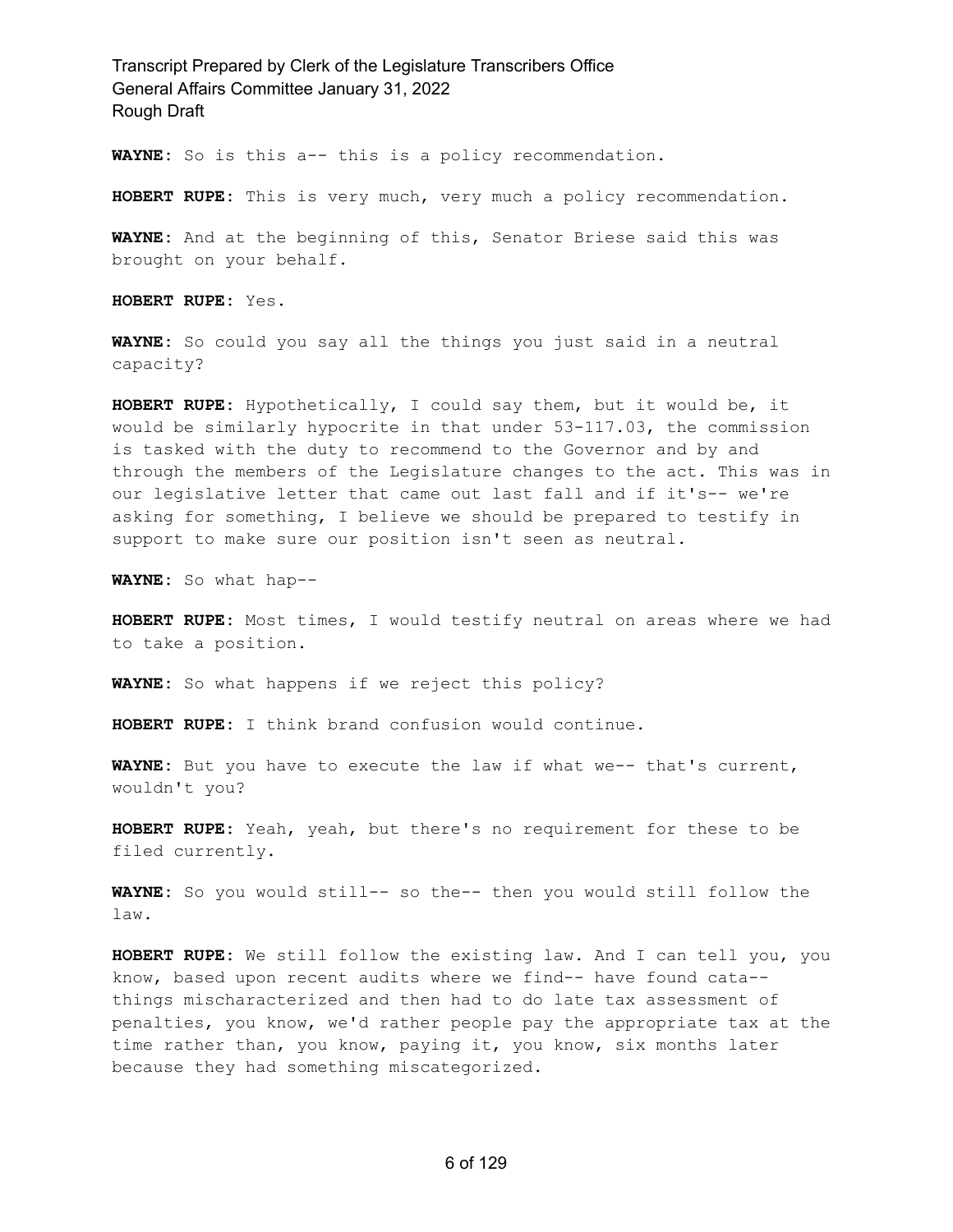**WAYNE:** So is this a-- this is a policy recommendation.

**HOBERT RUPE:** This is very much, very much a policy recommendation.

**WAYNE:** And at the beginning of this, Senator Briese said this was brought on your behalf.

**HOBERT RUPE:** Yes.

**WAYNE:** So could you say all the things you just said in a neutral capacity?

**HOBERT RUPE:** Hypothetically, I could say them, but it would be, it would be similarly hypocrite in that under 53-117.03, the commission is tasked with the duty to recommend to the Governor and by and through the members of the Legislature changes to the act. This was in our legislative letter that came out last fall and if it's-- we're asking for something, I believe we should be prepared to testify in support to make sure our position isn't seen as neutral.

**WAYNE:** So what hap--

**HOBERT RUPE:** Most times, I would testify neutral on areas where we had to take a position.

**WAYNE:** So what happens if we reject this policy?

**HOBERT RUPE:** I think brand confusion would continue.

**WAYNE:** But you have to execute the law if what we-- that's current, wouldn't you?

**HOBERT RUPE:** Yeah, yeah, but there's no requirement for these to be filed currently.

**WAYNE:** So you would still-- so the-- then you would still follow the law.

**HOBERT RUPE:** We still follow the existing law. And I can tell you, you know, based upon recent audits where we find-- have found cata-- things mischaracterized and then had to do late tax assessment of penalties, you know, we'd rather people pay the appropriate tax at the time rather than, you know, paying it, you know, six months later because they had something miscategorized.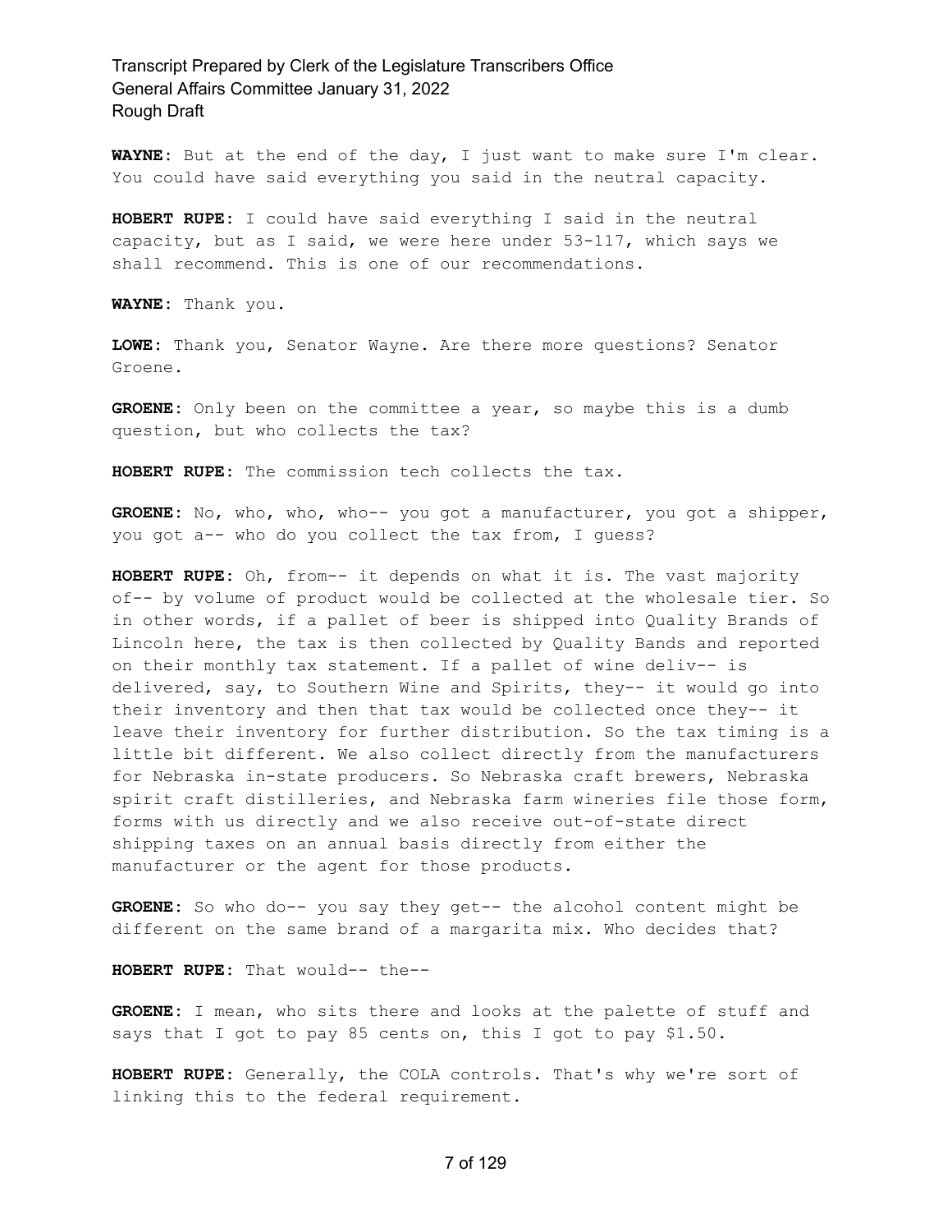**WAYNE:** But at the end of the day, I just want to make sure I'm clear. You could have said everything you said in the neutral capacity.

**HOBERT RUPE:** I could have said everything I said in the neutral capacity, but as I said, we were here under 53-117, which says we shall recommend. This is one of our recommendations.

**WAYNE:** Thank you.

**LOWE:** Thank you, Senator Wayne. Are there more questions? Senator Groene.

**GROENE:** Only been on the committee a year, so maybe this is a dumb question, but who collects the tax?

**HOBERT RUPE:** The commission tech collects the tax.

**GROENE:** No, who, who, who-- you got a manufacturer, you got a shipper, you got a-- who do you collect the tax from, I guess?

**HOBERT RUPE:** Oh, from-- it depends on what it is. The vast majority of-- by volume of product would be collected at the wholesale tier. So in other words, if a pallet of beer is shipped into Quality Brands of Lincoln here, the tax is then collected by Quality Bands and reported on their monthly tax statement. If a pallet of wine deliv-- is delivered, say, to Southern Wine and Spirits, they-- it would go into their inventory and then that tax would be collected once they-- it leave their inventory for further distribution. So the tax timing is a little bit different. We also collect directly from the manufacturers for Nebraska in-state producers. So Nebraska craft brewers, Nebraska spirit craft distilleries, and Nebraska farm wineries file those form, forms with us directly and we also receive out-of-state direct shipping taxes on an annual basis directly from either the manufacturer or the agent for those products.

**GROENE:** So who do-- you say they get-- the alcohol content might be different on the same brand of a margarita mix. Who decides that?

**HOBERT RUPE:** That would-- the--

**GROENE:** I mean, who sits there and looks at the palette of stuff and says that I got to pay 85 cents on, this I got to pay $1.50.

**HOBERT RUPE:** Generally, the COLA controls. That's why we're sort of linking this to the federal requirement.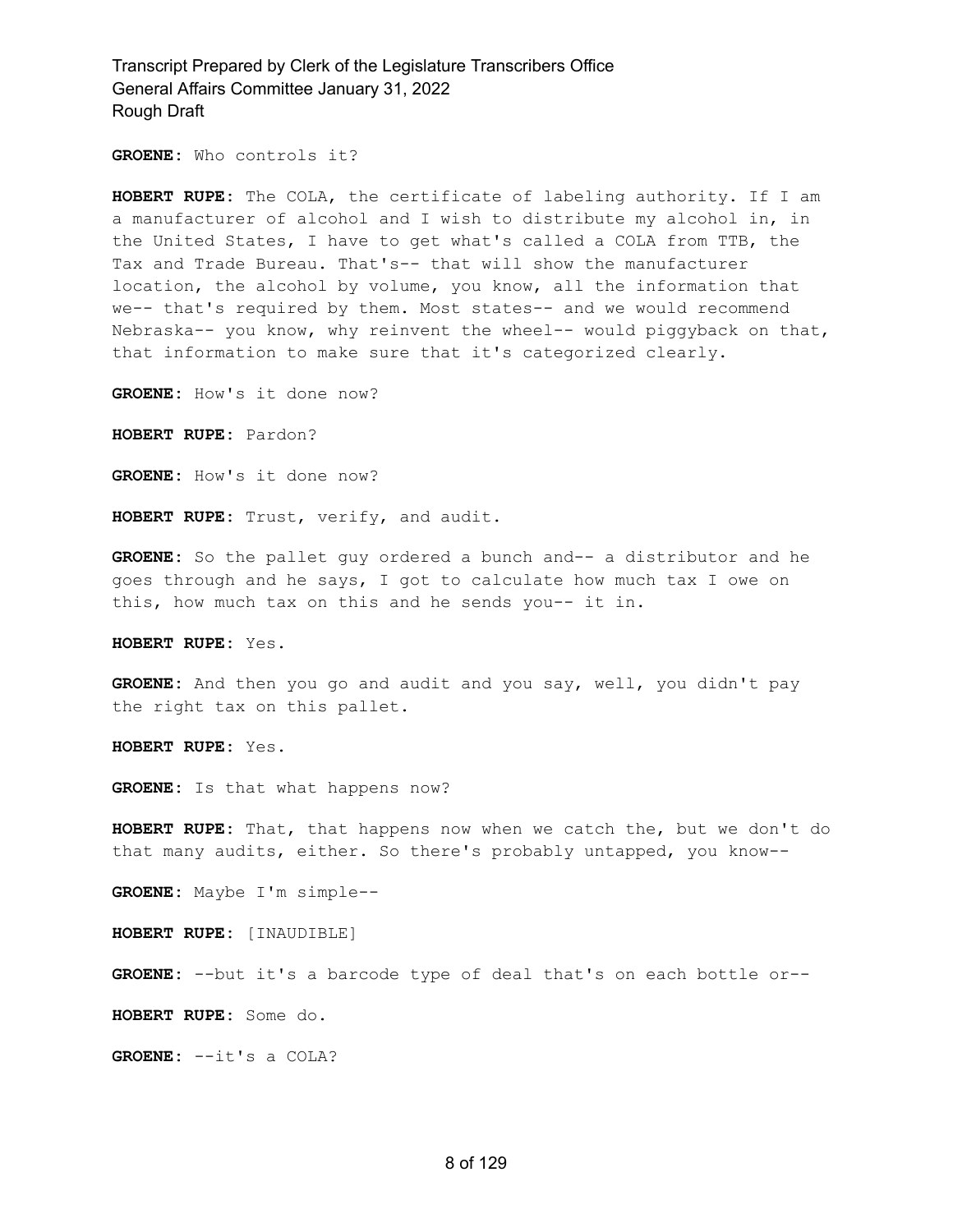**GROENE:** Who controls it?

**HOBERT RUPE:** The COLA, the certificate of labeling authority. If I am a manufacturer of alcohol and I wish to distribute my alcohol in, in the United States, I have to get what's called a COLA from TTB, the Tax and Trade Bureau. That's-- that will show the manufacturer location, the alcohol by volume, you know, all the information that we-- that's required by them. Most states-- and we would recommend Nebraska-- you know, why reinvent the wheel-- would piggyback on that, that information to make sure that it's categorized clearly.

**GROENE:** How's it done now?

**HOBERT RUPE:** Pardon?

**GROENE:** How's it done now?

**HOBERT RUPE:** Trust, verify, and audit.

**GROENE:** So the pallet guy ordered a bunch and-- a distributor and he goes through and he says, I got to calculate how much tax I owe on this, how much tax on this and he sends you-- it in.

**HOBERT RUPE:** Yes.

**GROENE:** And then you go and audit and you say, well, you didn't pay the right tax on this pallet.

**HOBERT RUPE:** Yes.

**GROENE:** Is that what happens now?

**HOBERT RUPE:** That, that happens now when we catch the, but we don't do that many audits, either. So there's probably untapped, you know--

**GROENE:** Maybe I'm simple--

**HOBERT RUPE:** [INAUDIBLE]

**GROENE:** --but it's a barcode type of deal that's on each bottle or--

**HOBERT RUPE:** Some do.

**GROENE:** --it's a COLA?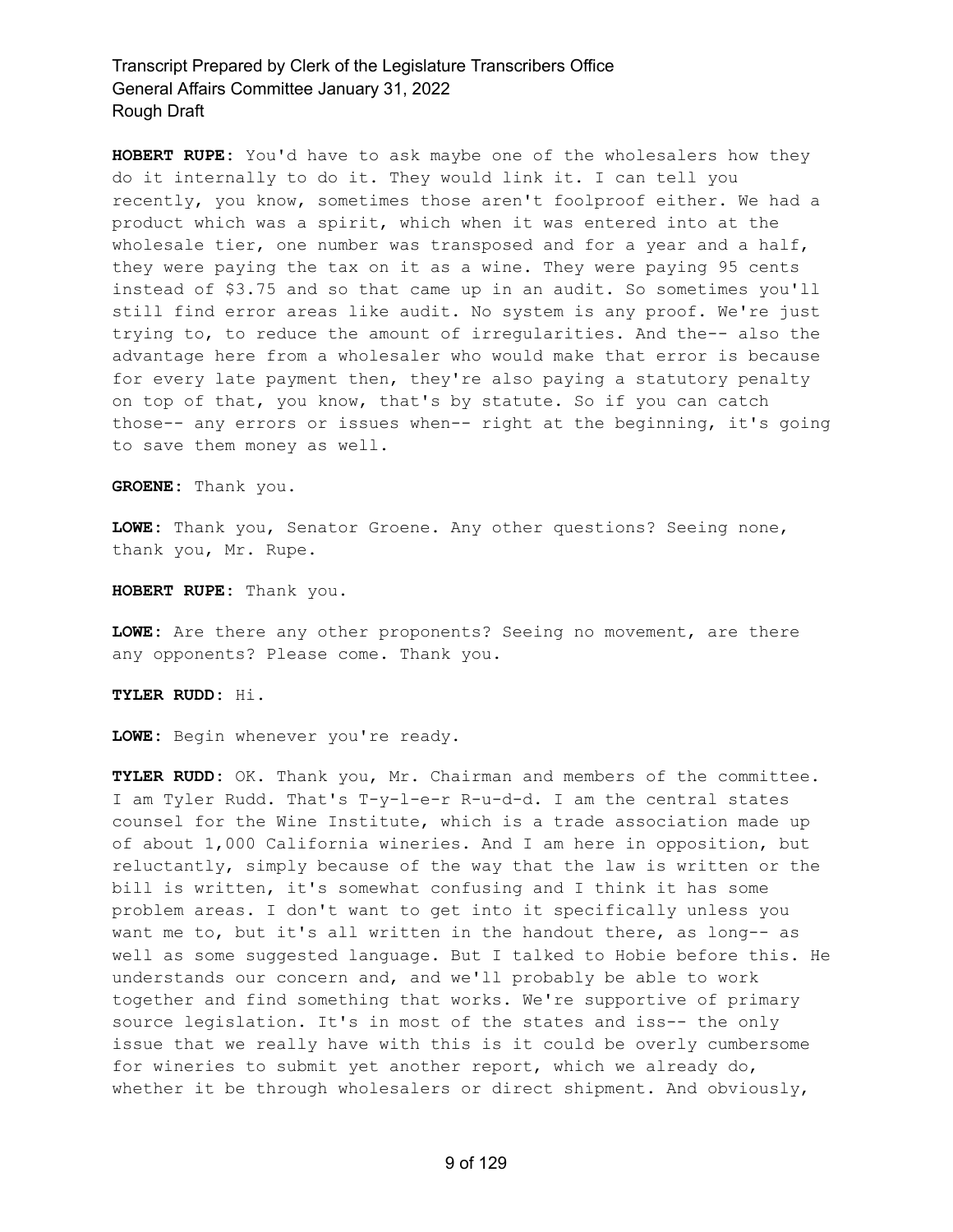**HOBERT RUPE:** You'd have to ask maybe one of the wholesalers how they do it internally to do it. They would link it. I can tell you recently, you know, sometimes those aren't foolproof either. We had a product which was a spirit, which when it was entered into at the wholesale tier, one number was transposed and for a year and a half, they were paying the tax on it as a wine. They were paying 95 cents instead of $3.75 and so that came up in an audit. So sometimes you'll still find error areas like audit. No system is any proof. We're just trying to, to reduce the amount of irregularities. And the-- also the advantage here from a wholesaler who would make that error is because for every late payment then, they're also paying a statutory penalty on top of that, you know, that's by statute. So if you can catch those-- any errors or issues when-- right at the beginning, it's going to save them money as well.

**GROENE:** Thank you.

**LOWE:** Thank you, Senator Groene. Any other questions? Seeing none, thank you, Mr. Rupe.

**HOBERT RUPE:** Thank you.

**LOWE:** Are there any other proponents? Seeing no movement, are there any opponents? Please come. Thank you.

**TYLER RUDD:** Hi.

**LOWE:** Begin whenever you're ready.

**TYLER RUDD:** OK. Thank you, Mr. Chairman and members of the committee. I am Tyler Rudd. That's T-y-l-e-r R-u-d-d. I am the central states counsel for the Wine Institute, which is a trade association made up of about 1,000 California wineries. And I am here in opposition, but reluctantly, simply because of the way that the law is written or the bill is written, it's somewhat confusing and I think it has some problem areas. I don't want to get into it specifically unless you want me to, but it's all written in the handout there, as long-- as well as some suggested language. But I talked to Hobie before this. He understands our concern and, and we'll probably be able to work together and find something that works. We're supportive of primary source legislation. It's in most of the states and iss-- the only issue that we really have with this is it could be overly cumbersome for wineries to submit yet another report, which we already do, whether it be through wholesalers or direct shipment. And obviously,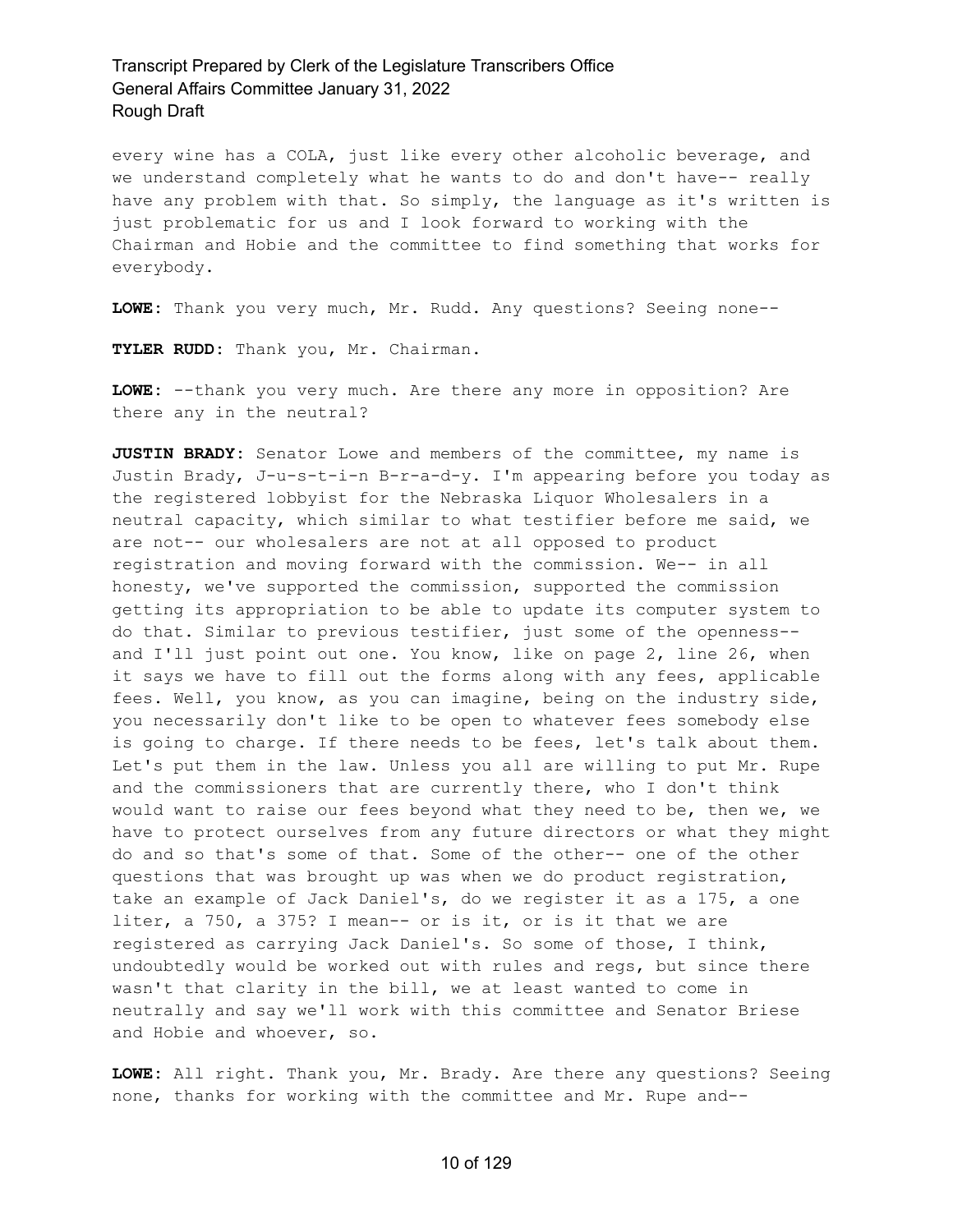every wine has a COLA, just like every other alcoholic beverage, and we understand completely what he wants to do and don't have-- really have any problem with that. So simply, the language as it's written is just problematic for us and I look forward to working with the Chairman and Hobie and the committee to find something that works for everybody.

**LOWE:** Thank you very much, Mr. Rudd. Any questions? Seeing none--

**TYLER RUDD:** Thank you, Mr. Chairman.

**LOWE:** --thank you very much. Are there any more in opposition? Are there any in the neutral?

**JUSTIN BRADY:** Senator Lowe and members of the committee, my name is Justin Brady, J-u-s-t-i-n B-r-a-d-y. I'm appearing before you today as the registered lobbyist for the Nebraska Liquor Wholesalers in a neutral capacity, which similar to what testifier before me said, we are not-- our wholesalers are not at all opposed to product registration and moving forward with the commission. We-- in all honesty, we've supported the commission, supported the commission getting its appropriation to be able to update its computer system to do that. Similar to previous testifier, just some of the openness-- and I'll just point out one. You know, like on page 2, line 26, when it says we have to fill out the forms along with any fees, applicable fees. Well, you know, as you can imagine, being on the industry side, you necessarily don't like to be open to whatever fees somebody else is going to charge. If there needs to be fees, let's talk about them. Let's put them in the law. Unless you all are willing to put Mr. Rupe and the commissioners that are currently there, who I don't think would want to raise our fees beyond what they need to be, then we, we have to protect ourselves from any future directors or what they might do and so that's some of that. Some of the other-- one of the other questions that was brought up was when we do product registration, take an example of Jack Daniel's, do we register it as a 175, a one liter, a 750, a 375? I mean-- or is it, or is it that we are registered as carrying Jack Daniel's. So some of those, I think, undoubtedly would be worked out with rules and regs, but since there wasn't that clarity in the bill, we at least wanted to come in neutrally and say we'll work with this committee and Senator Briese and Hobie and whoever, so.

**LOWE:** All right. Thank you, Mr. Brady. Are there any questions? Seeing none, thanks for working with the committee and Mr. Rupe and--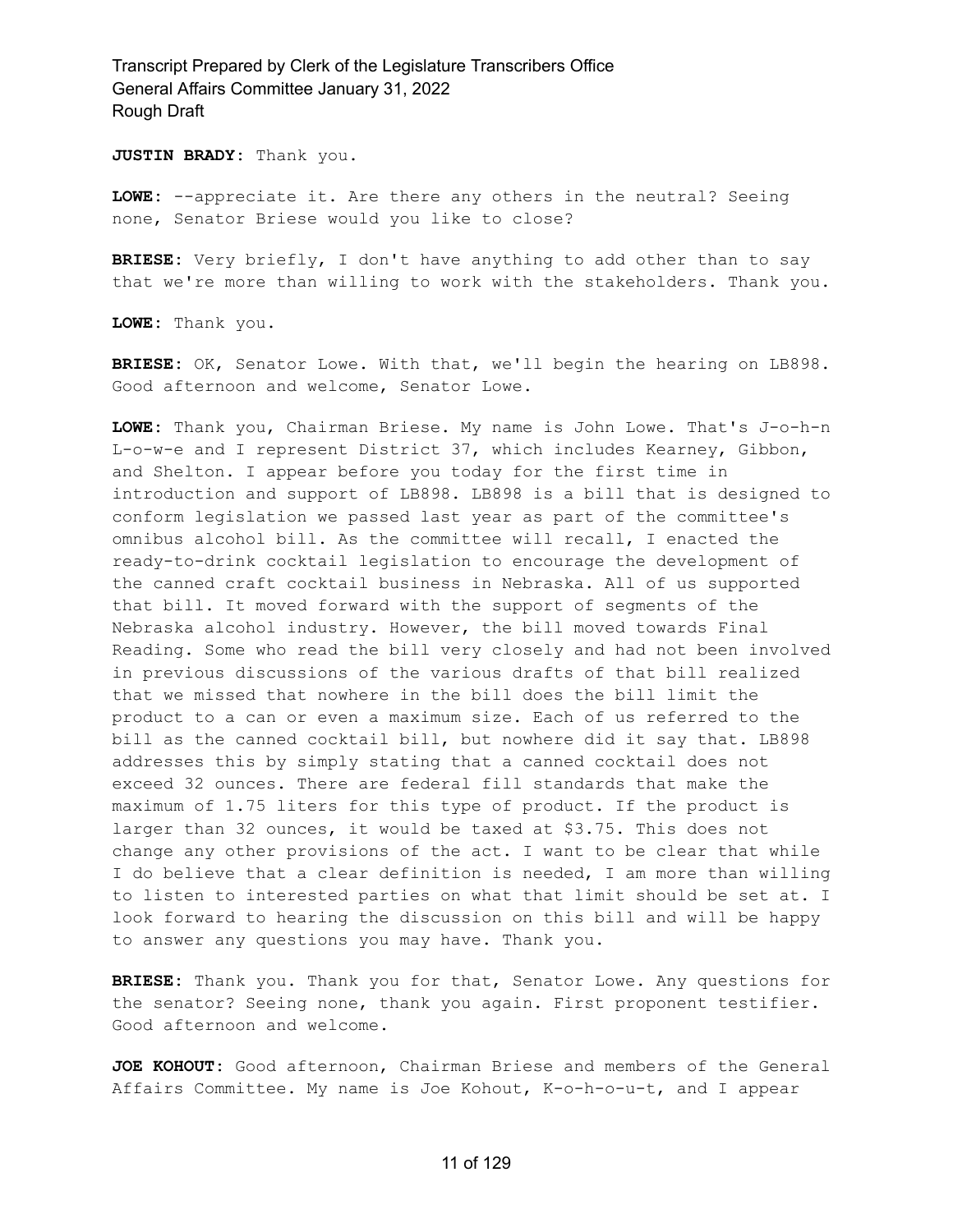**JUSTIN BRADY:** Thank you.

**LOWE:** --appreciate it. Are there any others in the neutral? Seeing none, Senator Briese would you like to close?

**BRIESE:** Very briefly, I don't have anything to add other than to say that we're more than willing to work with the stakeholders. Thank you.

**LOWE:** Thank you.

**BRIESE:** OK, Senator Lowe. With that, we'll begin the hearing on LB898. Good afternoon and welcome, Senator Lowe.

**LOWE:** Thank you, Chairman Briese. My name is John Lowe. That's J-o-h-n L-o-w-e and I represent District 37, which includes Kearney, Gibbon, and Shelton. I appear before you today for the first time in introduction and support of LB898. LB898 is a bill that is designed to conform legislation we passed last year as part of the committee's omnibus alcohol bill. As the committee will recall, I enacted the ready-to-drink cocktail legislation to encourage the development of the canned craft cocktail business in Nebraska. All of us supported that bill. It moved forward with the support of segments of the Nebraska alcohol industry. However, the bill moved towards Final Reading. Some who read the bill very closely and had not been involved in previous discussions of the various drafts of that bill realized that we missed that nowhere in the bill does the bill limit the product to a can or even a maximum size. Each of us referred to the bill as the canned cocktail bill, but nowhere did it say that. LB898 addresses this by simply stating that a canned cocktail does not exceed 32 ounces. There are federal fill standards that make the maximum of 1.75 liters for this type of product. If the product is larger than 32 ounces, it would be taxed at $3.75. This does not change any other provisions of the act. I want to be clear that while I do believe that a clear definition is needed, I am more than willing to listen to interested parties on what that limit should be set at. I look forward to hearing the discussion on this bill and will be happy to answer any questions you may have. Thank you.

**BRIESE:** Thank you. Thank you for that, Senator Lowe. Any questions for the senator? Seeing none, thank you again. First proponent testifier. Good afternoon and welcome.

**JOE KOHOUT:** Good afternoon, Chairman Briese and members of the General Affairs Committee. My name is Joe Kohout, K-o-h-o-u-t, and I appear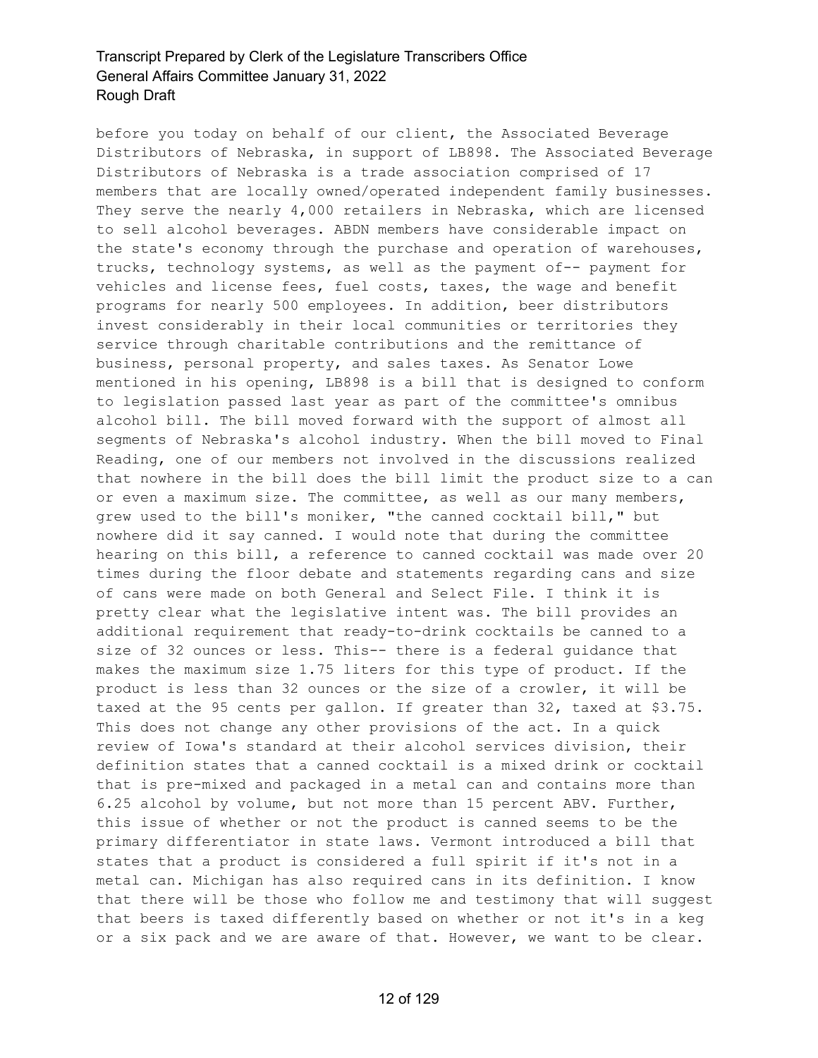before you today on behalf of our client, the Associated Beverage Distributors of Nebraska, in support of LB898. The Associated Beverage Distributors of Nebraska is a trade association comprised of 17 members that are locally owned/operated independent family businesses. They serve the nearly 4,000 retailers in Nebraska, which are licensed to sell alcohol beverages. ABDN members have considerable impact on the state's economy through the purchase and operation of warehouses, trucks, technology systems, as well as the payment of-- payment for vehicles and license fees, fuel costs, taxes, the wage and benefit programs for nearly 500 employees. In addition, beer distributors invest considerably in their local communities or territories they service through charitable contributions and the remittance of business, personal property, and sales taxes. As Senator Lowe mentioned in his opening, LB898 is a bill that is designed to conform to legislation passed last year as part of the committee's omnibus alcohol bill. The bill moved forward with the support of almost all segments of Nebraska's alcohol industry. When the bill moved to Final Reading, one of our members not involved in the discussions realized that nowhere in the bill does the bill limit the product size to a can or even a maximum size. The committee, as well as our many members, grew used to the bill's moniker, "the canned cocktail bill," but nowhere did it say canned. I would note that during the committee hearing on this bill, a reference to canned cocktail was made over 20 times during the floor debate and statements regarding cans and size of cans were made on both General and Select File. I think it is pretty clear what the legislative intent was. The bill provides an additional requirement that ready-to-drink cocktails be canned to a size of 32 ounces or less. This-- there is a federal guidance that makes the maximum size 1.75 liters for this type of product. If the product is less than 32 ounces or the size of a crowler, it will be taxed at the 95 cents per gallon. If greater than 32, taxed at $3.75. This does not change any other provisions of the act. In a quick review of Iowa's standard at their alcohol services division, their definition states that a canned cocktail is a mixed drink or cocktail that is pre-mixed and packaged in a metal can and contains more than 6.25 alcohol by volume, but not more than 15 percent ABV. Further, this issue of whether or not the product is canned seems to be the primary differentiator in state laws. Vermont introduced a bill that states that a product is considered a full spirit if it's not in a metal can. Michigan has also required cans in its definition. I know that there will be those who follow me and testimony that will suggest that beers is taxed differently based on whether or not it's in a keg or a six pack and we are aware of that. However, we want to be clear.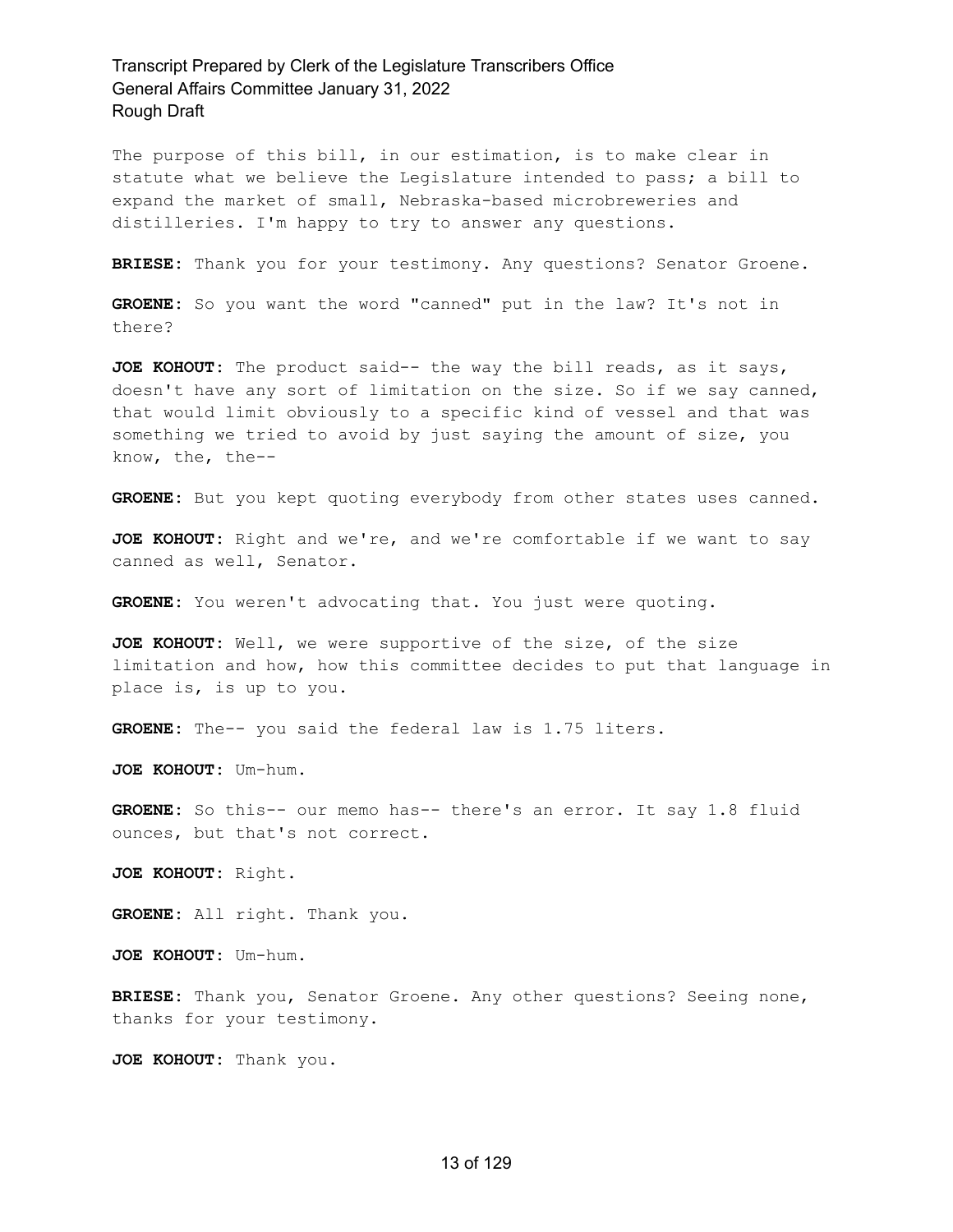The purpose of this bill, in our estimation, is to make clear in statute what we believe the Legislature intended to pass; a bill to expand the market of small, Nebraska-based microbreweries and distilleries. I'm happy to try to answer any questions.

**BRIESE:** Thank you for your testimony. Any questions? Senator Groene.

**GROENE:** So you want the word "canned" put in the law? It's not in there?

**JOE KOHOUT:** The product said-- the way the bill reads, as it says, doesn't have any sort of limitation on the size. So if we say canned, that would limit obviously to a specific kind of vessel and that was something we tried to avoid by just saying the amount of size, you know, the, the--

**GROENE:** But you kept quoting everybody from other states uses canned.

**JOE KOHOUT:** Right and we're, and we're comfortable if we want to say canned as well, Senator.

**GROENE:** You weren't advocating that. You just were quoting.

**JOE KOHOUT:** Well, we were supportive of the size, of the size limitation and how, how this committee decides to put that language in place is, is up to you.

**GROENE:** The-- you said the federal law is 1.75 liters.

**JOE KOHOUT:** Um-hum.

**GROENE:** So this-- our memo has-- there's an error. It say 1.8 fluid ounces, but that's not correct.

**JOE KOHOUT:** Right.

**GROENE:** All right. Thank you.

**JOE KOHOUT:** Um-hum.

**BRIESE:** Thank you, Senator Groene. Any other questions? Seeing none, thanks for your testimony.

**JOE KOHOUT:** Thank you.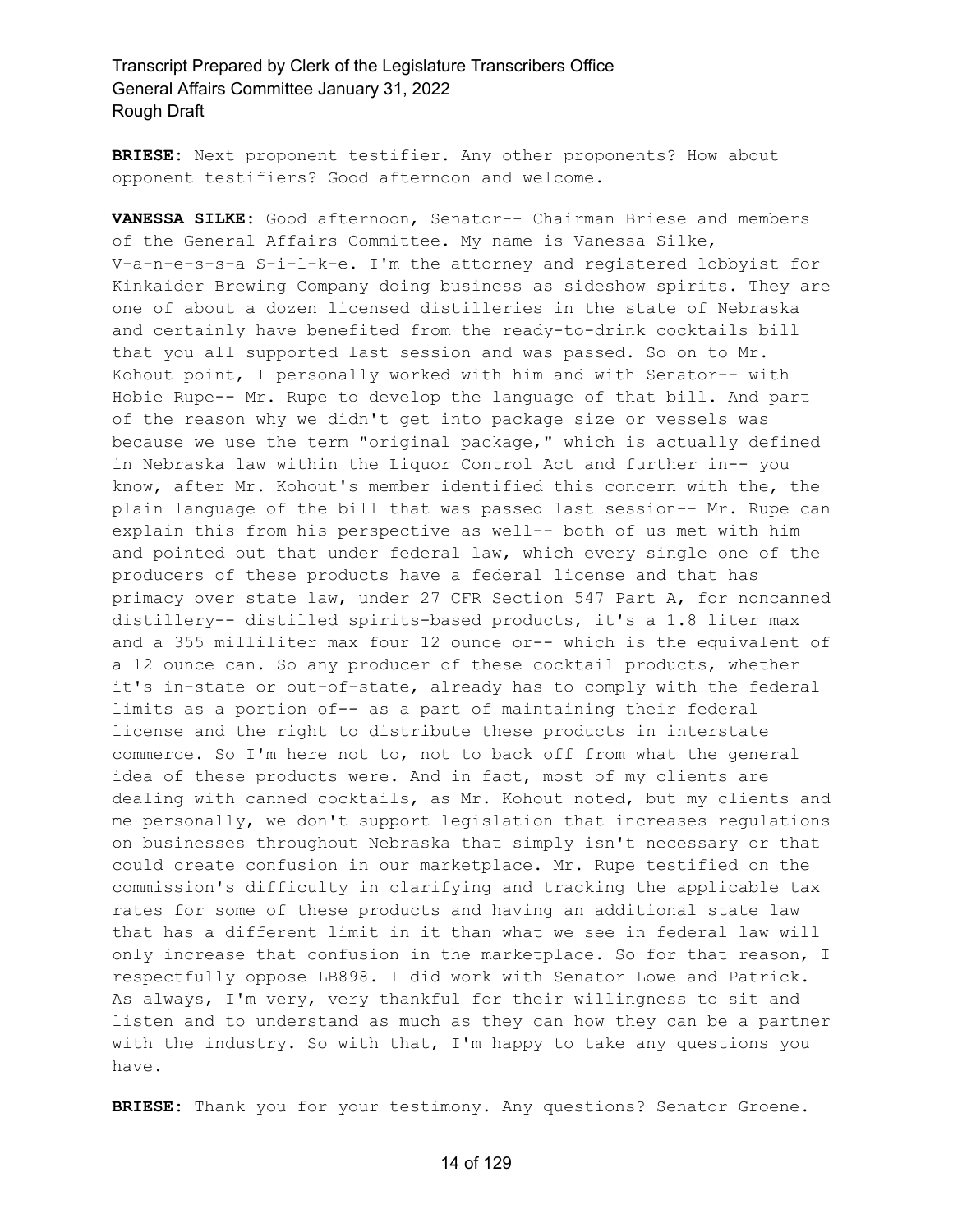**BRIESE:** Next proponent testifier. Any other proponents? How about opponent testifiers? Good afternoon and welcome.

**VANESSA SILKE:** Good afternoon, Senator-- Chairman Briese and members of the General Affairs Committee. My name is Vanessa Silke, V-a-n-e-s-s-a S-i-l-k-e. I'm the attorney and registered lobbyist for Kinkaider Brewing Company doing business as sideshow spirits. They are one of about a dozen licensed distilleries in the state of Nebraska and certainly have benefited from the ready-to-drink cocktails bill that you all supported last session and was passed. So on to Mr. Kohout point, I personally worked with him and with Senator-- with Hobie Rupe-- Mr. Rupe to develop the language of that bill. And part of the reason why we didn't get into package size or vessels was because we use the term "original package," which is actually defined in Nebraska law within the Liquor Control Act and further in-- you know, after Mr. Kohout's member identified this concern with the, the plain language of the bill that was passed last session-- Mr. Rupe can explain this from his perspective as well-- both of us met with him and pointed out that under federal law, which every single one of the producers of these products have a federal license and that has primacy over state law, under 27 CFR Section 547 Part A, for noncanned distillery-- distilled spirits-based products, it's a 1.8 liter max and a 355 milliliter max four 12 ounce or-- which is the equivalent of a 12 ounce can. So any producer of these cocktail products, whether it's in-state or out-of-state, already has to comply with the federal limits as a portion of-- as a part of maintaining their federal license and the right to distribute these products in interstate commerce. So I'm here not to, not to back off from what the general idea of these products were. And in fact, most of my clients are dealing with canned cocktails, as Mr. Kohout noted, but my clients and me personally, we don't support legislation that increases regulations on businesses throughout Nebraska that simply isn't necessary or that could create confusion in our marketplace. Mr. Rupe testified on the commission's difficulty in clarifying and tracking the applicable tax rates for some of these products and having an additional state law that has a different limit in it than what we see in federal law will only increase that confusion in the marketplace. So for that reason, I respectfully oppose LB898. I did work with Senator Lowe and Patrick. As always, I'm very, very thankful for their willingness to sit and listen and to understand as much as they can how they can be a partner with the industry. So with that, I'm happy to take any questions you have.

**BRIESE:** Thank you for your testimony. Any questions? Senator Groene.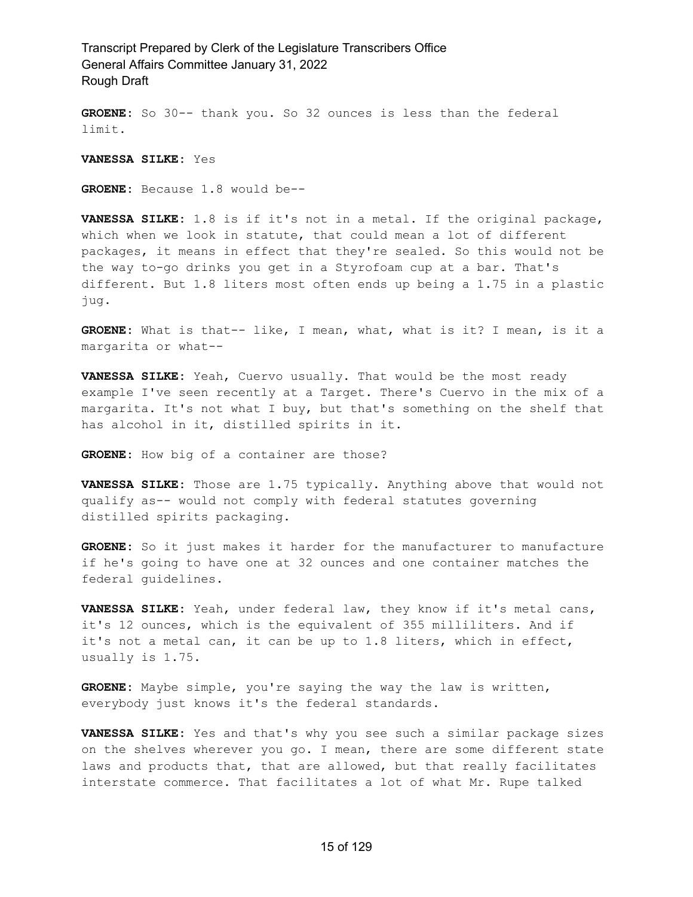**GROENE:** So 30-- thank you. So 32 ounces is less than the federal limit.

**VANESSA SILKE:** Yes

**GROENE:** Because 1.8 would be--

**VANESSA SILKE:** 1.8 is if it's not in a metal. If the original package, which when we look in statute, that could mean a lot of different packages, it means in effect that they're sealed. So this would not be the way to-go drinks you get in a Styrofoam cup at a bar. That's different. But 1.8 liters most often ends up being a 1.75 in a plastic jug.

**GROENE:** What is that-- like, I mean, what, what is it? I mean, is it a margarita or what--

**VANESSA SILKE:** Yeah, Cuervo usually. That would be the most ready example I've seen recently at a Target. There's Cuervo in the mix of a margarita. It's not what I buy, but that's something on the shelf that has alcohol in it, distilled spirits in it.

**GROENE:** How big of a container are those?

**VANESSA SILKE:** Those are 1.75 typically. Anything above that would not qualify as-- would not comply with federal statutes governing distilled spirits packaging.

**GROENE:** So it just makes it harder for the manufacturer to manufacture if he's going to have one at 32 ounces and one container matches the federal guidelines.

**VANESSA SILKE:** Yeah, under federal law, they know if it's metal cans, it's 12 ounces, which is the equivalent of 355 milliliters. And if it's not a metal can, it can be up to 1.8 liters, which in effect, usually is 1.75.

**GROENE:** Maybe simple, you're saying the way the law is written, everybody just knows it's the federal standards.

**VANESSA SILKE:** Yes and that's why you see such a similar package sizes on the shelves wherever you go. I mean, there are some different state laws and products that, that are allowed, but that really facilitates interstate commerce. That facilitates a lot of what Mr. Rupe talked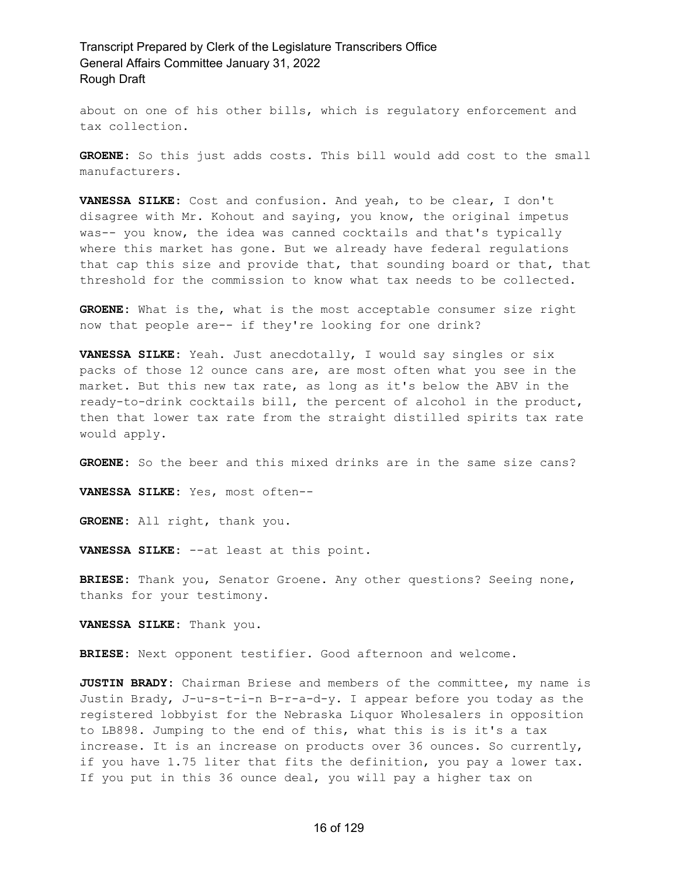about on one of his other bills, which is regulatory enforcement and tax collection.

**GROENE:** So this just adds costs. This bill would add cost to the small manufacturers.

**VANESSA SILKE:** Cost and confusion. And yeah, to be clear, I don't disagree with Mr. Kohout and saying, you know, the original impetus was-- you know, the idea was canned cocktails and that's typically where this market has gone. But we already have federal regulations that cap this size and provide that, that sounding board or that, that threshold for the commission to know what tax needs to be collected.

**GROENE:** What is the, what is the most acceptable consumer size right now that people are-- if they're looking for one drink?

**VANESSA SILKE:** Yeah. Just anecdotally, I would say singles or six packs of those 12 ounce cans are, are most often what you see in the market. But this new tax rate, as long as it's below the ABV in the ready-to-drink cocktails bill, the percent of alcohol in the product, then that lower tax rate from the straight distilled spirits tax rate would apply.

**GROENE:** So the beer and this mixed drinks are in the same size cans?

**VANESSA SILKE:** Yes, most often--

**GROENE:** All right, thank you.

**VANESSA SILKE:** --at least at this point.

**BRIESE:** Thank you, Senator Groene. Any other questions? Seeing none, thanks for your testimony.

**VANESSA SILKE:** Thank you.

**BRIESE:** Next opponent testifier. Good afternoon and welcome.

**JUSTIN BRADY:** Chairman Briese and members of the committee, my name is Justin Brady, J-u-s-t-i-n B-r-a-d-y. I appear before you today as the registered lobbyist for the Nebraska Liquor Wholesalers in opposition to LB898. Jumping to the end of this, what this is is it's a tax increase. It is an increase on products over 36 ounces. So currently, if you have 1.75 liter that fits the definition, you pay a lower tax. If you put in this 36 ounce deal, you will pay a higher tax on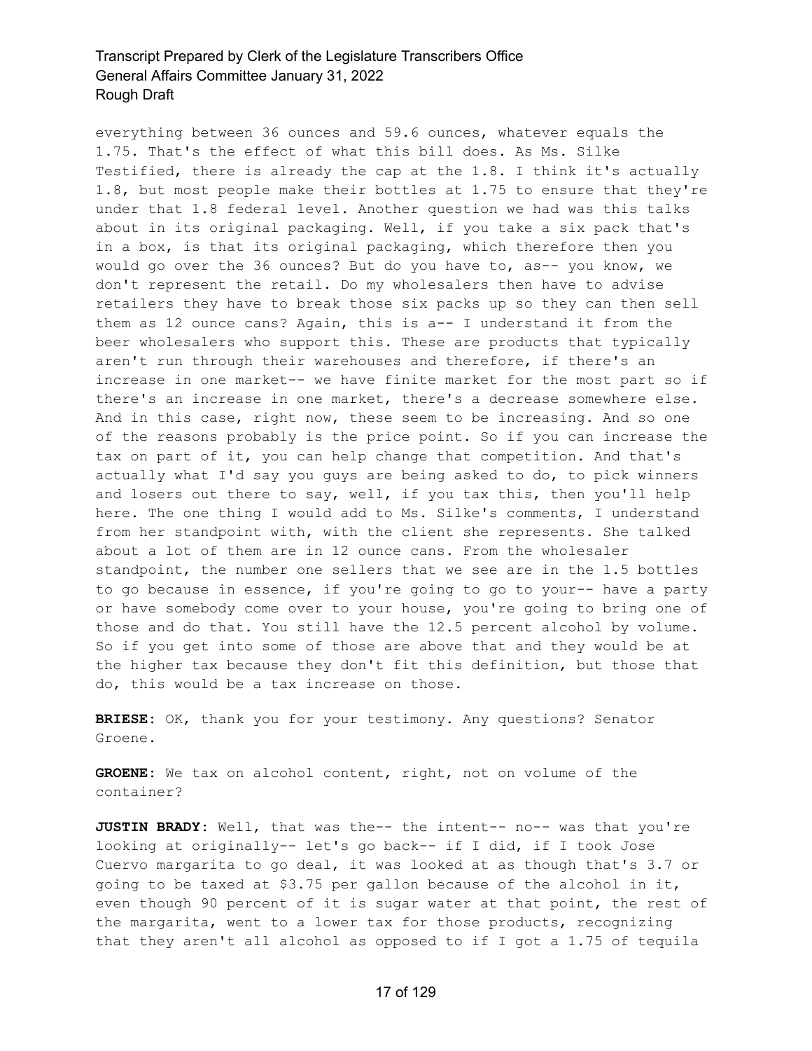everything between 36 ounces and 59.6 ounces, whatever equals the 1.75. That's the effect of what this bill does. As Ms. Silke Testified, there is already the cap at the 1.8. I think it's actually 1.8, but most people make their bottles at 1.75 to ensure that they're under that 1.8 federal level. Another question we had was this talks about in its original packaging. Well, if you take a six pack that's in a box, is that its original packaging, which therefore then you would go over the 36 ounces? But do you have to, as-- you know, we don't represent the retail. Do my wholesalers then have to advise retailers they have to break those six packs up so they can then sell them as 12 ounce cans? Again, this is a-- I understand it from the beer wholesalers who support this. These are products that typically aren't run through their warehouses and therefore, if there's an increase in one market-- we have finite market for the most part so if there's an increase in one market, there's a decrease somewhere else. And in this case, right now, these seem to be increasing. And so one of the reasons probably is the price point. So if you can increase the tax on part of it, you can help change that competition. And that's actually what I'd say you guys are being asked to do, to pick winners and losers out there to say, well, if you tax this, then you'll help here. The one thing I would add to Ms. Silke's comments, I understand from her standpoint with, with the client she represents. She talked about a lot of them are in 12 ounce cans. From the wholesaler standpoint, the number one sellers that we see are in the 1.5 bottles to go because in essence, if you're going to go to your-- have a party or have somebody come over to your house, you're going to bring one of those and do that. You still have the 12.5 percent alcohol by volume. So if you get into some of those are above that and they would be at the higher tax because they don't fit this definition, but those that do, this would be a tax increase on those.

**BRIESE:** OK, thank you for your testimony. Any questions? Senator Groene.

**GROENE:** We tax on alcohol content, right, not on volume of the container?

**JUSTIN BRADY:** Well, that was the-- the intent-- no-- was that you're looking at originally-- let's go back-- if I did, if I took Jose Cuervo margarita to go deal, it was looked at as though that's 3.7 or going to be taxed at $3.75 per gallon because of the alcohol in it, even though 90 percent of it is sugar water at that point, the rest of the margarita, went to a lower tax for those products, recognizing that they aren't all alcohol as opposed to if I got a 1.75 of tequila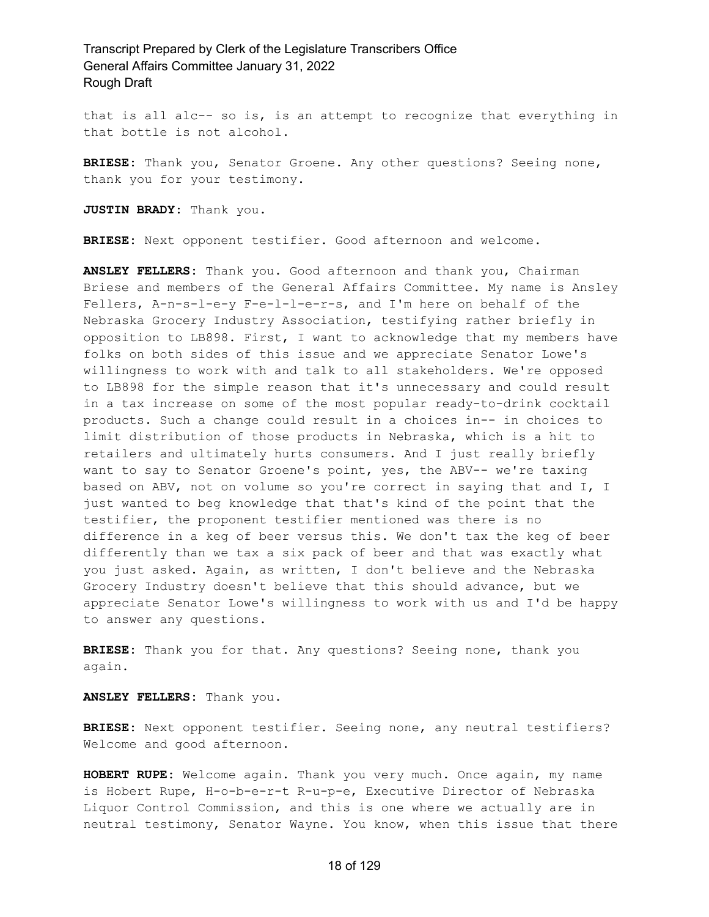that is all alc-- so is, is an attempt to recognize that everything in that bottle is not alcohol.

**BRIESE:** Thank you, Senator Groene. Any other questions? Seeing none, thank you for your testimony.

**JUSTIN BRADY:** Thank you.

**BRIESE:** Next opponent testifier. Good afternoon and welcome.

**ANSLEY FELLERS:** Thank you. Good afternoon and thank you, Chairman Briese and members of the General Affairs Committee. My name is Ansley Fellers, A-n-s-l-e-y F-e-l-l-e-r-s, and I'm here on behalf of the Nebraska Grocery Industry Association, testifying rather briefly in opposition to LB898. First, I want to acknowledge that my members have folks on both sides of this issue and we appreciate Senator Lowe's willingness to work with and talk to all stakeholders. We're opposed to LB898 for the simple reason that it's unnecessary and could result in a tax increase on some of the most popular ready-to-drink cocktail products. Such a change could result in a choices in-- in choices to limit distribution of those products in Nebraska, which is a hit to retailers and ultimately hurts consumers. And I just really briefly want to say to Senator Groene's point, yes, the ABV-- we're taxing based on ABV, not on volume so you're correct in saying that and I, I just wanted to beg knowledge that that's kind of the point that the testifier, the proponent testifier mentioned was there is no difference in a keg of beer versus this. We don't tax the keg of beer differently than we tax a six pack of beer and that was exactly what you just asked. Again, as written, I don't believe and the Nebraska Grocery Industry doesn't believe that this should advance, but we appreciate Senator Lowe's willingness to work with us and I'd be happy to answer any questions.

**BRIESE:** Thank you for that. Any questions? Seeing none, thank you again.

**ANSLEY FELLERS:** Thank you.

**BRIESE:** Next opponent testifier. Seeing none, any neutral testifiers? Welcome and good afternoon.

**HOBERT RUPE:** Welcome again. Thank you very much. Once again, my name is Hobert Rupe, H-o-b-e-r-t R-u-p-e, Executive Director of Nebraska Liquor Control Commission, and this is one where we actually are in neutral testimony, Senator Wayne. You know, when this issue that there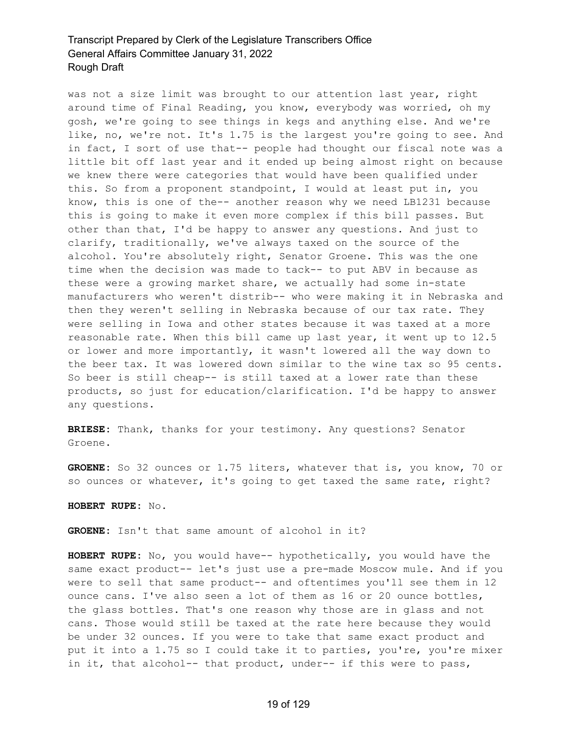was not a size limit was brought to our attention last year, right around time of Final Reading, you know, everybody was worried, oh my gosh, we're going to see things in kegs and anything else. And we're like, no, we're not. It's 1.75 is the largest you're going to see. And in fact, I sort of use that-- people had thought our fiscal note was a little bit off last year and it ended up being almost right on because we knew there were categories that would have been qualified under this. So from a proponent standpoint, I would at least put in, you know, this is one of the-- another reason why we need LB1231 because this is going to make it even more complex if this bill passes. But other than that, I'd be happy to answer any questions. And just to clarify, traditionally, we've always taxed on the source of the alcohol. You're absolutely right, Senator Groene. This was the one time when the decision was made to tack-- to put ABV in because as these were a growing market share, we actually had some in-state manufacturers who weren't distrib-- who were making it in Nebraska and then they weren't selling in Nebraska because of our tax rate. They were selling in Iowa and other states because it was taxed at a more reasonable rate. When this bill came up last year, it went up to 12.5 or lower and more importantly, it wasn't lowered all the way down to the beer tax. It was lowered down similar to the wine tax so 95 cents. So beer is still cheap-- is still taxed at a lower rate than these products, so just for education/clarification. I'd be happy to answer any questions.

**BRIESE:** Thank, thanks for your testimony. Any questions? Senator Groene.

**GROENE:** So 32 ounces or 1.75 liters, whatever that is, you know, 70 or so ounces or whatever, it's going to get taxed the same rate, right?

**HOBERT RUPE:** No.

**GROENE:** Isn't that same amount of alcohol in it?

**HOBERT RUPE:** No, you would have-- hypothetically, you would have the same exact product-- let's just use a pre-made Moscow mule. And if you were to sell that same product-- and oftentimes you'll see them in 12 ounce cans. I've also seen a lot of them as 16 or 20 ounce bottles, the glass bottles. That's one reason why those are in glass and not cans. Those would still be taxed at the rate here because they would be under 32 ounces. If you were to take that same exact product and put it into a 1.75 so I could take it to parties, you're, you're mixer in it, that alcohol-- that product, under-- if this were to pass,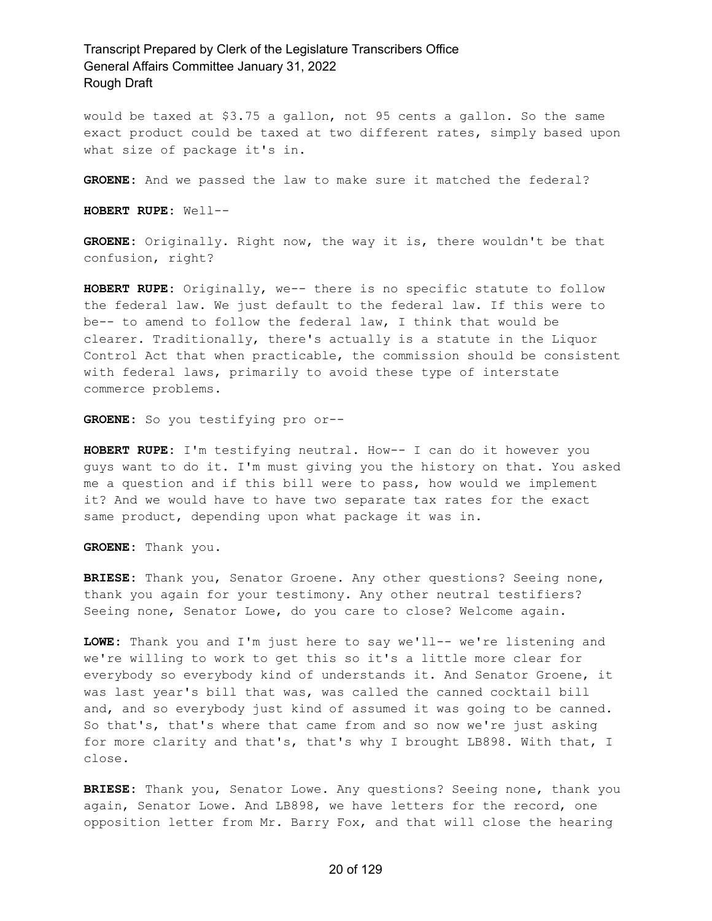would be taxed at $3.75 a gallon, not 95 cents a gallon. So the same exact product could be taxed at two different rates, simply based upon what size of package it's in.

**GROENE:** And we passed the law to make sure it matched the federal?

**HOBERT RUPE:** Well--

**GROENE:** Originally. Right now, the way it is, there wouldn't be that confusion, right?

**HOBERT RUPE:** Originally, we-- there is no specific statute to follow the federal law. We just default to the federal law. If this were to be-- to amend to follow the federal law, I think that would be clearer. Traditionally, there's actually is a statute in the Liquor Control Act that when practicable, the commission should be consistent with federal laws, primarily to avoid these type of interstate commerce problems.

**GROENE:** So you testifying pro or--

**HOBERT RUPE:** I'm testifying neutral. How-- I can do it however you guys want to do it. I'm must giving you the history on that. You asked me a question and if this bill were to pass, how would we implement it? And we would have to have two separate tax rates for the exact same product, depending upon what package it was in.

**GROENE:** Thank you.

**BRIESE:** Thank you, Senator Groene. Any other questions? Seeing none, thank you again for your testimony. Any other neutral testifiers? Seeing none, Senator Lowe, do you care to close? Welcome again.

**LOWE:** Thank you and I'm just here to say we'll-- we're listening and we're willing to work to get this so it's a little more clear for everybody so everybody kind of understands it. And Senator Groene, it was last year's bill that was, was called the canned cocktail bill and, and so everybody just kind of assumed it was going to be canned. So that's, that's where that came from and so now we're just asking for more clarity and that's, that's why I brought LB898. With that, I close.

**BRIESE:** Thank you, Senator Lowe. Any questions? Seeing none, thank you again, Senator Lowe. And LB898, we have letters for the record, one opposition letter from Mr. Barry Fox, and that will close the hearing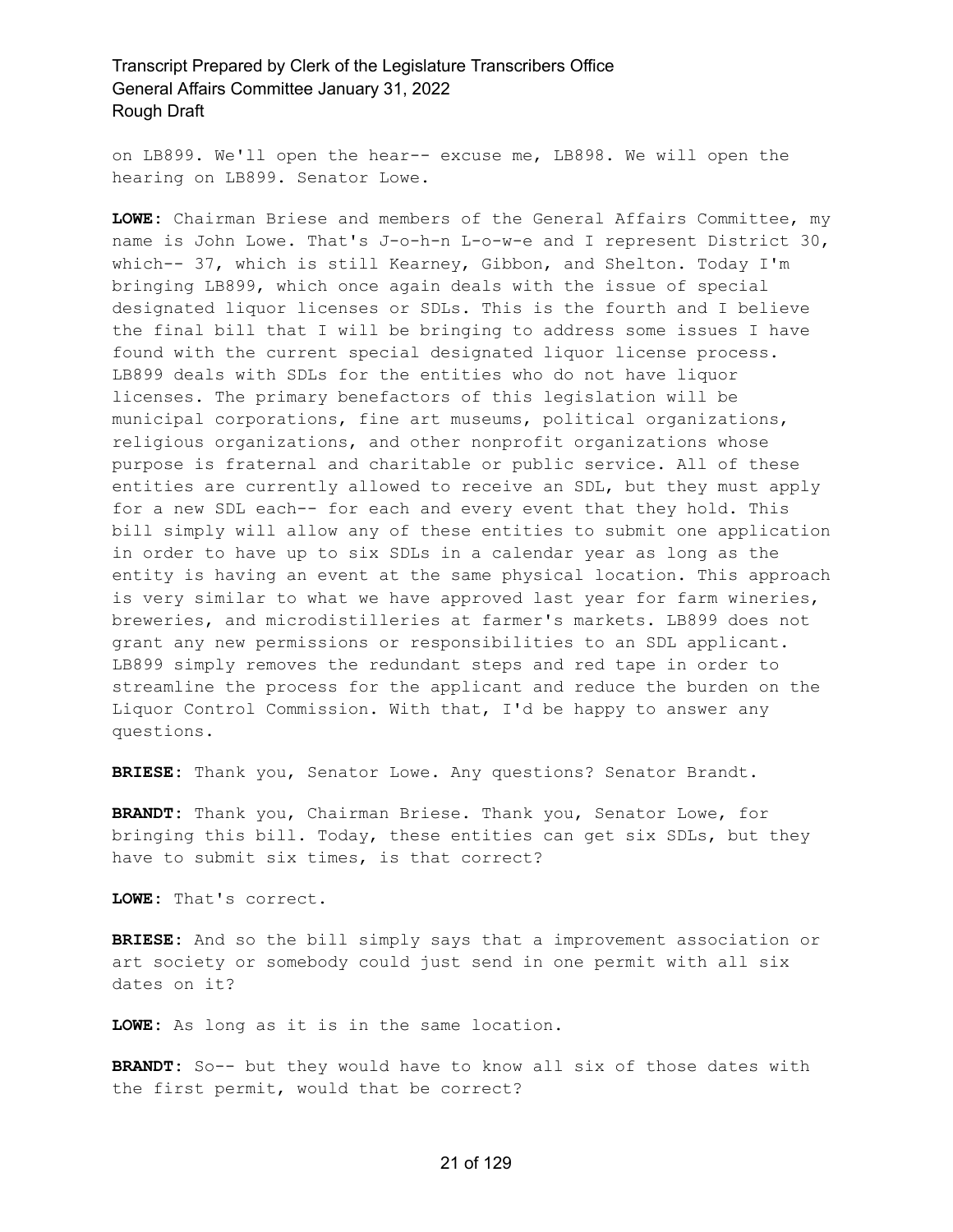on LB899. We'll open the hear-- excuse me, LB898. We will open the hearing on LB899. Senator Lowe.

**LOWE:** Chairman Briese and members of the General Affairs Committee, my name is John Lowe. That's J-o-h-n L-o-w-e and I represent District 30, which-- 37, which is still Kearney, Gibbon, and Shelton. Today I'm bringing LB899, which once again deals with the issue of special designated liquor licenses or SDLs. This is the fourth and I believe the final bill that I will be bringing to address some issues I have found with the current special designated liquor license process. LB899 deals with SDLs for the entities who do not have liquor licenses. The primary benefactors of this legislation will be municipal corporations, fine art museums, political organizations, religious organizations, and other nonprofit organizations whose purpose is fraternal and charitable or public service. All of these entities are currently allowed to receive an SDL, but they must apply for a new SDL each-- for each and every event that they hold. This bill simply will allow any of these entities to submit one application in order to have up to six SDLs in a calendar year as long as the entity is having an event at the same physical location. This approach is very similar to what we have approved last year for farm wineries, breweries, and microdistilleries at farmer's markets. LB899 does not grant any new permissions or responsibilities to an SDL applicant. LB899 simply removes the redundant steps and red tape in order to streamline the process for the applicant and reduce the burden on the Liquor Control Commission. With that, I'd be happy to answer any questions.

**BRIESE:** Thank you, Senator Lowe. Any questions? Senator Brandt.

**BRANDT:** Thank you, Chairman Briese. Thank you, Senator Lowe, for bringing this bill. Today, these entities can get six SDLs, but they have to submit six times, is that correct?

**LOWE:** That's correct.

**BRIESE:** And so the bill simply says that a improvement association or art society or somebody could just send in one permit with all six dates on it?

**LOWE:** As long as it is in the same location.

**BRANDT:** So-- but they would have to know all six of those dates with the first permit, would that be correct?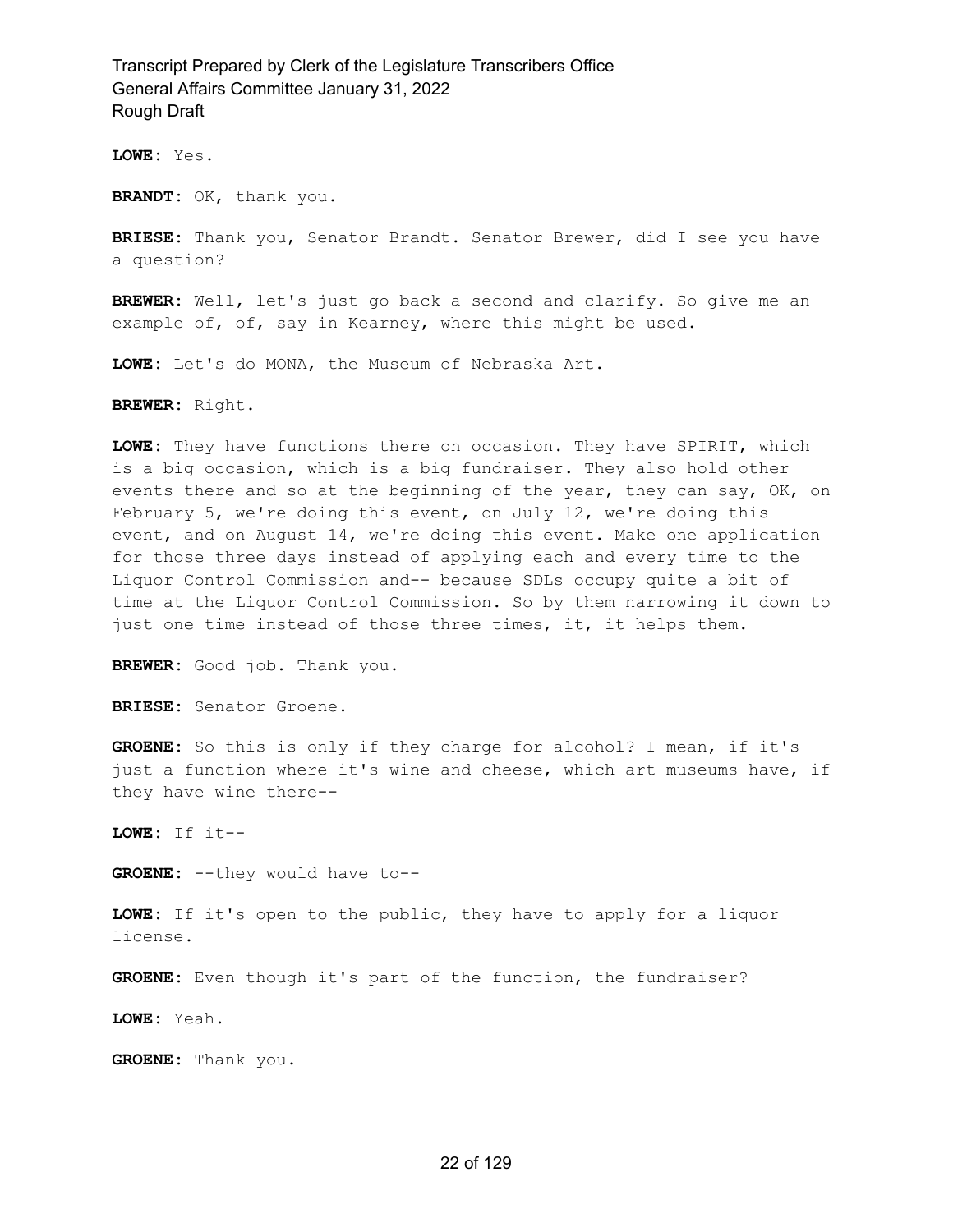**LOWE:** Yes.

**BRANDT:** OK, thank you.

**BRIESE:** Thank you, Senator Brandt. Senator Brewer, did I see you have a question?

**BREWER:** Well, let's just go back a second and clarify. So give me an example of, of, say in Kearney, where this might be used.

**LOWE:** Let's do MONA, the Museum of Nebraska Art.

**BREWER:** Right.

**LOWE:** They have functions there on occasion. They have SPIRIT, which is a big occasion, which is a big fundraiser. They also hold other events there and so at the beginning of the year, they can say, OK, on February 5, we're doing this event, on July 12, we're doing this event, and on August 14, we're doing this event. Make one application for those three days instead of applying each and every time to the Liquor Control Commission and-- because SDLs occupy quite a bit of time at the Liquor Control Commission. So by them narrowing it down to just one time instead of those three times, it, it helps them.

**BREWER:** Good job. Thank you.

**BRIESE:** Senator Groene.

**GROENE:** So this is only if they charge for alcohol? I mean, if it's just a function where it's wine and cheese, which art museums have, if they have wine there--

**LOWE:** If it--

**GROENE:** --they would have to--

**LOWE:** If it's open to the public, they have to apply for a liquor license.

**GROENE:** Even though it's part of the function, the fundraiser?

**LOWE:** Yeah.

**GROENE:** Thank you.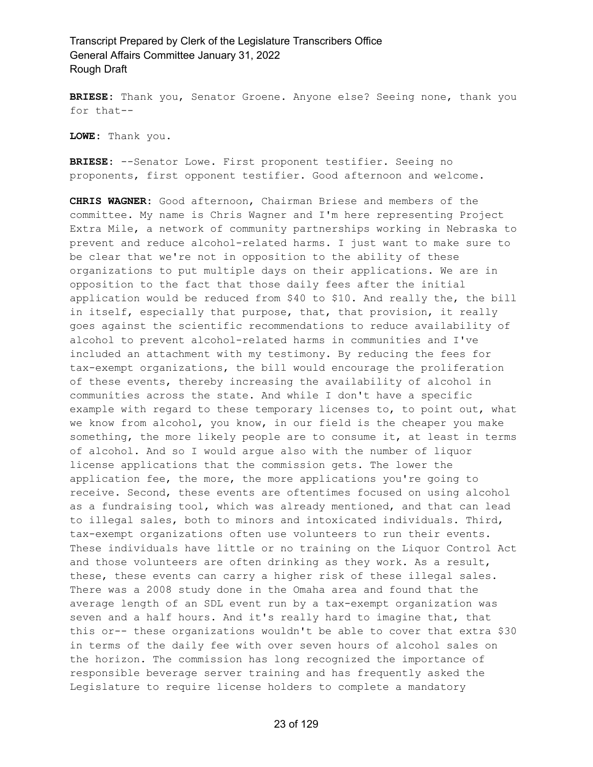**BRIESE:** Thank you, Senator Groene. Anyone else? Seeing none, thank you for that--

**LOWE:** Thank you.

**BRIESE:** --Senator Lowe. First proponent testifier. Seeing no proponents, first opponent testifier. Good afternoon and welcome.

**CHRIS WAGNER:** Good afternoon, Chairman Briese and members of the committee. My name is Chris Wagner and I'm here representing Project Extra Mile, a network of community partnerships working in Nebraska to prevent and reduce alcohol-related harms. I just want to make sure to be clear that we're not in opposition to the ability of these organizations to put multiple days on their applications. We are in opposition to the fact that those daily fees after the initial application would be reduced from $40 to $10. And really the, the bill in itself, especially that purpose, that, that provision, it really goes against the scientific recommendations to reduce availability of alcohol to prevent alcohol-related harms in communities and I've included an attachment with my testimony. By reducing the fees for tax-exempt organizations, the bill would encourage the proliferation of these events, thereby increasing the availability of alcohol in communities across the state. And while I don't have a specific example with regard to these temporary licenses to, to point out, what we know from alcohol, you know, in our field is the cheaper you make something, the more likely people are to consume it, at least in terms of alcohol. And so I would argue also with the number of liquor license applications that the commission gets. The lower the application fee, the more, the more applications you're going to receive. Second, these events are oftentimes focused on using alcohol as a fundraising tool, which was already mentioned, and that can lead to illegal sales, both to minors and intoxicated individuals. Third, tax-exempt organizations often use volunteers to run their events. These individuals have little or no training on the Liquor Control Act and those volunteers are often drinking as they work. As a result, these, these events can carry a higher risk of these illegal sales. There was a 2008 study done in the Omaha area and found that the average length of an SDL event run by a tax-exempt organization was seven and a half hours. And it's really hard to imagine that, that this or-- these organizations wouldn't be able to cover that extra $30 in terms of the daily fee with over seven hours of alcohol sales on the horizon. The commission has long recognized the importance of responsible beverage server training and has frequently asked the Legislature to require license holders to complete a mandatory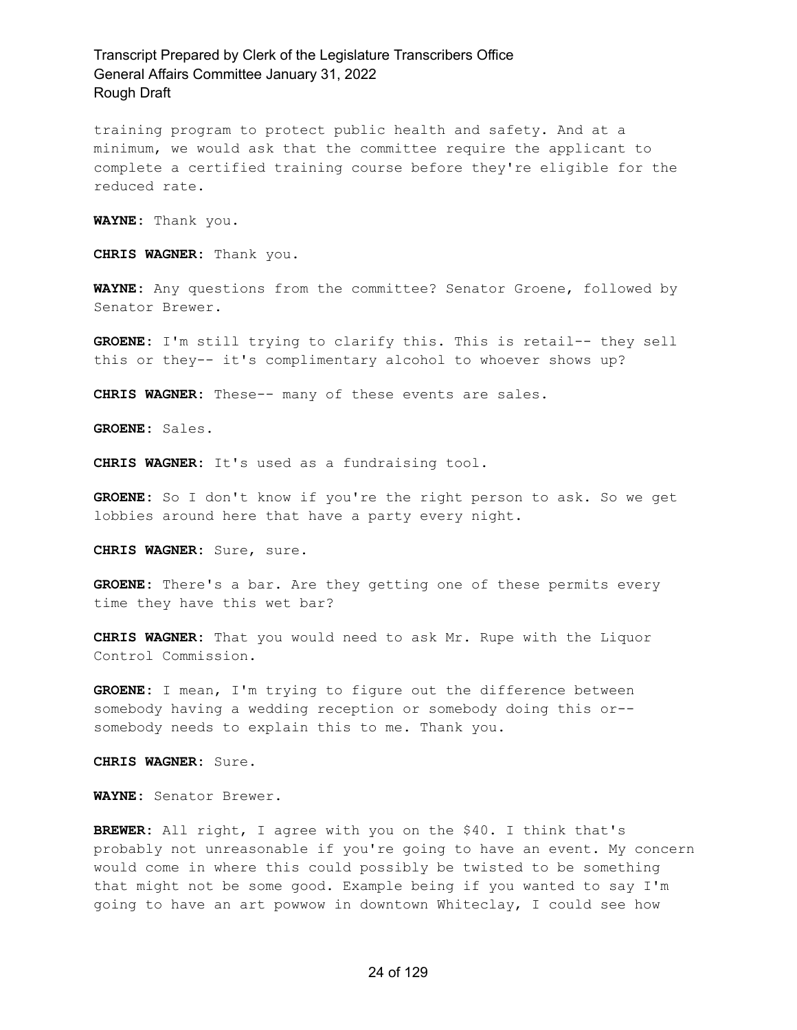training program to protect public health and safety. And at a minimum, we would ask that the committee require the applicant to complete a certified training course before they're eligible for the reduced rate.

**WAYNE:** Thank you.

**CHRIS WAGNER:** Thank you.

**WAYNE:** Any questions from the committee? Senator Groene, followed by Senator Brewer.

**GROENE:** I'm still trying to clarify this. This is retail-- they sell this or they-- it's complimentary alcohol to whoever shows up?

**CHRIS WAGNER:** These-- many of these events are sales.

**GROENE:** Sales.

**CHRIS WAGNER:** It's used as a fundraising tool.

**GROENE:** So I don't know if you're the right person to ask. So we get lobbies around here that have a party every night.

**CHRIS WAGNER:** Sure, sure.

**GROENE:** There's a bar. Are they getting one of these permits every time they have this wet bar?

**CHRIS WAGNER:** That you would need to ask Mr. Rupe with the Liquor Control Commission.

**GROENE:** I mean, I'm trying to figure out the difference between somebody having a wedding reception or somebody doing this or-- somebody needs to explain this to me. Thank you.

**CHRIS WAGNER:** Sure.

**WAYNE:** Senator Brewer.

**BREWER:** All right, I agree with you on the $40. I think that's probably not unreasonable if you're going to have an event. My concern would come in where this could possibly be twisted to be something that might not be some good. Example being if you wanted to say I'm going to have an art powwow in downtown Whiteclay, I could see how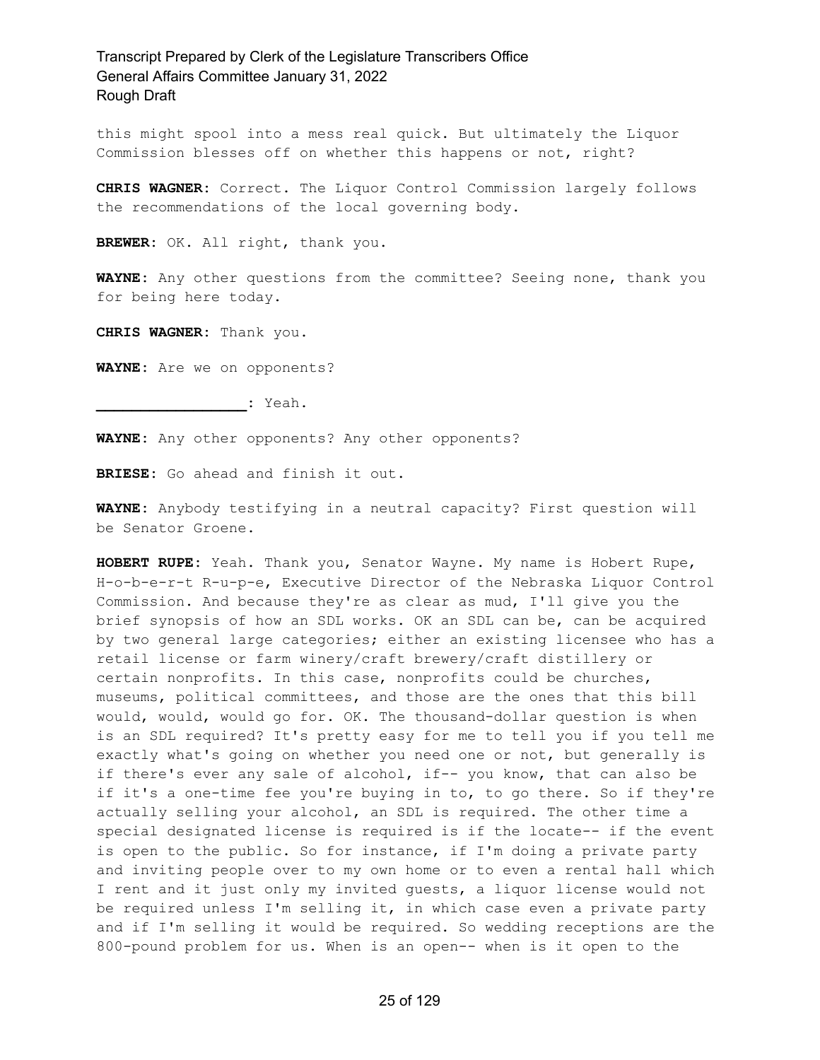this might spool into a mess real quick. But ultimately the Liquor Commission blesses off on whether this happens or not, right?

**CHRIS WAGNER:** Correct. The Liquor Control Commission largely follows the recommendations of the local governing body.

**BREWER:** OK. All right, thank you.

**WAYNE:** Any other questions from the committee? Seeing none, thank you for being here today.

**CHRIS WAGNER:** Thank you.

**WAYNE:** Are we on opponents?

**_________________:** Yeah.

**WAYNE:** Any other opponents? Any other opponents?

**BRIESE:** Go ahead and finish it out.

**WAYNE:** Anybody testifying in a neutral capacity? First question will be Senator Groene.

**HOBERT RUPE:** Yeah. Thank you, Senator Wayne. My name is Hobert Rupe, H-o-b-e-r-t R-u-p-e, Executive Director of the Nebraska Liquor Control Commission. And because they're as clear as mud, I'll give you the brief synopsis of how an SDL works. OK an SDL can be, can be acquired by two general large categories; either an existing licensee who has a retail license or farm winery/craft brewery/craft distillery or certain nonprofits. In this case, nonprofits could be churches, museums, political committees, and those are the ones that this bill would, would, would go for. OK. The thousand-dollar question is when is an SDL required? It's pretty easy for me to tell you if you tell me exactly what's going on whether you need one or not, but generally is if there's ever any sale of alcohol, if-- you know, that can also be if it's a one-time fee you're buying in to, to go there. So if they're actually selling your alcohol, an SDL is required. The other time a special designated license is required is if the locate-- if the event is open to the public. So for instance, if I'm doing a private party and inviting people over to my own home or to even a rental hall which I rent and it just only my invited guests, a liquor license would not be required unless I'm selling it, in which case even a private party and if I'm selling it would be required. So wedding receptions are the 800-pound problem for us. When is an open-- when is it open to the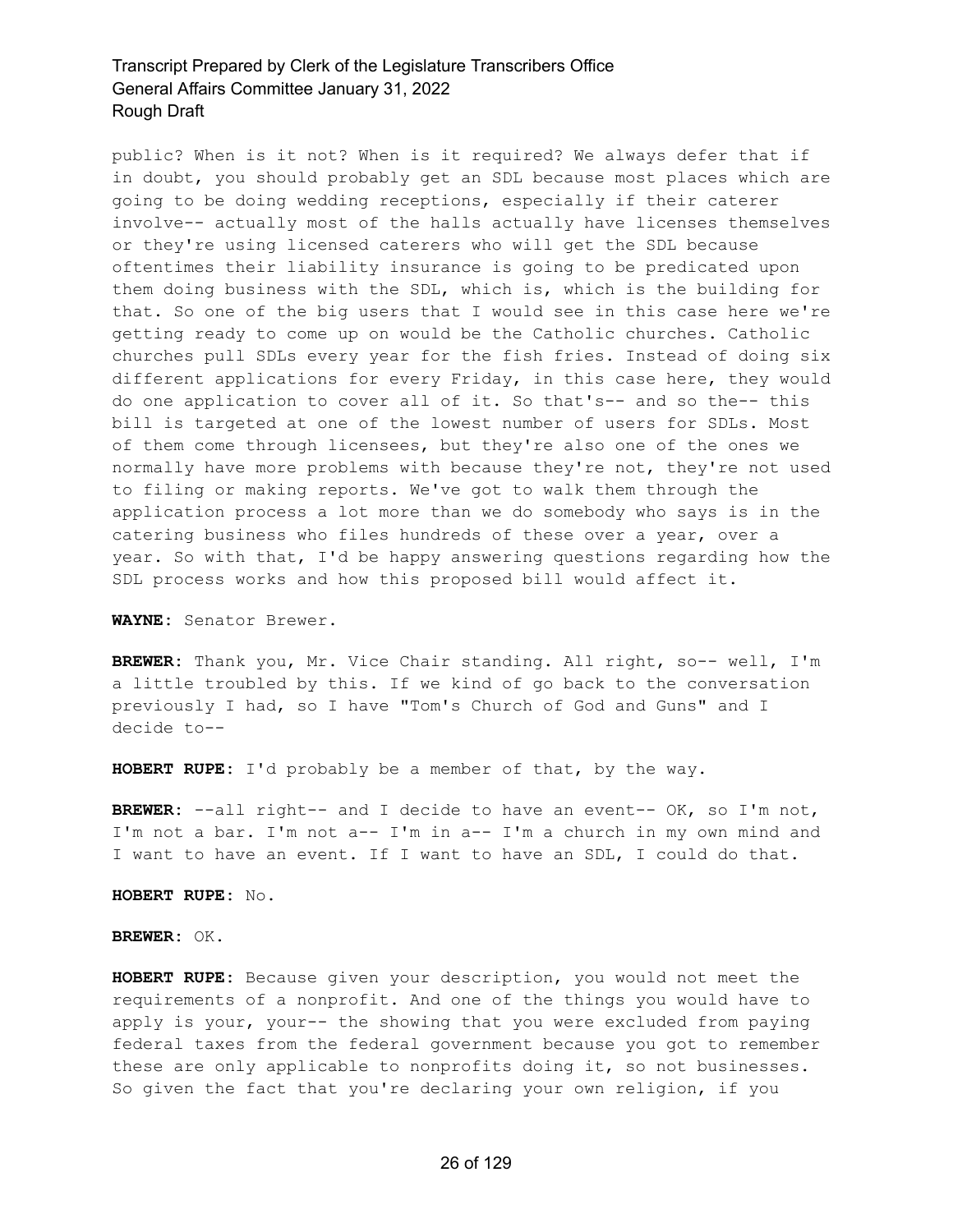public? When is it not? When is it required? We always defer that if in doubt, you should probably get an SDL because most places which are going to be doing wedding receptions, especially if their caterer involve-- actually most of the halls actually have licenses themselves or they're using licensed caterers who will get the SDL because oftentimes their liability insurance is going to be predicated upon them doing business with the SDL, which is, which is the building for that. So one of the big users that I would see in this case here we're getting ready to come up on would be the Catholic churches. Catholic churches pull SDLs every year for the fish fries. Instead of doing six different applications for every Friday, in this case here, they would do one application to cover all of it. So that's-- and so the-- this bill is targeted at one of the lowest number of users for SDLs. Most of them come through licensees, but they're also one of the ones we normally have more problems with because they're not, they're not used to filing or making reports. We've got to walk them through the application process a lot more than we do somebody who says is in the catering business who files hundreds of these over a year, over a year. So with that, I'd be happy answering questions regarding how the SDL process works and how this proposed bill would affect it.

**WAYNE:** Senator Brewer.

**BREWER:** Thank you, Mr. Vice Chair standing. All right, so-- well, I'm a little troubled by this. If we kind of go back to the conversation previously I had, so I have "Tom's Church of God and Guns" and I decide to--

**HOBERT RUPE:** I'd probably be a member of that, by the way.

**BREWER:** --all right-- and I decide to have an event-- OK, so I'm not, I'm not a bar. I'm not a-- I'm in a-- I'm a church in my own mind and I want to have an event. If I want to have an SDL, I could do that.

**HOBERT RUPE:** No.

**BREWER:** OK.

**HOBERT RUPE:** Because given your description, you would not meet the requirements of a nonprofit. And one of the things you would have to apply is your, your-- the showing that you were excluded from paying federal taxes from the federal government because you got to remember these are only applicable to nonprofits doing it, so not businesses. So given the fact that you're declaring your own religion, if you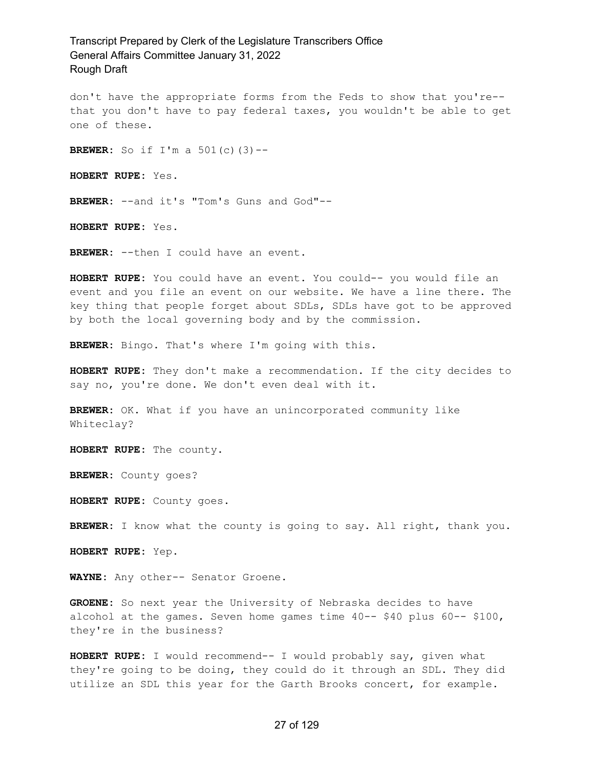don't have the appropriate forms from the Feds to show that you're-- that you don't have to pay federal taxes, you wouldn't be able to get one of these.

**BREWER:** So if I'm a 501(c)(3)--

**HOBERT RUPE:** Yes.

**BREWER:** --and it's "Tom's Guns and God"--

**HOBERT RUPE:** Yes.

**BREWER:** --then I could have an event.

**HOBERT RUPE:** You could have an event. You could-- you would file an event and you file an event on our website. We have a line there. The key thing that people forget about SDLs, SDLs have got to be approved by both the local governing body and by the commission.

**BREWER:** Bingo. That's where I'm going with this.

**HOBERT RUPE:** They don't make a recommendation. If the city decides to say no, you're done. We don't even deal with it.

**BREWER:** OK. What if you have an unincorporated community like Whiteclay?

**HOBERT RUPE:** The county.

**BREWER:** County goes?

**HOBERT RUPE:** County goes.

**BREWER:** I know what the county is going to say. All right, thank you.

**HOBERT RUPE:** Yep.

**WAYNE:** Any other-- Senator Groene.

**GROENE:** So next year the University of Nebraska decides to have alcohol at the games. Seven home games time 40-- $40 plus 60-- $100, they're in the business?

**HOBERT RUPE:** I would recommend-- I would probably say, given what they're going to be doing, they could do it through an SDL. They did utilize an SDL this year for the Garth Brooks concert, for example.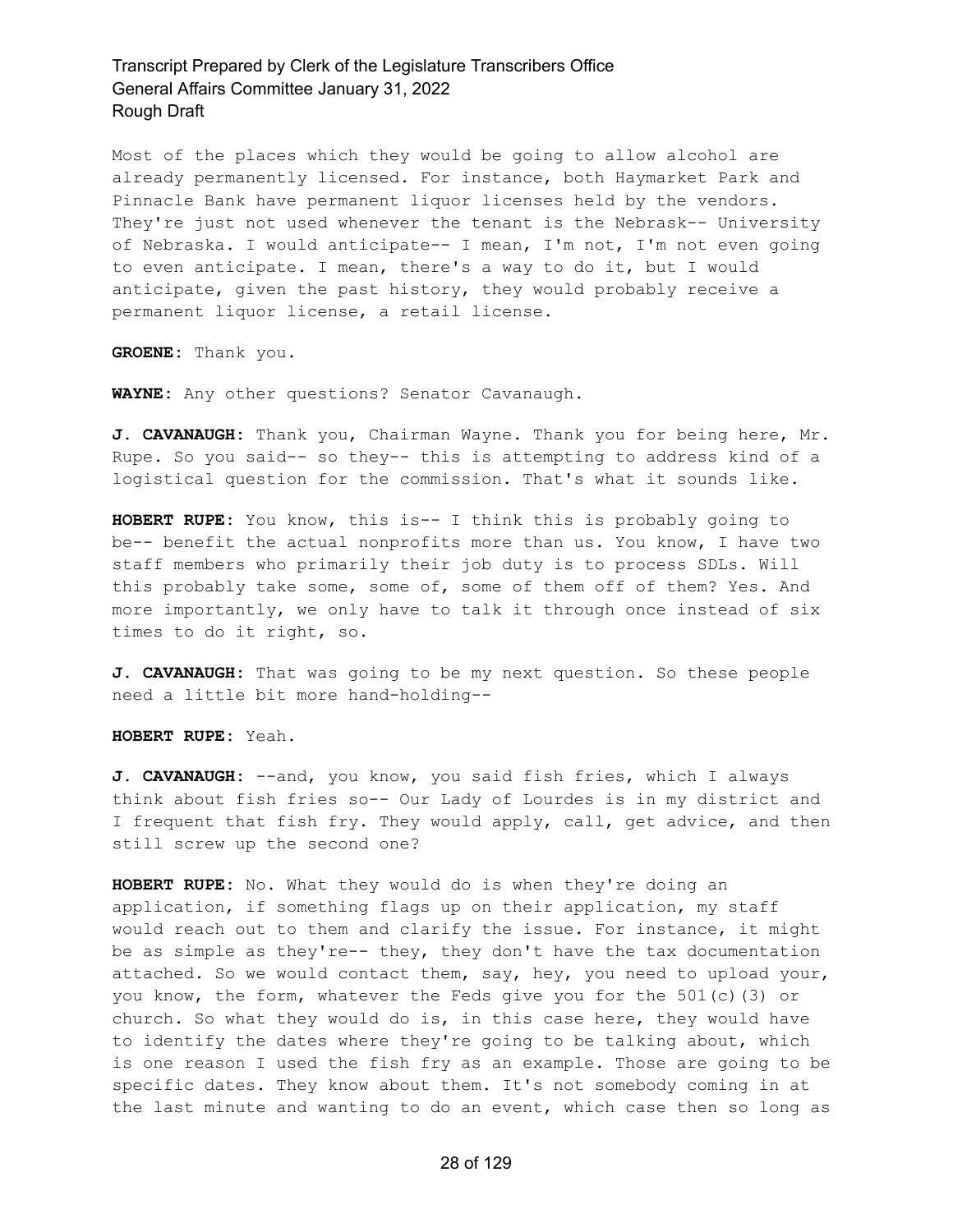Most of the places which they would be going to allow alcohol are already permanently licensed. For instance, both Haymarket Park and Pinnacle Bank have permanent liquor licenses held by the vendors. They're just not used whenever the tenant is the Nebrask-- University of Nebraska. I would anticipate-- I mean, I'm not, I'm not even going to even anticipate. I mean, there's a way to do it, but I would anticipate, given the past history, they would probably receive a permanent liquor license, a retail license.

**GROENE:** Thank you.

**WAYNE:** Any other questions? Senator Cavanaugh.

**J. CAVANAUGH:** Thank you, Chairman Wayne. Thank you for being here, Mr. Rupe. So you said-- so they-- this is attempting to address kind of a logistical question for the commission. That's what it sounds like.

**HOBERT RUPE:** You know, this is-- I think this is probably going to be-- benefit the actual nonprofits more than us. You know, I have two staff members who primarily their job duty is to process SDLs. Will this probably take some, some of, some of them off of them? Yes. And more importantly, we only have to talk it through once instead of six times to do it right, so.

**J. CAVANAUGH:** That was going to be my next question. So these people need a little bit more hand-holding--

**HOBERT RUPE:** Yeah.

**J. CAVANAUGH:** --and, you know, you said fish fries, which I always think about fish fries so-- Our Lady of Lourdes is in my district and I frequent that fish fry. They would apply, call, get advice, and then still screw up the second one?

**HOBERT RUPE:** No. What they would do is when they're doing an application, if something flags up on their application, my staff would reach out to them and clarify the issue. For instance, it might be as simple as they're-- they, they don't have the tax documentation attached. So we would contact them, say, hey, you need to upload your, you know, the form, whatever the Feds give you for the 501(c)(3) or church. So what they would do is, in this case here, they would have to identify the dates where they're going to be talking about, which is one reason I used the fish fry as an example. Those are going to be specific dates. They know about them. It's not somebody coming in at the last minute and wanting to do an event, which case then so long as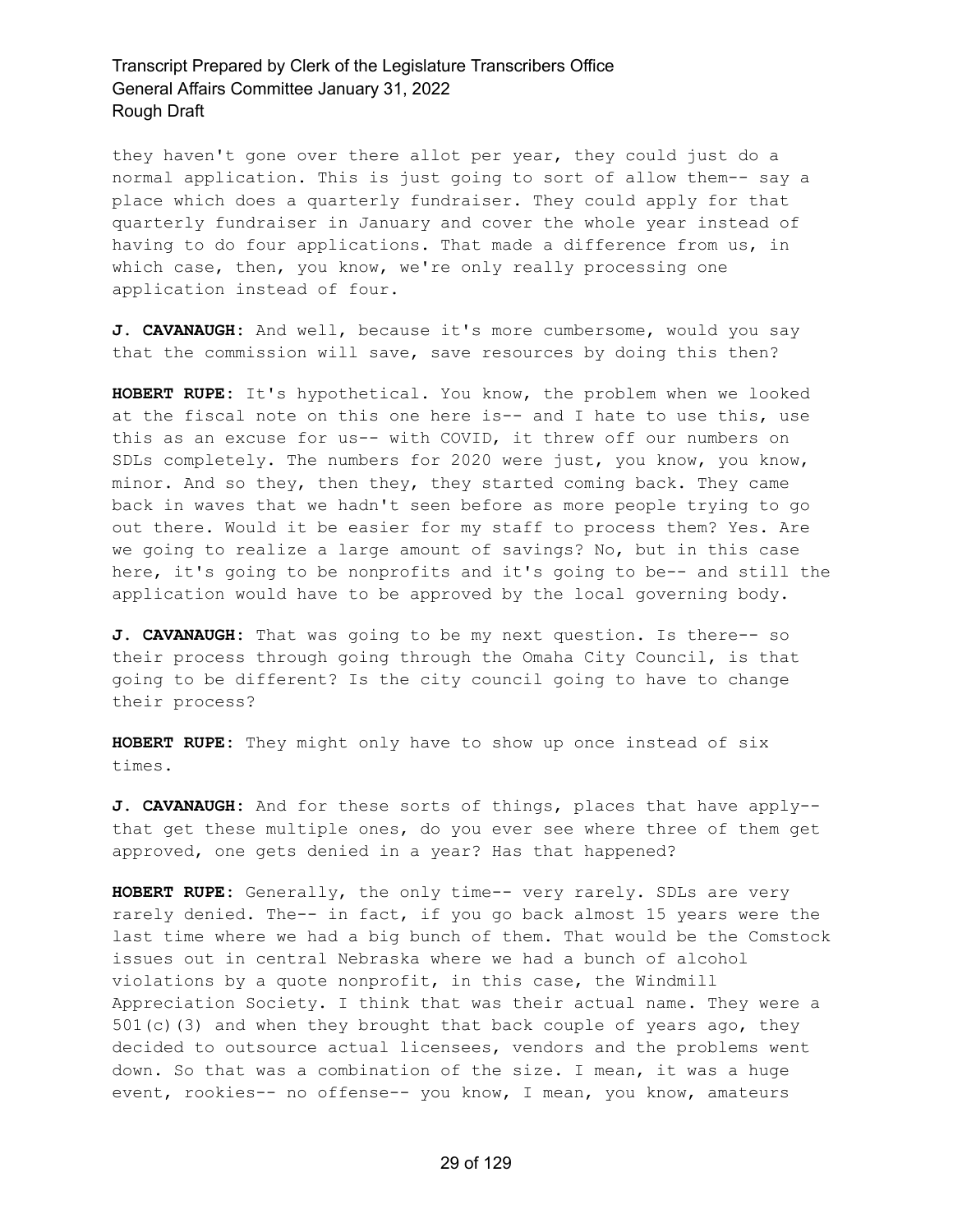they haven't gone over there allot per year, they could just do a normal application. This is just going to sort of allow them-- say a place which does a quarterly fundraiser. They could apply for that quarterly fundraiser in January and cover the whole year instead of having to do four applications. That made a difference from us, in which case, then, you know, we're only really processing one application instead of four.

**J. CAVANAUGH:** And well, because it's more cumbersome, would you say that the commission will save, save resources by doing this then?

**HOBERT RUPE:** It's hypothetical. You know, the problem when we looked at the fiscal note on this one here is-- and I hate to use this, use this as an excuse for us-- with COVID, it threw off our numbers on SDLs completely. The numbers for 2020 were just, you know, you know, minor. And so they, then they, they started coming back. They came back in waves that we hadn't seen before as more people trying to go out there. Would it be easier for my staff to process them? Yes. Are we going to realize a large amount of savings? No, but in this case here, it's going to be nonprofits and it's going to be-- and still the application would have to be approved by the local governing body.

**J. CAVANAUGH:** That was going to be my next question. Is there-- so their process through going through the Omaha City Council, is that going to be different? Is the city council going to have to change their process?

**HOBERT RUPE:** They might only have to show up once instead of six times.

**J. CAVANAUGH:** And for these sorts of things, places that have apply-- that get these multiple ones, do you ever see where three of them get approved, one gets denied in a year? Has that happened?

**HOBERT RUPE:** Generally, the only time-- very rarely. SDLs are very rarely denied. The-- in fact, if you go back almost 15 years were the last time where we had a big bunch of them. That would be the Comstock issues out in central Nebraska where we had a bunch of alcohol violations by a quote nonprofit, in this case, the Windmill Appreciation Society. I think that was their actual name. They were a 501(c)(3) and when they brought that back couple of years ago, they decided to outsource actual licensees, vendors and the problems went down. So that was a combination of the size. I mean, it was a huge event, rookies-- no offense-- you know, I mean, you know, amateurs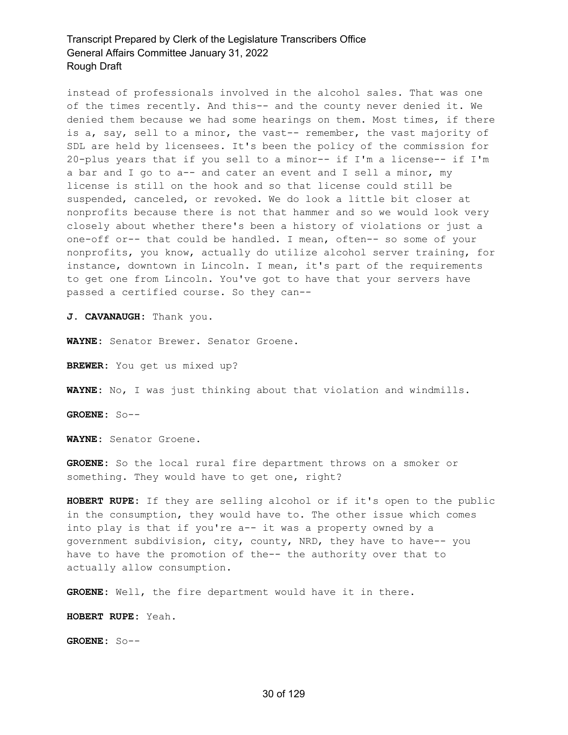instead of professionals involved in the alcohol sales. That was one of the times recently. And this-- and the county never denied it. We denied them because we had some hearings on them. Most times, if there is a, say, sell to a minor, the vast-- remember, the vast majority of SDL are held by licensees. It's been the policy of the commission for 20-plus years that if you sell to a minor-- if I'm a license-- if I'm a bar and I go to a-- and cater an event and I sell a minor, my license is still on the hook and so that license could still be suspended, canceled, or revoked. We do look a little bit closer at nonprofits because there is not that hammer and so we would look very closely about whether there's been a history of violations or just a one-off or-- that could be handled. I mean, often-- so some of your nonprofits, you know, actually do utilize alcohol server training, for instance, downtown in Lincoln. I mean, it's part of the requirements to get one from Lincoln. You've got to have that your servers have passed a certified course. So they can--

**J. CAVANAUGH:** Thank you.

**WAYNE:** Senator Brewer. Senator Groene.

**BREWER:** You get us mixed up?

**WAYNE:** No, I was just thinking about that violation and windmills.

**GROENE:** So--

**WAYNE:** Senator Groene.

**GROENE:** So the local rural fire department throws on a smoker or something. They would have to get one, right?

**HOBERT RUPE:** If they are selling alcohol or if it's open to the public in the consumption, they would have to. The other issue which comes into play is that if you're a-- it was a property owned by a government subdivision, city, county, NRD, they have to have-- you have to have the promotion of the-- the authority over that to actually allow consumption.

**GROENE:** Well, the fire department would have it in there.

**HOBERT RUPE:** Yeah.

**GROENE:** So--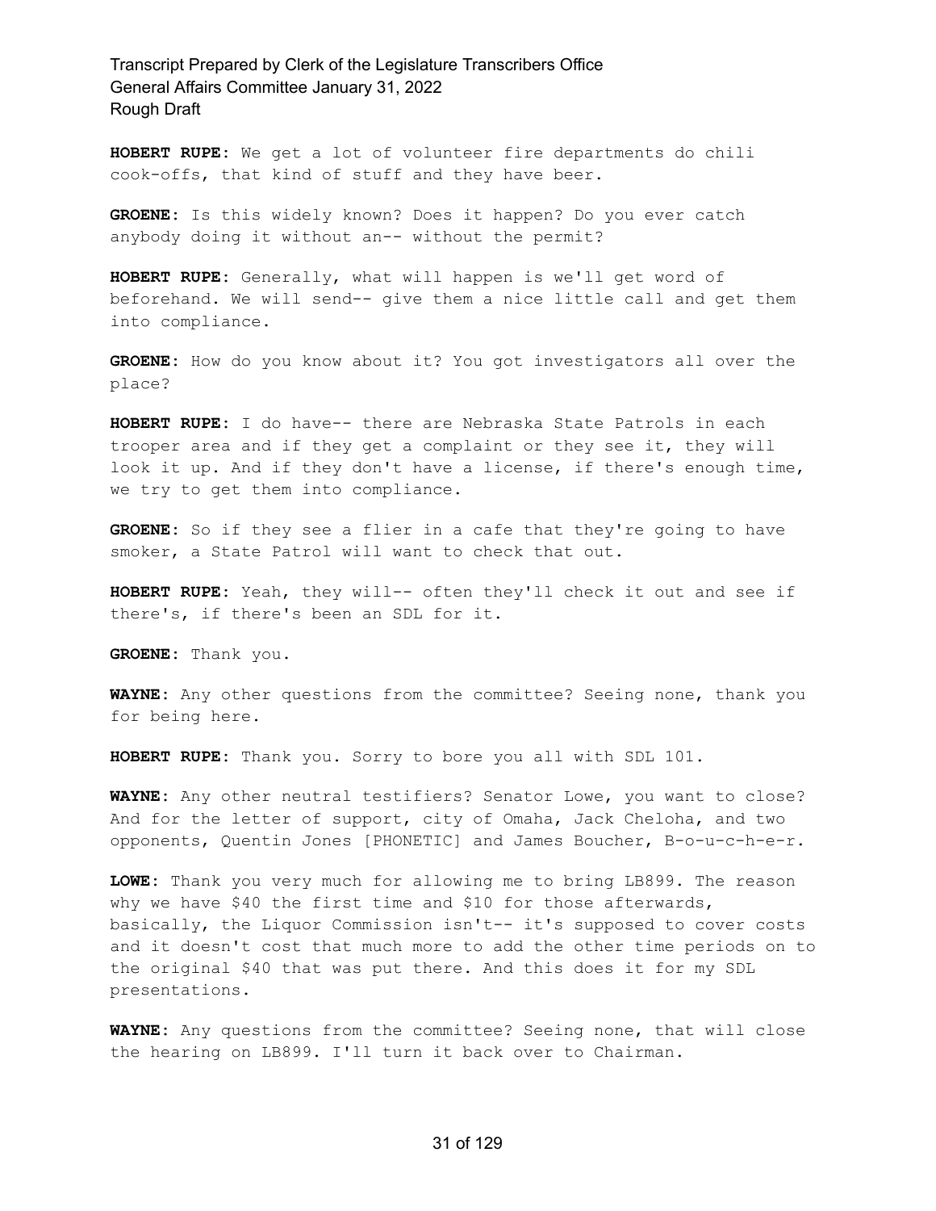**HOBERT RUPE:** We get a lot of volunteer fire departments do chili cook-offs, that kind of stuff and they have beer.

**GROENE:** Is this widely known? Does it happen? Do you ever catch anybody doing it without an-- without the permit?

**HOBERT RUPE:** Generally, what will happen is we'll get word of beforehand. We will send-- give them a nice little call and get them into compliance.

**GROENE:** How do you know about it? You got investigators all over the place?

**HOBERT RUPE:** I do have-- there are Nebraska State Patrols in each trooper area and if they get a complaint or they see it, they will look it up. And if they don't have a license, if there's enough time, we try to get them into compliance.

**GROENE:** So if they see a flier in a cafe that they're going to have smoker, a State Patrol will want to check that out.

**HOBERT RUPE:** Yeah, they will-- often they'll check it out and see if there's, if there's been an SDL for it.

**GROENE:** Thank you.

**WAYNE:** Any other questions from the committee? Seeing none, thank you for being here.

**HOBERT RUPE:** Thank you. Sorry to bore you all with SDL 101.

**WAYNE:** Any other neutral testifiers? Senator Lowe, you want to close? And for the letter of support, city of Omaha, Jack Cheloha, and two opponents, Quentin Jones [PHONETIC] and James Boucher, B-o-u-c-h-e-r.

**LOWE:** Thank you very much for allowing me to bring LB899. The reason why we have $40 the first time and $10 for those afterwards, basically, the Liquor Commission isn't-- it's supposed to cover costs and it doesn't cost that much more to add the other time periods on to the original $40 that was put there. And this does it for my SDL presentations.

**WAYNE:** Any questions from the committee? Seeing none, that will close the hearing on LB899. I'll turn it back over to Chairman.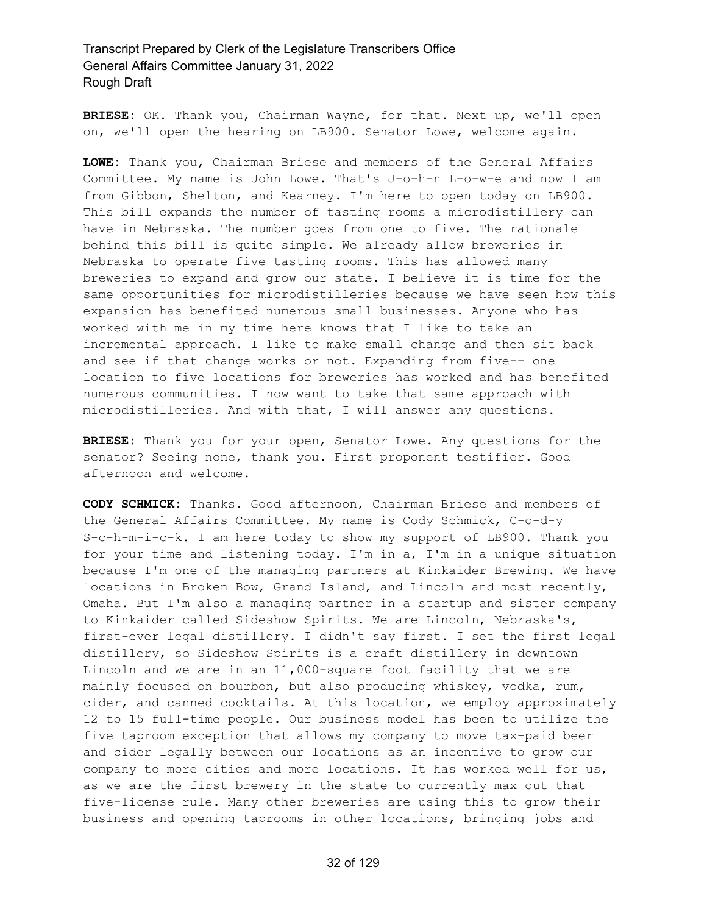**BRIESE:** OK. Thank you, Chairman Wayne, for that. Next up, we'll open on, we'll open the hearing on LB900. Senator Lowe, welcome again.

**LOWE:** Thank you, Chairman Briese and members of the General Affairs Committee. My name is John Lowe. That's J-o-h-n L-o-w-e and now I am from Gibbon, Shelton, and Kearney. I'm here to open today on LB900. This bill expands the number of tasting rooms a microdistillery can have in Nebraska. The number goes from one to five. The rationale behind this bill is quite simple. We already allow breweries in Nebraska to operate five tasting rooms. This has allowed many breweries to expand and grow our state. I believe it is time for the same opportunities for microdistilleries because we have seen how this expansion has benefited numerous small businesses. Anyone who has worked with me in my time here knows that I like to take an incremental approach. I like to make small change and then sit back and see if that change works or not. Expanding from five-- one location to five locations for breweries has worked and has benefited numerous communities. I now want to take that same approach with microdistilleries. And with that, I will answer any questions.

**BRIESE:** Thank you for your open, Senator Lowe. Any questions for the senator? Seeing none, thank you. First proponent testifier. Good afternoon and welcome.

**CODY SCHMICK:** Thanks. Good afternoon, Chairman Briese and members of the General Affairs Committee. My name is Cody Schmick, C-o-d-y S-c-h-m-i-c-k. I am here today to show my support of LB900. Thank you for your time and listening today. I'm in a, I'm in a unique situation because I'm one of the managing partners at Kinkaider Brewing. We have locations in Broken Bow, Grand Island, and Lincoln and most recently, Omaha. But I'm also a managing partner in a startup and sister company to Kinkaider called Sideshow Spirits. We are Lincoln, Nebraska's, first-ever legal distillery. I didn't say first. I set the first legal distillery, so Sideshow Spirits is a craft distillery in downtown Lincoln and we are in an 11,000-square foot facility that we are mainly focused on bourbon, but also producing whiskey, vodka, rum, cider, and canned cocktails. At this location, we employ approximately 12 to 15 full-time people. Our business model has been to utilize the five taproom exception that allows my company to move tax-paid beer and cider legally between our locations as an incentive to grow our company to more cities and more locations. It has worked well for us, as we are the first brewery in the state to currently max out that five-license rule. Many other breweries are using this to grow their business and opening taprooms in other locations, bringing jobs and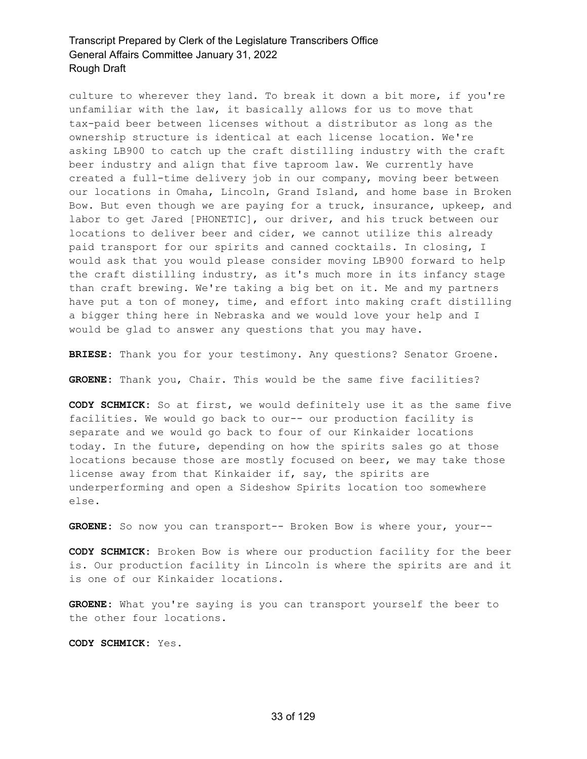culture to wherever they land. To break it down a bit more, if you're unfamiliar with the law, it basically allows for us to move that tax-paid beer between licenses without a distributor as long as the ownership structure is identical at each license location. We're asking LB900 to catch up the craft distilling industry with the craft beer industry and align that five taproom law. We currently have created a full-time delivery job in our company, moving beer between our locations in Omaha, Lincoln, Grand Island, and home base in Broken Bow. But even though we are paying for a truck, insurance, upkeep, and labor to get Jared [PHONETIC], our driver, and his truck between our locations to deliver beer and cider, we cannot utilize this already paid transport for our spirits and canned cocktails. In closing, I would ask that you would please consider moving LB900 forward to help the craft distilling industry, as it's much more in its infancy stage than craft brewing. We're taking a big bet on it. Me and my partners have put a ton of money, time, and effort into making craft distilling a bigger thing here in Nebraska and we would love your help and I would be glad to answer any questions that you may have.

**BRIESE:** Thank you for your testimony. Any questions? Senator Groene.

**GROENE:** Thank you, Chair. This would be the same five facilities?

**CODY SCHMICK:** So at first, we would definitely use it as the same five facilities. We would go back to our-- our production facility is separate and we would go back to four of our Kinkaider locations today. In the future, depending on how the spirits sales go at those locations because those are mostly focused on beer, we may take those license away from that Kinkaider if, say, the spirits are underperforming and open a Sideshow Spirits location too somewhere else.

**GROENE:** So now you can transport-- Broken Bow is where your, your--

**CODY SCHMICK:** Broken Bow is where our production facility for the beer is. Our production facility in Lincoln is where the spirits are and it is one of our Kinkaider locations.

**GROENE:** What you're saying is you can transport yourself the beer to the other four locations.

**CODY SCHMICK:** Yes.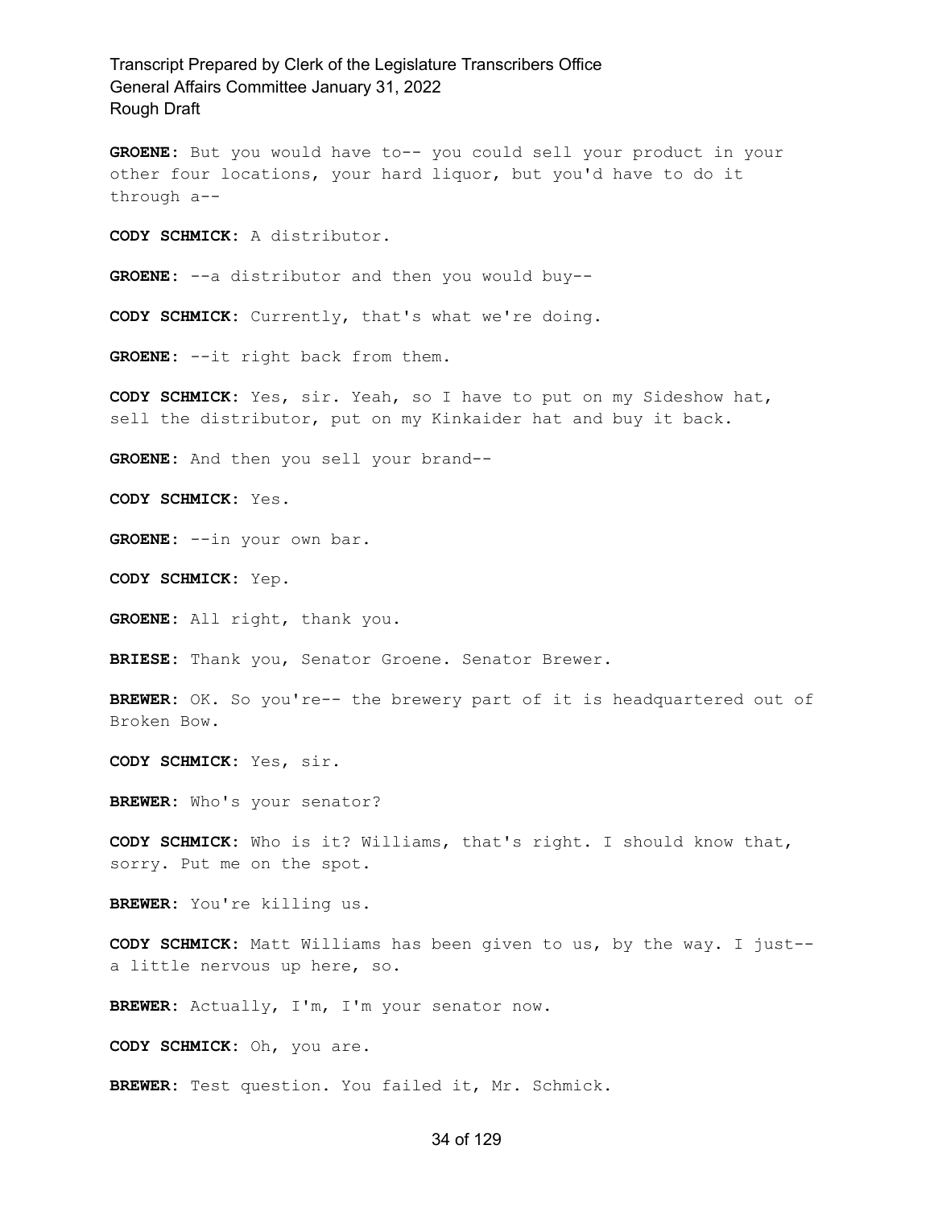**GROENE:** But you would have to-- you could sell your product in your other four locations, your hard liquor, but you'd have to do it through a--

**CODY SCHMICK:** A distributor.

**GROENE:** --a distributor and then you would buy--

**CODY SCHMICK:** Currently, that's what we're doing.

**GROENE:** --it right back from them.

**CODY SCHMICK:** Yes, sir. Yeah, so I have to put on my Sideshow hat, sell the distributor, put on my Kinkaider hat and buy it back.

**GROENE:** And then you sell your brand--

**CODY SCHMICK:** Yes.

**GROENE:** --in your own bar.

**CODY SCHMICK:** Yep.

**GROENE:** All right, thank you.

**BRIESE:** Thank you, Senator Groene. Senator Brewer.

**BREWER:** OK. So you're-- the brewery part of it is headquartered out of Broken Bow.

**CODY SCHMICK:** Yes, sir.

**BREWER:** Who's your senator?

**CODY SCHMICK:** Who is it? Williams, that's right. I should know that, sorry. Put me on the spot.

**BREWER:** You're killing us.

**CODY SCHMICK:** Matt Williams has been given to us, by the way. I just-- a little nervous up here, so.

**BREWER:** Actually, I'm, I'm your senator now.

**CODY SCHMICK:** Oh, you are.

**BREWER:** Test question. You failed it, Mr. Schmick.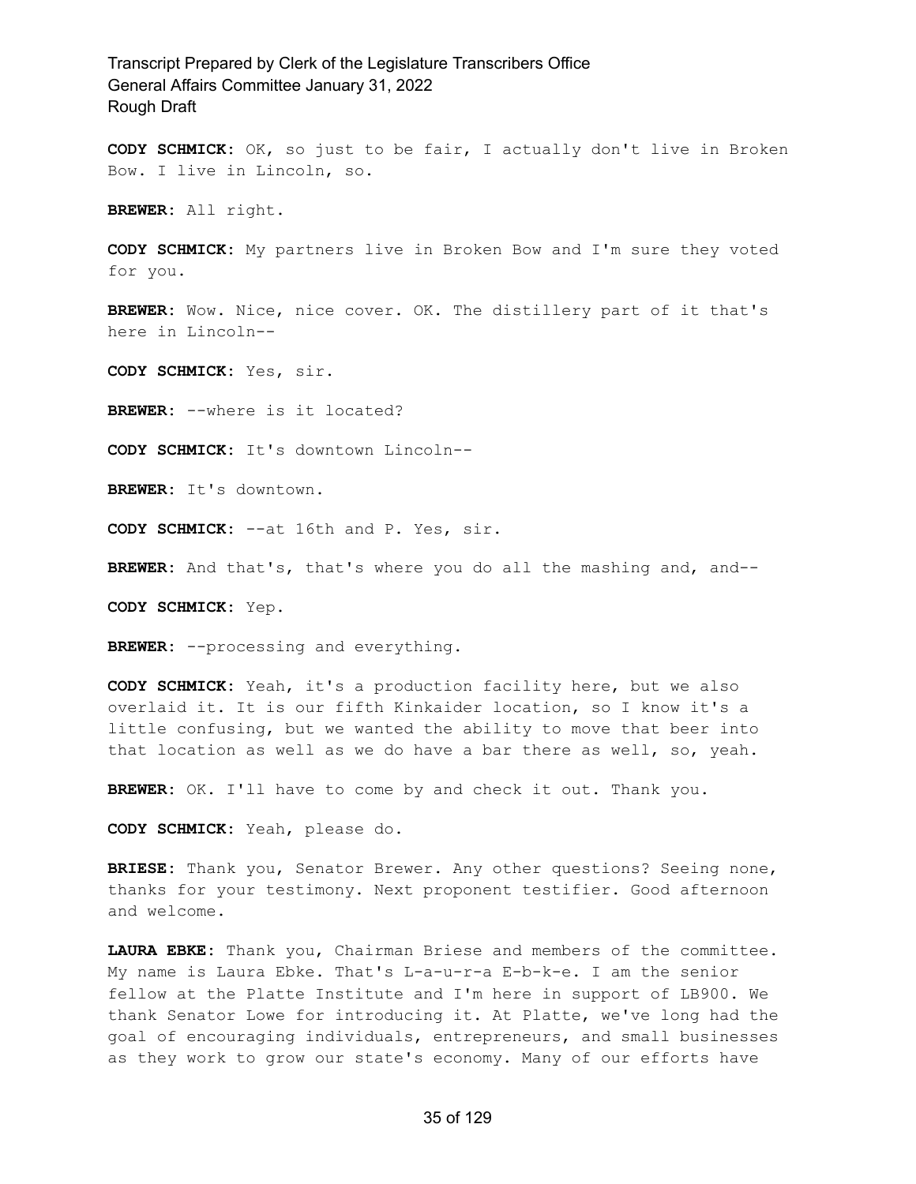**CODY SCHMICK:** OK, so just to be fair, I actually don't live in Broken Bow. I live in Lincoln, so.

**BREWER:** All right.

**CODY SCHMICK:** My partners live in Broken Bow and I'm sure they voted for you.

**BREWER:** Wow. Nice, nice cover. OK. The distillery part of it that's here in Lincoln--

**CODY SCHMICK:** Yes, sir.

**BREWER:** --where is it located?

**CODY SCHMICK:** It's downtown Lincoln--

**BREWER:** It's downtown.

**CODY SCHMICK:** --at 16th and P. Yes, sir.

**BREWER:** And that's, that's where you do all the mashing and, and--

**CODY SCHMICK:** Yep.

**BREWER:** --processing and everything.

**CODY SCHMICK:** Yeah, it's a production facility here, but we also overlaid it. It is our fifth Kinkaider location, so I know it's a little confusing, but we wanted the ability to move that beer into that location as well as we do have a bar there as well, so, yeah.

**BREWER:** OK. I'll have to come by and check it out. Thank you.

**CODY SCHMICK:** Yeah, please do.

**BRIESE:** Thank you, Senator Brewer. Any other questions? Seeing none, thanks for your testimony. Next proponent testifier. Good afternoon and welcome.

**LAURA EBKE:** Thank you, Chairman Briese and members of the committee. My name is Laura Ebke. That's L-a-u-r-a E-b-k-e. I am the senior fellow at the Platte Institute and I'm here in support of LB900. We thank Senator Lowe for introducing it. At Platte, we've long had the goal of encouraging individuals, entrepreneurs, and small businesses as they work to grow our state's economy. Many of our efforts have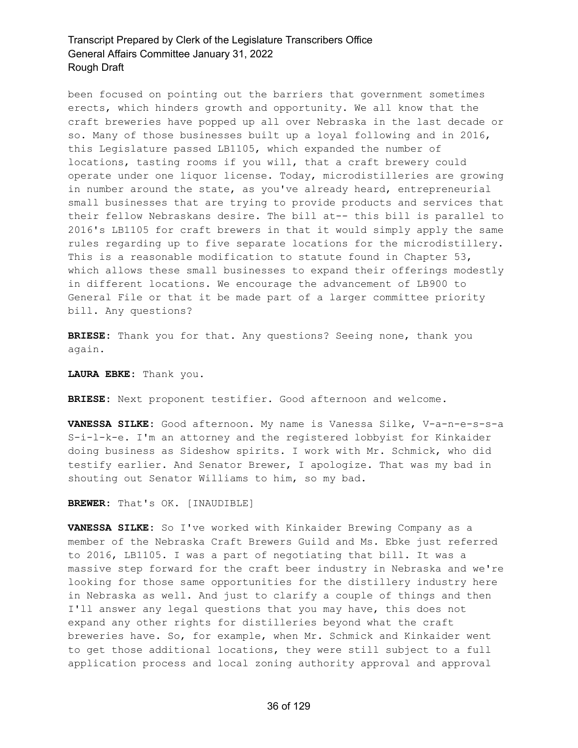been focused on pointing out the barriers that government sometimes erects, which hinders growth and opportunity. We all know that the craft breweries have popped up all over Nebraska in the last decade or so. Many of those businesses built up a loyal following and in 2016, this Legislature passed LB1105, which expanded the number of locations, tasting rooms if you will, that a craft brewery could operate under one liquor license. Today, microdistilleries are growing in number around the state, as you've already heard, entrepreneurial small businesses that are trying to provide products and services that their fellow Nebraskans desire. The bill at-- this bill is parallel to 2016's LB1105 for craft brewers in that it would simply apply the same rules regarding up to five separate locations for the microdistillery. This is a reasonable modification to statute found in Chapter 53, which allows these small businesses to expand their offerings modestly in different locations. We encourage the advancement of LB900 to General File or that it be made part of a larger committee priority bill. Any questions?

**BRIESE:** Thank you for that. Any questions? Seeing none, thank you again.

**LAURA EBKE:** Thank you.

**BRIESE:** Next proponent testifier. Good afternoon and welcome.

**VANESSA SILKE:** Good afternoon. My name is Vanessa Silke, V-a-n-e-s-s-a S-i-l-k-e. I'm an attorney and the registered lobbyist for Kinkaider doing business as Sideshow spirits. I work with Mr. Schmick, who did testify earlier. And Senator Brewer, I apologize. That was my bad in shouting out Senator Williams to him, so my bad.

**BREWER:** That's OK. [INAUDIBLE]

**VANESSA SILKE:** So I've worked with Kinkaider Brewing Company as a member of the Nebraska Craft Brewers Guild and Ms. Ebke just referred to 2016, LB1105. I was a part of negotiating that bill. It was a massive step forward for the craft beer industry in Nebraska and we're looking for those same opportunities for the distillery industry here in Nebraska as well. And just to clarify a couple of things and then I'll answer any legal questions that you may have, this does not expand any other rights for distilleries beyond what the craft breweries have. So, for example, when Mr. Schmick and Kinkaider went to get those additional locations, they were still subject to a full application process and local zoning authority approval and approval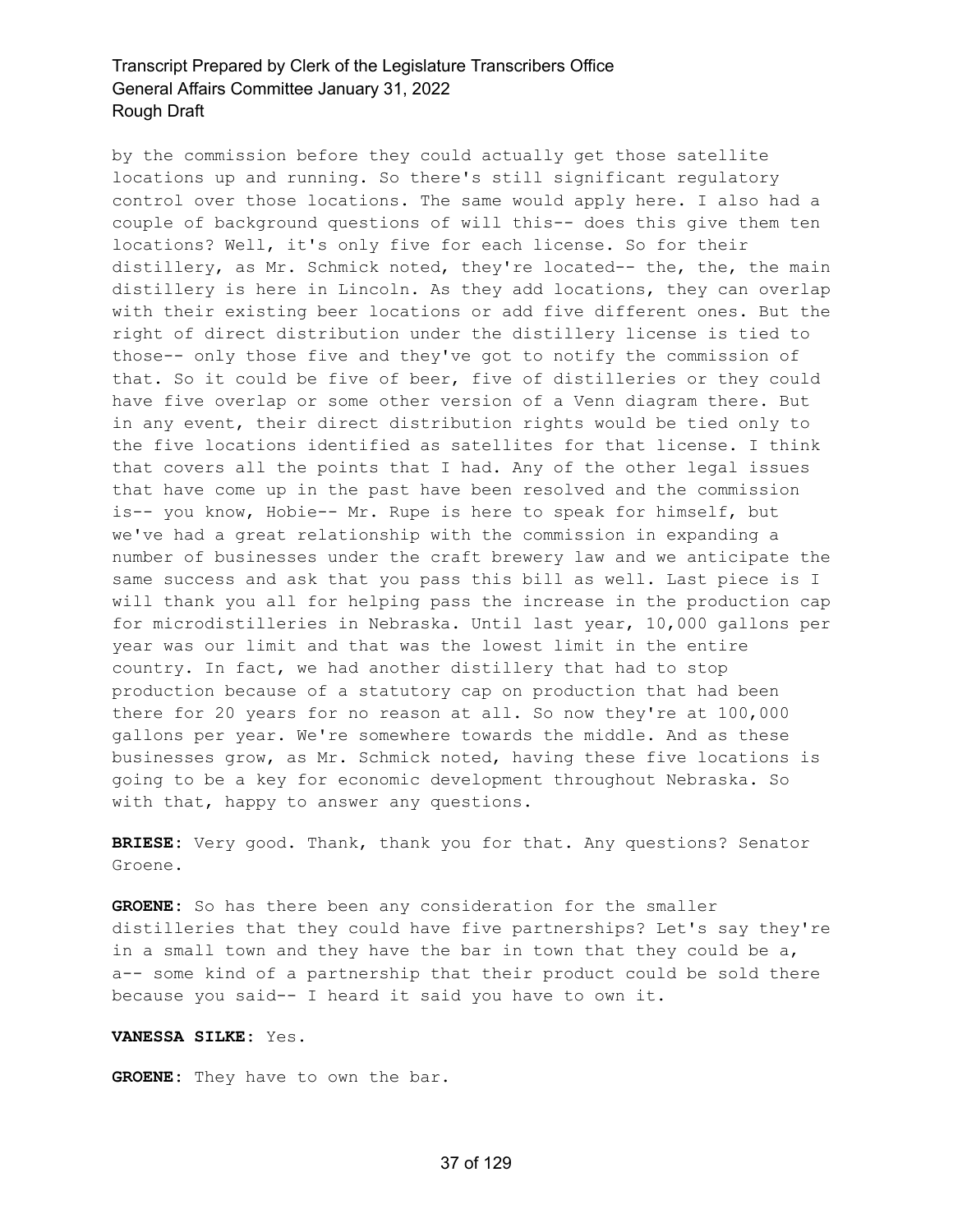by the commission before they could actually get those satellite locations up and running. So there's still significant regulatory control over those locations. The same would apply here. I also had a couple of background questions of will this-- does this give them ten locations? Well, it's only five for each license. So for their distillery, as Mr. Schmick noted, they're located-- the, the, the main distillery is here in Lincoln. As they add locations, they can overlap with their existing beer locations or add five different ones. But the right of direct distribution under the distillery license is tied to those-- only those five and they've got to notify the commission of that. So it could be five of beer, five of distilleries or they could have five overlap or some other version of a Venn diagram there. But in any event, their direct distribution rights would be tied only to the five locations identified as satellites for that license. I think that covers all the points that I had. Any of the other legal issues that have come up in the past have been resolved and the commission is-- you know, Hobie-- Mr. Rupe is here to speak for himself, but we've had a great relationship with the commission in expanding a number of businesses under the craft brewery law and we anticipate the same success and ask that you pass this bill as well. Last piece is I will thank you all for helping pass the increase in the production cap for microdistilleries in Nebraska. Until last year, 10,000 gallons per year was our limit and that was the lowest limit in the entire country. In fact, we had another distillery that had to stop production because of a statutory cap on production that had been there for 20 years for no reason at all. So now they're at 100,000 gallons per year. We're somewhere towards the middle. And as these businesses grow, as Mr. Schmick noted, having these five locations is going to be a key for economic development throughout Nebraska. So with that, happy to answer any questions.

**BRIESE:** Very good. Thank, thank you for that. Any questions? Senator Groene.

**GROENE:** So has there been any consideration for the smaller distilleries that they could have five partnerships? Let's say they're in a small town and they have the bar in town that they could be a, a-- some kind of a partnership that their product could be sold there because you said-- I heard it said you have to own it.

**VANESSA SILKE:** Yes.

**GROENE:** They have to own the bar.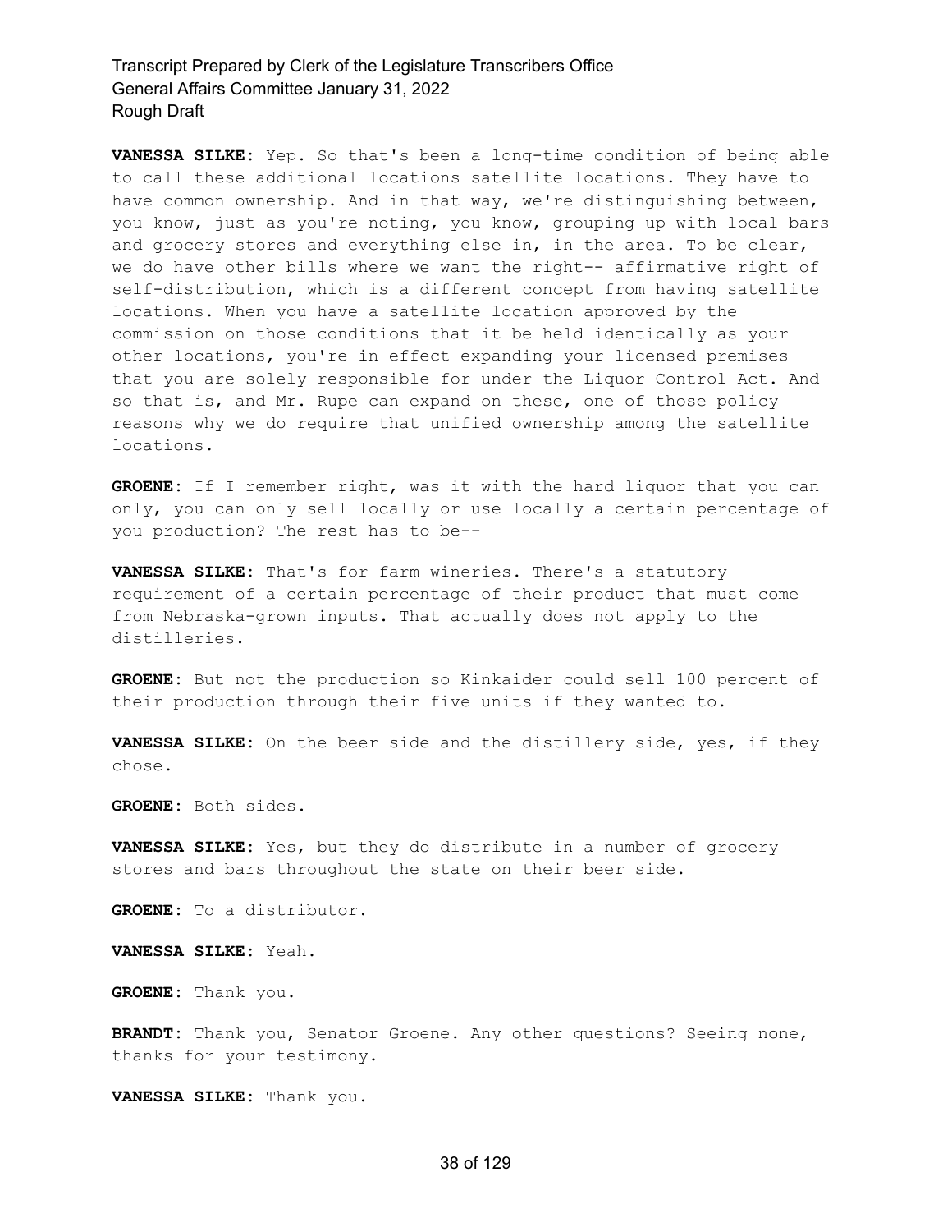**VANESSA SILKE:** Yep. So that's been a long-time condition of being able to call these additional locations satellite locations. They have to have common ownership. And in that way, we're distinguishing between, you know, just as you're noting, you know, grouping up with local bars and grocery stores and everything else in, in the area. To be clear, we do have other bills where we want the right-- affirmative right of self-distribution, which is a different concept from having satellite locations. When you have a satellite location approved by the commission on those conditions that it be held identically as your other locations, you're in effect expanding your licensed premises that you are solely responsible for under the Liquor Control Act. And so that is, and Mr. Rupe can expand on these, one of those policy reasons why we do require that unified ownership among the satellite locations.

**GROENE:** If I remember right, was it with the hard liquor that you can only, you can only sell locally or use locally a certain percentage of you production? The rest has to be--

**VANESSA SILKE:** That's for farm wineries. There's a statutory requirement of a certain percentage of their product that must come from Nebraska-grown inputs. That actually does not apply to the distilleries.

**GROENE:** But not the production so Kinkaider could sell 100 percent of their production through their five units if they wanted to.

**VANESSA SILKE:** On the beer side and the distillery side, yes, if they chose.

**GROENE:** Both sides.

**VANESSA SILKE:** Yes, but they do distribute in a number of grocery stores and bars throughout the state on their beer side.

**GROENE:** To a distributor.

**VANESSA SILKE:** Yeah.

**GROENE:** Thank you.

**BRANDT:** Thank you, Senator Groene. Any other questions? Seeing none, thanks for your testimony.

**VANESSA SILKE:** Thank you.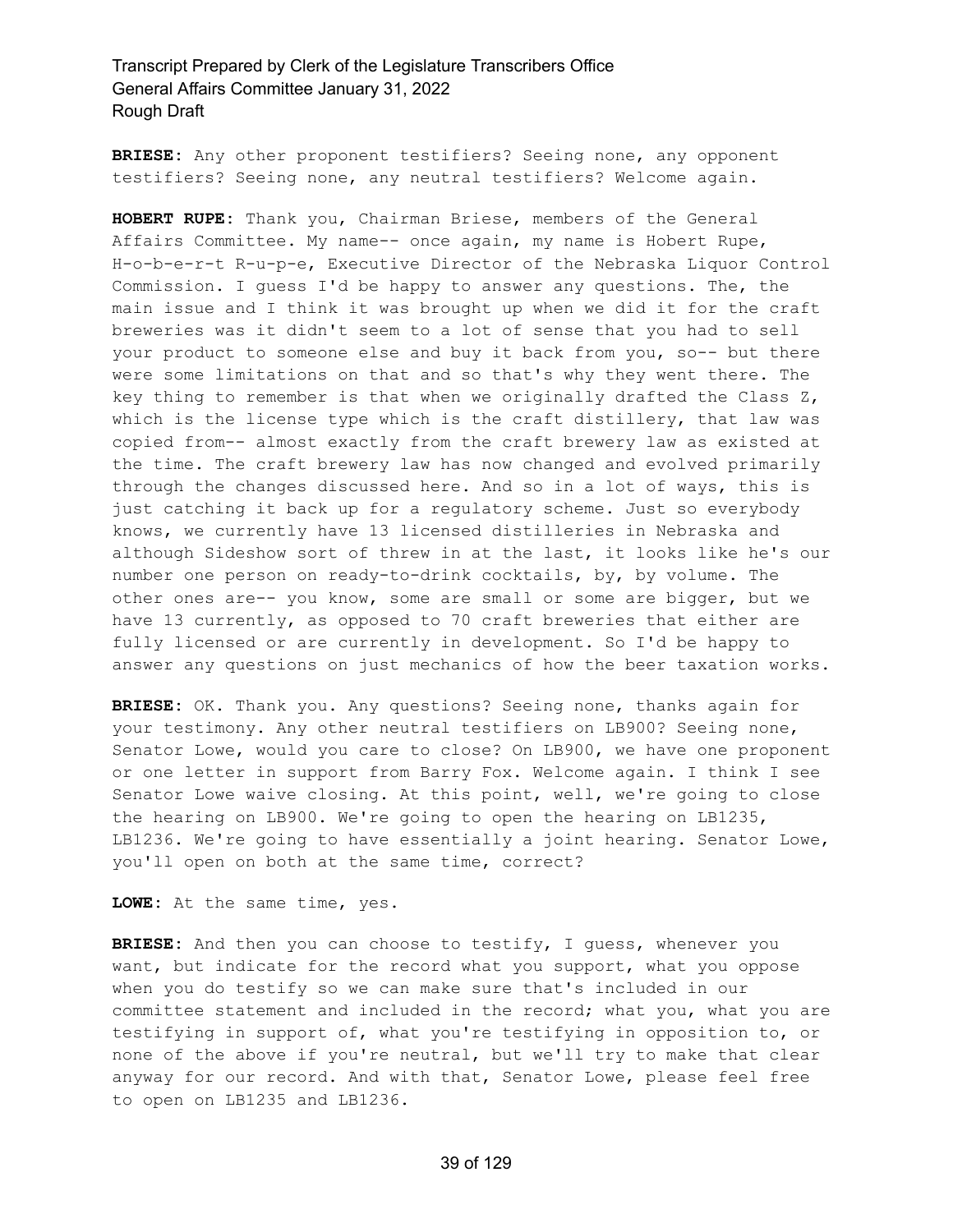**BRIESE:** Any other proponent testifiers? Seeing none, any opponent testifiers? Seeing none, any neutral testifiers? Welcome again.

**HOBERT RUPE:** Thank you, Chairman Briese, members of the General Affairs Committee. My name-- once again, my name is Hobert Rupe, H-o-b-e-r-t R-u-p-e, Executive Director of the Nebraska Liquor Control Commission. I guess I'd be happy to answer any questions. The, the main issue and I think it was brought up when we did it for the craft breweries was it didn't seem to a lot of sense that you had to sell your product to someone else and buy it back from you, so-- but there were some limitations on that and so that's why they went there. The key thing to remember is that when we originally drafted the Class Z, which is the license type which is the craft distillery, that law was copied from-- almost exactly from the craft brewery law as existed at the time. The craft brewery law has now changed and evolved primarily through the changes discussed here. And so in a lot of ways, this is just catching it back up for a regulatory scheme. Just so everybody knows, we currently have 13 licensed distilleries in Nebraska and although Sideshow sort of threw in at the last, it looks like he's our number one person on ready-to-drink cocktails, by, by volume. The other ones are-- you know, some are small or some are bigger, but we have 13 currently, as opposed to 70 craft breweries that either are fully licensed or are currently in development. So I'd be happy to answer any questions on just mechanics of how the beer taxation works.

**BRIESE:** OK. Thank you. Any questions? Seeing none, thanks again for your testimony. Any other neutral testifiers on LB900? Seeing none, Senator Lowe, would you care to close? On LB900, we have one proponent or one letter in support from Barry Fox. Welcome again. I think I see Senator Lowe waive closing. At this point, well, we're going to close the hearing on LB900. We're going to open the hearing on LB1235, LB1236. We're going to have essentially a joint hearing. Senator Lowe, you'll open on both at the same time, correct?

**LOWE:** At the same time, yes.

**BRIESE:** And then you can choose to testify, I guess, whenever you want, but indicate for the record what you support, what you oppose when you do testify so we can make sure that's included in our committee statement and included in the record; what you, what you are testifying in support of, what you're testifying in opposition to, or none of the above if you're neutral, but we'll try to make that clear anyway for our record. And with that, Senator Lowe, please feel free to open on LB1235 and LB1236.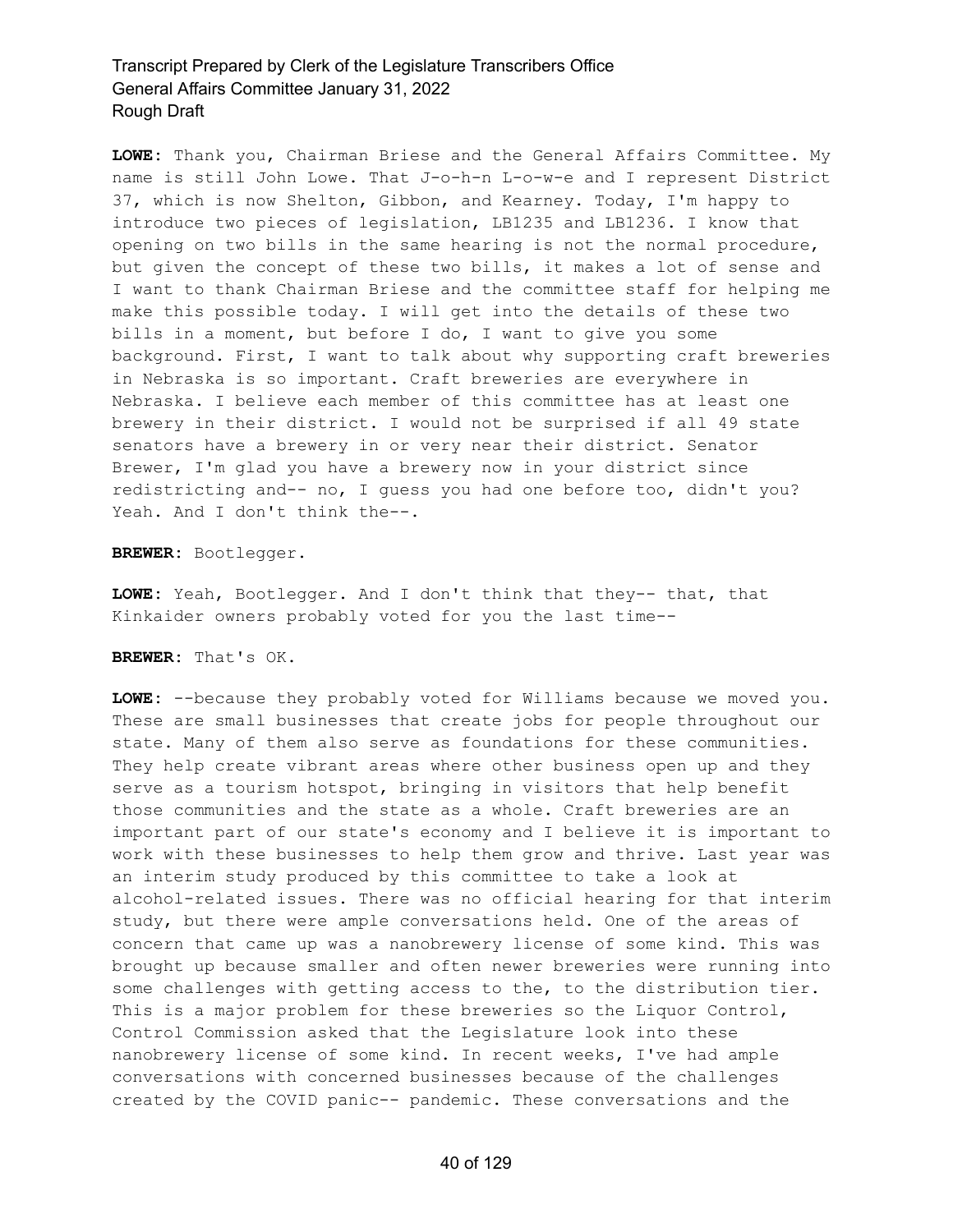**LOWE:** Thank you, Chairman Briese and the General Affairs Committee. My name is still John Lowe. That J-o-h-n L-o-w-e and I represent District 37, which is now Shelton, Gibbon, and Kearney. Today, I'm happy to introduce two pieces of legislation, LB1235 and LB1236. I know that opening on two bills in the same hearing is not the normal procedure, but given the concept of these two bills, it makes a lot of sense and I want to thank Chairman Briese and the committee staff for helping me make this possible today. I will get into the details of these two bills in a moment, but before I do, I want to give you some background. First, I want to talk about why supporting craft breweries in Nebraska is so important. Craft breweries are everywhere in Nebraska. I believe each member of this committee has at least one brewery in their district. I would not be surprised if all 49 state senators have a brewery in or very near their district. Senator Brewer, I'm glad you have a brewery now in your district since redistricting and-- no, I guess you had one before too, didn't you? Yeah. And I don't think the--.

**BREWER:** Bootlegger.

**LOWE:** Yeah, Bootlegger. And I don't think that they-- that, that Kinkaider owners probably voted for you the last time--

**BREWER:** That's OK.

**LOWE:** --because they probably voted for Williams because we moved you. These are small businesses that create jobs for people throughout our state. Many of them also serve as foundations for these communities. They help create vibrant areas where other business open up and they serve as a tourism hotspot, bringing in visitors that help benefit those communities and the state as a whole. Craft breweries are an important part of our state's economy and I believe it is important to work with these businesses to help them grow and thrive. Last year was an interim study produced by this committee to take a look at alcohol-related issues. There was no official hearing for that interim study, but there were ample conversations held. One of the areas of concern that came up was a nanobrewery license of some kind. This was brought up because smaller and often newer breweries were running into some challenges with getting access to the, to the distribution tier. This is a major problem for these breweries so the Liquor Control, Control Commission asked that the Legislature look into these nanobrewery license of some kind. In recent weeks, I've had ample conversations with concerned businesses because of the challenges created by the COVID panic-- pandemic. These conversations and the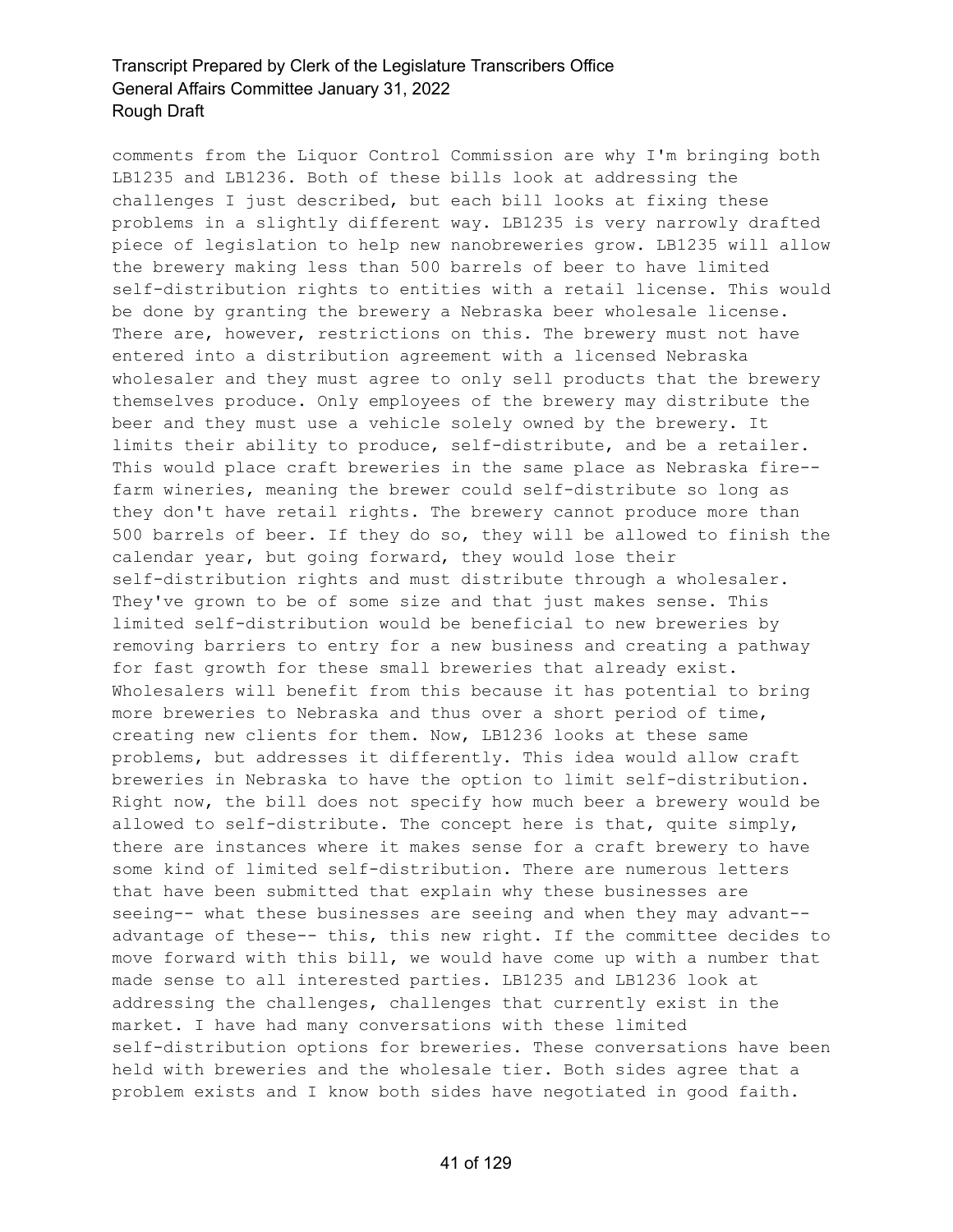comments from the Liquor Control Commission are why I'm bringing both LB1235 and LB1236. Both of these bills look at addressing the challenges I just described, but each bill looks at fixing these problems in a slightly different way. LB1235 is very narrowly drafted piece of legislation to help new nanobreweries grow. LB1235 will allow the brewery making less than 500 barrels of beer to have limited self-distribution rights to entities with a retail license. This would be done by granting the brewery a Nebraska beer wholesale license. There are, however, restrictions on this. The brewery must not have entered into a distribution agreement with a licensed Nebraska wholesaler and they must agree to only sell products that the brewery themselves produce. Only employees of the brewery may distribute the beer and they must use a vehicle solely owned by the brewery. It limits their ability to produce, self-distribute, and be a retailer. This would place craft breweries in the same place as Nebraska fire-- farm wineries, meaning the brewer could self-distribute so long as they don't have retail rights. The brewery cannot produce more than 500 barrels of beer. If they do so, they will be allowed to finish the calendar year, but going forward, they would lose their self-distribution rights and must distribute through a wholesaler. They've grown to be of some size and that just makes sense. This limited self-distribution would be beneficial to new breweries by removing barriers to entry for a new business and creating a pathway for fast growth for these small breweries that already exist. Wholesalers will benefit from this because it has potential to bring more breweries to Nebraska and thus over a short period of time, creating new clients for them. Now, LB1236 looks at these same problems, but addresses it differently. This idea would allow craft breweries in Nebraska to have the option to limit self-distribution. Right now, the bill does not specify how much beer a brewery would be allowed to self-distribute. The concept here is that, quite simply, there are instances where it makes sense for a craft brewery to have some kind of limited self-distribution. There are numerous letters that have been submitted that explain why these businesses are seeing-- what these businesses are seeing and when they may advant-- advantage of these-- this, this new right. If the committee decides to move forward with this bill, we would have come up with a number that made sense to all interested parties. LB1235 and LB1236 look at addressing the challenges, challenges that currently exist in the market. I have had many conversations with these limited self-distribution options for breweries. These conversations have been held with breweries and the wholesale tier. Both sides agree that a problem exists and I know both sides have negotiated in good faith.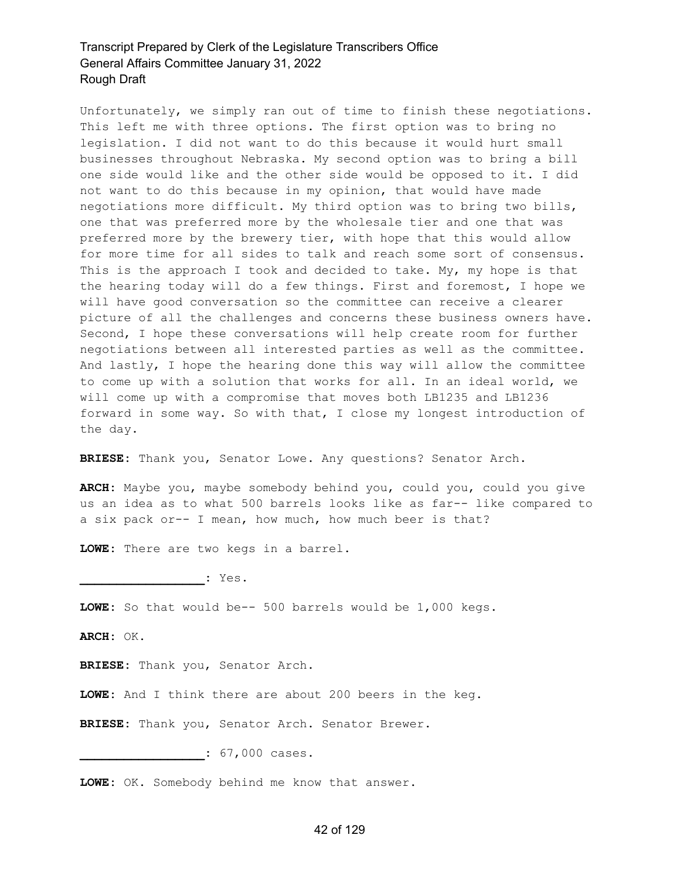Unfortunately, we simply ran out of time to finish these negotiations. This left me with three options. The first option was to bring no legislation. I did not want to do this because it would hurt small businesses throughout Nebraska. My second option was to bring a bill one side would like and the other side would be opposed to it. I did not want to do this because in my opinion, that would have made negotiations more difficult. My third option was to bring two bills, one that was preferred more by the wholesale tier and one that was preferred more by the brewery tier, with hope that this would allow for more time for all sides to talk and reach some sort of consensus. This is the approach I took and decided to take. My, my hope is that the hearing today will do a few things. First and foremost, I hope we will have good conversation so the committee can receive a clearer picture of all the challenges and concerns these business owners have. Second, I hope these conversations will help create room for further negotiations between all interested parties as well as the committee. And lastly, I hope the hearing done this way will allow the committee to come up with a solution that works for all. In an ideal world, we will come up with a compromise that moves both LB1235 and LB1236 forward in some way. So with that, I close my longest introduction of the day.

**BRIESE**: Thank you, Senator Lowe. Any questions? Senator Arch.

**ARCH**: Maybe you, maybe somebody behind you, could you, could you give us an idea as to what 500 barrels looks like as far-- like compared to a six pack or-- I mean, how much, how much beer is that?

**LOWE**: There are two kegs in a barrel.

**_________________**: Yes.

**LOWE**: So that would be-- 500 barrels would be 1,000 kegs.

**ARCH**: OK.

**BRIESE**: Thank you, Senator Arch.

**LOWE**: And I think there are about 200 beers in the keg.

**BRIESE**: Thank you, Senator Arch. Senator Brewer.

**_________________**: 67,000 cases.

**LOWE**: OK. Somebody behind me know that answer.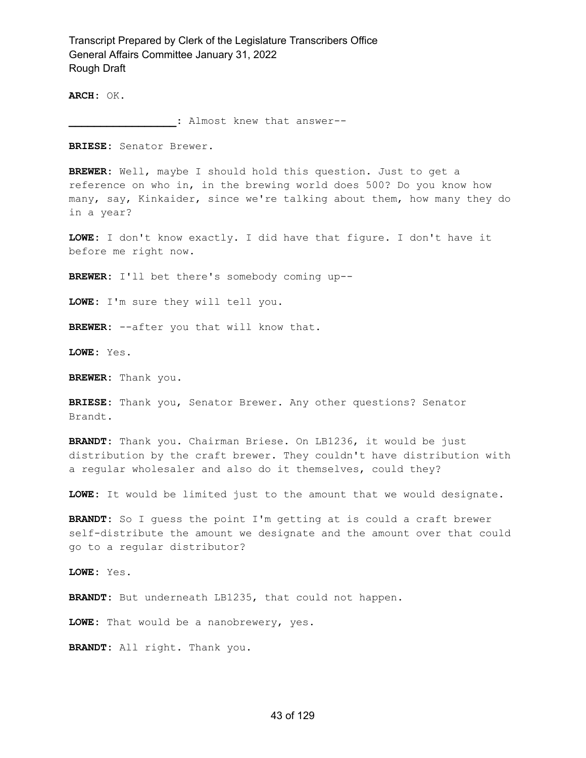**ARCH:** OK.

**\_\_\_\_\_\_\_\_\_\_\_\_\_\_\_\_\_:** Almost knew that answer--

**BRIESE:** Senator Brewer.

**BREWER:** Well, maybe I should hold this question. Just to get a reference on who in, in the brewing world does 500? Do you know how many, say, Kinkaider, since we're talking about them, how many they do in a year?

**LOWE:** I don't know exactly. I did have that figure. I don't have it before me right now.

**BREWER:** I'll bet there's somebody coming up--

**LOWE:** I'm sure they will tell you.

**BREWER:** --after you that will know that.

**LOWE:** Yes.

**BREWER:** Thank you.

**BRIESE:** Thank you, Senator Brewer. Any other questions? Senator Brandt.

**BRANDT:** Thank you. Chairman Briese. On LB1236, it would be just distribution by the craft brewer. They couldn't have distribution with a regular wholesaler and also do it themselves, could they?

**LOWE:** It would be limited just to the amount that we would designate.

**BRANDT:** So I guess the point I'm getting at is could a craft brewer self-distribute the amount we designate and the amount over that could go to a regular distributor?

**LOWE:** Yes.

**BRANDT:** But underneath LB1235, that could not happen.

**LOWE:** That would be a nanobrewery, yes.

**BRANDT:** All right. Thank you.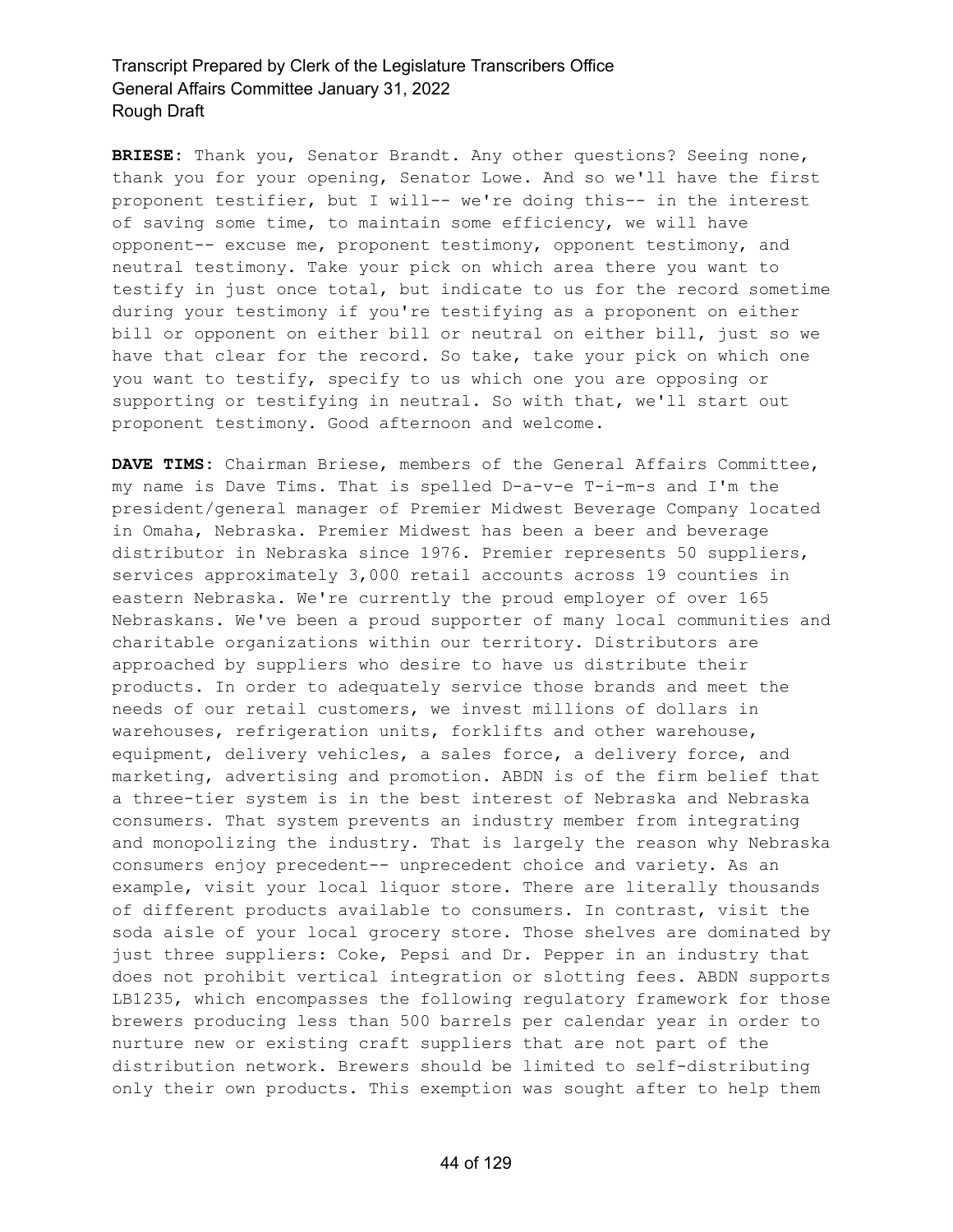**BRIESE:** Thank you, Senator Brandt. Any other questions? Seeing none, thank you for your opening, Senator Lowe. And so we'll have the first proponent testifier, but I will-- we're doing this-- in the interest of saving some time, to maintain some efficiency, we will have opponent-- excuse me, proponent testimony, opponent testimony, and neutral testimony. Take your pick on which area there you want to testify in just once total, but indicate to us for the record sometime during your testimony if you're testifying as a proponent on either bill or opponent on either bill or neutral on either bill, just so we have that clear for the record. So take, take your pick on which one you want to testify, specify to us which one you are opposing or supporting or testifying in neutral. So with that, we'll start out proponent testimony. Good afternoon and welcome.

**DAVE TIMS:** Chairman Briese, members of the General Affairs Committee, my name is Dave Tims. That is spelled D-a-v-e T-i-m-s and I'm the president/general manager of Premier Midwest Beverage Company located in Omaha, Nebraska. Premier Midwest has been a beer and beverage distributor in Nebraska since 1976. Premier represents 50 suppliers, services approximately 3,000 retail accounts across 19 counties in eastern Nebraska. We're currently the proud employer of over 165 Nebraskans. We've been a proud supporter of many local communities and charitable organizations within our territory. Distributors are approached by suppliers who desire to have us distribute their products. In order to adequately service those brands and meet the needs of our retail customers, we invest millions of dollars in warehouses, refrigeration units, forklifts and other warehouse, equipment, delivery vehicles, a sales force, a delivery force, and marketing, advertising and promotion. ABDN is of the firm belief that a three-tier system is in the best interest of Nebraska and Nebraska consumers. That system prevents an industry member from integrating and monopolizing the industry. That is largely the reason why Nebraska consumers enjoy precedent-- unprecedent choice and variety. As an example, visit your local liquor store. There are literally thousands of different products available to consumers. In contrast, visit the soda aisle of your local grocery store. Those shelves are dominated by just three suppliers: Coke, Pepsi and Dr. Pepper in an industry that does not prohibit vertical integration or slotting fees. ABDN supports LB1235, which encompasses the following regulatory framework for those brewers producing less than 500 barrels per calendar year in order to nurture new or existing craft suppliers that are not part of the distribution network. Brewers should be limited to self-distributing only their own products. This exemption was sought after to help them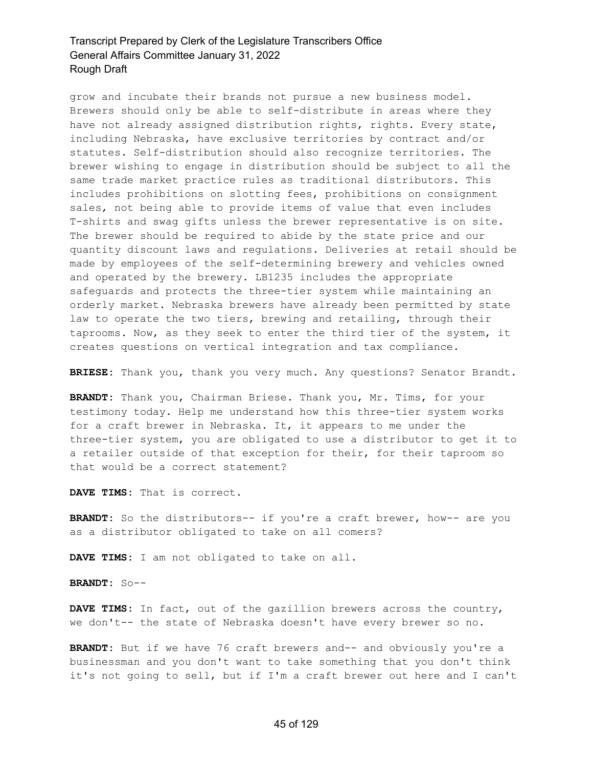grow and incubate their brands not pursue a new business model. Brewers should only be able to self-distribute in areas where they have not already assigned distribution rights, rights. Every state, including Nebraska, have exclusive territories by contract and/or statutes. Self-distribution should also recognize territories. The brewer wishing to engage in distribution should be subject to all the same trade market practice rules as traditional distributors. This includes prohibitions on slotting fees, prohibitions on consignment sales, not being able to provide items of value that even includes T-shirts and swag gifts unless the brewer representative is on site. The brewer should be required to abide by the state price and our quantity discount laws and regulations. Deliveries at retail should be made by employees of the self-determining brewery and vehicles owned and operated by the brewery. LB1235 includes the appropriate safeguards and protects the three-tier system while maintaining an orderly market. Nebraska brewers have already been permitted by state law to operate the two tiers, brewing and retailing, through their taprooms. Now, as they seek to enter the third tier of the system, it creates questions on vertical integration and tax compliance.

**BRIESE:** Thank you, thank you very much. Any questions? Senator Brandt.

**BRANDT:** Thank you, Chairman Briese. Thank you, Mr. Tims, for your testimony today. Help me understand how this three-tier system works for a craft brewer in Nebraska. It, it appears to me under the three-tier system, you are obligated to use a distributor to get it to a retailer outside of that exception for their, for their taproom so that would be a correct statement?

**DAVE TIMS:** That is correct.

**BRANDT:** So the distributors-- if you're a craft brewer, how-- are you as a distributor obligated to take on all comers?

**DAVE TIMS:** I am not obligated to take on all.

**BRANDT:** So--

**DAVE TIMS:** In fact, out of the gazillion brewers across the country, we don't-- the state of Nebraska doesn't have every brewer so no.

**BRANDT:** But if we have 76 craft brewers and-- and obviously you're a businessman and you don't want to take something that you don't think it's not going to sell, but if I'm a craft brewer out here and I can't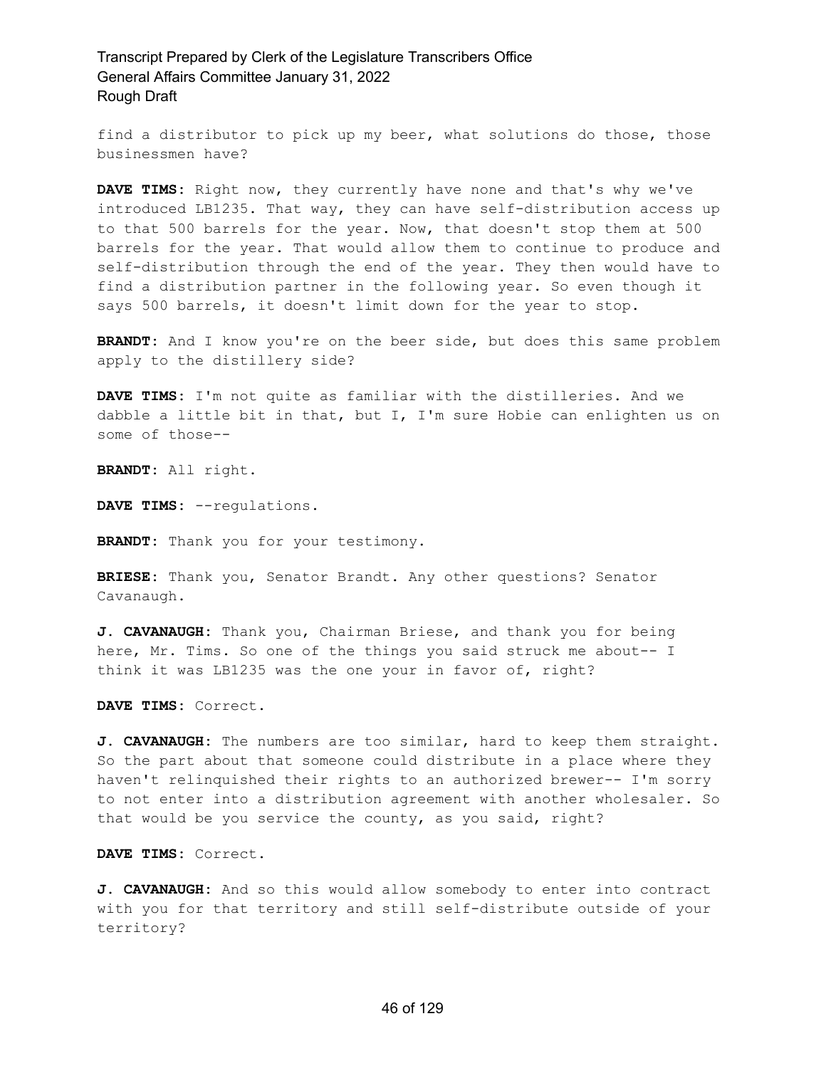find a distributor to pick up my beer, what solutions do those, those businessmen have?

**DAVE TIMS:** Right now, they currently have none and that's why we've introduced LB1235. That way, they can have self-distribution access up to that 500 barrels for the year. Now, that doesn't stop them at 500 barrels for the year. That would allow them to continue to produce and self-distribution through the end of the year. They then would have to find a distribution partner in the following year. So even though it says 500 barrels, it doesn't limit down for the year to stop.

**BRANDT:** And I know you're on the beer side, but does this same problem apply to the distillery side?

**DAVE TIMS:** I'm not quite as familiar with the distilleries. And we dabble a little bit in that, but I, I'm sure Hobie can enlighten us on some of those--

**BRANDT:** All right.

**DAVE TIMS:** --regulations.

**BRANDT:** Thank you for your testimony.

**BRIESE:** Thank you, Senator Brandt. Any other questions? Senator Cavanaugh.

**J. CAVANAUGH:** Thank you, Chairman Briese, and thank you for being here, Mr. Tims. So one of the things you said struck me about-- I think it was LB1235 was the one your in favor of, right?

**DAVE TIMS:** Correct.

**J. CAVANAUGH:** The numbers are too similar, hard to keep them straight. So the part about that someone could distribute in a place where they haven't relinquished their rights to an authorized brewer-- I'm sorry to not enter into a distribution agreement with another wholesaler. So that would be you service the county, as you said, right?

**DAVE TIMS:** Correct.

**J. CAVANAUGH:** And so this would allow somebody to enter into contract with you for that territory and still self-distribute outside of your territory?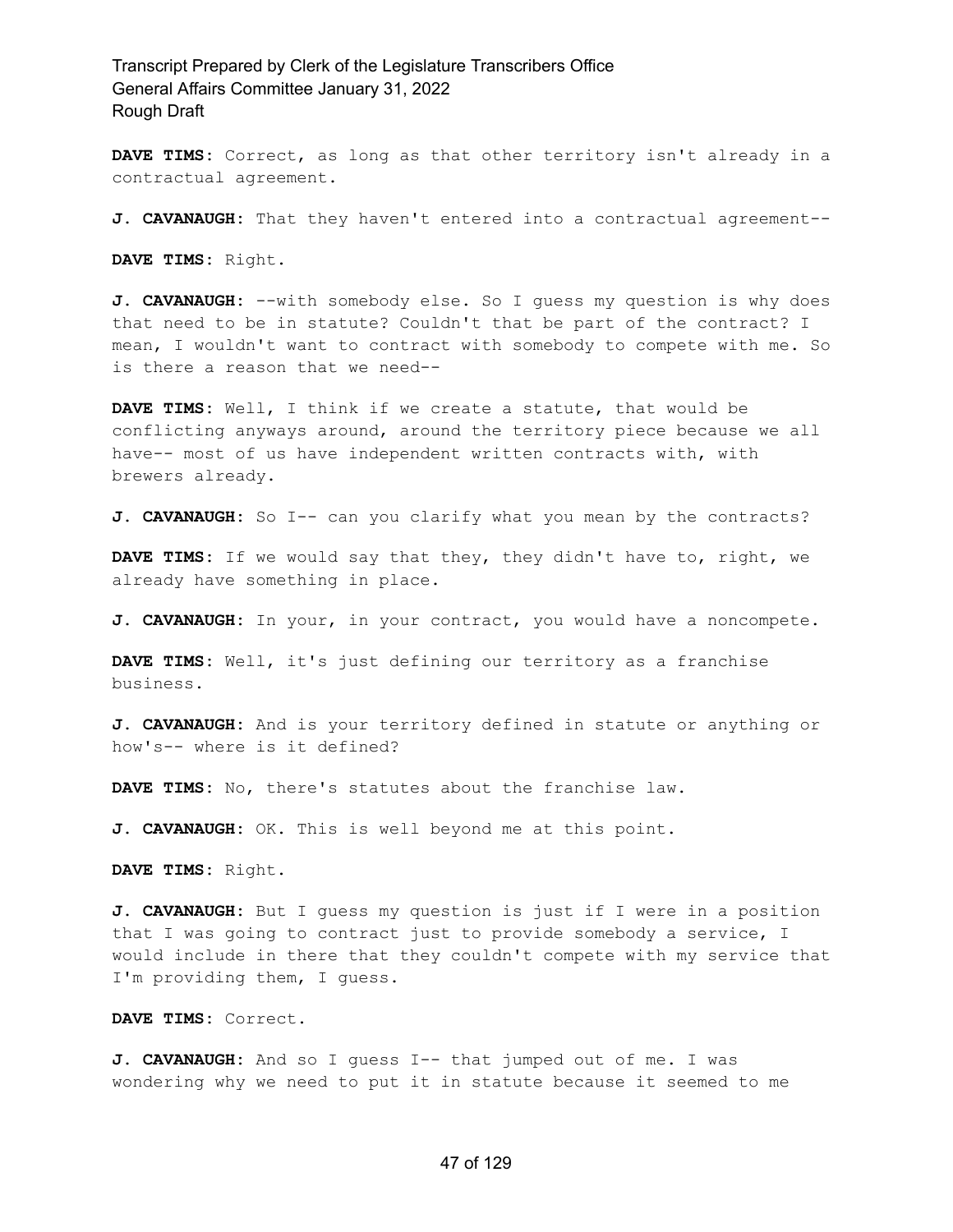**DAVE TIMS:** Correct, as long as that other territory isn't already in a contractual agreement.

**J. CAVANAUGH:** That they haven't entered into a contractual agreement--

**DAVE TIMS:** Right.

**J. CAVANAUGH:** --with somebody else. So I guess my question is why does that need to be in statute? Couldn't that be part of the contract? I mean, I wouldn't want to contract with somebody to compete with me. So is there a reason that we need--

**DAVE TIMS:** Well, I think if we create a statute, that would be conflicting anyways around, around the territory piece because we all have-- most of us have independent written contracts with, with brewers already.

**J. CAVANAUGH:** So I-- can you clarify what you mean by the contracts?

**DAVE TIMS:** If we would say that they, they didn't have to, right, we already have something in place.

**J. CAVANAUGH:** In your, in your contract, you would have a noncompete.

**DAVE TIMS:** Well, it's just defining our territory as a franchise business.

**J. CAVANAUGH:** And is your territory defined in statute or anything or how's-- where is it defined?

**DAVE TIMS:** No, there's statutes about the franchise law.

**J. CAVANAUGH:** OK. This is well beyond me at this point.

**DAVE TIMS:** Right.

**J. CAVANAUGH:** But I guess my question is just if I were in a position that I was going to contract just to provide somebody a service, I would include in there that they couldn't compete with my service that I'm providing them, I guess.

**DAVE TIMS:** Correct.

**J. CAVANAUGH:** And so I guess I-- that jumped out of me. I was wondering why we need to put it in statute because it seemed to me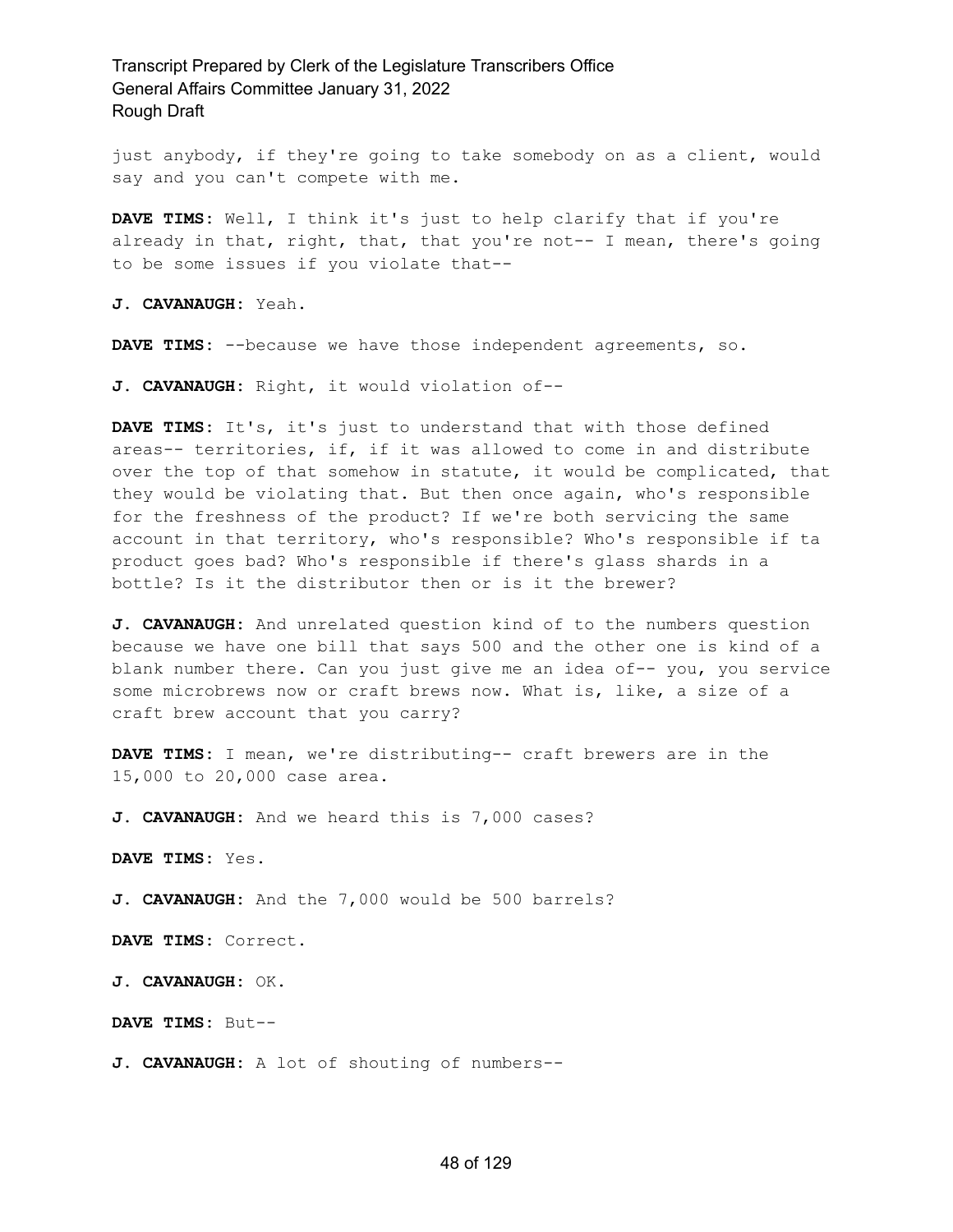just anybody, if they're going to take somebody on as a client, would say and you can't compete with me.

**DAVE TIMS:** Well, I think it's just to help clarify that if you're already in that, right, that, that you're not-- I mean, there's going to be some issues if you violate that--

**J. CAVANAUGH:** Yeah.

**DAVE TIMS:** --because we have those independent agreements, so.

**J. CAVANAUGH:** Right, it would violation of--

**DAVE TIMS:** It's, it's just to understand that with those defined areas-- territories, if, if it was allowed to come in and distribute over the top of that somehow in statute, it would be complicated, that they would be violating that. But then once again, who's responsible for the freshness of the product? If we're both servicing the same account in that territory, who's responsible? Who's responsible if ta product goes bad? Who's responsible if there's glass shards in a bottle? Is it the distributor then or is it the brewer?

**J. CAVANAUGH:** And unrelated question kind of to the numbers question because we have one bill that says 500 and the other one is kind of a blank number there. Can you just give me an idea of-- you, you service some microbrews now or craft brews now. What is, like, a size of a craft brew account that you carry?

**DAVE TIMS:** I mean, we're distributing-- craft brewers are in the 15,000 to 20,000 case area.

**J. CAVANAUGH:** And we heard this is 7,000 cases?

**DAVE TIMS:** Yes.

**J. CAVANAUGH:** And the 7,000 would be 500 barrels?

**DAVE TIMS:** Correct.

**J. CAVANAUGH:** OK.

**DAVE TIMS:** But--

**J. CAVANAUGH:** A lot of shouting of numbers--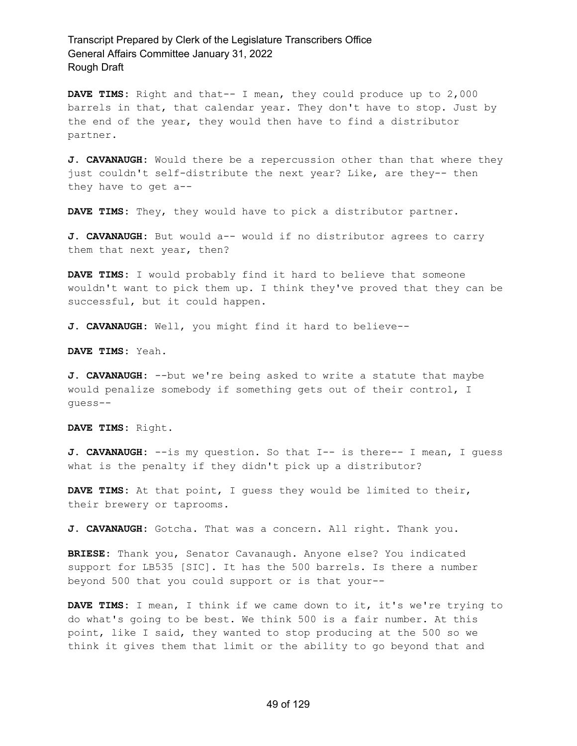**DAVE TIMS:** Right and that-- I mean, they could produce up to 2,000 barrels in that, that calendar year. They don't have to stop. Just by the end of the year, they would then have to find a distributor partner.

**J. CAVANAUGH:** Would there be a repercussion other than that where they just couldn't self-distribute the next year? Like, are they-- then they have to get a--

**DAVE TIMS:** They, they would have to pick a distributor partner.

**J. CAVANAUGH:** But would a-- would if no distributor agrees to carry them that next year, then?

**DAVE TIMS:** I would probably find it hard to believe that someone wouldn't want to pick them up. I think they've proved that they can be successful, but it could happen.

**J. CAVANAUGH:** Well, you might find it hard to believe--

**DAVE TIMS:** Yeah.

**J. CAVANAUGH:** --but we're being asked to write a statute that maybe would penalize somebody if something gets out of their control, I guess--

**DAVE TIMS:** Right.

**J. CAVANAUGH:** --is my question. So that I-- is there-- I mean, I guess what is the penalty if they didn't pick up a distributor?

**DAVE TIMS:** At that point, I guess they would be limited to their, their brewery or taprooms.

**J. CAVANAUGH:** Gotcha. That was a concern. All right. Thank you.

**BRIESE:** Thank you, Senator Cavanaugh. Anyone else? You indicated support for LB535 [SIC]. It has the 500 barrels. Is there a number beyond 500 that you could support or is that your--

**DAVE TIMS:** I mean, I think if we came down to it, it's we're trying to do what's going to be best. We think 500 is a fair number. At this point, like I said, they wanted to stop producing at the 500 so we think it gives them that limit or the ability to go beyond that and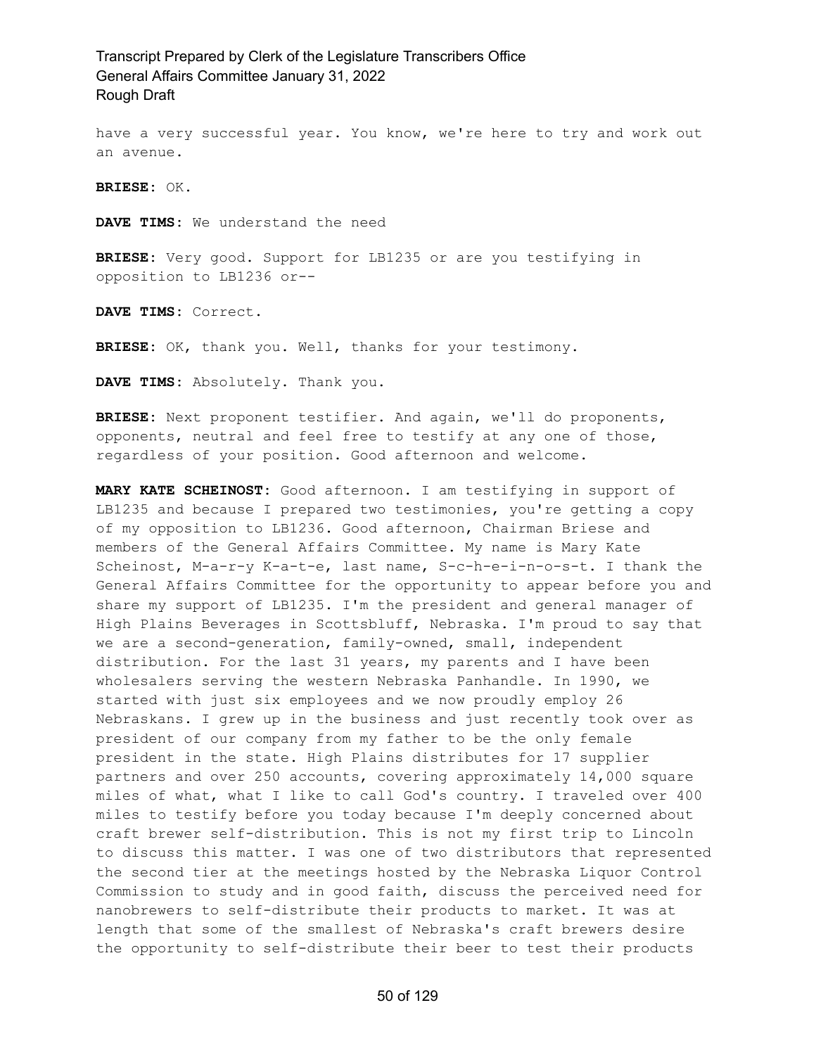have a very successful year. You know, we're here to try and work out an avenue.

**BRIESE:** OK.

**DAVE TIMS:** We understand the need

**BRIESE:** Very good. Support for LB1235 or are you testifying in opposition to LB1236 or--

**DAVE TIMS:** Correct.

**BRIESE:** OK, thank you. Well, thanks for your testimony.

**DAVE TIMS:** Absolutely. Thank you.

**BRIESE:** Next proponent testifier. And again, we'll do proponents, opponents, neutral and feel free to testify at any one of those, regardless of your position. Good afternoon and welcome.

**MARY KATE SCHEINOST:** Good afternoon. I am testifying in support of LB1235 and because I prepared two testimonies, you're getting a copy of my opposition to LB1236. Good afternoon, Chairman Briese and members of the General Affairs Committee. My name is Mary Kate Scheinost, M-a-r-y K-a-t-e, last name, S-c-h-e-i-n-o-s-t. I thank the General Affairs Committee for the opportunity to appear before you and share my support of LB1235. I'm the president and general manager of High Plains Beverages in Scottsbluff, Nebraska. I'm proud to say that we are a second-generation, family-owned, small, independent distribution. For the last 31 years, my parents and I have been wholesalers serving the western Nebraska Panhandle. In 1990, we started with just six employees and we now proudly employ 26 Nebraskans. I grew up in the business and just recently took over as president of our company from my father to be the only female president in the state. High Plains distributes for 17 supplier partners and over 250 accounts, covering approximately 14,000 square miles of what, what I like to call God's country. I traveled over 400 miles to testify before you today because I'm deeply concerned about craft brewer self-distribution. This is not my first trip to Lincoln to discuss this matter. I was one of two distributors that represented the second tier at the meetings hosted by the Nebraska Liquor Control Commission to study and in good faith, discuss the perceived need for nanobrewers to self-distribute their products to market. It was at length that some of the smallest of Nebraska's craft brewers desire the opportunity to self-distribute their beer to test their products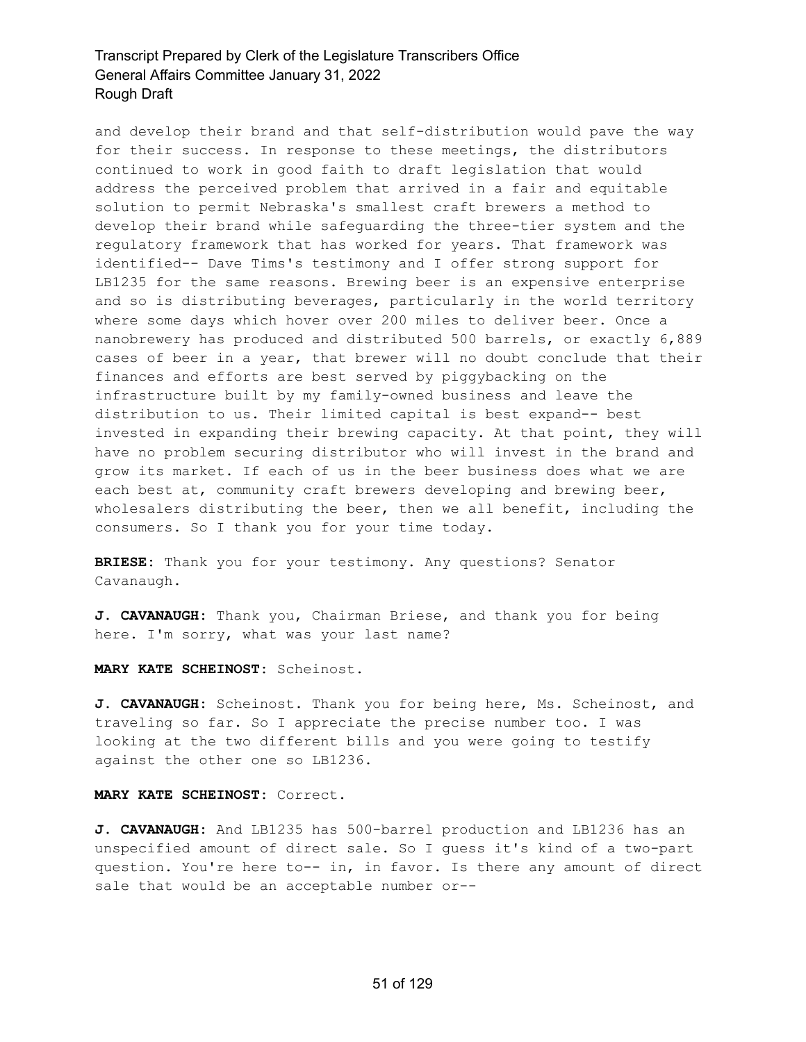and develop their brand and that self-distribution would pave the way for their success. In response to these meetings, the distributors continued to work in good faith to draft legislation that would address the perceived problem that arrived in a fair and equitable solution to permit Nebraska's smallest craft brewers a method to develop their brand while safeguarding the three-tier system and the regulatory framework that has worked for years. That framework was identified-- Dave Tims's testimony and I offer strong support for LB1235 for the same reasons. Brewing beer is an expensive enterprise and so is distributing beverages, particularly in the world territory where some days which hover over 200 miles to deliver beer. Once a nanobrewery has produced and distributed 500 barrels, or exactly 6,889 cases of beer in a year, that brewer will no doubt conclude that their finances and efforts are best served by piggybacking on the infrastructure built by my family-owned business and leave the distribution to us. Their limited capital is best expand-- best invested in expanding their brewing capacity. At that point, they will have no problem securing distributor who will invest in the brand and grow its market. If each of us in the beer business does what we are each best at, community craft brewers developing and brewing beer, wholesalers distributing the beer, then we all benefit, including the consumers. So I thank you for your time today.

**BRIESE:** Thank you for your testimony. Any questions? Senator Cavanaugh.

**J. CAVANAUGH:** Thank you, Chairman Briese, and thank you for being here. I'm sorry, what was your last name?

**MARY KATE SCHEINOST:** Scheinost.

**J. CAVANAUGH:** Scheinost. Thank you for being here, Ms. Scheinost, and traveling so far. So I appreciate the precise number too. I was looking at the two different bills and you were going to testify against the other one so LB1236.

**MARY KATE SCHEINOST:** Correct.

**J. CAVANAUGH:** And LB1235 has 500-barrel production and LB1236 has an unspecified amount of direct sale. So I guess it's kind of a two-part question. You're here to-- in, in favor. Is there any amount of direct sale that would be an acceptable number or--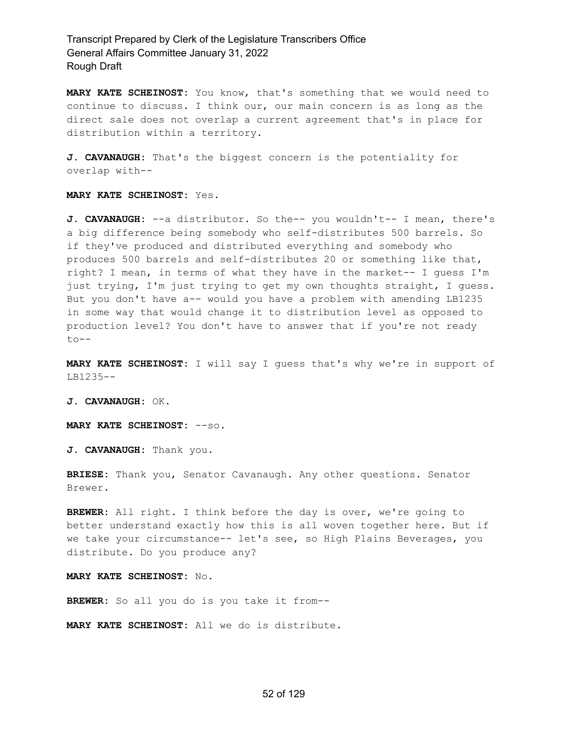**MARY KATE SCHEINOST:** You know, that's something that we would need to continue to discuss. I think our, our main concern is as long as the direct sale does not overlap a current agreement that's in place for distribution within a territory.

**J. CAVANAUGH:** That's the biggest concern is the potentiality for overlap with--

**MARY KATE SCHEINOST:** Yes.

**J. CAVANAUGH:** --a distributor. So the-- you wouldn't-- I mean, there's a big difference being somebody who self-distributes 500 barrels. So if they've produced and distributed everything and somebody who produces 500 barrels and self-distributes 20 or something like that, right? I mean, in terms of what they have in the market-- I guess I'm just trying, I'm just trying to get my own thoughts straight, I guess. But you don't have a-- would you have a problem with amending LB1235 in some way that would change it to distribution level as opposed to production level? You don't have to answer that if you're not ready to--

**MARY KATE SCHEINOST:** I will say I guess that's why we're in support of LB1235--

**J. CAVANAUGH:** OK.

**MARY KATE SCHEINOST:** --so.

**J. CAVANAUGH:** Thank you.

**BRIESE:** Thank you, Senator Cavanaugh. Any other questions. Senator Brewer.

**BREWER:** All right. I think before the day is over, we're going to better understand exactly how this is all woven together here. But if we take your circumstance-- let's see, so High Plains Beverages, you distribute. Do you produce any?

**MARY KATE SCHEINOST:** No.

**BREWER:** So all you do is you take it from--

**MARY KATE SCHEINOST:** All we do is distribute.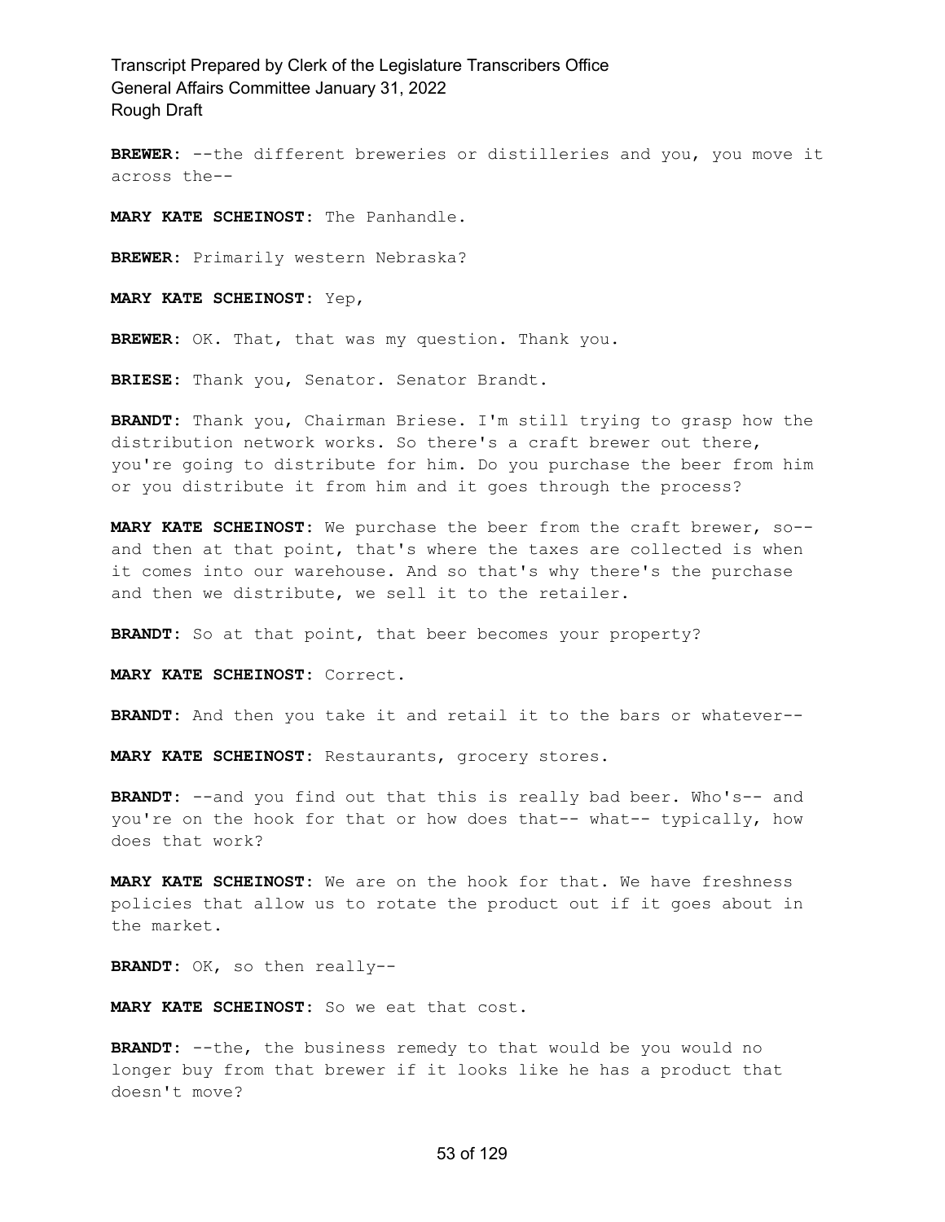**BREWER:** --the different breweries or distilleries and you, you move it across the--

**MARY KATE SCHEINOST:** The Panhandle.

**BREWER:** Primarily western Nebraska?

**MARY KATE SCHEINOST:** Yep,

**BREWER:** OK. That, that was my question. Thank you.

**BRIESE:** Thank you, Senator. Senator Brandt.

**BRANDT:** Thank you, Chairman Briese. I'm still trying to grasp how the distribution network works. So there's a craft brewer out there, you're going to distribute for him. Do you purchase the beer from him or you distribute it from him and it goes through the process?

**MARY KATE SCHEINOST:** We purchase the beer from the craft brewer, so-- and then at that point, that's where the taxes are collected is when it comes into our warehouse. And so that's why there's the purchase and then we distribute, we sell it to the retailer.

**BRANDT:** So at that point, that beer becomes your property?

**MARY KATE SCHEINOST:** Correct.

**BRANDT:** And then you take it and retail it to the bars or whatever--

**MARY KATE SCHEINOST:** Restaurants, grocery stores.

**BRANDT:** --and you find out that this is really bad beer. Who's-- and you're on the hook for that or how does that-- what-- typically, how does that work?

**MARY KATE SCHEINOST:** We are on the hook for that. We have freshness policies that allow us to rotate the product out if it goes about in the market.

**BRANDT:** OK, so then really--

**MARY KATE SCHEINOST:** So we eat that cost.

**BRANDT:** --the, the business remedy to that would be you would no longer buy from that brewer if it looks like he has a product that doesn't move?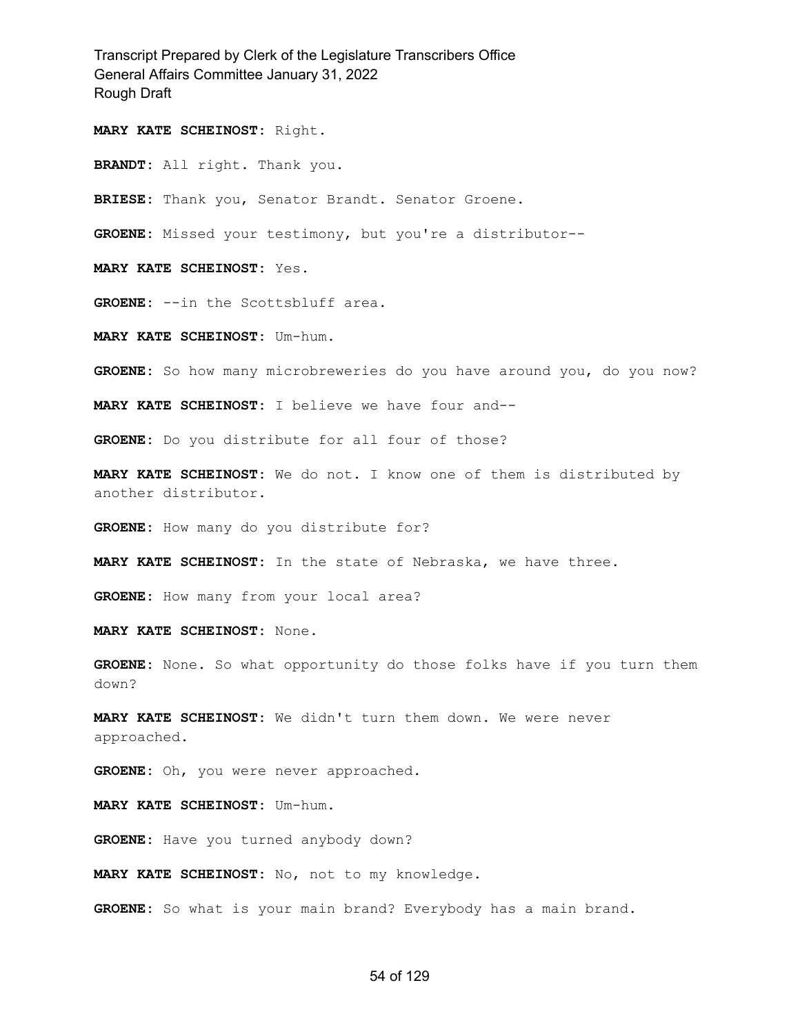**MARY KATE SCHEINOST:** Right.

**BRANDT:** All right. Thank you.

**BRIESE:** Thank you, Senator Brandt. Senator Groene.

**GROENE:** Missed your testimony, but you're a distributor--

**MARY KATE SCHEINOST:** Yes.

**GROENE:** --in the Scottsbluff area.

**MARY KATE SCHEINOST:** Um-hum.

**GROENE:** So how many microbreweries do you have around you, do you now?

**MARY KATE SCHEINOST:** I believe we have four and--

**GROENE:** Do you distribute for all four of those?

**MARY KATE SCHEINOST:** We do not. I know one of them is distributed by another distributor.

**GROENE:** How many do you distribute for?

**MARY KATE SCHEINOST:** In the state of Nebraska, we have three.

**GROENE:** How many from your local area?

**MARY KATE SCHEINOST:** None.

**GROENE:** None. So what opportunity do those folks have if you turn them down?

**MARY KATE SCHEINOST:** We didn't turn them down. We were never approached.

**GROENE:** Oh, you were never approached.

**MARY KATE SCHEINOST:** Um-hum.

**GROENE:** Have you turned anybody down?

**MARY KATE SCHEINOST:** No, not to my knowledge.

**GROENE:** So what is your main brand? Everybody has a main brand.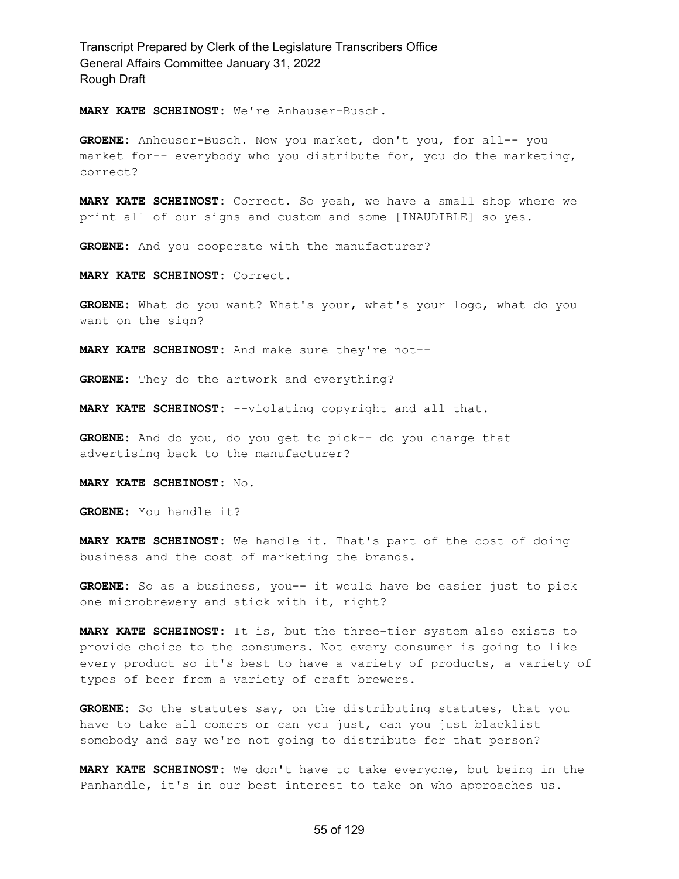**MARY KATE SCHEINOST:** We're Anhauser-Busch.

**GROENE:** Anheuser-Busch. Now you market, don't you, for all-- you market for-- everybody who you distribute for, you do the marketing, correct?

**MARY KATE SCHEINOST:** Correct. So yeah, we have a small shop where we print all of our signs and custom and some [INAUDIBLE] so yes.

**GROENE:** And you cooperate with the manufacturer?

**MARY KATE SCHEINOST:** Correct.

**GROENE:** What do you want? What's your, what's your logo, what do you want on the sign?

**MARY KATE SCHEINOST:** And make sure they're not--

**GROENE:** They do the artwork and everything?

**MARY KATE SCHEINOST:** --violating copyright and all that.

**GROENE:** And do you, do you get to pick-- do you charge that advertising back to the manufacturer?

**MARY KATE SCHEINOST:** No.

**GROENE:** You handle it?

**MARY KATE SCHEINOST:** We handle it. That's part of the cost of doing business and the cost of marketing the brands.

**GROENE:** So as a business, you-- it would have be easier just to pick one microbrewery and stick with it, right?

**MARY KATE SCHEINOST:** It is, but the three-tier system also exists to provide choice to the consumers. Not every consumer is going to like every product so it's best to have a variety of products, a variety of types of beer from a variety of craft brewers.

**GROENE:** So the statutes say, on the distributing statutes, that you have to take all comers or can you just, can you just blacklist somebody and say we're not going to distribute for that person?

**MARY KATE SCHEINOST:** We don't have to take everyone, but being in the Panhandle, it's in our best interest to take on who approaches us.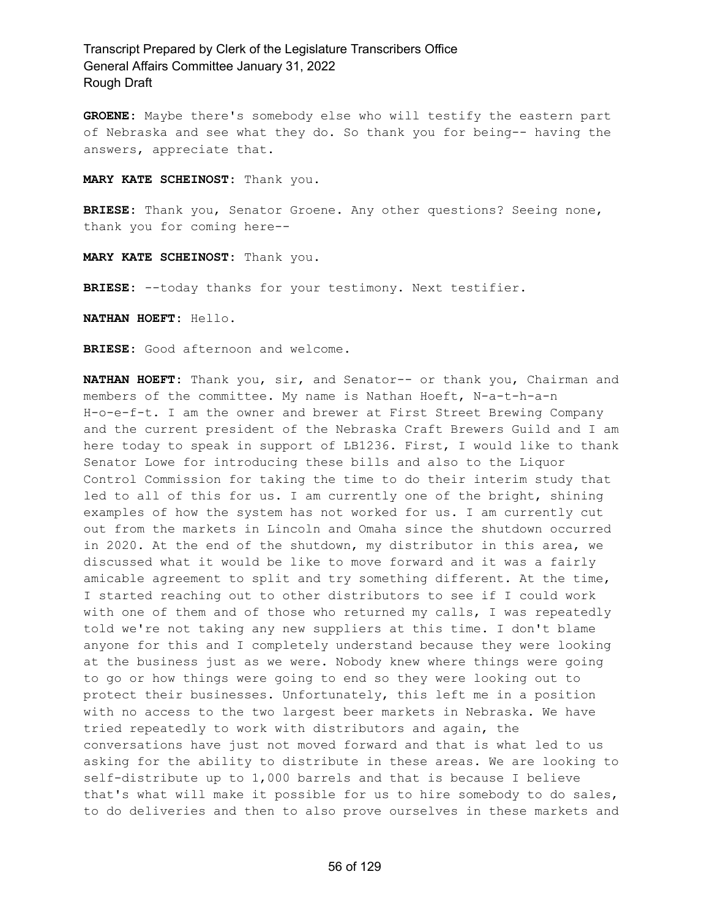**GROENE:** Maybe there's somebody else who will testify the eastern part of Nebraska and see what they do. So thank you for being-- having the answers, appreciate that.

**MARY KATE SCHEINOST:** Thank you.

**BRIESE:** Thank you, Senator Groene. Any other questions? Seeing none, thank you for coming here--

**MARY KATE SCHEINOST:** Thank you.

**BRIESE:** --today thanks for your testimony. Next testifier.

**NATHAN HOEFT:** Hello.

**BRIESE:** Good afternoon and welcome.

**NATHAN HOEFT:** Thank you, sir, and Senator-- or thank you, Chairman and members of the committee. My name is Nathan Hoeft, N-a-t-h-a-n H-o-e-f-t. I am the owner and brewer at First Street Brewing Company and the current president of the Nebraska Craft Brewers Guild and I am here today to speak in support of LB1236. First, I would like to thank Senator Lowe for introducing these bills and also to the Liquor Control Commission for taking the time to do their interim study that led to all of this for us. I am currently one of the bright, shining examples of how the system has not worked for us. I am currently cut out from the markets in Lincoln and Omaha since the shutdown occurred in 2020. At the end of the shutdown, my distributor in this area, we discussed what it would be like to move forward and it was a fairly amicable agreement to split and try something different. At the time, I started reaching out to other distributors to see if I could work with one of them and of those who returned my calls, I was repeatedly told we're not taking any new suppliers at this time. I don't blame anyone for this and I completely understand because they were looking at the business just as we were. Nobody knew where things were going to go or how things were going to end so they were looking out to protect their businesses. Unfortunately, this left me in a position with no access to the two largest beer markets in Nebraska. We have tried repeatedly to work with distributors and again, the conversations have just not moved forward and that is what led to us asking for the ability to distribute in these areas. We are looking to self-distribute up to 1,000 barrels and that is because I believe that's what will make it possible for us to hire somebody to do sales, to do deliveries and then to also prove ourselves in these markets and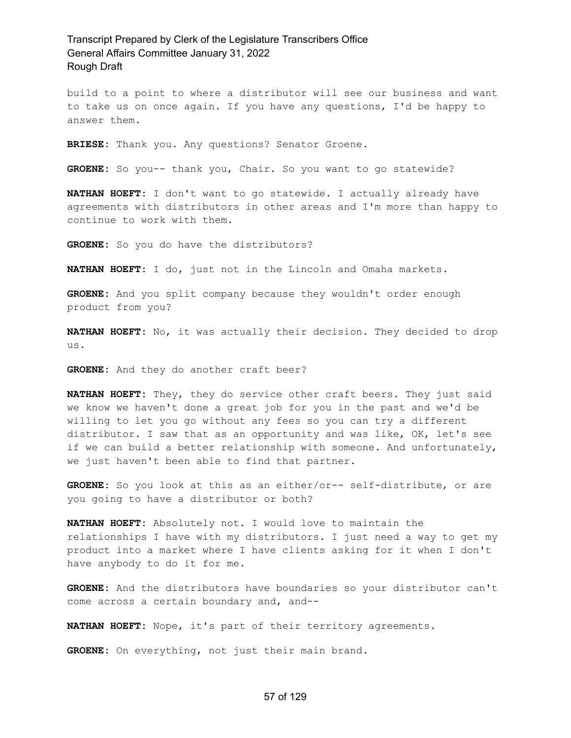build to a point to where a distributor will see our business and want to take us on once again. If you have any questions, I'd be happy to answer them.

**BRIESE:** Thank you. Any questions? Senator Groene.

**GROENE:** So you-- thank you, Chair. So you want to go statewide?

**NATHAN HOEFT:** I don't want to go statewide. I actually already have agreements with distributors in other areas and I'm more than happy to continue to work with them.

**GROENE:** So you do have the distributors?

**NATHAN HOEFT:** I do, just not in the Lincoln and Omaha markets.

**GROENE:** And you split company because they wouldn't order enough product from you?

**NATHAN HOEFT:** No, it was actually their decision. They decided to drop us.

**GROENE:** And they do another craft beer?

**NATHAN HOEFT:** They, they do service other craft beers. They just said we know we haven't done a great job for you in the past and we'd be willing to let you go without any fees so you can try a different distributor. I saw that as an opportunity and was like, OK, let's see if we can build a better relationship with someone. And unfortunately, we just haven't been able to find that partner.

**GROENE:** So you look at this as an either/or-- self-distribute, or are you going to have a distributor or both?

**NATHAN HOEFT:** Absolutely not. I would love to maintain the relationships I have with my distributors. I just need a way to get my product into a market where I have clients asking for it when I don't have anybody to do it for me.

**GROENE:** And the distributors have boundaries so your distributor can't come across a certain boundary and, and--

**NATHAN HOEFT:** Nope, it's part of their territory agreements.

**GROENE:** On everything, not just their main brand.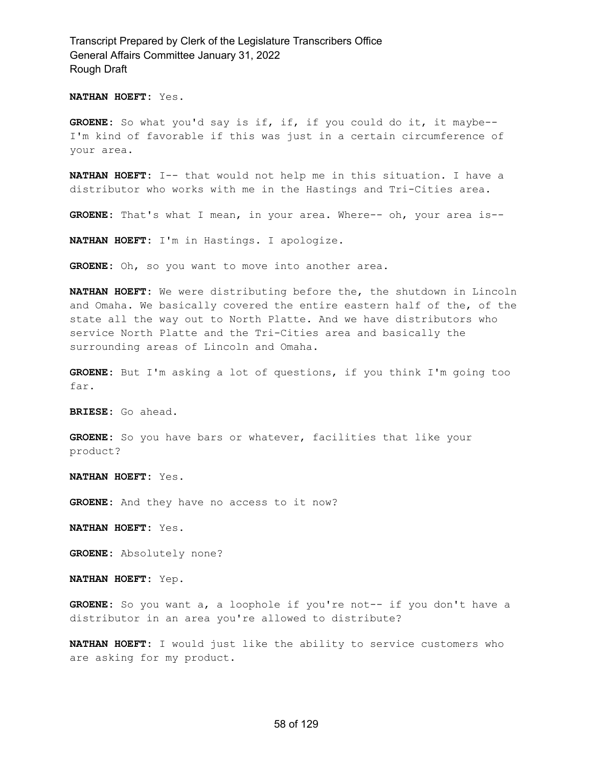**NATHAN HOEFT:** Yes.

**GROENE:** So what you'd say is if, if, if you could do it, it maybe-- I'm kind of favorable if this was just in a certain circumference of your area.

**NATHAN HOEFT:** I-- that would not help me in this situation. I have a distributor who works with me in the Hastings and Tri-Cities area.

**GROENE:** That's what I mean, in your area. Where-- oh, your area is--

**NATHAN HOEFT:** I'm in Hastings. I apologize.

**GROENE:** Oh, so you want to move into another area.

**NATHAN HOEFT:** We were distributing before the, the shutdown in Lincoln and Omaha. We basically covered the entire eastern half of the, of the state all the way out to North Platte. And we have distributors who service North Platte and the Tri-Cities area and basically the surrounding areas of Lincoln and Omaha.

**GROENE:** But I'm asking a lot of questions, if you think I'm going too far.

**BRIESE:** Go ahead.

**GROENE:** So you have bars or whatever, facilities that like your product?

**NATHAN HOEFT:** Yes.

**GROENE:** And they have no access to it now?

**NATHAN HOEFT:** Yes.

**GROENE:** Absolutely none?

**NATHAN HOEFT:** Yep.

**GROENE:** So you want a, a loophole if you're not-- if you don't have a distributor in an area you're allowed to distribute?

**NATHAN HOEFT:** I would just like the ability to service customers who are asking for my product.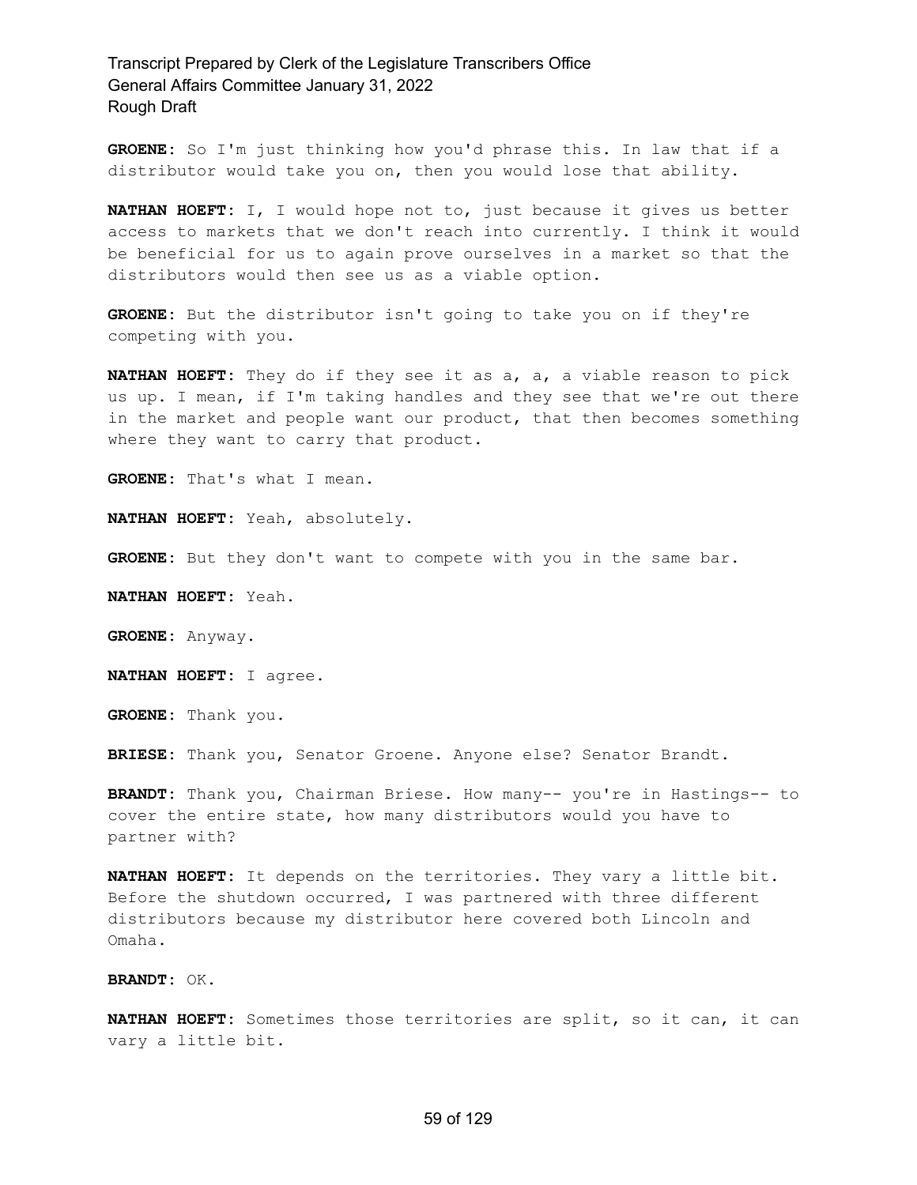**GROENE:** So I'm just thinking how you'd phrase this. In law that if a distributor would take you on, then you would lose that ability.

**NATHAN HOEFT:** I, I would hope not to, just because it gives us better access to markets that we don't reach into currently. I think it would be beneficial for us to again prove ourselves in a market so that the distributors would then see us as a viable option.

**GROENE:** But the distributor isn't going to take you on if they're competing with you.

**NATHAN HOEFT:** They do if they see it as a, a, a viable reason to pick us up. I mean, if I'm taking handles and they see that we're out there in the market and people want our product, that then becomes something where they want to carry that product.

**GROENE:** That's what I mean.

**NATHAN HOEFT:** Yeah, absolutely.

**GROENE:** But they don't want to compete with you in the same bar.

**NATHAN HOEFT:** Yeah.

**GROENE:** Anyway.

**NATHAN HOEFT:** I agree.

**GROENE:** Thank you.

**BRIESE:** Thank you, Senator Groene. Anyone else? Senator Brandt.

**BRANDT:** Thank you, Chairman Briese. How many-- you're in Hastings-- to cover the entire state, how many distributors would you have to partner with?

**NATHAN HOEFT:** It depends on the territories. They vary a little bit. Before the shutdown occurred, I was partnered with three different distributors because my distributor here covered both Lincoln and Omaha.

**BRANDT:** OK.

**NATHAN HOEFT:** Sometimes those territories are split, so it can, it can vary a little bit.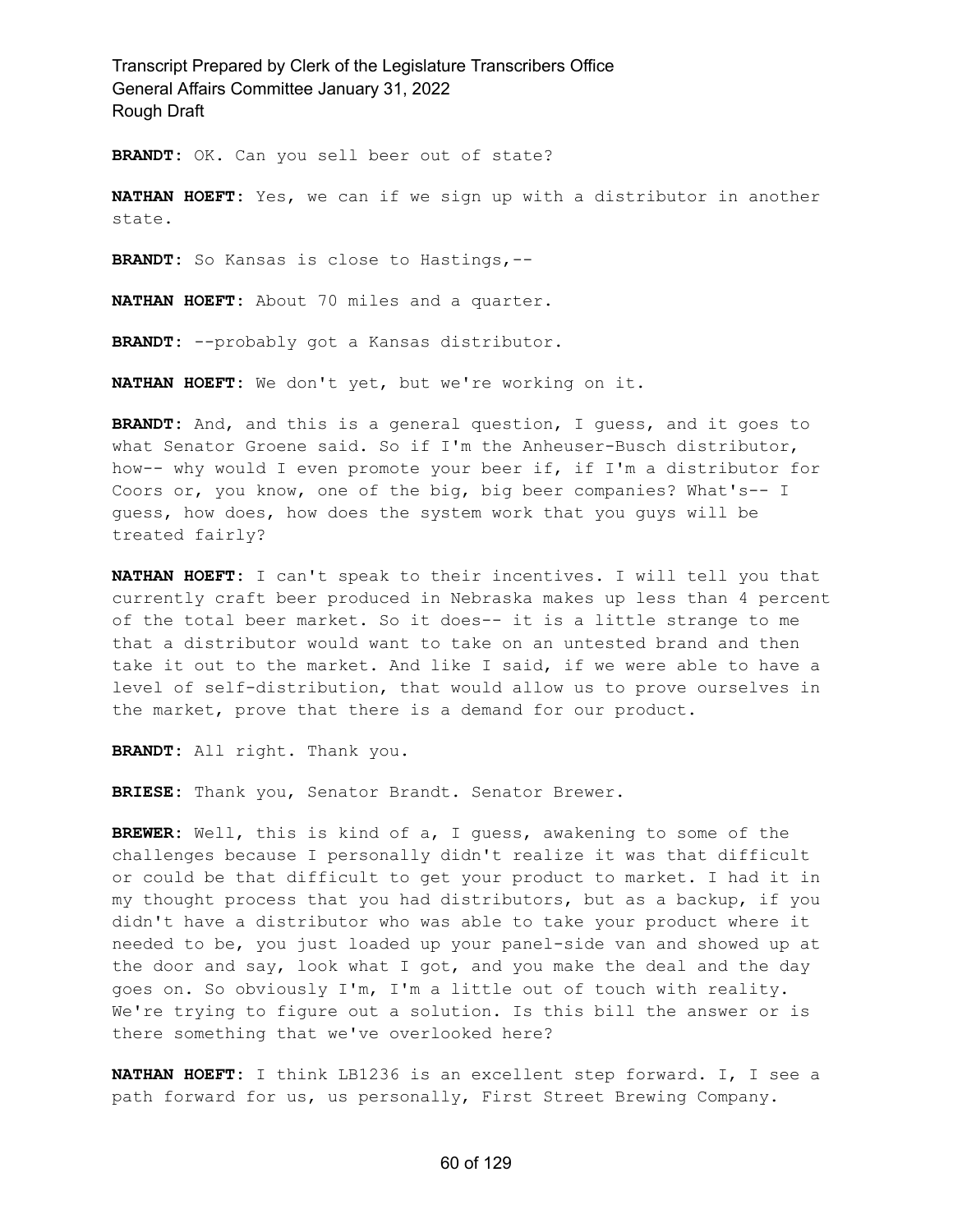**BRANDT:** OK. Can you sell beer out of state?

**NATHAN HOEFT:** Yes, we can if we sign up with a distributor in another state.

**BRANDT:** So Kansas is close to Hastings,--

**NATHAN HOEFT:** About 70 miles and a quarter.

**BRANDT:** --probably got a Kansas distributor.

**NATHAN HOEFT:** We don't yet, but we're working on it.

**BRANDT:** And, and this is a general question, I guess, and it goes to what Senator Groene said. So if I'm the Anheuser-Busch distributor, how-- why would I even promote your beer if, if I'm a distributor for Coors or, you know, one of the big, big beer companies? What's-- I guess, how does, how does the system work that you guys will be treated fairly?

**NATHAN HOEFT:** I can't speak to their incentives. I will tell you that currently craft beer produced in Nebraska makes up less than 4 percent of the total beer market. So it does-- it is a little strange to me that a distributor would want to take on an untested brand and then take it out to the market. And like I said, if we were able to have a level of self-distribution, that would allow us to prove ourselves in the market, prove that there is a demand for our product.

**BRANDT:** All right. Thank you.

**BRIESE:** Thank you, Senator Brandt. Senator Brewer.

**BREWER:** Well, this is kind of a, I guess, awakening to some of the challenges because I personally didn't realize it was that difficult or could be that difficult to get your product to market. I had it in my thought process that you had distributors, but as a backup, if you didn't have a distributor who was able to take your product where it needed to be, you just loaded up your panel-side van and showed up at the door and say, look what I got, and you make the deal and the day goes on. So obviously I'm, I'm a little out of touch with reality. We're trying to figure out a solution. Is this bill the answer or is there something that we've overlooked here?

**NATHAN HOEFT:** I think LB1236 is an excellent step forward. I, I see a path forward for us, us personally, First Street Brewing Company.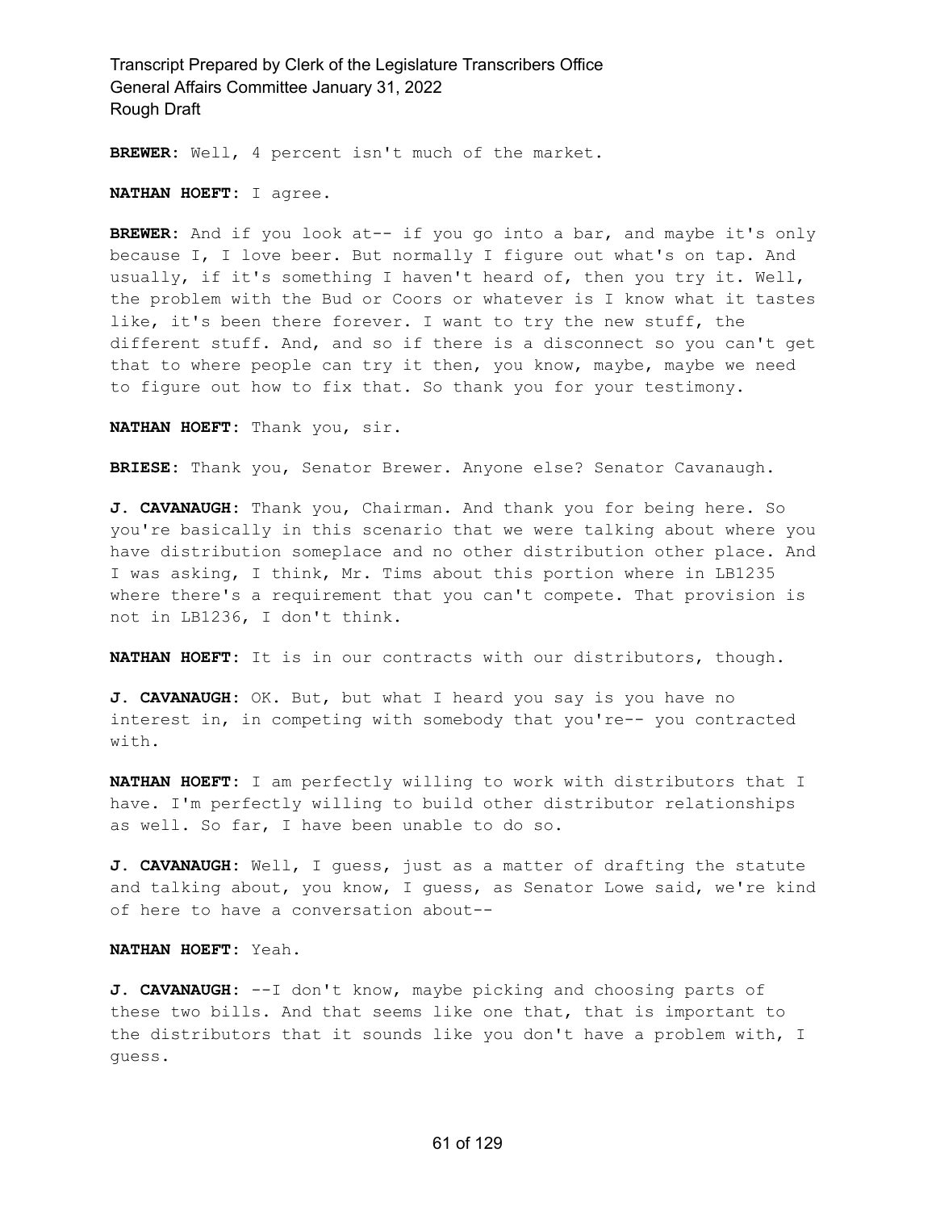**BREWER:** Well, 4 percent isn't much of the market.

**NATHAN HOEFT:** I agree.

**BREWER:** And if you look at-- if you go into a bar, and maybe it's only because I, I love beer. But normally I figure out what's on tap. And usually, if it's something I haven't heard of, then you try it. Well, the problem with the Bud or Coors or whatever is I know what it tastes like, it's been there forever. I want to try the new stuff, the different stuff. And, and so if there is a disconnect so you can't get that to where people can try it then, you know, maybe, maybe we need to figure out how to fix that. So thank you for your testimony.

**NATHAN HOEFT:** Thank you, sir.

**BRIESE:** Thank you, Senator Brewer. Anyone else? Senator Cavanaugh.

**J. CAVANAUGH:** Thank you, Chairman. And thank you for being here. So you're basically in this scenario that we were talking about where you have distribution someplace and no other distribution other place. And I was asking, I think, Mr. Tims about this portion where in LB1235 where there's a requirement that you can't compete. That provision is not in LB1236, I don't think.

**NATHAN HOEFT:** It is in our contracts with our distributors, though.

**J. CAVANAUGH:** OK. But, but what I heard you say is you have no interest in, in competing with somebody that you're-- you contracted with.

**NATHAN HOEFT:** I am perfectly willing to work with distributors that I have. I'm perfectly willing to build other distributor relationships as well. So far, I have been unable to do so.

**J. CAVANAUGH:** Well, I guess, just as a matter of drafting the statute and talking about, you know, I guess, as Senator Lowe said, we're kind of here to have a conversation about--

**NATHAN HOEFT:** Yeah.

**J. CAVANAUGH:** --I don't know, maybe picking and choosing parts of these two bills. And that seems like one that, that is important to the distributors that it sounds like you don't have a problem with, I guess.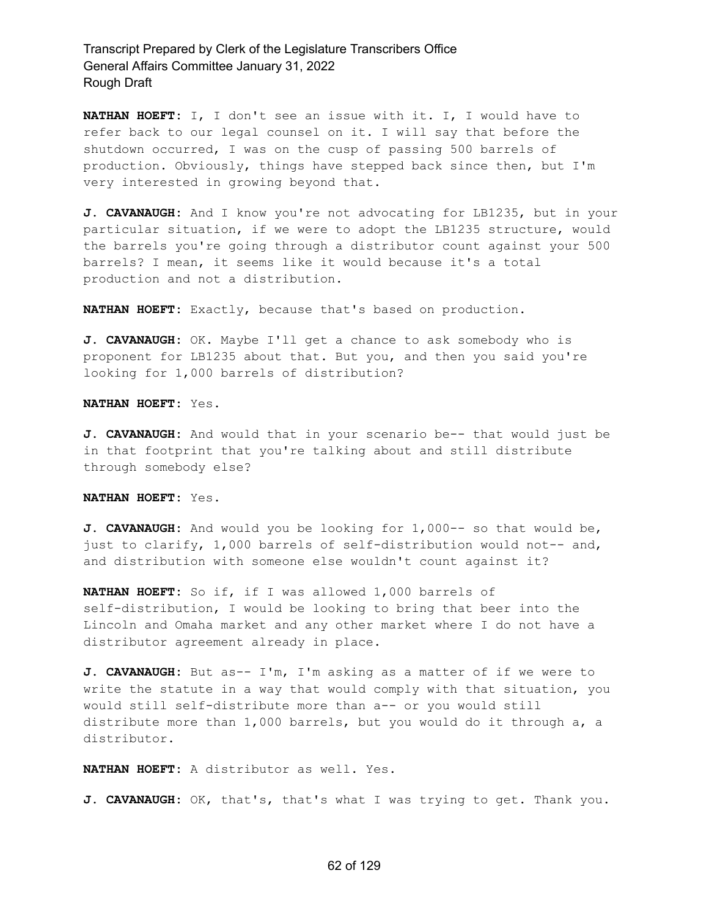**NATHAN HOEFT:** I, I don't see an issue with it. I, I would have to refer back to our legal counsel on it. I will say that before the shutdown occurred, I was on the cusp of passing 500 barrels of production. Obviously, things have stepped back since then, but I'm very interested in growing beyond that.

**J. CAVANAUGH:** And I know you're not advocating for LB1235, but in your particular situation, if we were to adopt the LB1235 structure, would the barrels you're going through a distributor count against your 500 barrels? I mean, it seems like it would because it's a total production and not a distribution.

**NATHAN HOEFT:** Exactly, because that's based on production.

**J. CAVANAUGH:** OK. Maybe I'll get a chance to ask somebody who is proponent for LB1235 about that. But you, and then you said you're looking for 1,000 barrels of distribution?

**NATHAN HOEFT:** Yes.

**J. CAVANAUGH:** And would that in your scenario be-- that would just be in that footprint that you're talking about and still distribute through somebody else?

**NATHAN HOEFT:** Yes.

**J. CAVANAUGH:** And would you be looking for 1,000-- so that would be, just to clarify, 1,000 barrels of self-distribution would not-- and, and distribution with someone else wouldn't count against it?

**NATHAN HOEFT:** So if, if I was allowed 1,000 barrels of self-distribution, I would be looking to bring that beer into the Lincoln and Omaha market and any other market where I do not have a distributor agreement already in place.

**J. CAVANAUGH:** But as-- I'm, I'm asking as a matter of if we were to write the statute in a way that would comply with that situation, you would still self-distribute more than a-- or you would still distribute more than 1,000 barrels, but you would do it through a, a distributor.

**NATHAN HOEFT:** A distributor as well. Yes.

**J. CAVANAUGH:** OK, that's, that's what I was trying to get. Thank you.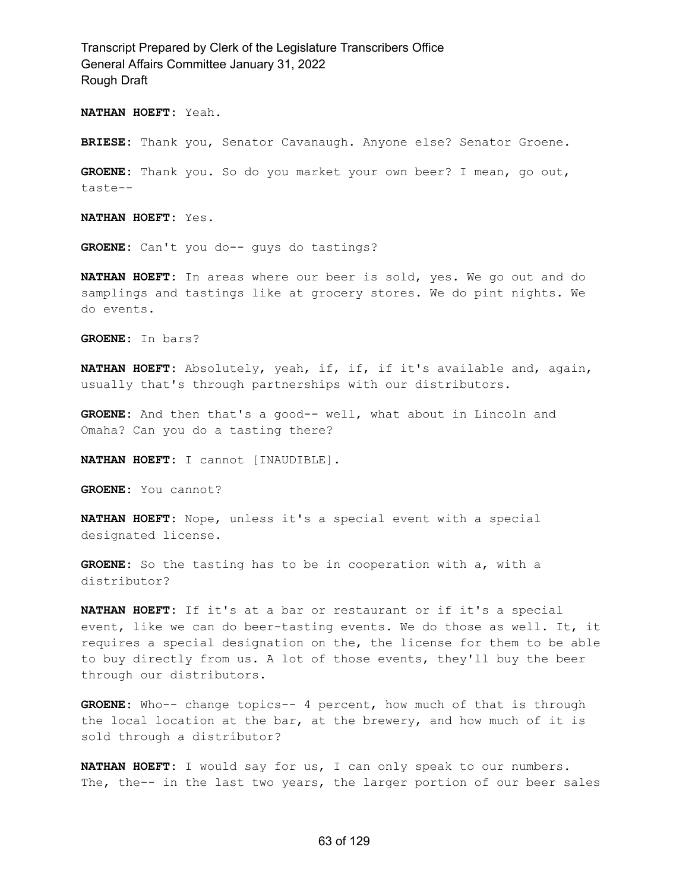**NATHAN HOEFT:** Yeah.

**BRIESE:** Thank you, Senator Cavanaugh. Anyone else? Senator Groene.

**GROENE:** Thank you. So do you market your own beer? I mean, go out, taste--

**NATHAN HOEFT:** Yes.

**GROENE:** Can't you do-- guys do tastings?

**NATHAN HOEFT:** In areas where our beer is sold, yes. We go out and do samplings and tastings like at grocery stores. We do pint nights. We do events.

**GROENE:** In bars?

**NATHAN HOEFT:** Absolutely, yeah, if, if, if it's available and, again, usually that's through partnerships with our distributors.

**GROENE:** And then that's a good-- well, what about in Lincoln and Omaha? Can you do a tasting there?

**NATHAN HOEFT:** I cannot [INAUDIBLE].

**GROENE:** You cannot?

**NATHAN HOEFT:** Nope, unless it's a special event with a special designated license.

**GROENE:** So the tasting has to be in cooperation with a, with a distributor?

**NATHAN HOEFT:** If it's at a bar or restaurant or if it's a special event, like we can do beer-tasting events. We do those as well. It, it requires a special designation on the, the license for them to be able to buy directly from us. A lot of those events, they'll buy the beer through our distributors.

**GROENE:** Who-- change topics-- 4 percent, how much of that is through the local location at the bar, at the brewery, and how much of it is sold through a distributor?

**NATHAN HOEFT:** I would say for us, I can only speak to our numbers. The, the-- in the last two years, the larger portion of our beer sales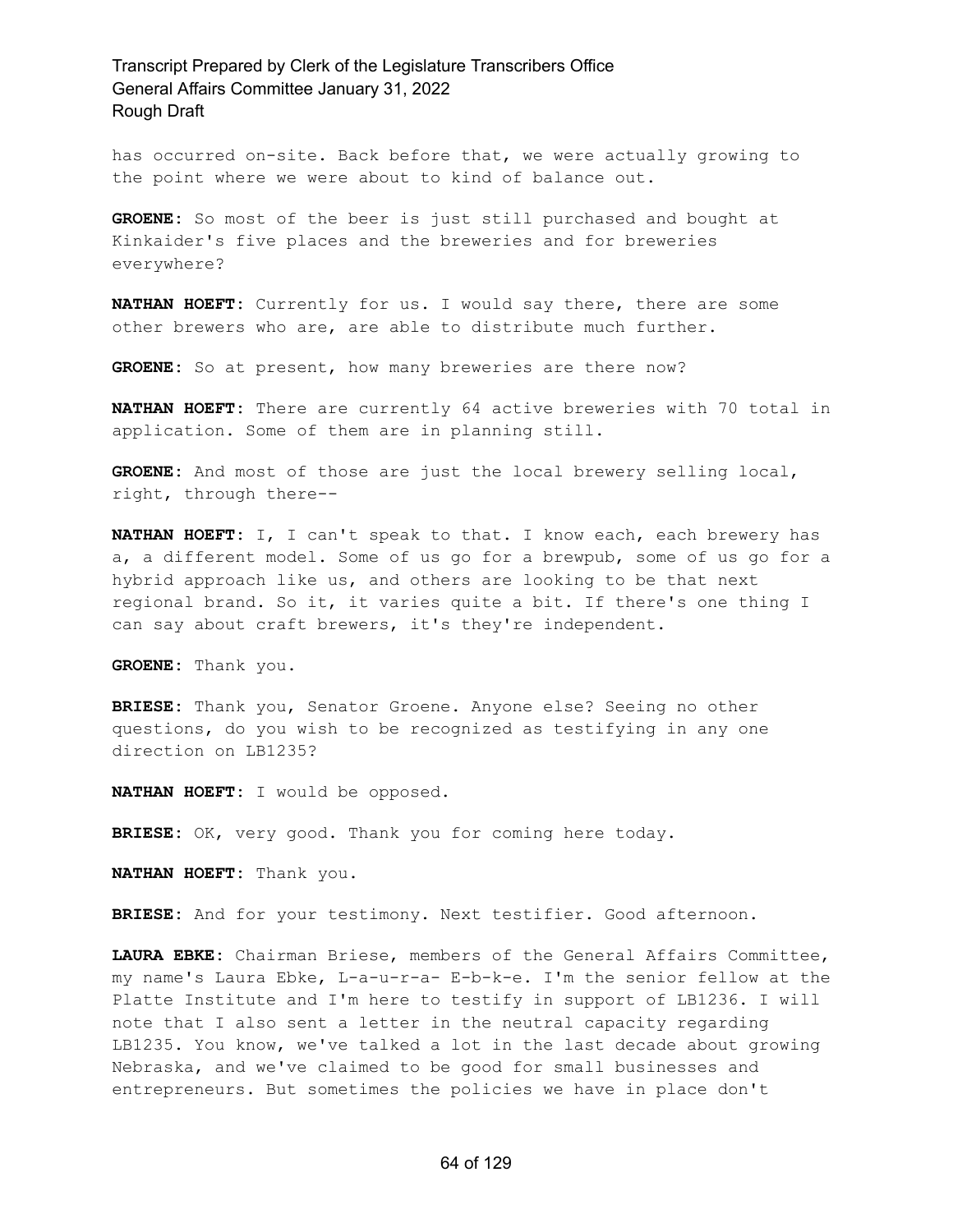has occurred on-site. Back before that, we were actually growing to the point where we were about to kind of balance out.

**GROENE:** So most of the beer is just still purchased and bought at Kinkaider's five places and the breweries and for breweries everywhere?

**NATHAN HOEFT:** Currently for us. I would say there, there are some other brewers who are, are able to distribute much further.

**GROENE:** So at present, how many breweries are there now?

**NATHAN HOEFT:** There are currently 64 active breweries with 70 total in application. Some of them are in planning still.

**GROENE:** And most of those are just the local brewery selling local, right, through there--

**NATHAN HOEFT:** I, I can't speak to that. I know each, each brewery has a, a different model. Some of us go for a brewpub, some of us go for a hybrid approach like us, and others are looking to be that next regional brand. So it, it varies quite a bit. If there's one thing I can say about craft brewers, it's they're independent.

**GROENE:** Thank you.

**BRIESE:** Thank you, Senator Groene. Anyone else? Seeing no other questions, do you wish to be recognized as testifying in any one direction on LB1235?

**NATHAN HOEFT:** I would be opposed.

**BRIESE:** OK, very good. Thank you for coming here today.

**NATHAN HOEFT:** Thank you.

**BRIESE:** And for your testimony. Next testifier. Good afternoon.

**LAURA EBKE:** Chairman Briese, members of the General Affairs Committee, my name's Laura Ebke, L-a-u-r-a- E-b-k-e. I'm the senior fellow at the Platte Institute and I'm here to testify in support of LB1236. I will note that I also sent a letter in the neutral capacity regarding LB1235. You know, we've talked a lot in the last decade about growing Nebraska, and we've claimed to be good for small businesses and entrepreneurs. But sometimes the policies we have in place don't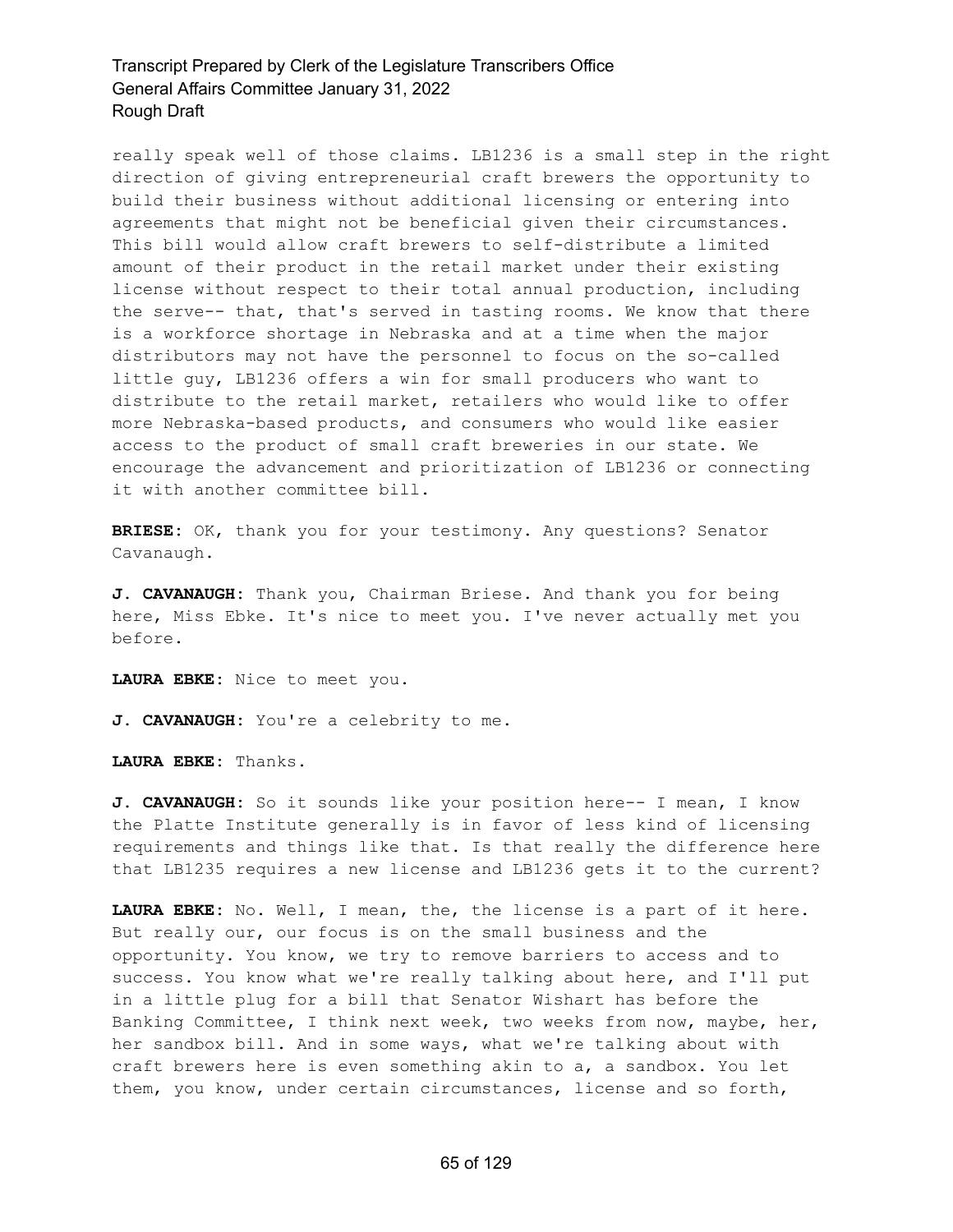really speak well of those claims. LB1236 is a small step in the right direction of giving entrepreneurial craft brewers the opportunity to build their business without additional licensing or entering into agreements that might not be beneficial given their circumstances. This bill would allow craft brewers to self-distribute a limited amount of their product in the retail market under their existing license without respect to their total annual production, including the serve-- that, that's served in tasting rooms. We know that there is a workforce shortage in Nebraska and at a time when the major distributors may not have the personnel to focus on the so-called little guy, LB1236 offers a win for small producers who want to distribute to the retail market, retailers who would like to offer more Nebraska-based products, and consumers who would like easier access to the product of small craft breweries in our state. We encourage the advancement and prioritization of LB1236 or connecting it with another committee bill.

**BRIESE:** OK, thank you for your testimony. Any questions? Senator Cavanaugh.

**J. CAVANAUGH:** Thank you, Chairman Briese. And thank you for being here, Miss Ebke. It's nice to meet you. I've never actually met you before.

**LAURA EBKE:** Nice to meet you.

**J. CAVANAUGH:** You're a celebrity to me.

**LAURA EBKE:** Thanks.

**J. CAVANAUGH:** So it sounds like your position here-- I mean, I know the Platte Institute generally is in favor of less kind of licensing requirements and things like that. Is that really the difference here that LB1235 requires a new license and LB1236 gets it to the current?

**LAURA EBKE:** No. Well, I mean, the, the license is a part of it here. But really our, our focus is on the small business and the opportunity. You know, we try to remove barriers to access and to success. You know what we're really talking about here, and I'll put in a little plug for a bill that Senator Wishart has before the Banking Committee, I think next week, two weeks from now, maybe, her, her sandbox bill. And in some ways, what we're talking about with craft brewers here is even something akin to a, a sandbox. You let them, you know, under certain circumstances, license and so forth,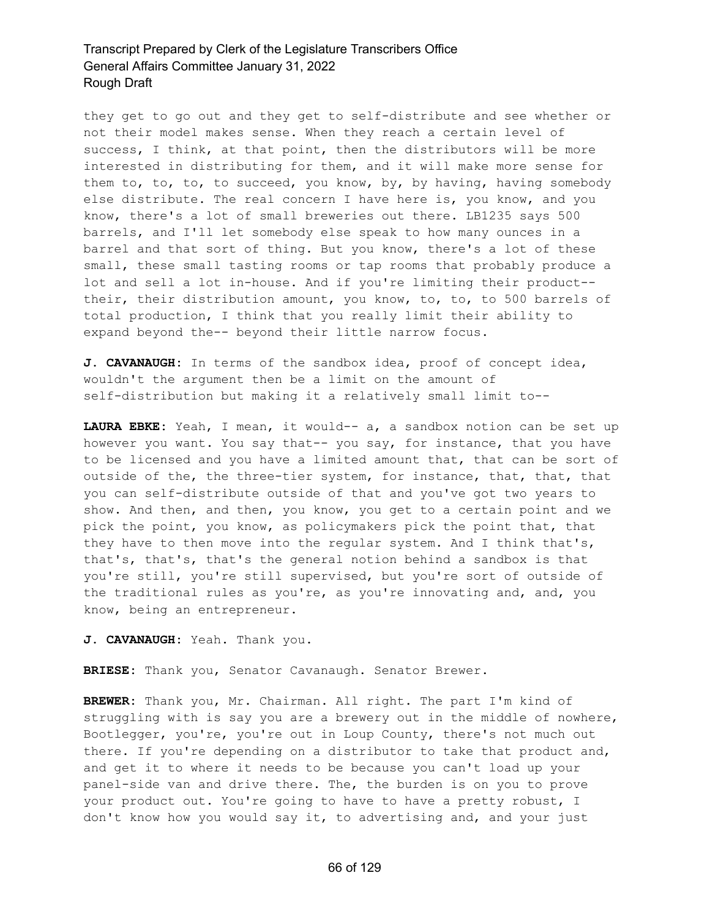they get to go out and they get to self-distribute and see whether or not their model makes sense. When they reach a certain level of success, I think, at that point, then the distributors will be more interested in distributing for them, and it will make more sense for them to, to, to, to succeed, you know, by, by having, having somebody else distribute. The real concern I have here is, you know, and you know, there's a lot of small breweries out there. LB1235 says 500 barrels, and I'll let somebody else speak to how many ounces in a barrel and that sort of thing. But you know, there's a lot of these small, these small tasting rooms or tap rooms that probably produce a lot and sell a lot in-house. And if you're limiting their product-- their, their distribution amount, you know, to, to, to 500 barrels of total production, I think that you really limit their ability to expand beyond the-- beyond their little narrow focus.

**J. CAVANAUGH:** In terms of the sandbox idea, proof of concept idea, wouldn't the argument then be a limit on the amount of self-distribution but making it a relatively small limit to--

**LAURA EBKE:** Yeah, I mean, it would-- a, a sandbox notion can be set up however you want. You say that-- you say, for instance, that you have to be licensed and you have a limited amount that, that can be sort of outside of the, the three-tier system, for instance, that, that, that you can self-distribute outside of that and you've got two years to show. And then, and then, you know, you get to a certain point and we pick the point, you know, as policymakers pick the point that, that they have to then move into the regular system. And I think that's, that's, that's, that's the general notion behind a sandbox is that you're still, you're still supervised, but you're sort of outside of the traditional rules as you're, as you're innovating and, and, you know, being an entrepreneur.

**J. CAVANAUGH:** Yeah. Thank you.

**BRIESE:** Thank you, Senator Cavanaugh. Senator Brewer.

**BREWER:** Thank you, Mr. Chairman. All right. The part I'm kind of struggling with is say you are a brewery out in the middle of nowhere, Bootlegger, you're, you're out in Loup County, there's not much out there. If you're depending on a distributor to take that product and, and get it to where it needs to be because you can't load up your panel-side van and drive there. The, the burden is on you to prove your product out. You're going to have to have a pretty robust, I don't know how you would say it, to advertising and, and your just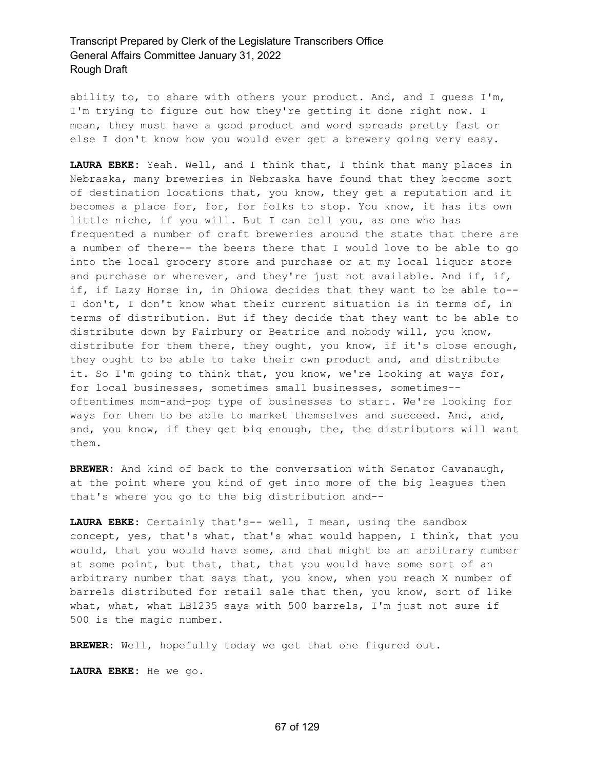ability to, to share with others your product. And, and I guess I'm, I'm trying to figure out how they're getting it done right now. I mean, they must have a good product and word spreads pretty fast or else I don't know how you would ever get a brewery going very easy.

**LAURA EBKE:** Yeah. Well, and I think that, I think that many places in Nebraska, many breweries in Nebraska have found that they become sort of destination locations that, you know, they get a reputation and it becomes a place for, for, for folks to stop. You know, it has its own little niche, if you will. But I can tell you, as one who has frequented a number of craft breweries around the state that there are a number of there-- the beers there that I would love to be able to go into the local grocery store and purchase or at my local liquor store and purchase or wherever, and they're just not available. And if, if, if, if Lazy Horse in, in Ohiowa decides that they want to be able to-- I don't, I don't know what their current situation is in terms of, in terms of distribution. But if they decide that they want to be able to distribute down by Fairbury or Beatrice and nobody will, you know, distribute for them there, they ought, you know, if it's close enough, they ought to be able to take their own product and, and distribute it. So I'm going to think that, you know, we're looking at ways for, for local businesses, sometimes small businesses, sometimes-- oftentimes mom-and-pop type of businesses to start. We're looking for ways for them to be able to market themselves and succeed. And, and, and, you know, if they get big enough, the, the distributors will want them.

**BREWER:** And kind of back to the conversation with Senator Cavanaugh, at the point where you kind of get into more of the big leagues then that's where you go to the big distribution and--

**LAURA EBKE:** Certainly that's-- well, I mean, using the sandbox concept, yes, that's what, that's what would happen, I think, that you would, that you would have some, and that might be an arbitrary number at some point, but that, that, that you would have some sort of an arbitrary number that says that, you know, when you reach X number of barrels distributed for retail sale that then, you know, sort of like what, what, what LB1235 says with 500 barrels, I'm just not sure if 500 is the magic number.

**BREWER:** Well, hopefully today we get that one figured out.

**LAURA EBKE:** He we go.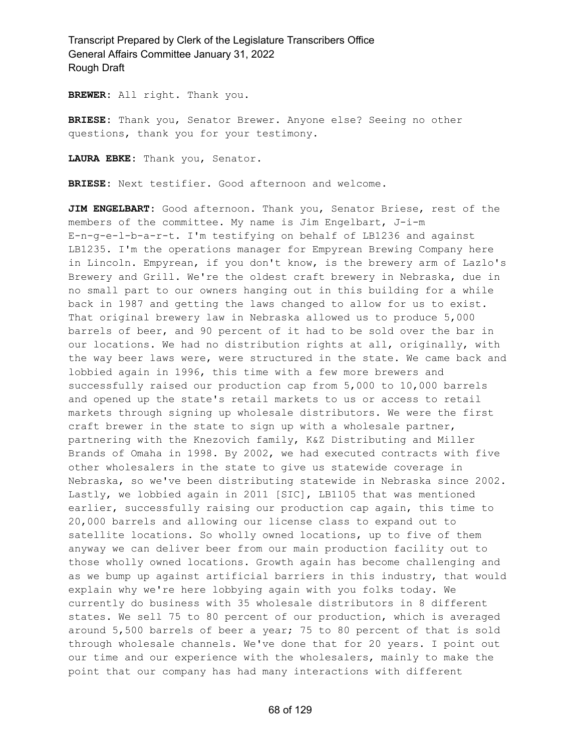**BREWER:** All right. Thank you.

**BRIESE:** Thank you, Senator Brewer. Anyone else? Seeing no other questions, thank you for your testimony.

**LAURA EBKE:** Thank you, Senator.

**BRIESE:** Next testifier. Good afternoon and welcome.

**JIM ENGELBART:** Good afternoon. Thank you, Senator Briese, rest of the members of the committee. My name is Jim Engelbart, J-i-m E-n-g-e-l-b-a-r-t. I'm testifying on behalf of LB1236 and against LB1235. I'm the operations manager for Empyrean Brewing Company here in Lincoln. Empyrean, if you don't know, is the brewery arm of Lazlo's Brewery and Grill. We're the oldest craft brewery in Nebraska, due in no small part to our owners hanging out in this building for a while back in 1987 and getting the laws changed to allow for us to exist. That original brewery law in Nebraska allowed us to produce 5,000 barrels of beer, and 90 percent of it had to be sold over the bar in our locations. We had no distribution rights at all, originally, with the way beer laws were, were structured in the state. We came back and lobbied again in 1996, this time with a few more brewers and successfully raised our production cap from 5,000 to 10,000 barrels and opened up the state's retail markets to us or access to retail markets through signing up wholesale distributors. We were the first craft brewer in the state to sign up with a wholesale partner, partnering with the Knezovich family, K&Z Distributing and Miller Brands of Omaha in 1998. By 2002, we had executed contracts with five other wholesalers in the state to give us statewide coverage in Nebraska, so we've been distributing statewide in Nebraska since 2002. Lastly, we lobbied again in 2011 [SIC], LB1105 that was mentioned earlier, successfully raising our production cap again, this time to 20,000 barrels and allowing our license class to expand out to satellite locations. So wholly owned locations, up to five of them anyway we can deliver beer from our main production facility out to those wholly owned locations. Growth again has become challenging and as we bump up against artificial barriers in this industry, that would explain why we're here lobbying again with you folks today. We currently do business with 35 wholesale distributors in 8 different states. We sell 75 to 80 percent of our production, which is averaged around 5,500 barrels of beer a year; 75 to 80 percent of that is sold through wholesale channels. We've done that for 20 years. I point out our time and our experience with the wholesalers, mainly to make the point that our company has had many interactions with different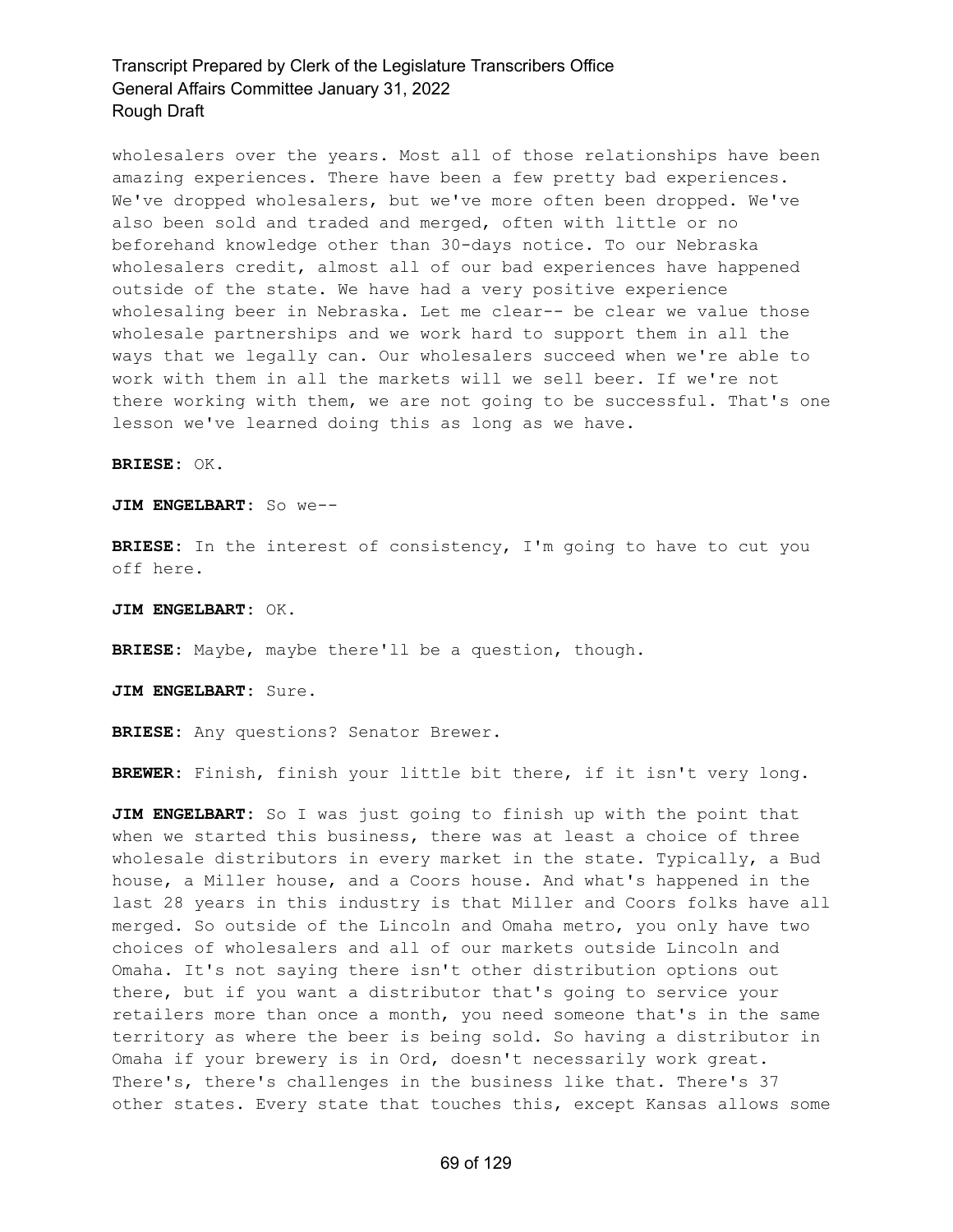wholesalers over the years. Most all of those relationships have been amazing experiences. There have been a few pretty bad experiences. We've dropped wholesalers, but we've more often been dropped. We've also been sold and traded and merged, often with little or no beforehand knowledge other than 30-days notice. To our Nebraska wholesalers credit, almost all of our bad experiences have happened outside of the state. We have had a very positive experience wholesaling beer in Nebraska. Let me clear-- be clear we value those wholesale partnerships and we work hard to support them in all the ways that we legally can. Our wholesalers succeed when we're able to work with them in all the markets will we sell beer. If we're not there working with them, we are not going to be successful. That's one lesson we've learned doing this as long as we have.

**BRIESE:** OK.

**JIM ENGELBART:** So we--

**BRIESE:** In the interest of consistency, I'm going to have to cut you off here.

**JIM ENGELBART:** OK.

**BRIESE:** Maybe, maybe there'll be a question, though.

**JIM ENGELBART:** Sure.

**BRIESE:** Any questions? Senator Brewer.

**BREWER:** Finish, finish your little bit there, if it isn't very long.

**JIM ENGELBART:** So I was just going to finish up with the point that when we started this business, there was at least a choice of three wholesale distributors in every market in the state. Typically, a Bud house, a Miller house, and a Coors house. And what's happened in the last 28 years in this industry is that Miller and Coors folks have all merged. So outside of the Lincoln and Omaha metro, you only have two choices of wholesalers and all of our markets outside Lincoln and Omaha. It's not saying there isn't other distribution options out there, but if you want a distributor that's going to service your retailers more than once a month, you need someone that's in the same territory as where the beer is being sold. So having a distributor in Omaha if your brewery is in Ord, doesn't necessarily work great. There's, there's challenges in the business like that. There's 37 other states. Every state that touches this, except Kansas allows some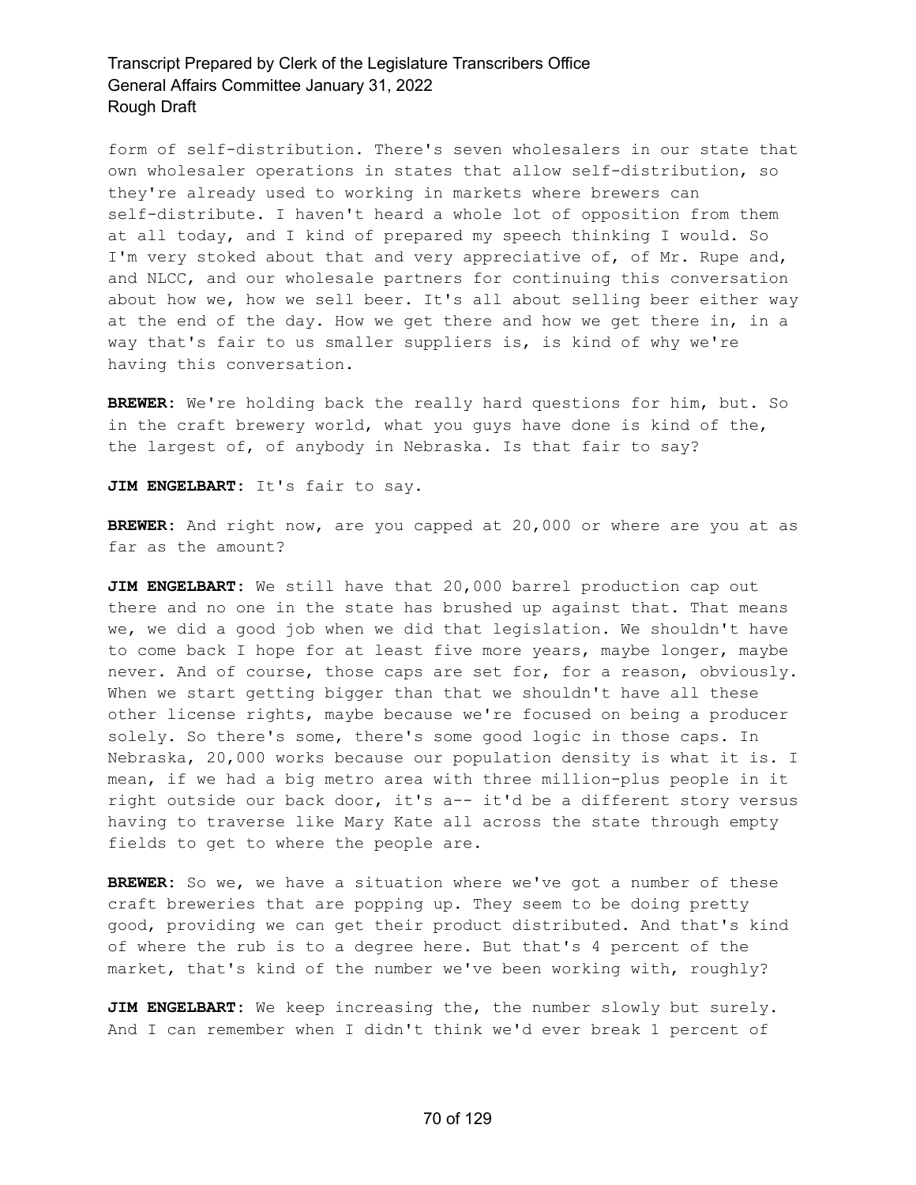form of self-distribution. There's seven wholesalers in our state that own wholesaler operations in states that allow self-distribution, so they're already used to working in markets where brewers can self-distribute. I haven't heard a whole lot of opposition from them at all today, and I kind of prepared my speech thinking I would. So I'm very stoked about that and very appreciative of, of Mr. Rupe and, and NLCC, and our wholesale partners for continuing this conversation about how we, how we sell beer. It's all about selling beer either way at the end of the day. How we get there and how we get there in, in a way that's fair to us smaller suppliers is, is kind of why we're having this conversation.

**BREWER:** We're holding back the really hard questions for him, but. So in the craft brewery world, what you guys have done is kind of the, the largest of, of anybody in Nebraska. Is that fair to say?

**JIM ENGELBART:** It's fair to say.

**BREWER:** And right now, are you capped at 20,000 or where are you at as far as the amount?

**JIM ENGELBART:** We still have that 20,000 barrel production cap out there and no one in the state has brushed up against that. That means we, we did a good job when we did that legislation. We shouldn't have to come back I hope for at least five more years, maybe longer, maybe never. And of course, those caps are set for, for a reason, obviously. When we start getting bigger than that we shouldn't have all these other license rights, maybe because we're focused on being a producer solely. So there's some, there's some good logic in those caps. In Nebraska, 20,000 works because our population density is what it is. I mean, if we had a big metro area with three million-plus people in it right outside our back door, it's a-- it'd be a different story versus having to traverse like Mary Kate all across the state through empty fields to get to where the people are.

**BREWER:** So we, we have a situation where we've got a number of these craft breweries that are popping up. They seem to be doing pretty good, providing we can get their product distributed. And that's kind of where the rub is to a degree here. But that's 4 percent of the market, that's kind of the number we've been working with, roughly?

**JIM ENGELBART:** We keep increasing the, the number slowly but surely. And I can remember when I didn't think we'd ever break 1 percent of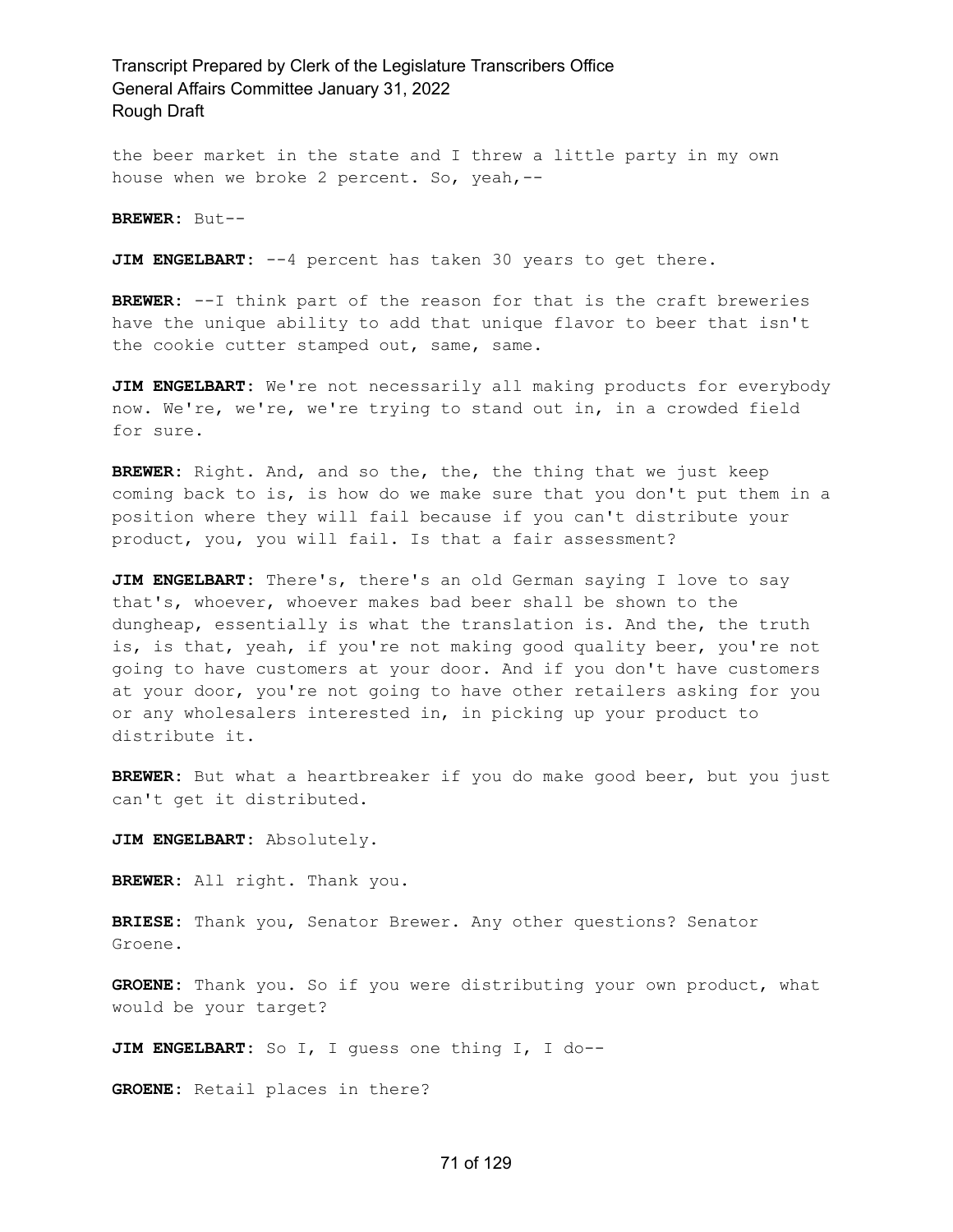the beer market in the state and I threw a little party in my own house when we broke 2 percent. So, yeah,--

**BREWER:** But--

**JIM ENGELBART:** --4 percent has taken 30 years to get there.

**BREWER:** --I think part of the reason for that is the craft breweries have the unique ability to add that unique flavor to beer that isn't the cookie cutter stamped out, same, same.

**JIM ENGELBART:** We're not necessarily all making products for everybody now. We're, we're, we're trying to stand out in, in a crowded field for sure.

**BREWER:** Right. And, and so the, the, the thing that we just keep coming back to is, is how do we make sure that you don't put them in a position where they will fail because if you can't distribute your product, you, you will fail. Is that a fair assessment?

**JIM ENGELBART:** There's, there's an old German saying I love to say that's, whoever, whoever makes bad beer shall be shown to the dungheap, essentially is what the translation is. And the, the truth is, is that, yeah, if you're not making good quality beer, you're not going to have customers at your door. And if you don't have customers at your door, you're not going to have other retailers asking for you or any wholesalers interested in, in picking up your product to distribute it.

**BREWER:** But what a heartbreaker if you do make good beer, but you just can't get it distributed.

**JIM ENGELBART:** Absolutely.

**BREWER:** All right. Thank you.

**BRIESE:** Thank you, Senator Brewer. Any other questions? Senator Groene.

**GROENE:** Thank you. So if you were distributing your own product, what would be your target?

**JIM ENGELBART:** So I, I guess one thing I, I do--

**GROENE:** Retail places in there?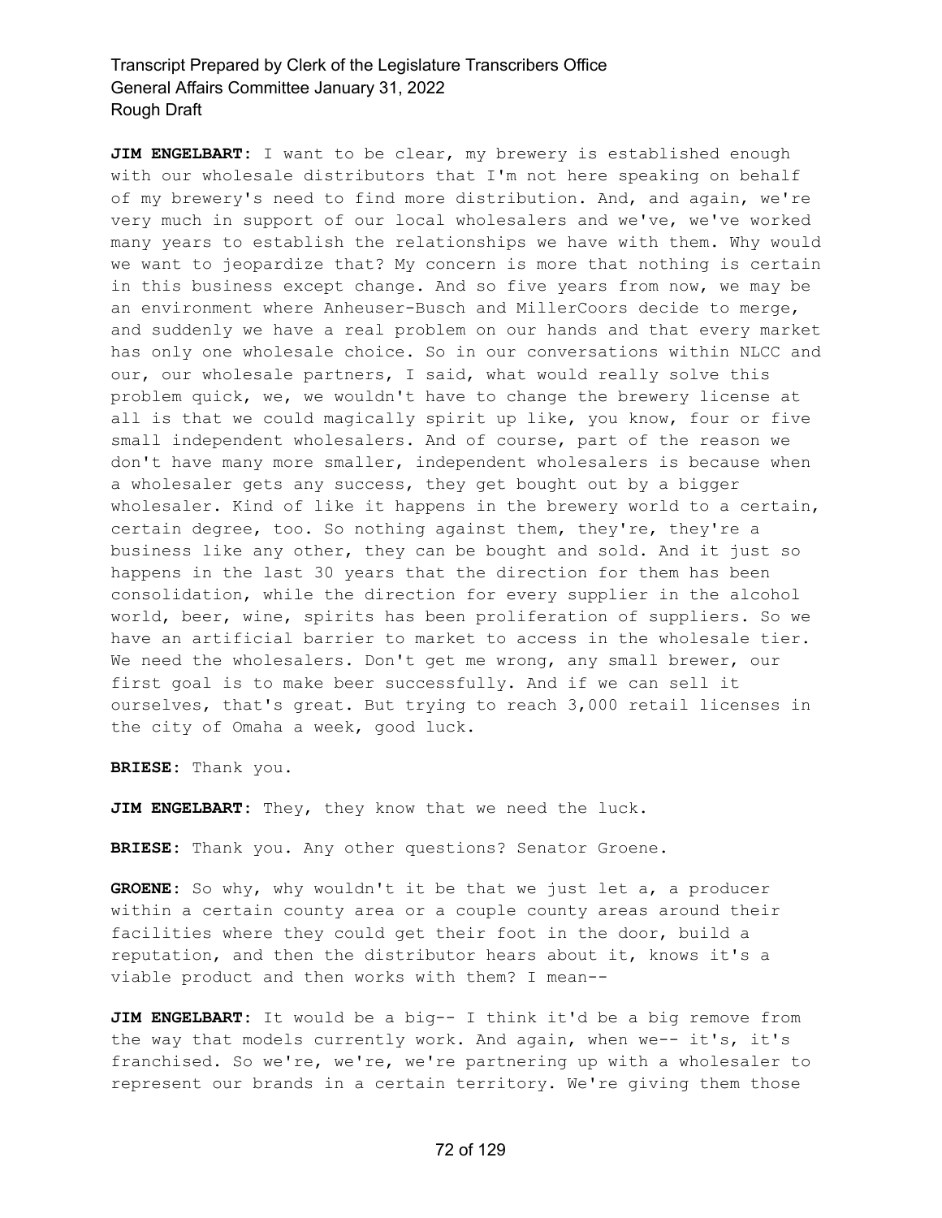**JIM ENGELBART:** I want to be clear, my brewery is established enough with our wholesale distributors that I'm not here speaking on behalf of my brewery's need to find more distribution. And, and again, we're very much in support of our local wholesalers and we've, we've worked many years to establish the relationships we have with them. Why would we want to jeopardize that? My concern is more that nothing is certain in this business except change. And so five years from now, we may be an environment where Anheuser-Busch and MillerCoors decide to merge, and suddenly we have a real problem on our hands and that every market has only one wholesale choice. So in our conversations within NLCC and our, our wholesale partners, I said, what would really solve this problem quick, we, we wouldn't have to change the brewery license at all is that we could magically spirit up like, you know, four or five small independent wholesalers. And of course, part of the reason we don't have many more smaller, independent wholesalers is because when a wholesaler gets any success, they get bought out by a bigger wholesaler. Kind of like it happens in the brewery world to a certain, certain degree, too. So nothing against them, they're, they're a business like any other, they can be bought and sold. And it just so happens in the last 30 years that the direction for them has been consolidation, while the direction for every supplier in the alcohol world, beer, wine, spirits has been proliferation of suppliers. So we have an artificial barrier to market to access in the wholesale tier. We need the wholesalers. Don't get me wrong, any small brewer, our first goal is to make beer successfully. And if we can sell it ourselves, that's great. But trying to reach 3,000 retail licenses in the city of Omaha a week, good luck.

**BRIESE:** Thank you.

**JIM ENGELBART:** They, they know that we need the luck.

**BRIESE:** Thank you. Any other questions? Senator Groene.

**GROENE:** So why, why wouldn't it be that we just let a, a producer within a certain county area or a couple county areas around their facilities where they could get their foot in the door, build a reputation, and then the distributor hears about it, knows it's a viable product and then works with them? I mean--

**JIM ENGELBART:** It would be a big-- I think it'd be a big remove from the way that models currently work. And again, when we-- it's, it's franchised. So we're, we're, we're partnering up with a wholesaler to represent our brands in a certain territory. We're giving them those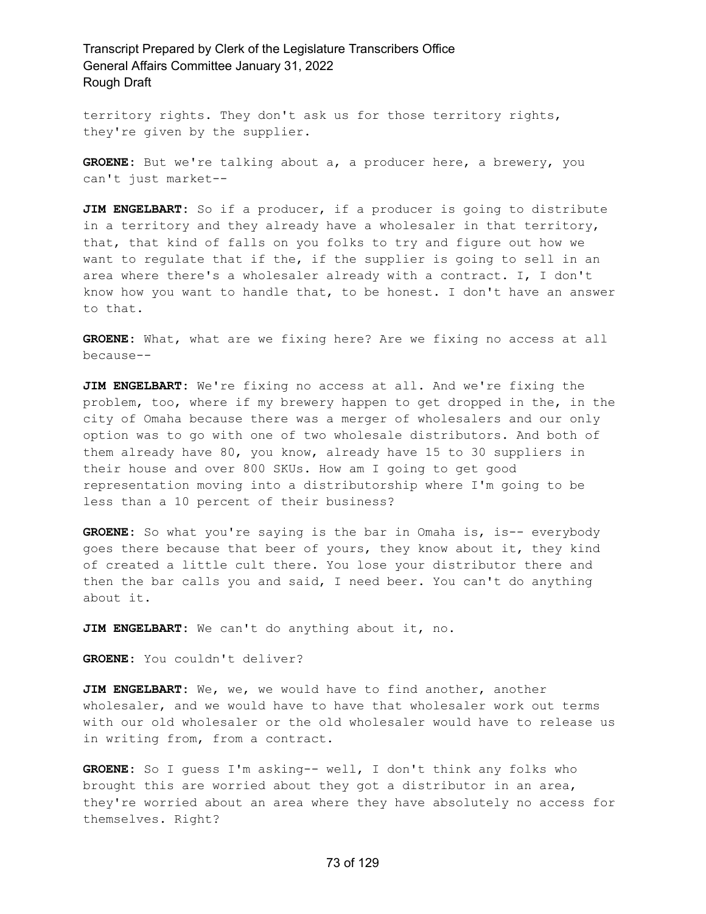territory rights. They don't ask us for those territory rights, they're given by the supplier.

**GROENE:** But we're talking about a, a producer here, a brewery, you can't just market--

**JIM ENGELBART:** So if a producer, if a producer is going to distribute in a territory and they already have a wholesaler in that territory, that, that kind of falls on you folks to try and figure out how we want to regulate that if the, if the supplier is going to sell in an area where there's a wholesaler already with a contract. I, I don't know how you want to handle that, to be honest. I don't have an answer to that.

**GROENE:** What, what are we fixing here? Are we fixing no access at all because--

**JIM ENGELBART:** We're fixing no access at all. And we're fixing the problem, too, where if my brewery happen to get dropped in the, in the city of Omaha because there was a merger of wholesalers and our only option was to go with one of two wholesale distributors. And both of them already have 80, you know, already have 15 to 30 suppliers in their house and over 800 SKUs. How am I going to get good representation moving into a distributorship where I'm going to be less than a 10 percent of their business?

**GROENE:** So what you're saying is the bar in Omaha is, is-- everybody goes there because that beer of yours, they know about it, they kind of created a little cult there. You lose your distributor there and then the bar calls you and said, I need beer. You can't do anything about it.

**JIM ENGELBART:** We can't do anything about it, no.

**GROENE:** You couldn't deliver?

**JIM ENGELBART:** We, we, we would have to find another, another wholesaler, and we would have to have that wholesaler work out terms with our old wholesaler or the old wholesaler would have to release us in writing from, from a contract.

**GROENE:** So I guess I'm asking-- well, I don't think any folks who brought this are worried about they got a distributor in an area, they're worried about an area where they have absolutely no access for themselves. Right?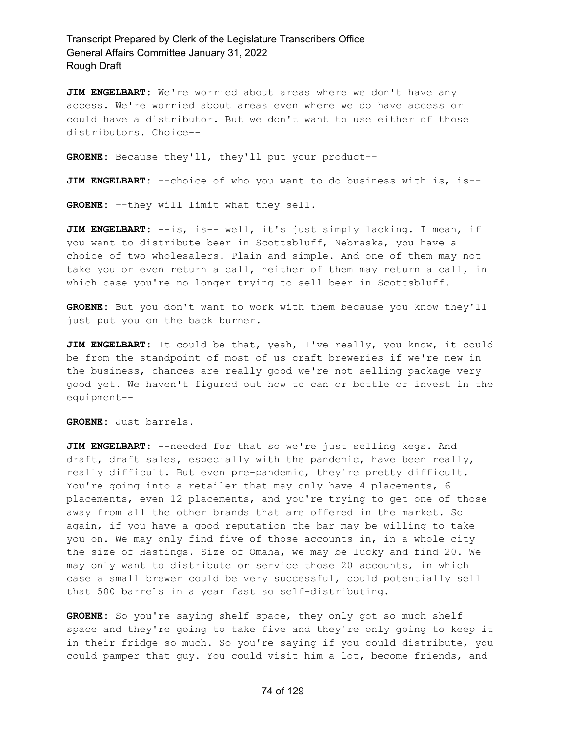**JIM ENGELBART:** We're worried about areas where we don't have any access. We're worried about areas even where we do have access or could have a distributor. But we don't want to use either of those distributors. Choice--

**GROENE:** Because they'll, they'll put your product--

**JIM ENGELBART:** --choice of who you want to do business with is, is--

**GROENE:** --they will limit what they sell.

**JIM ENGELBART:** --is, is-- well, it's just simply lacking. I mean, if you want to distribute beer in Scottsbluff, Nebraska, you have a choice of two wholesalers. Plain and simple. And one of them may not take you or even return a call, neither of them may return a call, in which case you're no longer trying to sell beer in Scottsbluff.

**GROENE:** But you don't want to work with them because you know they'll just put you on the back burner.

**JIM ENGELBART:** It could be that, yeah, I've really, you know, it could be from the standpoint of most of us craft breweries if we're new in the business, chances are really good we're not selling package very good yet. We haven't figured out how to can or bottle or invest in the equipment--

**GROENE:** Just barrels.

**JIM ENGELBART:** --needed for that so we're just selling kegs. And draft, draft sales, especially with the pandemic, have been really, really difficult. But even pre-pandemic, they're pretty difficult. You're going into a retailer that may only have 4 placements, 6 placements, even 12 placements, and you're trying to get one of those away from all the other brands that are offered in the market. So again, if you have a good reputation the bar may be willing to take you on. We may only find five of those accounts in, in a whole city the size of Hastings. Size of Omaha, we may be lucky and find 20. We may only want to distribute or service those 20 accounts, in which case a small brewer could be very successful, could potentially sell that 500 barrels in a year fast so self-distributing.

**GROENE:** So you're saying shelf space, they only got so much shelf space and they're going to take five and they're only going to keep it in their fridge so much. So you're saying if you could distribute, you could pamper that guy. You could visit him a lot, become friends, and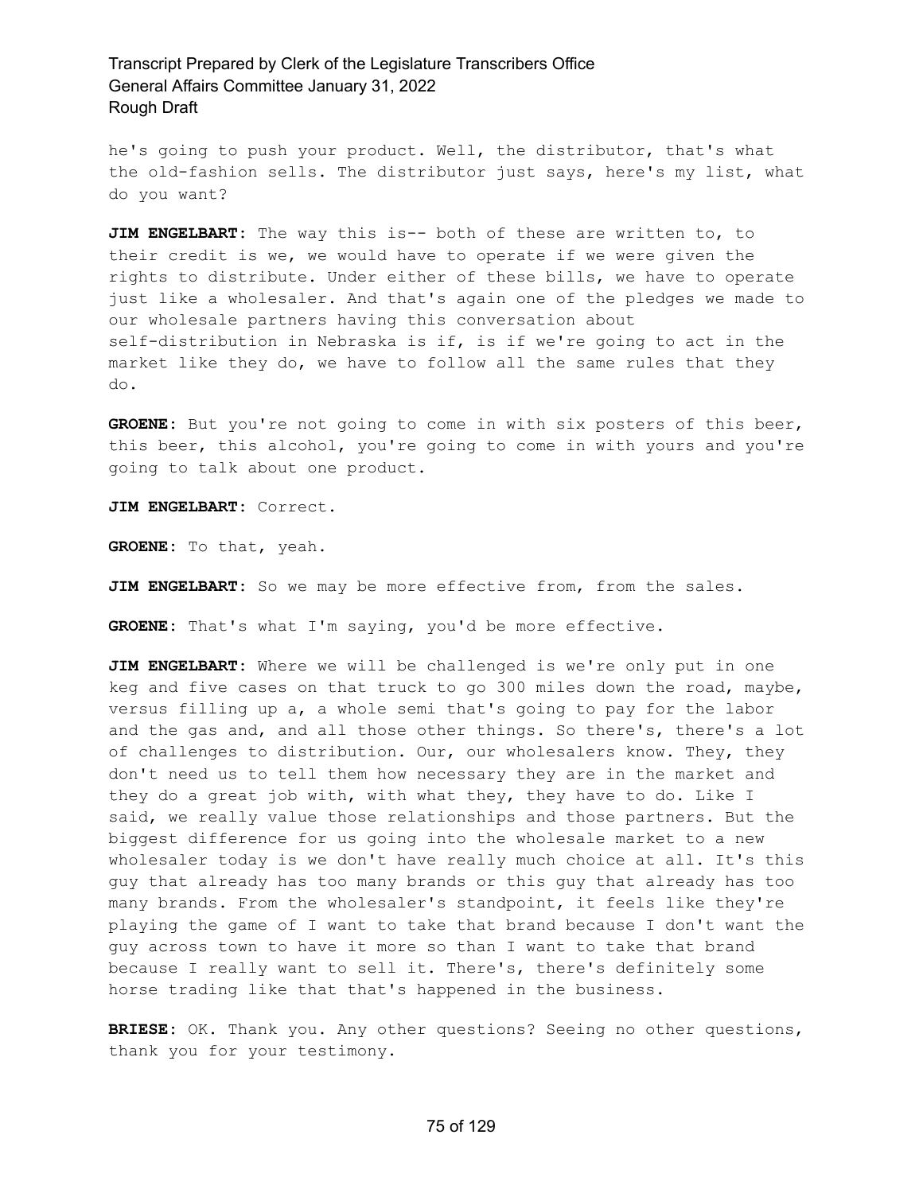he's going to push your product. Well, the distributor, that's what the old-fashion sells. The distributor just says, here's my list, what do you want?

**JIM ENGELBART:** The way this is-- both of these are written to, to their credit is we, we would have to operate if we were given the rights to distribute. Under either of these bills, we have to operate just like a wholesaler. And that's again one of the pledges we made to our wholesale partners having this conversation about self-distribution in Nebraska is if, is if we're going to act in the market like they do, we have to follow all the same rules that they do.

**GROENE:** But you're not going to come in with six posters of this beer, this beer, this alcohol, you're going to come in with yours and you're going to talk about one product.

**JIM ENGELBART:** Correct.

**GROENE:** To that, yeah.

**JIM ENGELBART:** So we may be more effective from, from the sales.

**GROENE:** That's what I'm saying, you'd be more effective.

**JIM ENGELBART:** Where we will be challenged is we're only put in one keg and five cases on that truck to go 300 miles down the road, maybe, versus filling up a, a whole semi that's going to pay for the labor and the gas and, and all those other things. So there's, there's a lot of challenges to distribution. Our, our wholesalers know. They, they don't need us to tell them how necessary they are in the market and they do a great job with, with what they, they have to do. Like I said, we really value those relationships and those partners. But the biggest difference for us going into the wholesale market to a new wholesaler today is we don't have really much choice at all. It's this guy that already has too many brands or this guy that already has too many brands. From the wholesaler's standpoint, it feels like they're playing the game of I want to take that brand because I don't want the guy across town to have it more so than I want to take that brand because I really want to sell it. There's, there's definitely some horse trading like that that's happened in the business.

**BRIESE:** OK. Thank you. Any other questions? Seeing no other questions, thank you for your testimony.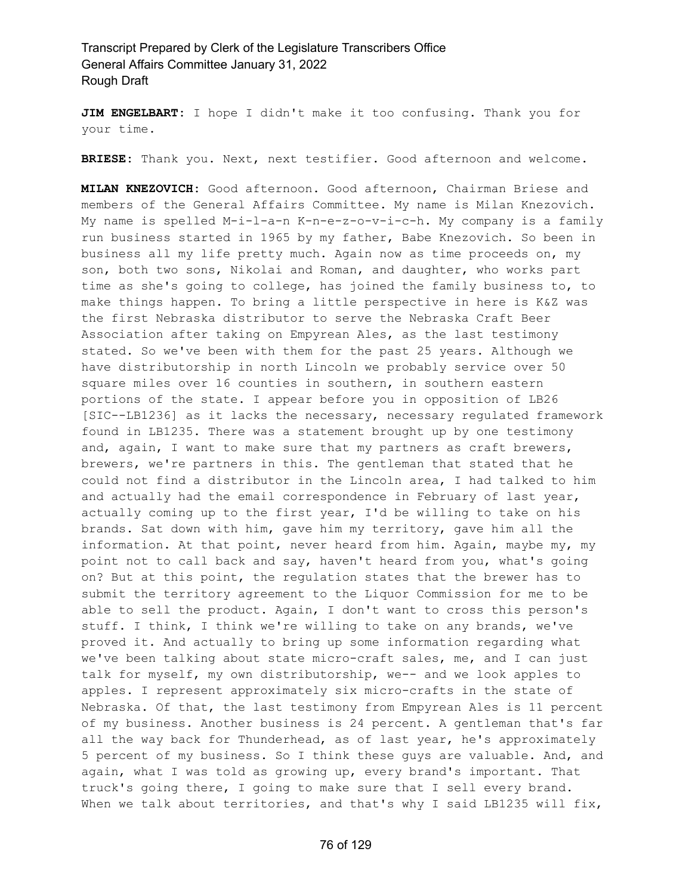**JIM ENGELBART:** I hope I didn't make it too confusing. Thank you for your time.

**BRIESE:** Thank you. Next, next testifier. Good afternoon and welcome.

**MILAN KNEZOVICH:** Good afternoon. Good afternoon, Chairman Briese and members of the General Affairs Committee. My name is Milan Knezovich. My name is spelled M-i-l-a-n K-n-e-z-o-v-i-c-h. My company is a family run business started in 1965 by my father, Babe Knezovich. So been in business all my life pretty much. Again now as time proceeds on, my son, both two sons, Nikolai and Roman, and daughter, who works part time as she's going to college, has joined the family business to, to make things happen. To bring a little perspective in here is K&Z was the first Nebraska distributor to serve the Nebraska Craft Beer Association after taking on Empyrean Ales, as the last testimony stated. So we've been with them for the past 25 years. Although we have distributorship in north Lincoln we probably service over 50 square miles over 16 counties in southern, in southern eastern portions of the state. I appear before you in opposition of LB26 [SIC--LB1236] as it lacks the necessary, necessary regulated framework found in LB1235. There was a statement brought up by one testimony and, again, I want to make sure that my partners as craft brewers, brewers, we're partners in this. The gentleman that stated that he could not find a distributor in the Lincoln area, I had talked to him and actually had the email correspondence in February of last year, actually coming up to the first year, I'd be willing to take on his brands. Sat down with him, gave him my territory, gave him all the information. At that point, never heard from him. Again, maybe my, my point not to call back and say, haven't heard from you, what's going on? But at this point, the regulation states that the brewer has to submit the territory agreement to the Liquor Commission for me to be able to sell the product. Again, I don't want to cross this person's stuff. I think, I think we're willing to take on any brands, we've proved it. And actually to bring up some information regarding what we've been talking about state micro-craft sales, me, and I can just talk for myself, my own distributorship, we-- and we look apples to apples. I represent approximately six micro-crafts in the state of Nebraska. Of that, the last testimony from Empyrean Ales is 11 percent of my business. Another business is 24 percent. A gentleman that's far all the way back for Thunderhead, as of last year, he's approximately 5 percent of my business. So I think these guys are valuable. And, and again, what I was told as growing up, every brand's important. That truck's going there, I going to make sure that I sell every brand. When we talk about territories, and that's why I said LB1235 will fix,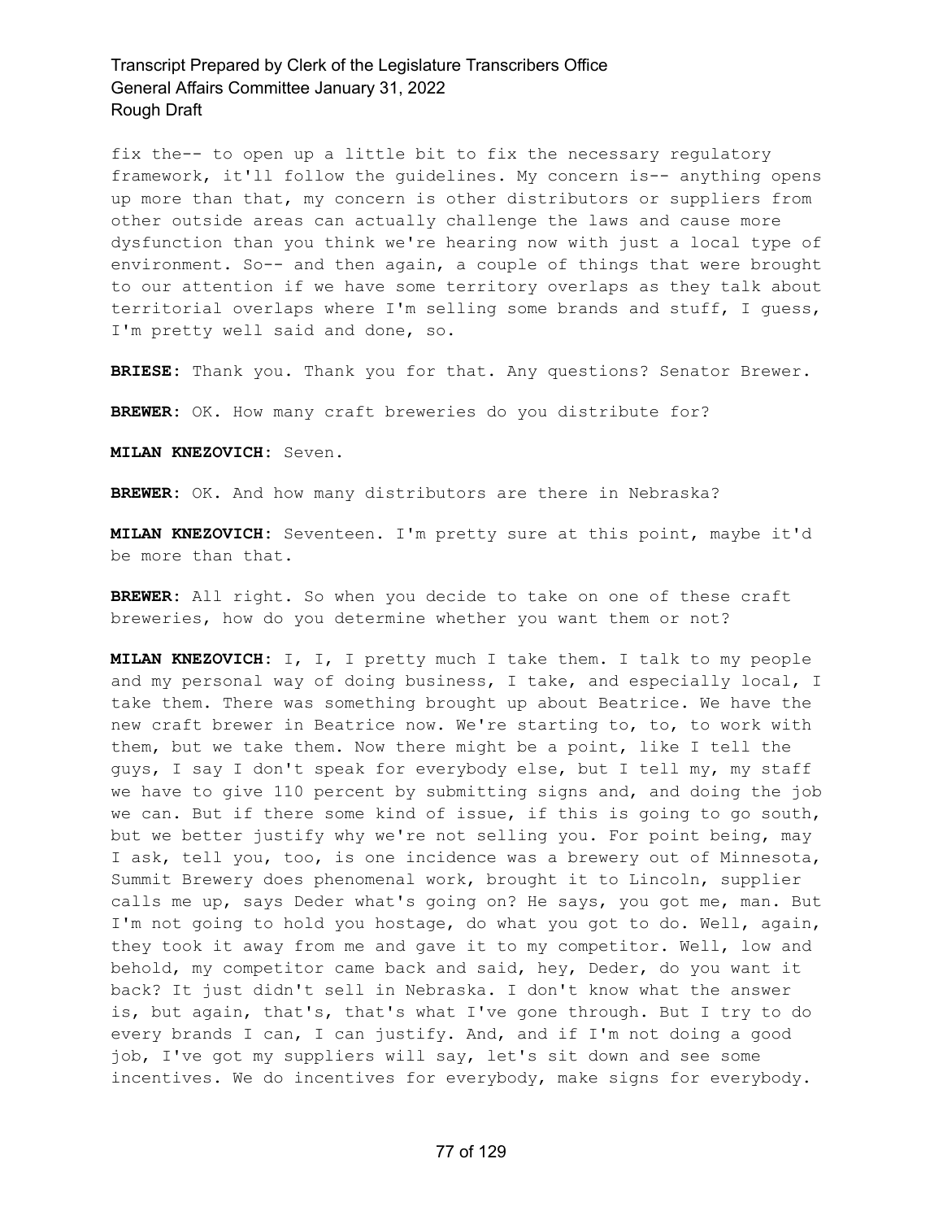fix the-- to open up a little bit to fix the necessary regulatory framework, it'll follow the guidelines. My concern is-- anything opens up more than that, my concern is other distributors or suppliers from other outside areas can actually challenge the laws and cause more dysfunction than you think we're hearing now with just a local type of environment. So-- and then again, a couple of things that were brought to our attention if we have some territory overlaps as they talk about territorial overlaps where I'm selling some brands and stuff, I guess, I'm pretty well said and done, so.

**BRIESE:** Thank you. Thank you for that. Any questions? Senator Brewer.

**BREWER:** OK. How many craft breweries do you distribute for?

**MILAN KNEZOVICH:** Seven.

**BREWER:** OK. And how many distributors are there in Nebraska?

**MILAN KNEZOVICH:** Seventeen. I'm pretty sure at this point, maybe it'd be more than that.

**BREWER:** All right. So when you decide to take on one of these craft breweries, how do you determine whether you want them or not?

**MILAN KNEZOVICH:** I, I, I pretty much I take them. I talk to my people and my personal way of doing business, I take, and especially local, I take them. There was something brought up about Beatrice. We have the new craft brewer in Beatrice now. We're starting to, to, to work with them, but we take them. Now there might be a point, like I tell the guys, I say I don't speak for everybody else, but I tell my, my staff we have to give 110 percent by submitting signs and, and doing the job we can. But if there some kind of issue, if this is going to go south, but we better justify why we're not selling you. For point being, may I ask, tell you, too, is one incidence was a brewery out of Minnesota, Summit Brewery does phenomenal work, brought it to Lincoln, supplier calls me up, says Deder what's going on? He says, you got me, man. But I'm not going to hold you hostage, do what you got to do. Well, again, they took it away from me and gave it to my competitor. Well, low and behold, my competitor came back and said, hey, Deder, do you want it back? It just didn't sell in Nebraska. I don't know what the answer is, but again, that's, that's what I've gone through. But I try to do every brands I can, I can justify. And, and if I'm not doing a good job, I've got my suppliers will say, let's sit down and see some incentives. We do incentives for everybody, make signs for everybody.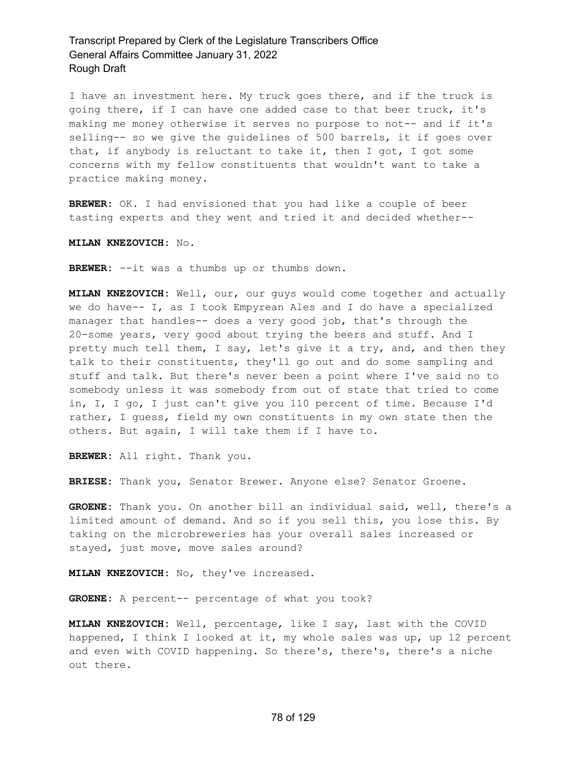I have an investment here. My truck goes there, and if the truck is going there, if I can have one added case to that beer truck, it's making me money otherwise it serves no purpose to not-- and if it's selling-- so we give the guidelines of 500 barrels, it if goes over that, if anybody is reluctant to take it, then I got, I got some concerns with my fellow constituents that wouldn't want to take a practice making money.

**BREWER:** OK. I had envisioned that you had like a couple of beer tasting experts and they went and tried it and decided whether--

**MILAN KNEZOVICH:** No.

**BREWER:** --it was a thumbs up or thumbs down.

**MILAN KNEZOVICH:** Well, our, our guys would come together and actually we do have-- I, as I took Empyrean Ales and I do have a specialized manager that handles-- does a very good job, that's through the 20-some years, very good about trying the beers and stuff. And I pretty much tell them, I say, let's give it a try, and, and then they talk to their constituents, they'll go out and do some sampling and stuff and talk. But there's never been a point where I've said no to somebody unless it was somebody from out of state that tried to come in, I, I go, I just can't give you 110 percent of time. Because I'd rather, I guess, field my own constituents in my own state then the others. But again, I will take them if I have to.

**BREWER:** All right. Thank you.

**BRIESE:** Thank you, Senator Brewer. Anyone else? Senator Groene.

**GROENE:** Thank you. On another bill an individual said, well, there's a limited amount of demand. And so if you sell this, you lose this. By taking on the microbreweries has your overall sales increased or stayed, just move, move sales around?

**MILAN KNEZOVICH:** No, they've increased.

**GROENE:** A percent-- percentage of what you took?

**MILAN KNEZOVICH:** Well, percentage, like I say, last with the COVID happened, I think I looked at it, my whole sales was up, up 12 percent and even with COVID happening. So there's, there's, there's a niche out there.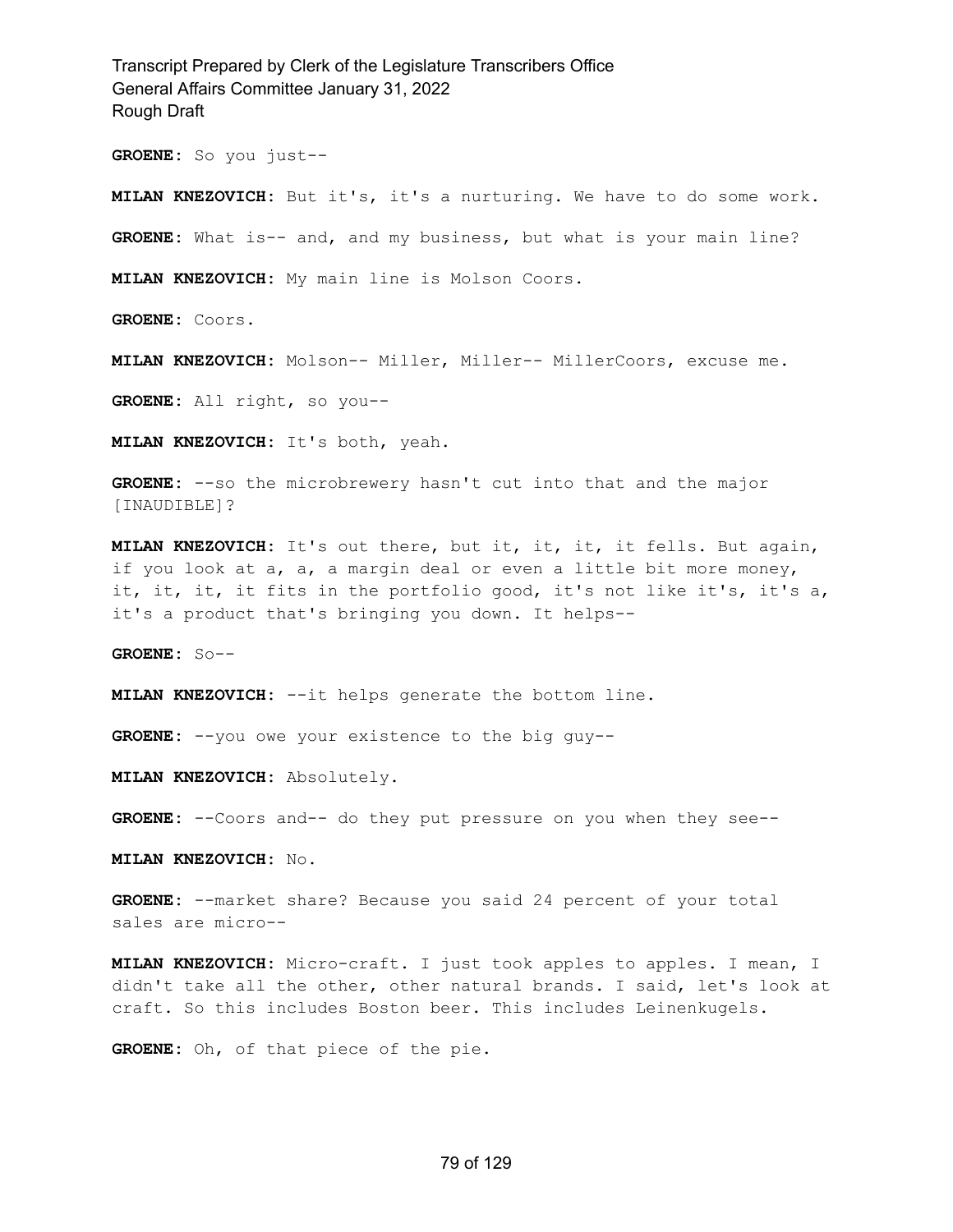**GROENE:** So you just--

**MILAN KNEZOVICH:** But it's, it's a nurturing. We have to do some work.

**GROENE:** What is-- and, and my business, but what is your main line?

**MILAN KNEZOVICH:** My main line is Molson Coors.

**GROENE:** Coors.

**MILAN KNEZOVICH:** Molson-- Miller, Miller-- MillerCoors, excuse me.

**GROENE:** All right, so you--

**MILAN KNEZOVICH:** It's both, yeah.

**GROENE:** --so the microbrewery hasn't cut into that and the major [INAUDIBLE]?

**MILAN KNEZOVICH:** It's out there, but it, it, it, it fells. But again, if you look at a, a, a margin deal or even a little bit more money, it, it, it, it fits in the portfolio good, it's not like it's, it's a, it's a product that's bringing you down. It helps--

**GROENE:** So--

**MILAN KNEZOVICH:** --it helps generate the bottom line.

**GROENE:** --you owe your existence to the big guy--

**MILAN KNEZOVICH:** Absolutely.

**GROENE:** --Coors and-- do they put pressure on you when they see--

**MILAN KNEZOVICH:** No.

**GROENE:** --market share? Because you said 24 percent of your total sales are micro--

**MILAN KNEZOVICH:** Micro-craft. I just took apples to apples. I mean, I didn't take all the other, other natural brands. I said, let's look at craft. So this includes Boston beer. This includes Leinenkugels.

**GROENE:** Oh, of that piece of the pie.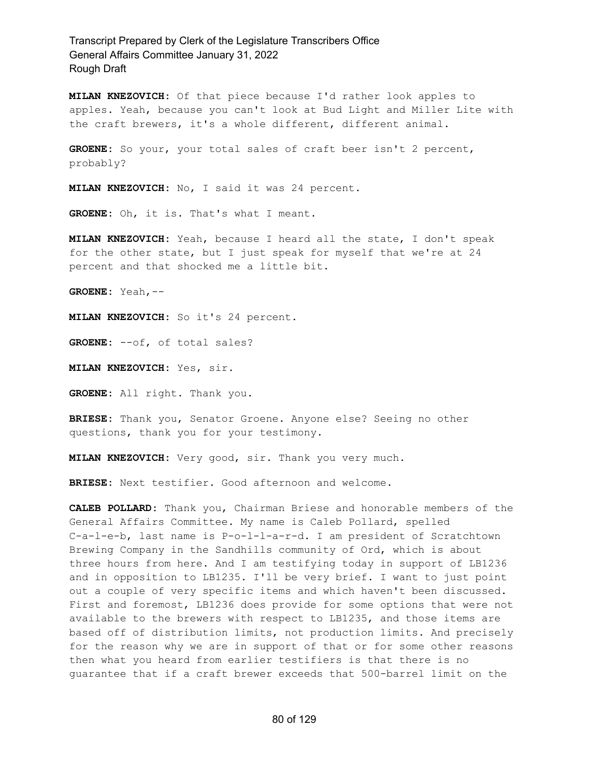**MILAN KNEZOVICH:** Of that piece because I'd rather look apples to apples. Yeah, because you can't look at Bud Light and Miller Lite with the craft brewers, it's a whole different, different animal.

**GROENE:** So your, your total sales of craft beer isn't 2 percent, probably?

**MILAN KNEZOVICH:** No, I said it was 24 percent.

**GROENE:** Oh, it is. That's what I meant.

**MILAN KNEZOVICH:** Yeah, because I heard all the state, I don't speak for the other state, but I just speak for myself that we're at 24 percent and that shocked me a little bit.

**GROENE:** Yeah,--

**MILAN KNEZOVICH:** So it's 24 percent.

**GROENE:** --of, of total sales?

**MILAN KNEZOVICH:** Yes, sir.

**GROENE:** All right. Thank you.

**BRIESE:** Thank you, Senator Groene. Anyone else? Seeing no other questions, thank you for your testimony.

**MILAN KNEZOVICH:** Very good, sir. Thank you very much.

**BRIESE:** Next testifier. Good afternoon and welcome.

**CALEB POLLARD:** Thank you, Chairman Briese and honorable members of the General Affairs Committee. My name is Caleb Pollard, spelled C-a-l-e-b, last name is P-o-l-l-a-r-d. I am president of Scratchtown Brewing Company in the Sandhills community of Ord, which is about three hours from here. And I am testifying today in support of LB1236 and in opposition to LB1235. I'll be very brief. I want to just point out a couple of very specific items and which haven't been discussed. First and foremost, LB1236 does provide for some options that were not available to the brewers with respect to LB1235, and those items are based off of distribution limits, not production limits. And precisely for the reason why we are in support of that or for some other reasons then what you heard from earlier testifiers is that there is no guarantee that if a craft brewer exceeds that 500-barrel limit on the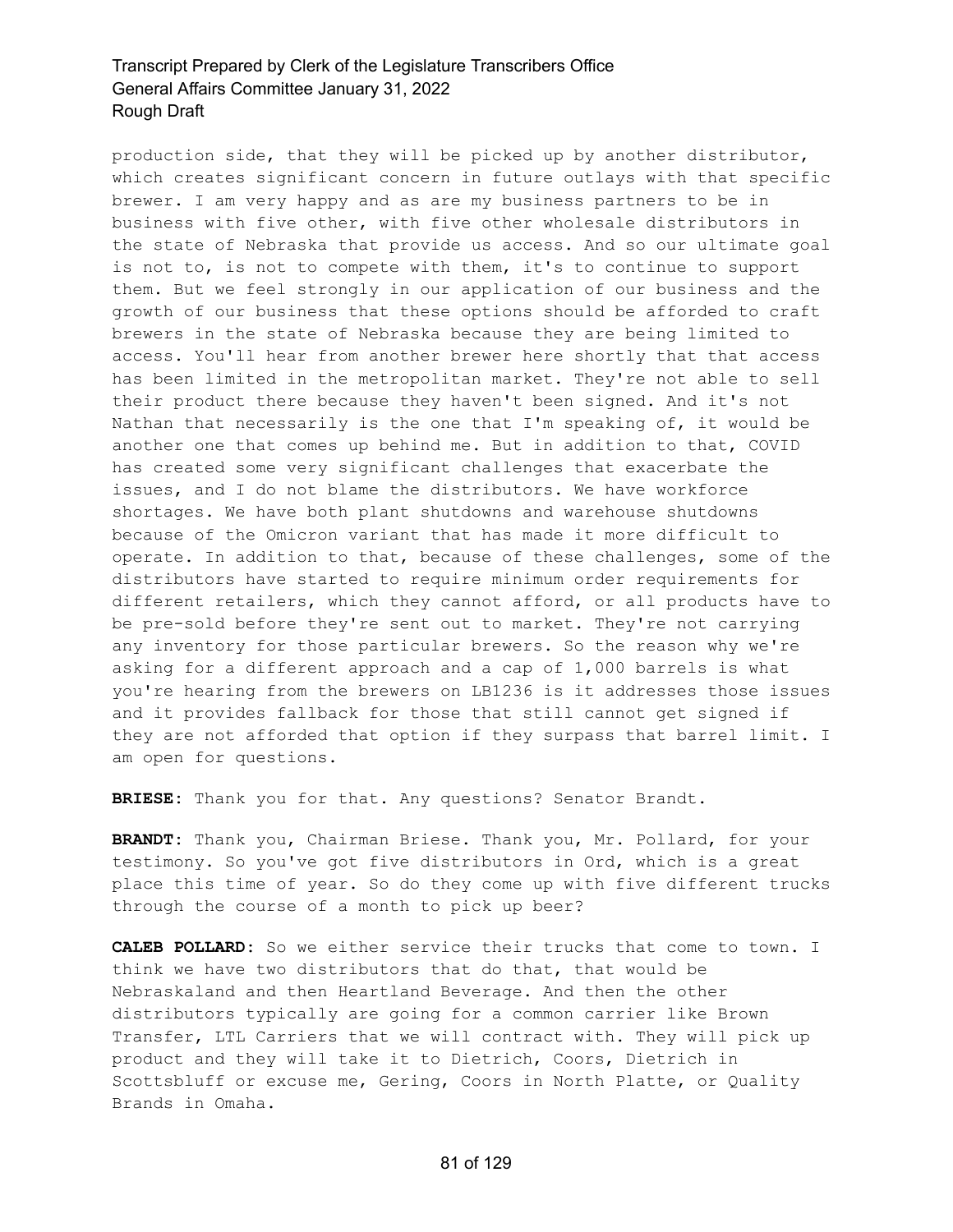production side, that they will be picked up by another distributor, which creates significant concern in future outlays with that specific brewer. I am very happy and as are my business partners to be in business with five other, with five other wholesale distributors in the state of Nebraska that provide us access. And so our ultimate goal is not to, is not to compete with them, it's to continue to support them. But we feel strongly in our application of our business and the growth of our business that these options should be afforded to craft brewers in the state of Nebraska because they are being limited to access. You'll hear from another brewer here shortly that that access has been limited in the metropolitan market. They're not able to sell their product there because they haven't been signed. And it's not Nathan that necessarily is the one that I'm speaking of, it would be another one that comes up behind me. But in addition to that, COVID has created some very significant challenges that exacerbate the issues, and I do not blame the distributors. We have workforce shortages. We have both plant shutdowns and warehouse shutdowns because of the Omicron variant that has made it more difficult to operate. In addition to that, because of these challenges, some of the distributors have started to require minimum order requirements for different retailers, which they cannot afford, or all products have to be pre-sold before they're sent out to market. They're not carrying any inventory for those particular brewers. So the reason why we're asking for a different approach and a cap of 1,000 barrels is what you're hearing from the brewers on LB1236 is it addresses those issues and it provides fallback for those that still cannot get signed if they are not afforded that option if they surpass that barrel limit. I am open for questions.

**BRIESE:** Thank you for that. Any questions? Senator Brandt.

**BRANDT:** Thank you, Chairman Briese. Thank you, Mr. Pollard, for your testimony. So you've got five distributors in Ord, which is a great place this time of year. So do they come up with five different trucks through the course of a month to pick up beer?

**CALEB POLLARD:** So we either service their trucks that come to town. I think we have two distributors that do that, that would be Nebraskaland and then Heartland Beverage. And then the other distributors typically are going for a common carrier like Brown Transfer, LTL Carriers that we will contract with. They will pick up product and they will take it to Dietrich, Coors, Dietrich in Scottsbluff or excuse me, Gering, Coors in North Platte, or Quality Brands in Omaha.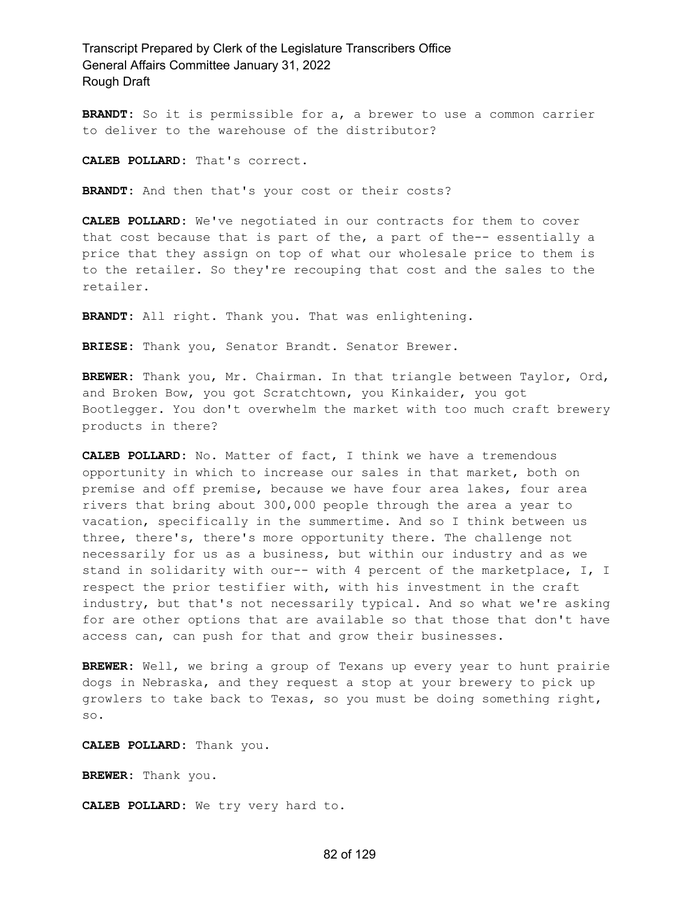**BRANDT:** So it is permissible for a, a brewer to use a common carrier to deliver to the warehouse of the distributor?

**CALEB POLLARD:** That's correct.

**BRANDT:** And then that's your cost or their costs?

**CALEB POLLARD:** We've negotiated in our contracts for them to cover that cost because that is part of the, a part of the-- essentially a price that they assign on top of what our wholesale price to them is to the retailer. So they're recouping that cost and the sales to the retailer.

**BRANDT:** All right. Thank you. That was enlightening.

**BRIESE:** Thank you, Senator Brandt. Senator Brewer.

**BREWER:** Thank you, Mr. Chairman. In that triangle between Taylor, Ord, and Broken Bow, you got Scratchtown, you Kinkaider, you got Bootlegger. You don't overwhelm the market with too much craft brewery products in there?

**CALEB POLLARD:** No. Matter of fact, I think we have a tremendous opportunity in which to increase our sales in that market, both on premise and off premise, because we have four area lakes, four area rivers that bring about 300,000 people through the area a year to vacation, specifically in the summertime. And so I think between us three, there's, there's more opportunity there. The challenge not necessarily for us as a business, but within our industry and as we stand in solidarity with our-- with 4 percent of the marketplace, I, I respect the prior testifier with, with his investment in the craft industry, but that's not necessarily typical. And so what we're asking for are other options that are available so that those that don't have access can, can push for that and grow their businesses.

**BREWER:** Well, we bring a group of Texans up every year to hunt prairie dogs in Nebraska, and they request a stop at your brewery to pick up growlers to take back to Texas, so you must be doing something right, so.

**CALEB POLLARD:** Thank you.

**BREWER:** Thank you.

**CALEB POLLARD:** We try very hard to.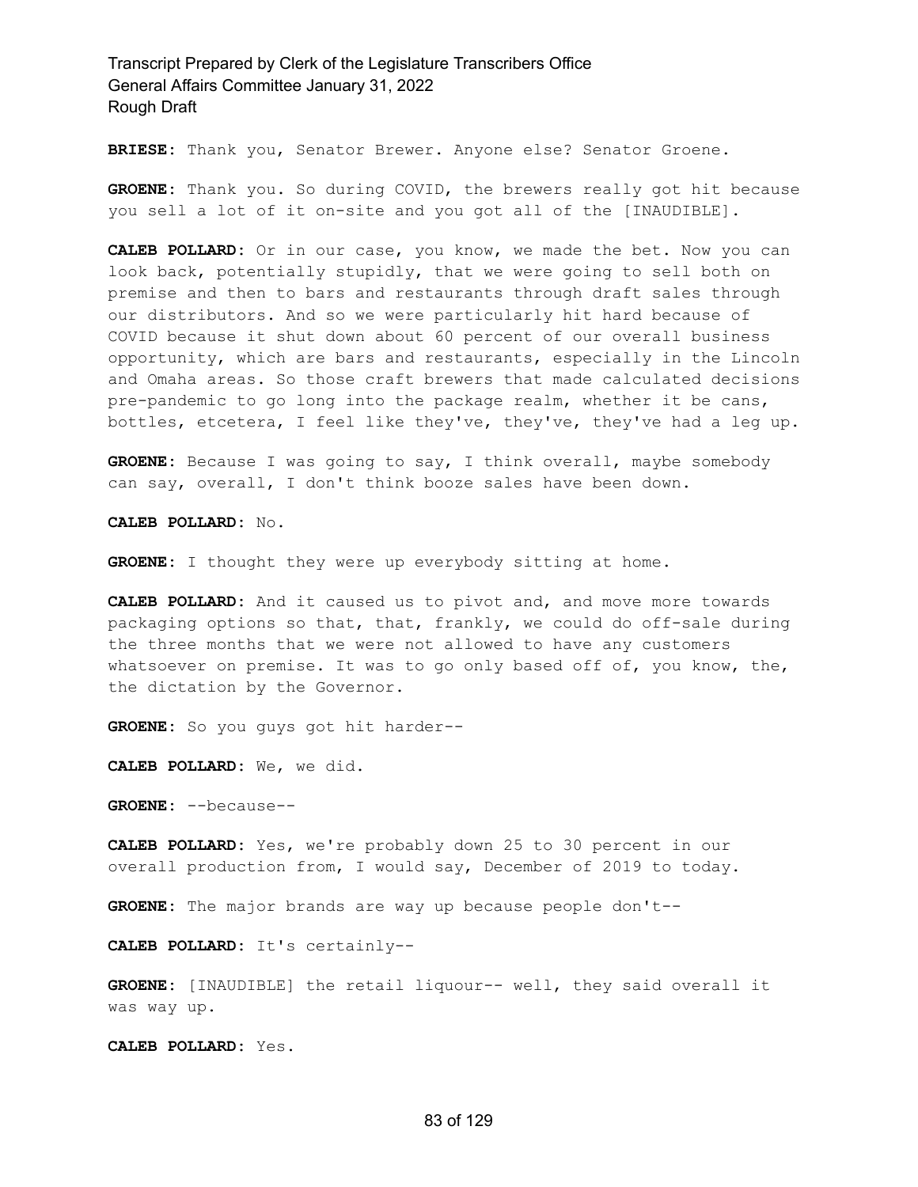**BRIESE:** Thank you, Senator Brewer. Anyone else? Senator Groene.

**GROENE:** Thank you. So during COVID, the brewers really got hit because you sell a lot of it on-site and you got all of the [INAUDIBLE].

**CALEB POLLARD:** Or in our case, you know, we made the bet. Now you can look back, potentially stupidly, that we were going to sell both on premise and then to bars and restaurants through draft sales through our distributors. And so we were particularly hit hard because of COVID because it shut down about 60 percent of our overall business opportunity, which are bars and restaurants, especially in the Lincoln and Omaha areas. So those craft brewers that made calculated decisions pre-pandemic to go long into the package realm, whether it be cans, bottles, etcetera, I feel like they've, they've, they've had a leg up.

**GROENE:** Because I was going to say, I think overall, maybe somebody can say, overall, I don't think booze sales have been down.

**CALEB POLLARD:** No.

**GROENE:** I thought they were up everybody sitting at home.

**CALEB POLLARD:** And it caused us to pivot and, and move more towards packaging options so that, that, frankly, we could do off-sale during the three months that we were not allowed to have any customers whatsoever on premise. It was to go only based off of, you know, the, the dictation by the Governor.

**GROENE:** So you guys got hit harder--

**CALEB POLLARD:** We, we did.

**GROENE:** --because--

**CALEB POLLARD:** Yes, we're probably down 25 to 30 percent in our overall production from, I would say, December of 2019 to today.

**GROENE:** The major brands are way up because people don't--

**CALEB POLLARD:** It's certainly--

**GROENE:** [INAUDIBLE] the retail liquour-- well, they said overall it was way up.

**CALEB POLLARD:** Yes.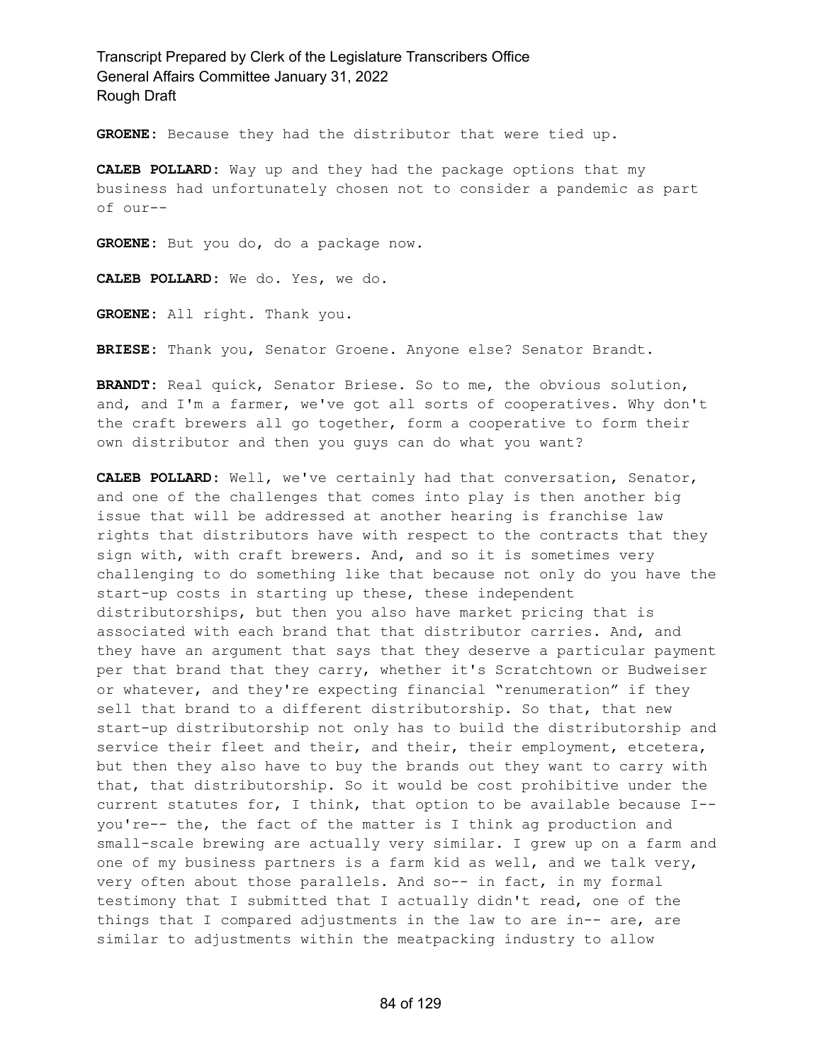**GROENE:** Because they had the distributor that were tied up.

**CALEB POLLARD:** Way up and they had the package options that my business had unfortunately chosen not to consider a pandemic as part of our--

**GROENE:** But you do, do a package now.

**CALEB POLLARD:** We do. Yes, we do.

**GROENE:** All right. Thank you.

**BRIESE:** Thank you, Senator Groene. Anyone else? Senator Brandt.

**BRANDT:** Real quick, Senator Briese. So to me, the obvious solution, and, and I'm a farmer, we've got all sorts of cooperatives. Why don't the craft brewers all go together, form a cooperative to form their own distributor and then you guys can do what you want?

**CALEB POLLARD:** Well, we've certainly had that conversation, Senator, and one of the challenges that comes into play is then another big issue that will be addressed at another hearing is franchise law rights that distributors have with respect to the contracts that they sign with, with craft brewers. And, and so it is sometimes very challenging to do something like that because not only do you have the start-up costs in starting up these, these independent distributorships, but then you also have market pricing that is associated with each brand that that distributor carries. And, and they have an argument that says that they deserve a particular payment per that brand that they carry, whether it's Scratchtown or Budweiser or whatever, and they're expecting financial "renumeration" if they sell that brand to a different distributorship. So that, that new start-up distributorship not only has to build the distributorship and service their fleet and their, and their, their employment, etcetera, but then they also have to buy the brands out they want to carry with that, that distributorship. So it would be cost prohibitive under the current statutes for, I think, that option to be available because I-- you're-- the, the fact of the matter is I think ag production and small-scale brewing are actually very similar. I grew up on a farm and one of my business partners is a farm kid as well, and we talk very, very often about those parallels. And so-- in fact, in my formal testimony that I submitted that I actually didn't read, one of the things that I compared adjustments in the law to are in-- are, are similar to adjustments within the meatpacking industry to allow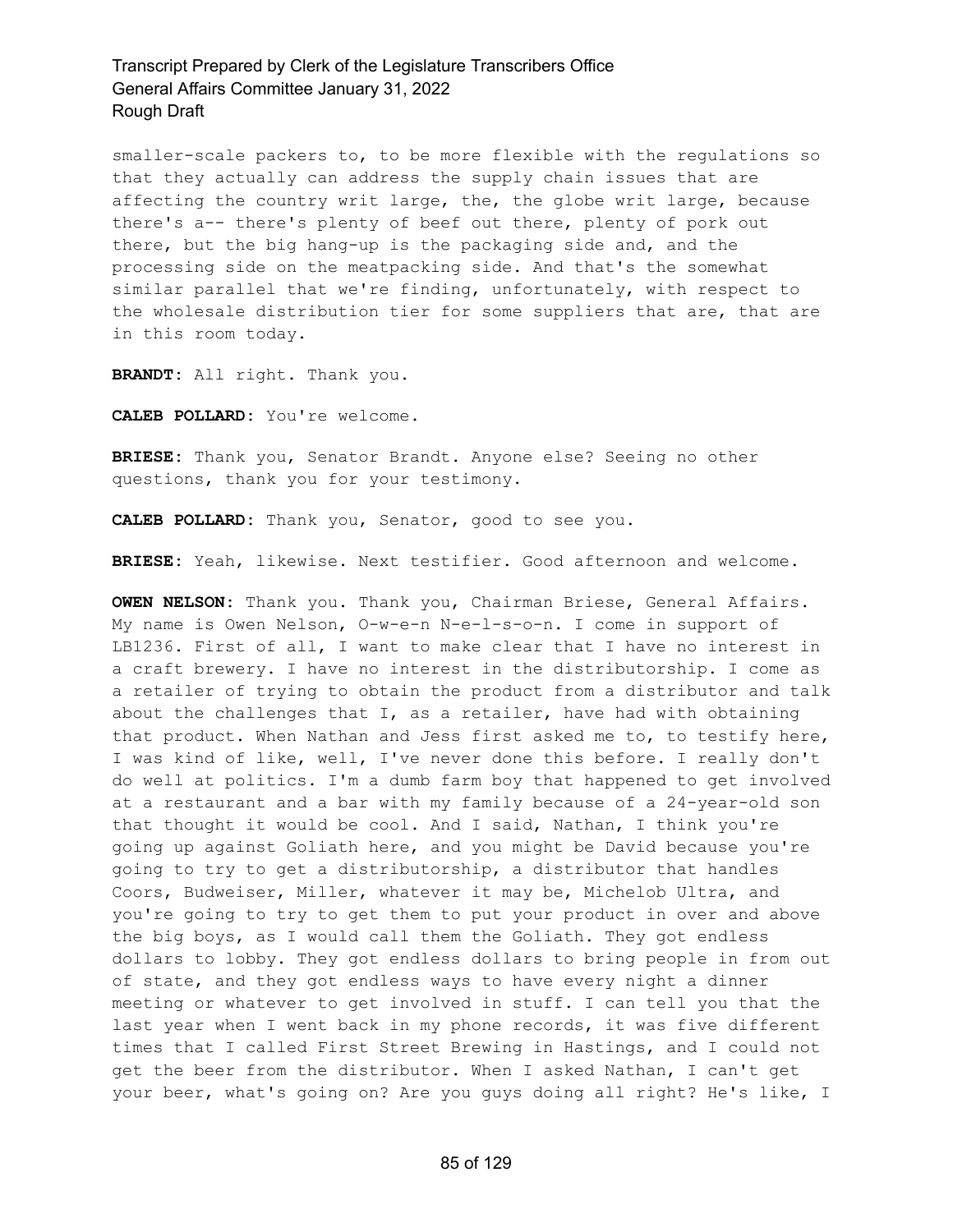smaller-scale packers to, to be more flexible with the regulations so that they actually can address the supply chain issues that are affecting the country writ large, the, the globe writ large, because there's a-- there's plenty of beef out there, plenty of pork out there, but the big hang-up is the packaging side and, and the processing side on the meatpacking side. And that's the somewhat similar parallel that we're finding, unfortunately, with respect to the wholesale distribution tier for some suppliers that are, that are in this room today.

**BRANDT:** All right. Thank you.

**CALEB POLLARD:** You're welcome.

**BRIESE:** Thank you, Senator Brandt. Anyone else? Seeing no other questions, thank you for your testimony.

**CALEB POLLARD:** Thank you, Senator, good to see you.

**BRIESE:** Yeah, likewise. Next testifier. Good afternoon and welcome.

**OWEN NELSON:** Thank you. Thank you, Chairman Briese, General Affairs. My name is Owen Nelson, O-w-e-n N-e-l-s-o-n. I come in support of LB1236. First of all, I want to make clear that I have no interest in a craft brewery. I have no interest in the distributorship. I come as a retailer of trying to obtain the product from a distributor and talk about the challenges that I, as a retailer, have had with obtaining that product. When Nathan and Jess first asked me to, to testify here, I was kind of like, well, I've never done this before. I really don't do well at politics. I'm a dumb farm boy that happened to get involved at a restaurant and a bar with my family because of a 24-year-old son that thought it would be cool. And I said, Nathan, I think you're going up against Goliath here, and you might be David because you're going to try to get a distributorship, a distributor that handles Coors, Budweiser, Miller, whatever it may be, Michelob Ultra, and you're going to try to get them to put your product in over and above the big boys, as I would call them the Goliath. They got endless dollars to lobby. They got endless dollars to bring people in from out of state, and they got endless ways to have every night a dinner meeting or whatever to get involved in stuff. I can tell you that the last year when I went back in my phone records, it was five different times that I called First Street Brewing in Hastings, and I could not get the beer from the distributor. When I asked Nathan, I can't get your beer, what's going on? Are you guys doing all right? He's like, I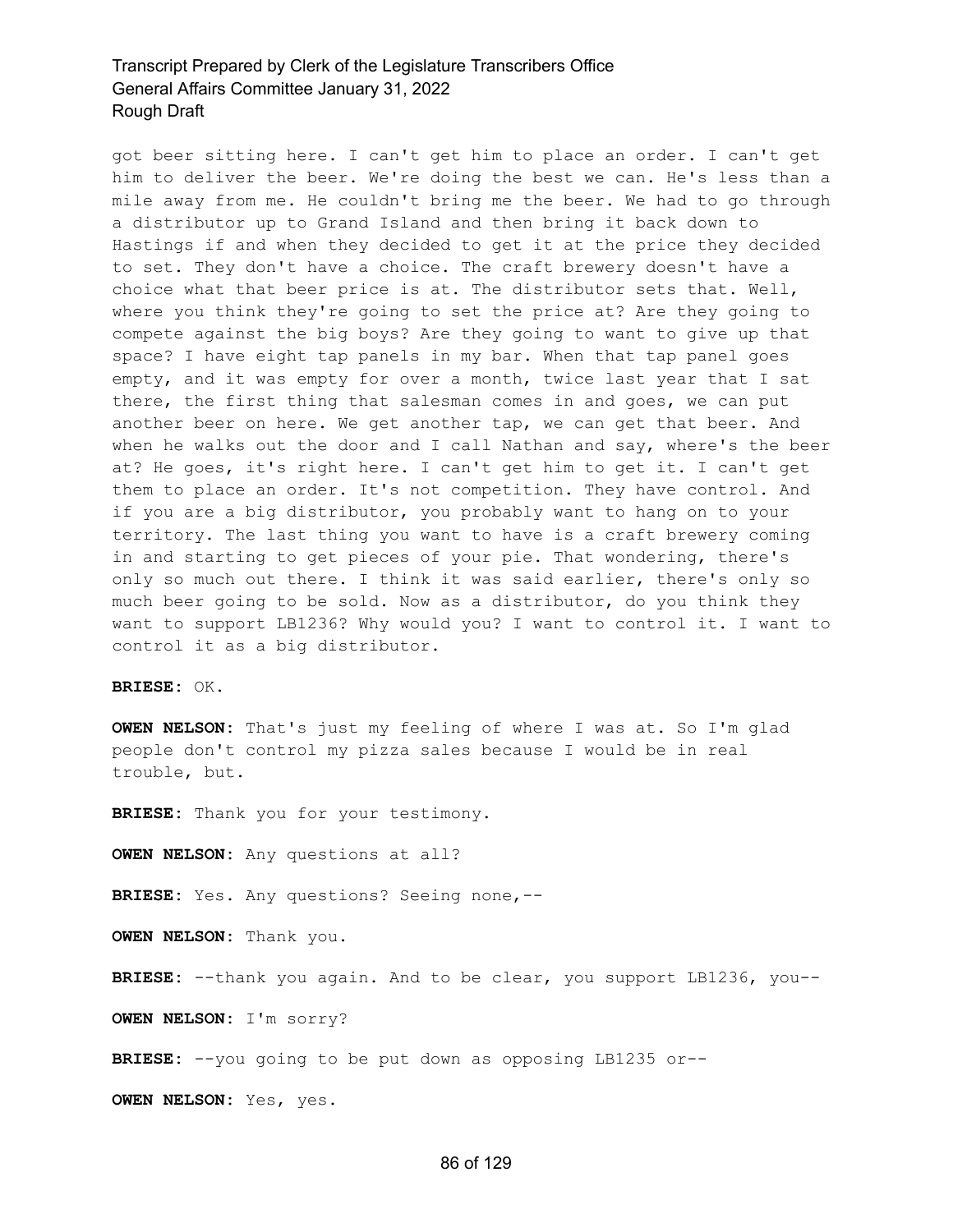got beer sitting here. I can't get him to place an order. I can't get him to deliver the beer. We're doing the best we can. He's less than a mile away from me. He couldn't bring me the beer. We had to go through a distributor up to Grand Island and then bring it back down to Hastings if and when they decided to get it at the price they decided to set. They don't have a choice. The craft brewery doesn't have a choice what that beer price is at. The distributor sets that. Well, where you think they're going to set the price at? Are they going to compete against the big boys? Are they going to want to give up that space? I have eight tap panels in my bar. When that tap panel goes empty, and it was empty for over a month, twice last year that I sat there, the first thing that salesman comes in and goes, we can put another beer on here. We get another tap, we can get that beer. And when he walks out the door and I call Nathan and say, where's the beer at? He goes, it's right here. I can't get him to get it. I can't get them to place an order. It's not competition. They have control. And if you are a big distributor, you probably want to hang on to your territory. The last thing you want to have is a craft brewery coming in and starting to get pieces of your pie. That wondering, there's only so much out there. I think it was said earlier, there's only so much beer going to be sold. Now as a distributor, do you think they want to support LB1236? Why would you? I want to control it. I want to control it as a big distributor.

**BRIESE:** OK.

**OWEN NELSON:** That's just my feeling of where I was at. So I'm glad people don't control my pizza sales because I would be in real trouble, but.

**BRIESE:** Thank you for your testimony.

**OWEN NELSON:** Any questions at all?

**BRIESE:** Yes. Any questions? Seeing none,--

**OWEN NELSON:** Thank you.

**BRIESE:** --thank you again. And to be clear, you support LB1236, you--

**OWEN NELSON:** I'm sorry?

**BRIESE:** --you going to be put down as opposing LB1235 or--

**OWEN NELSON:** Yes, yes.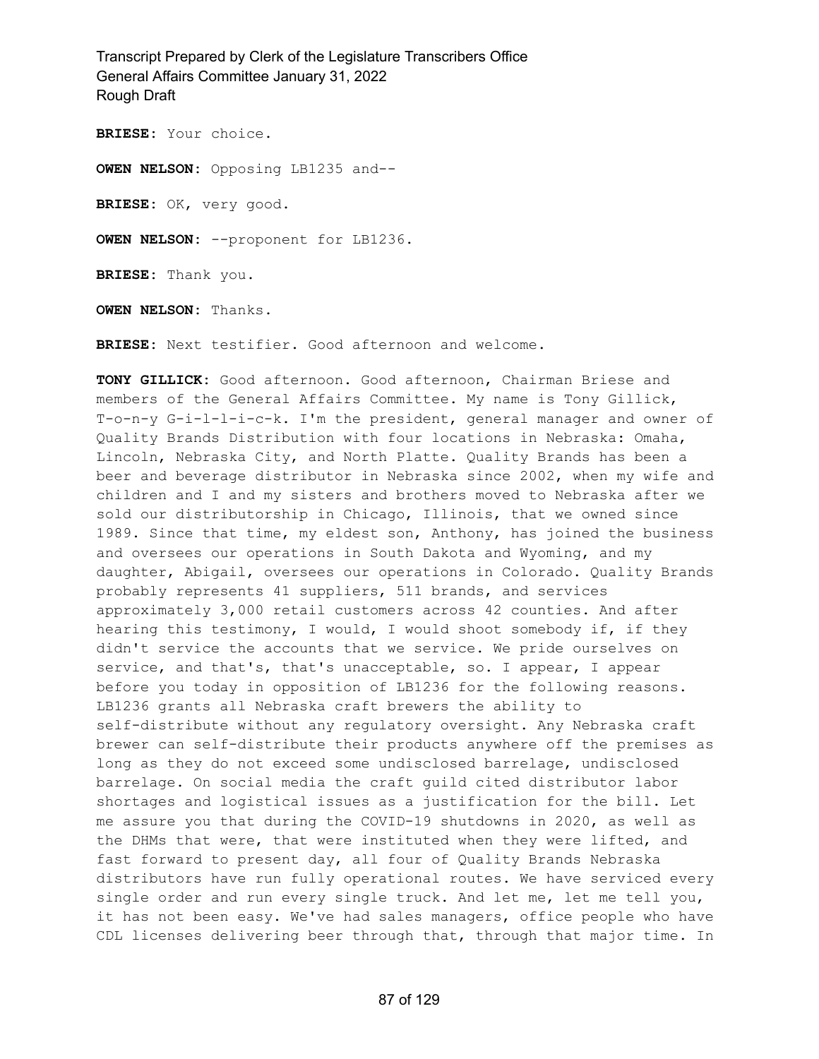**BRIESE:** Your choice.

**OWEN NELSON:** Opposing LB1235 and--

**BRIESE:** OK, very good.

**OWEN NELSON:** --proponent for LB1236.

**BRIESE:** Thank you.

**OWEN NELSON:** Thanks.

**BRIESE:** Next testifier. Good afternoon and welcome.

**TONY GILLICK:** Good afternoon. Good afternoon, Chairman Briese and members of the General Affairs Committee. My name is Tony Gillick, T-o-n-y G-i-l-l-i-c-k. I'm the president, general manager and owner of Quality Brands Distribution with four locations in Nebraska: Omaha, Lincoln, Nebraska City, and North Platte. Quality Brands has been a beer and beverage distributor in Nebraska since 2002, when my wife and children and I and my sisters and brothers moved to Nebraska after we sold our distributorship in Chicago, Illinois, that we owned since 1989. Since that time, my eldest son, Anthony, has joined the business and oversees our operations in South Dakota and Wyoming, and my daughter, Abigail, oversees our operations in Colorado. Quality Brands probably represents 41 suppliers, 511 brands, and services approximately 3,000 retail customers across 42 counties. And after hearing this testimony, I would, I would shoot somebody if, if they didn't service the accounts that we service. We pride ourselves on service, and that's, that's unacceptable, so. I appear, I appear before you today in opposition of LB1236 for the following reasons. LB1236 grants all Nebraska craft brewers the ability to self-distribute without any regulatory oversight. Any Nebraska craft brewer can self-distribute their products anywhere off the premises as long as they do not exceed some undisclosed barrelage, undisclosed barrelage. On social media the craft guild cited distributor labor shortages and logistical issues as a justification for the bill. Let me assure you that during the COVID-19 shutdowns in 2020, as well as the DHMs that were, that were instituted when they were lifted, and fast forward to present day, all four of Quality Brands Nebraska distributors have run fully operational routes. We have serviced every single order and run every single truck. And let me, let me tell you, it has not been easy. We've had sales managers, office people who have CDL licenses delivering beer through that, through that major time. In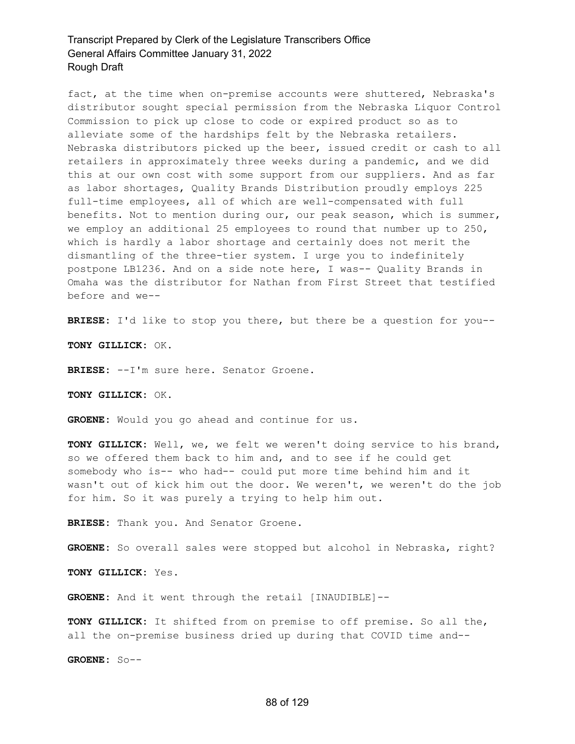fact, at the time when on-premise accounts were shuttered, Nebraska's distributor sought special permission from the Nebraska Liquor Control Commission to pick up close to code or expired product so as to alleviate some of the hardships felt by the Nebraska retailers. Nebraska distributors picked up the beer, issued credit or cash to all retailers in approximately three weeks during a pandemic, and we did this at our own cost with some support from our suppliers. And as far as labor shortages, Quality Brands Distribution proudly employs 225 full-time employees, all of which are well-compensated with full benefits. Not to mention during our, our peak season, which is summer, we employ an additional 25 employees to round that number up to 250, which is hardly a labor shortage and certainly does not merit the dismantling of the three-tier system. I urge you to indefinitely postpone LB1236. And on a side note here, I was-- Quality Brands in Omaha was the distributor for Nathan from First Street that testified before and we--

**BRIESE:** I'd like to stop you there, but there be a question for you--

**TONY GILLICK:** OK.

**BRIESE:** --I'm sure here. Senator Groene.

**TONY GILLICK:** OK.

**GROENE:** Would you go ahead and continue for us.

**TONY GILLICK:** Well, we, we felt we weren't doing service to his brand, so we offered them back to him and, and to see if he could get somebody who is-- who had-- could put more time behind him and it wasn't out of kick him out the door. We weren't, we weren't do the job for him. So it was purely a trying to help him out.

**BRIESE:** Thank you. And Senator Groene.

**GROENE:** So overall sales were stopped but alcohol in Nebraska, right?

**TONY GILLICK:** Yes.

**GROENE:** And it went through the retail [INAUDIBLE]--

**TONY GILLICK:** It shifted from on premise to off premise. So all the, all the on-premise business dried up during that COVID time and--

**GROENE:** So--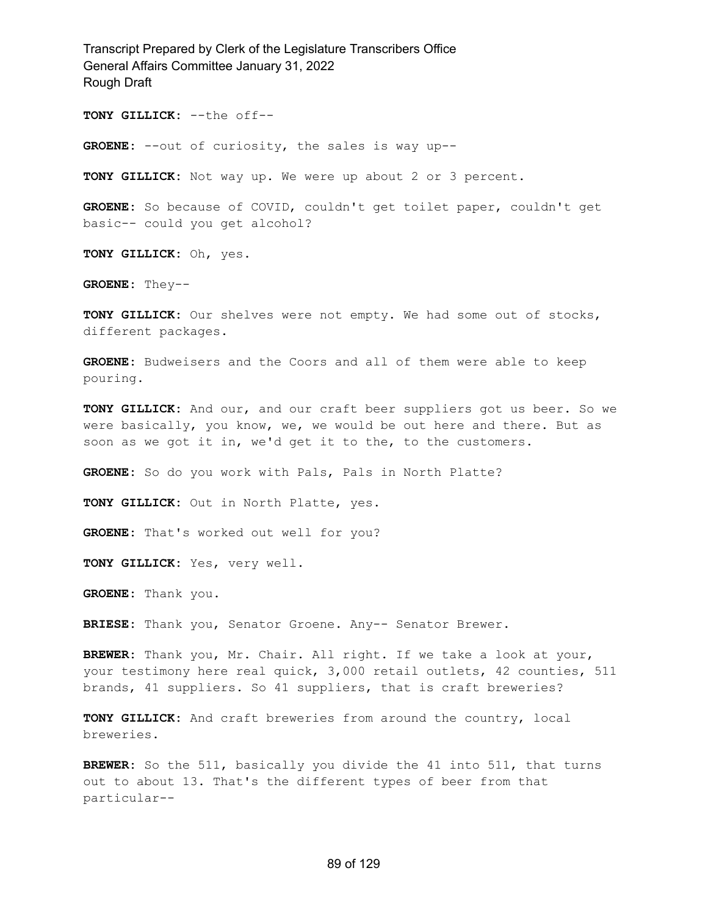**TONY GILLICK:** --the off--

**GROENE:** --out of curiosity, the sales is way up--

**TONY GILLICK:** Not way up. We were up about 2 or 3 percent.

**GROENE:** So because of COVID, couldn't get toilet paper, couldn't get basic-- could you get alcohol?

**TONY GILLICK:** Oh, yes.

**GROENE:** They--

**TONY GILLICK:** Our shelves were not empty. We had some out of stocks, different packages.

**GROENE:** Budweisers and the Coors and all of them were able to keep pouring.

**TONY GILLICK:** And our, and our craft beer suppliers got us beer. So we were basically, you know, we, we would be out here and there. But as soon as we got it in, we'd get it to the, to the customers.

**GROENE:** So do you work with Pals, Pals in North Platte?

**TONY GILLICK:** Out in North Platte, yes.

**GROENE:** That's worked out well for you?

**TONY GILLICK:** Yes, very well.

**GROENE:** Thank you.

**BRIESE:** Thank you, Senator Groene. Any-- Senator Brewer.

**BREWER:** Thank you, Mr. Chair. All right. If we take a look at your, your testimony here real quick, 3,000 retail outlets, 42 counties, 511 brands, 41 suppliers. So 41 suppliers, that is craft breweries?

**TONY GILLICK:** And craft breweries from around the country, local breweries.

**BREWER:** So the 511, basically you divide the 41 into 511, that turns out to about 13. That's the different types of beer from that particular--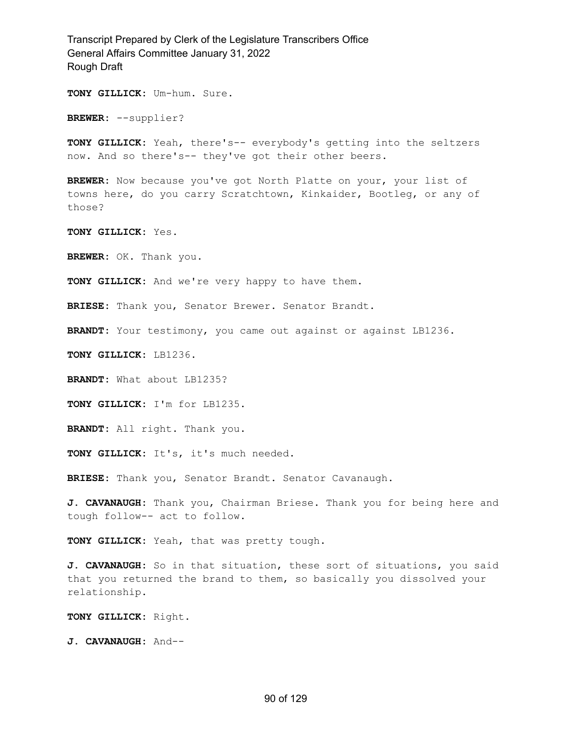**TONY GILLICK:** Um-hum. Sure.

**BREWER:** --supplier?

**TONY GILLICK:** Yeah, there's-- everybody's getting into the seltzers now. And so there's-- they've got their other beers.

**BREWER:** Now because you've got North Platte on your, your list of towns here, do you carry Scratchtown, Kinkaider, Bootleg, or any of those?

**TONY GILLICK:** Yes.

**BREWER:** OK. Thank you.

**TONY GILLICK:** And we're very happy to have them.

**BRIESE:** Thank you, Senator Brewer. Senator Brandt.

**BRANDT:** Your testimony, you came out against or against LB1236.

**TONY GILLICK:** LB1236.

**BRANDT:** What about LB1235?

**TONY GILLICK:** I'm for LB1235.

**BRANDT:** All right. Thank you.

**TONY GILLICK:** It's, it's much needed.

**BRIESE:** Thank you, Senator Brandt. Senator Cavanaugh.

**J. CAVANAUGH:** Thank you, Chairman Briese. Thank you for being here and tough follow-- act to follow.

**TONY GILLICK:** Yeah, that was pretty tough.

**J. CAVANAUGH:** So in that situation, these sort of situations, you said that you returned the brand to them, so basically you dissolved your relationship.

**TONY GILLICK:** Right.

**J. CAVANAUGH:** And--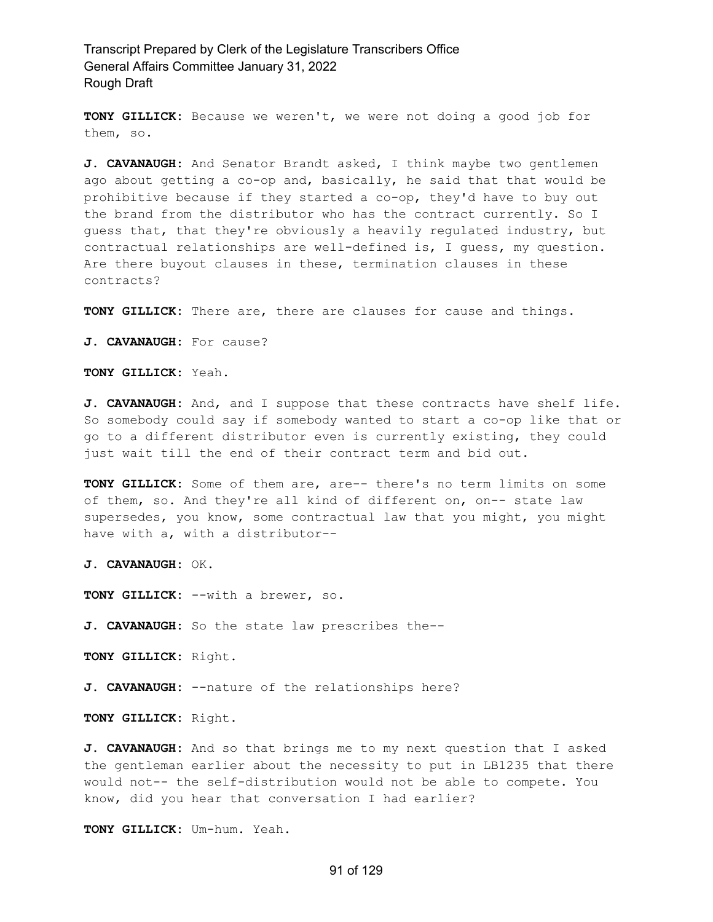**TONY GILLICK:** Because we weren't, we were not doing a good job for them, so.

**J. CAVANAUGH:** And Senator Brandt asked, I think maybe two gentlemen ago about getting a co-op and, basically, he said that that would be prohibitive because if they started a co-op, they'd have to buy out the brand from the distributor who has the contract currently. So I guess that, that they're obviously a heavily regulated industry, but contractual relationships are well-defined is, I guess, my question. Are there buyout clauses in these, termination clauses in these contracts?

**TONY GILLICK:** There are, there are clauses for cause and things.

**J. CAVANAUGH:** For cause?

**TONY GILLICK:** Yeah.

**J. CAVANAUGH:** And, and I suppose that these contracts have shelf life. So somebody could say if somebody wanted to start a co-op like that or go to a different distributor even is currently existing, they could just wait till the end of their contract term and bid out.

**TONY GILLICK:** Some of them are, are-- there's no term limits on some of them, so. And they're all kind of different on, on-- state law supersedes, you know, some contractual law that you might, you might have with a, with a distributor--

**J. CAVANAUGH:** OK.

**TONY GILLICK:** --with a brewer, so.

**J. CAVANAUGH:** So the state law prescribes the--

**TONY GILLICK:** Right.

**J. CAVANAUGH:** --nature of the relationships here?

**TONY GILLICK:** Right.

**J. CAVANAUGH:** And so that brings me to my next question that I asked the gentleman earlier about the necessity to put in LB1235 that there would not-- the self-distribution would not be able to compete. You know, did you hear that conversation I had earlier?

**TONY GILLICK:** Um-hum. Yeah.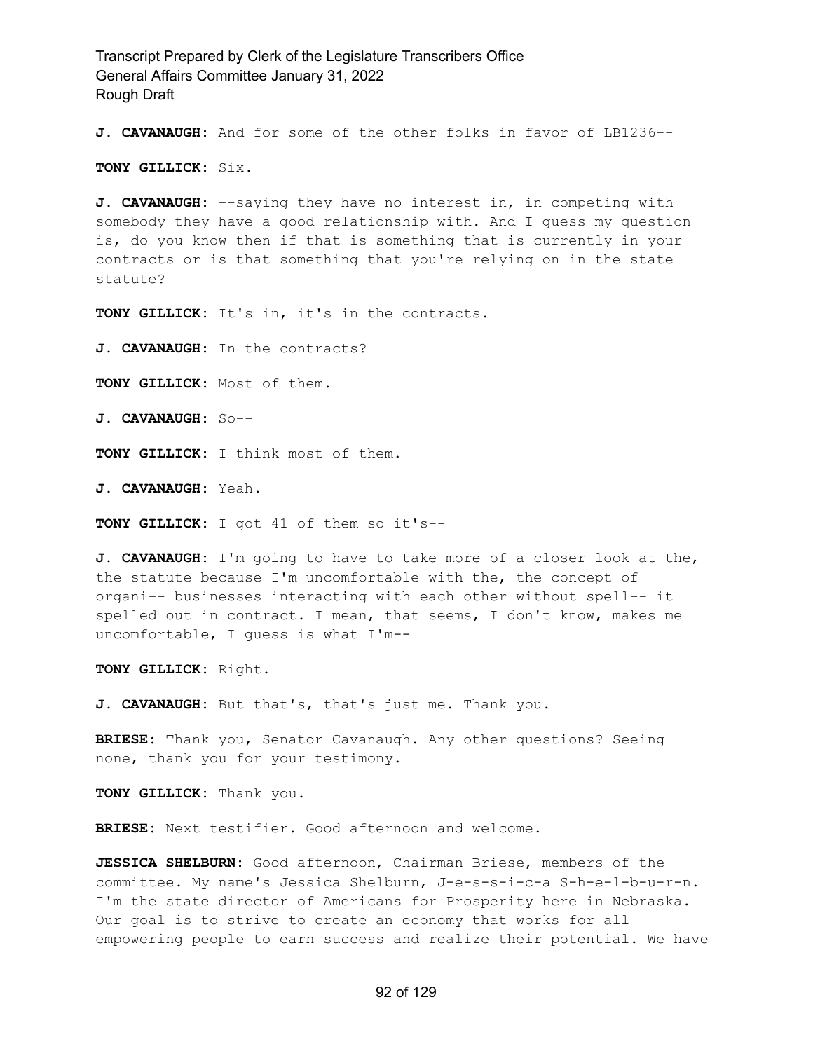**J. CAVANAUGH:** And for some of the other folks in favor of LB1236--

**TONY GILLICK:** Six.

**J. CAVANAUGH:** --saying they have no interest in, in competing with somebody they have a good relationship with. And I guess my question is, do you know then if that is something that is currently in your contracts or is that something that you're relying on in the state statute?

**TONY GILLICK:** It's in, it's in the contracts.

**J. CAVANAUGH:** In the contracts?

**TONY GILLICK:** Most of them.

**J. CAVANAUGH:** So--

**TONY GILLICK:** I think most of them.

**J. CAVANAUGH:** Yeah.

**TONY GILLICK:** I got 41 of them so it's--

**J. CAVANAUGH:** I'm going to have to take more of a closer look at the, the statute because I'm uncomfortable with the, the concept of organi-- businesses interacting with each other without spell-- it spelled out in contract. I mean, that seems, I don't know, makes me uncomfortable, I guess is what I'm--

**TONY GILLICK:** Right.

**J. CAVANAUGH:** But that's, that's just me. Thank you.

**BRIESE:** Thank you, Senator Cavanaugh. Any other questions? Seeing none, thank you for your testimony.

**TONY GILLICK:** Thank you.

**BRIESE:** Next testifier. Good afternoon and welcome.

**JESSICA SHELBURN:** Good afternoon, Chairman Briese, members of the committee. My name's Jessica Shelburn, J-e-s-s-i-c-a S-h-e-l-b-u-r-n. I'm the state director of Americans for Prosperity here in Nebraska. Our goal is to strive to create an economy that works for all empowering people to earn success and realize their potential. We have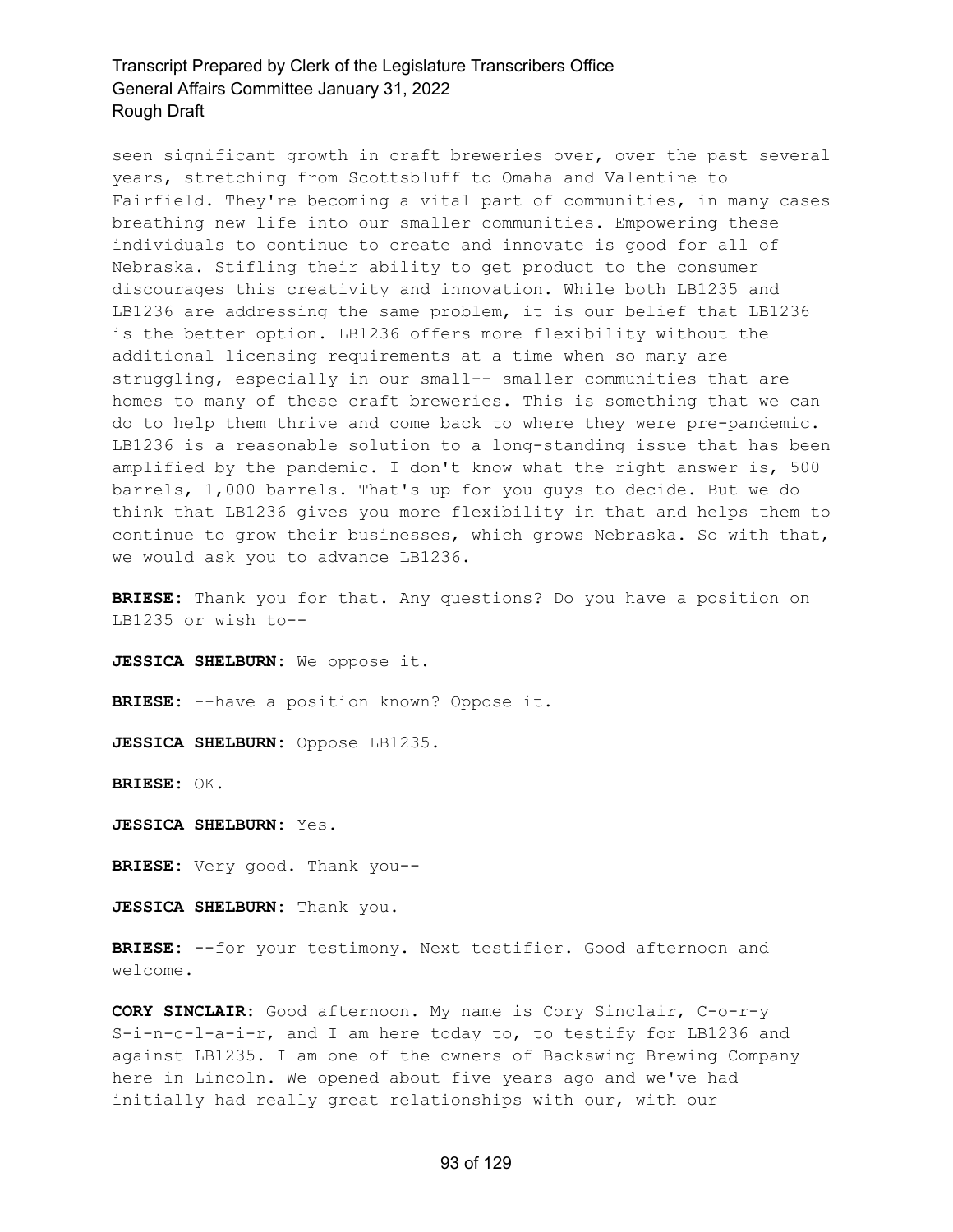seen significant growth in craft breweries over, over the past several years, stretching from Scottsbluff to Omaha and Valentine to Fairfield. They're becoming a vital part of communities, in many cases breathing new life into our smaller communities. Empowering these individuals to continue to create and innovate is good for all of Nebraska. Stifling their ability to get product to the consumer discourages this creativity and innovation. While both LB1235 and LB1236 are addressing the same problem, it is our belief that LB1236 is the better option. LB1236 offers more flexibility without the additional licensing requirements at a time when so many are struggling, especially in our small-- smaller communities that are homes to many of these craft breweries. This is something that we can do to help them thrive and come back to where they were pre-pandemic. LB1236 is a reasonable solution to a long-standing issue that has been amplified by the pandemic. I don't know what the right answer is, 500 barrels, 1,000 barrels. That's up for you guys to decide. But we do think that LB1236 gives you more flexibility in that and helps them to continue to grow their businesses, which grows Nebraska. So with that, we would ask you to advance LB1236.

**BRIESE:** Thank you for that. Any questions? Do you have a position on LB1235 or wish to--

**JESSICA SHELBURN:** We oppose it.

**BRIESE:** --have a position known? Oppose it.

**JESSICA SHELBURN:** Oppose LB1235.

**BRIESE:** OK.

**JESSICA SHELBURN:** Yes.

**BRIESE:** Very good. Thank you--

**JESSICA SHELBURN:** Thank you.

**BRIESE:** --for your testimony. Next testifier. Good afternoon and welcome.

**CORY SINCLAIR:** Good afternoon. My name is Cory Sinclair, C-o-r-y S-i-n-c-l-a-i-r, and I am here today to, to testify for LB1236 and against LB1235. I am one of the owners of Backswing Brewing Company here in Lincoln. We opened about five years ago and we've had initially had really great relationships with our, with our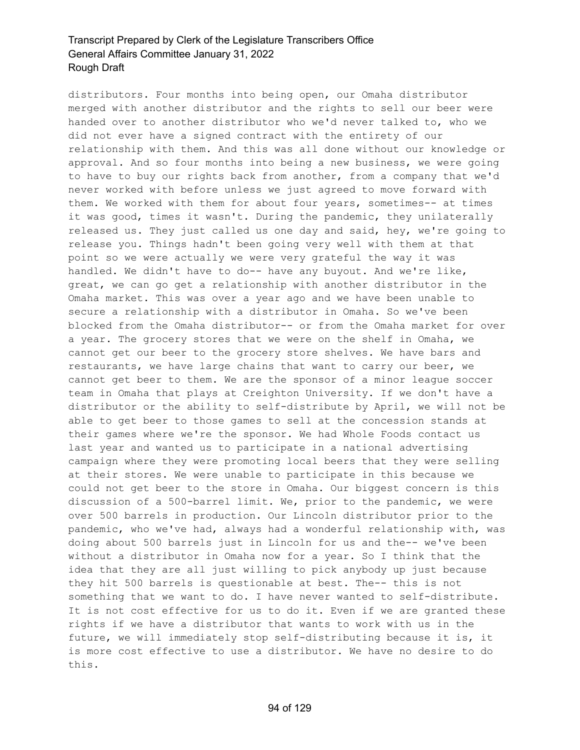distributors. Four months into being open, our Omaha distributor merged with another distributor and the rights to sell our beer were handed over to another distributor who we'd never talked to, who we did not ever have a signed contract with the entirety of our relationship with them. And this was all done without our knowledge or approval. And so four months into being a new business, we were going to have to buy our rights back from another, from a company that we'd never worked with before unless we just agreed to move forward with them. We worked with them for about four years, sometimes-- at times it was good, times it wasn't. During the pandemic, they unilaterally released us. They just called us one day and said, hey, we're going to release you. Things hadn't been going very well with them at that point so we were actually we were very grateful the way it was handled. We didn't have to do-- have any buyout. And we're like, great, we can go get a relationship with another distributor in the Omaha market. This was over a year ago and we have been unable to secure a relationship with a distributor in Omaha. So we've been blocked from the Omaha distributor-- or from the Omaha market for over a year. The grocery stores that we were on the shelf in Omaha, we cannot get our beer to the grocery store shelves. We have bars and restaurants, we have large chains that want to carry our beer, we cannot get beer to them. We are the sponsor of a minor league soccer team in Omaha that plays at Creighton University. If we don't have a distributor or the ability to self-distribute by April, we will not be able to get beer to those games to sell at the concession stands at their games where we're the sponsor. We had Whole Foods contact us last year and wanted us to participate in a national advertising campaign where they were promoting local beers that they were selling at their stores. We were unable to participate in this because we could not get beer to the store in Omaha. Our biggest concern is this discussion of a 500-barrel limit. We, prior to the pandemic, we were over 500 barrels in production. Our Lincoln distributor prior to the pandemic, who we've had, always had a wonderful relationship with, was doing about 500 barrels just in Lincoln for us and the-- we've been without a distributor in Omaha now for a year. So I think that the idea that they are all just willing to pick anybody up just because they hit 500 barrels is questionable at best. The-- this is not something that we want to do. I have never wanted to self-distribute. It is not cost effective for us to do it. Even if we are granted these rights if we have a distributor that wants to work with us in the future, we will immediately stop self-distributing because it is, it is more cost effective to use a distributor. We have no desire to do this.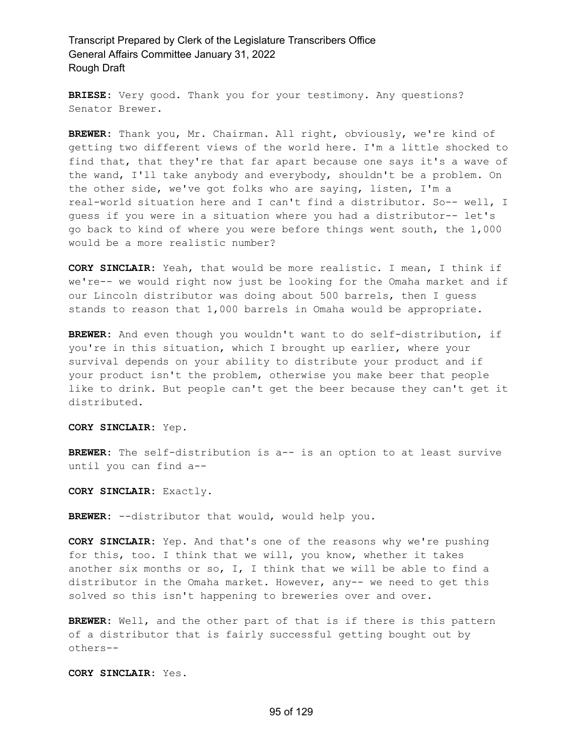**BRIESE:** Very good. Thank you for your testimony. Any questions? Senator Brewer.

**BREWER:** Thank you, Mr. Chairman. All right, obviously, we're kind of getting two different views of the world here. I'm a little shocked to find that, that they're that far apart because one says it's a wave of the wand, I'll take anybody and everybody, shouldn't be a problem. On the other side, we've got folks who are saying, listen, I'm a real-world situation here and I can't find a distributor. So-- well, I guess if you were in a situation where you had a distributor-- let's go back to kind of where you were before things went south, the 1,000 would be a more realistic number?

**CORY SINCLAIR:** Yeah, that would be more realistic. I mean, I think if we're-- we would right now just be looking for the Omaha market and if our Lincoln distributor was doing about 500 barrels, then I guess stands to reason that 1,000 barrels in Omaha would be appropriate.

**BREWER:** And even though you wouldn't want to do self-distribution, if you're in this situation, which I brought up earlier, where your survival depends on your ability to distribute your product and if your product isn't the problem, otherwise you make beer that people like to drink. But people can't get the beer because they can't get it distributed.

**CORY SINCLAIR:** Yep.

**BREWER:** The self-distribution is a-- is an option to at least survive until you can find a--

**CORY SINCLAIR:** Exactly.

**BREWER:** --distributor that would, would help you.

**CORY SINCLAIR:** Yep. And that's one of the reasons why we're pushing for this, too. I think that we will, you know, whether it takes another six months or so, I, I think that we will be able to find a distributor in the Omaha market. However, any-- we need to get this solved so this isn't happening to breweries over and over.

**BREWER:** Well, and the other part of that is if there is this pattern of a distributor that is fairly successful getting bought out by others--

**CORY SINCLAIR:** Yes.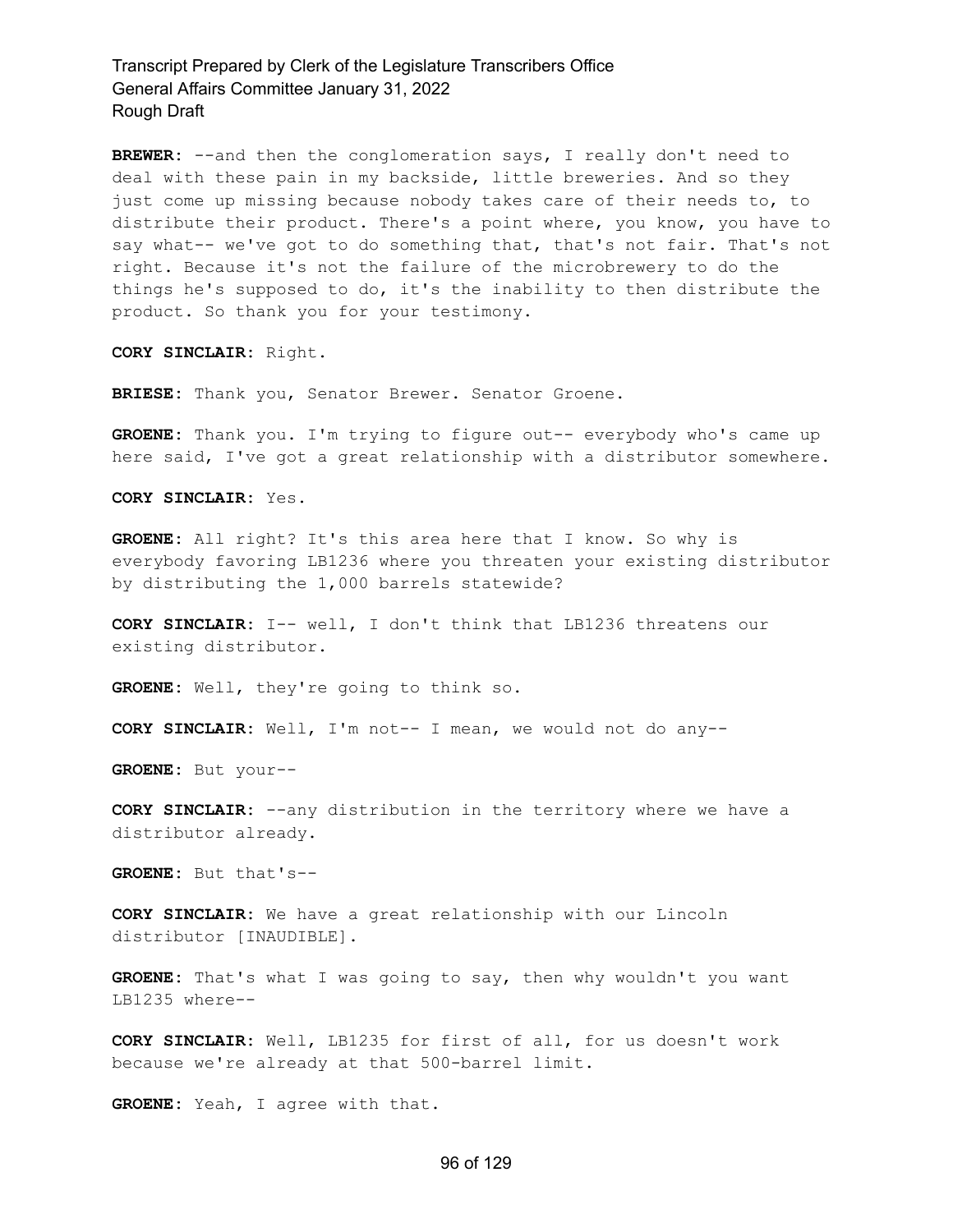**BREWER:** --and then the conglomeration says, I really don't need to deal with these pain in my backside, little breweries. And so they just come up missing because nobody takes care of their needs to, to distribute their product. There's a point where, you know, you have to say what-- we've got to do something that, that's not fair. That's not right. Because it's not the failure of the microbrewery to do the things he's supposed to do, it's the inability to then distribute the product. So thank you for your testimony.

**CORY SINCLAIR:** Right.

**BRIESE:** Thank you, Senator Brewer. Senator Groene.

**GROENE:** Thank you. I'm trying to figure out-- everybody who's came up here said, I've got a great relationship with a distributor somewhere.

**CORY SINCLAIR:** Yes.

**GROENE:** All right? It's this area here that I know. So why is everybody favoring LB1236 where you threaten your existing distributor by distributing the 1,000 barrels statewide?

**CORY SINCLAIR:** I-- well, I don't think that LB1236 threatens our existing distributor.

**GROENE:** Well, they're going to think so.

**CORY SINCLAIR:** Well, I'm not-- I mean, we would not do any--

**GROENE:** But your--

**CORY SINCLAIR:** --any distribution in the territory where we have a distributor already.

**GROENE:** But that's--

**CORY SINCLAIR:** We have a great relationship with our Lincoln distributor [INAUDIBLE].

**GROENE:** That's what I was going to say, then why wouldn't you want LB1235 where--

**CORY SINCLAIR:** Well, LB1235 for first of all, for us doesn't work because we're already at that 500-barrel limit.

**GROENE:** Yeah, I agree with that.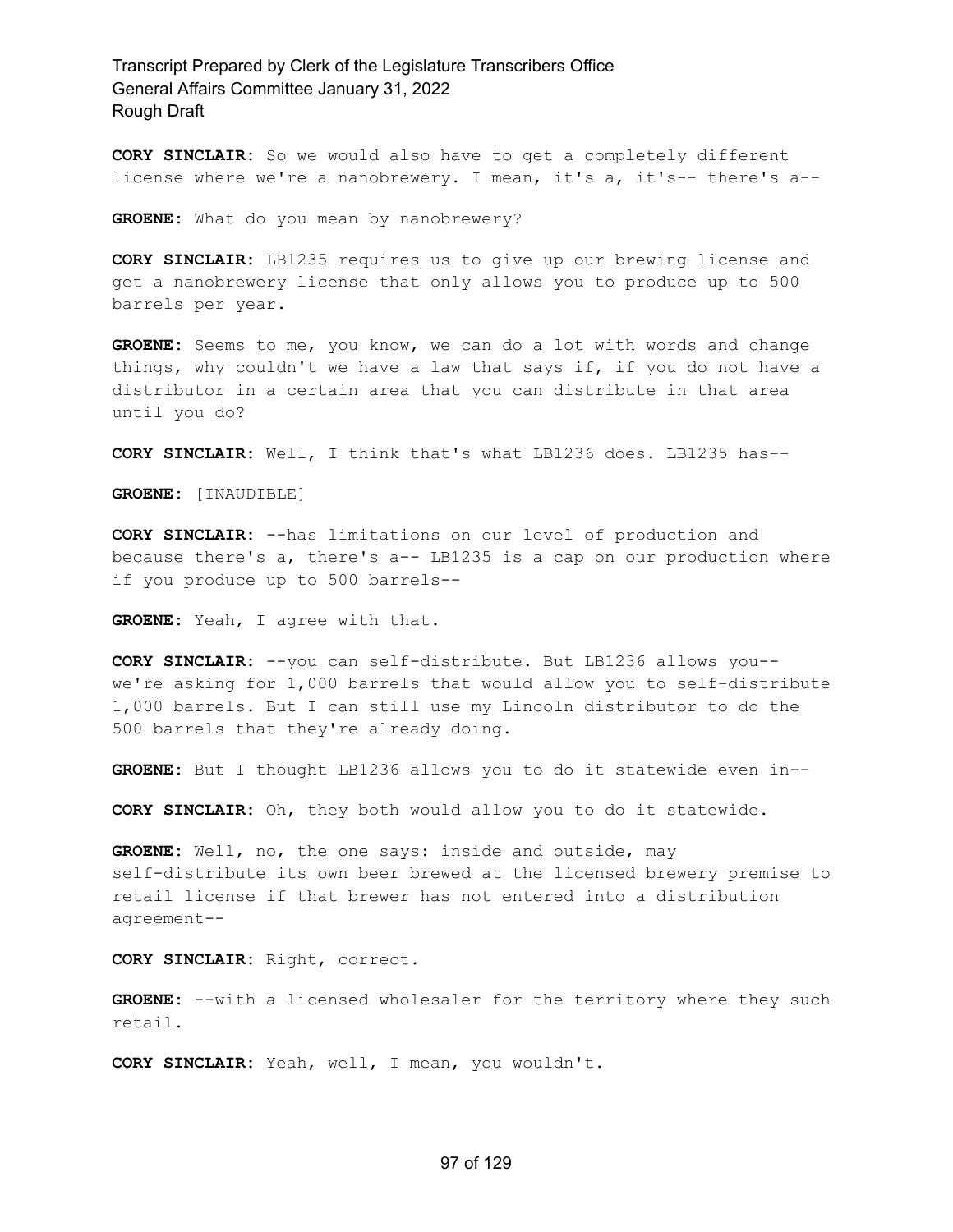**CORY SINCLAIR:** So we would also have to get a completely different license where we're a nanobrewery. I mean, it's a, it's-- there's a--

**GROENE:** What do you mean by nanobrewery?

**CORY SINCLAIR:** LB1235 requires us to give up our brewing license and get a nanobrewery license that only allows you to produce up to 500 barrels per year.

**GROENE:** Seems to me, you know, we can do a lot with words and change things, why couldn't we have a law that says if, if you do not have a distributor in a certain area that you can distribute in that area until you do?

**CORY SINCLAIR:** Well, I think that's what LB1236 does. LB1235 has--

**GROENE:** [INAUDIBLE]

**CORY SINCLAIR:** --has limitations on our level of production and because there's a, there's a-- LB1235 is a cap on our production where if you produce up to 500 barrels--

**GROENE:** Yeah, I agree with that.

**CORY SINCLAIR:** --you can self-distribute. But LB1236 allows you-- we're asking for 1,000 barrels that would allow you to self-distribute 1,000 barrels. But I can still use my Lincoln distributor to do the 500 barrels that they're already doing.

**GROENE:** But I thought LB1236 allows you to do it statewide even in--

**CORY SINCLAIR:** Oh, they both would allow you to do it statewide.

**GROENE:** Well, no, the one says: inside and outside, may self-distribute its own beer brewed at the licensed brewery premise to retail license if that brewer has not entered into a distribution agreement--

**CORY SINCLAIR:** Right, correct.

**GROENE:** --with a licensed wholesaler for the territory where they such retail.

**CORY SINCLAIR:** Yeah, well, I mean, you wouldn't.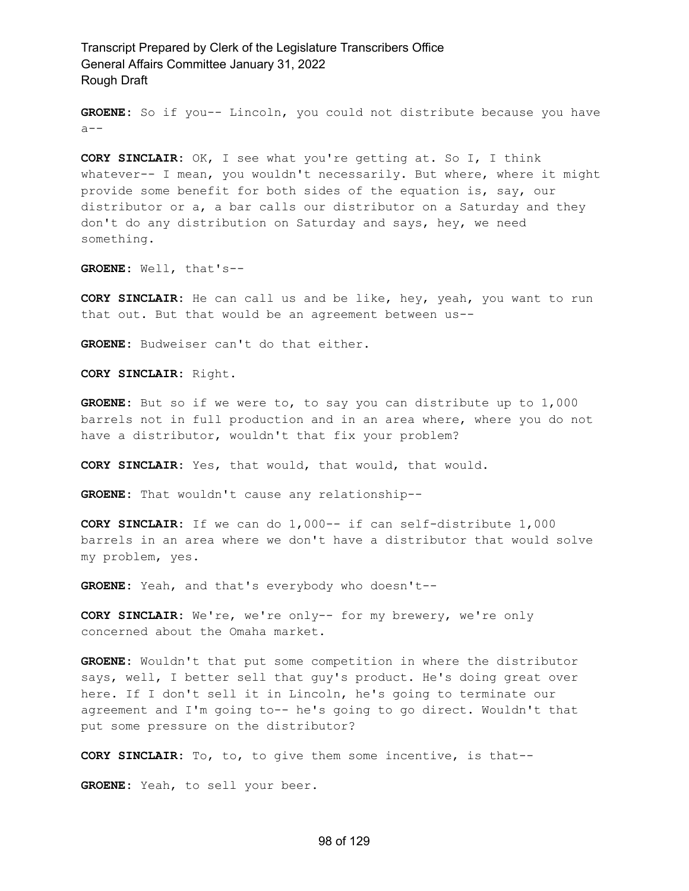**GROENE:** So if you-- Lincoln, you could not distribute because you have a--

**CORY SINCLAIR:** OK, I see what you're getting at. So I, I think whatever-- I mean, you wouldn't necessarily. But where, where it might provide some benefit for both sides of the equation is, say, our distributor or a, a bar calls our distributor on a Saturday and they don't do any distribution on Saturday and says, hey, we need something.

**GROENE:** Well, that's--

**CORY SINCLAIR:** He can call us and be like, hey, yeah, you want to run that out. But that would be an agreement between us--

**GROENE:** Budweiser can't do that either.

**CORY SINCLAIR:** Right.

**GROENE:** But so if we were to, to say you can distribute up to 1,000 barrels not in full production and in an area where, where you do not have a distributor, wouldn't that fix your problem?

**CORY SINCLAIR:** Yes, that would, that would, that would.

**GROENE:** That wouldn't cause any relationship--

**CORY SINCLAIR:** If we can do 1,000-- if can self-distribute 1,000 barrels in an area where we don't have a distributor that would solve my problem, yes.

**GROENE:** Yeah, and that's everybody who doesn't--

**CORY SINCLAIR:** We're, we're only-- for my brewery, we're only concerned about the Omaha market.

**GROENE:** Wouldn't that put some competition in where the distributor says, well, I better sell that guy's product. He's doing great over here. If I don't sell it in Lincoln, he's going to terminate our agreement and I'm going to-- he's going to go direct. Wouldn't that put some pressure on the distributor?

**CORY SINCLAIR:** To, to, to give them some incentive, is that--

**GROENE:** Yeah, to sell your beer.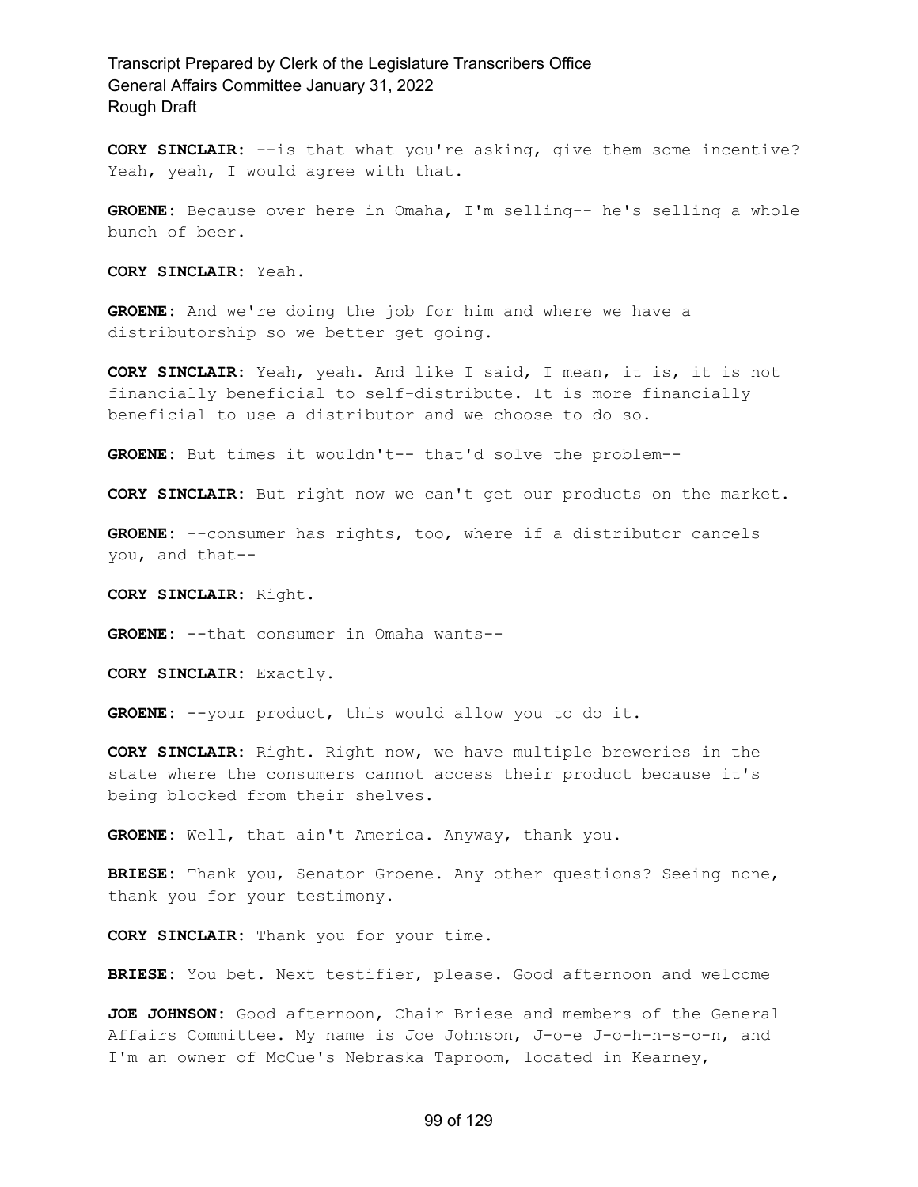**CORY SINCLAIR:** --is that what you're asking, give them some incentive? Yeah, yeah, I would agree with that.

**GROENE:** Because over here in Omaha, I'm selling-- he's selling a whole bunch of beer.

**CORY SINCLAIR:** Yeah.

**GROENE:** And we're doing the job for him and where we have a distributorship so we better get going.

**CORY SINCLAIR:** Yeah, yeah. And like I said, I mean, it is, it is not financially beneficial to self-distribute. It is more financially beneficial to use a distributor and we choose to do so.

**GROENE:** But times it wouldn't-- that'd solve the problem--

**CORY SINCLAIR:** But right now we can't get our products on the market.

**GROENE:** --consumer has rights, too, where if a distributor cancels you, and that--

**CORY SINCLAIR:** Right.

**GROENE:** --that consumer in Omaha wants--

**CORY SINCLAIR:** Exactly.

**GROENE:** --your product, this would allow you to do it.

**CORY SINCLAIR:** Right. Right now, we have multiple breweries in the state where the consumers cannot access their product because it's being blocked from their shelves.

**GROENE:** Well, that ain't America. Anyway, thank you.

**BRIESE:** Thank you, Senator Groene. Any other questions? Seeing none, thank you for your testimony.

**CORY SINCLAIR:** Thank you for your time.

**BRIESE:** You bet. Next testifier, please. Good afternoon and welcome

**JOE JOHNSON:** Good afternoon, Chair Briese and members of the General Affairs Committee. My name is Joe Johnson, J-o-e J-o-h-n-s-o-n, and I'm an owner of McCue's Nebraska Taproom, located in Kearney,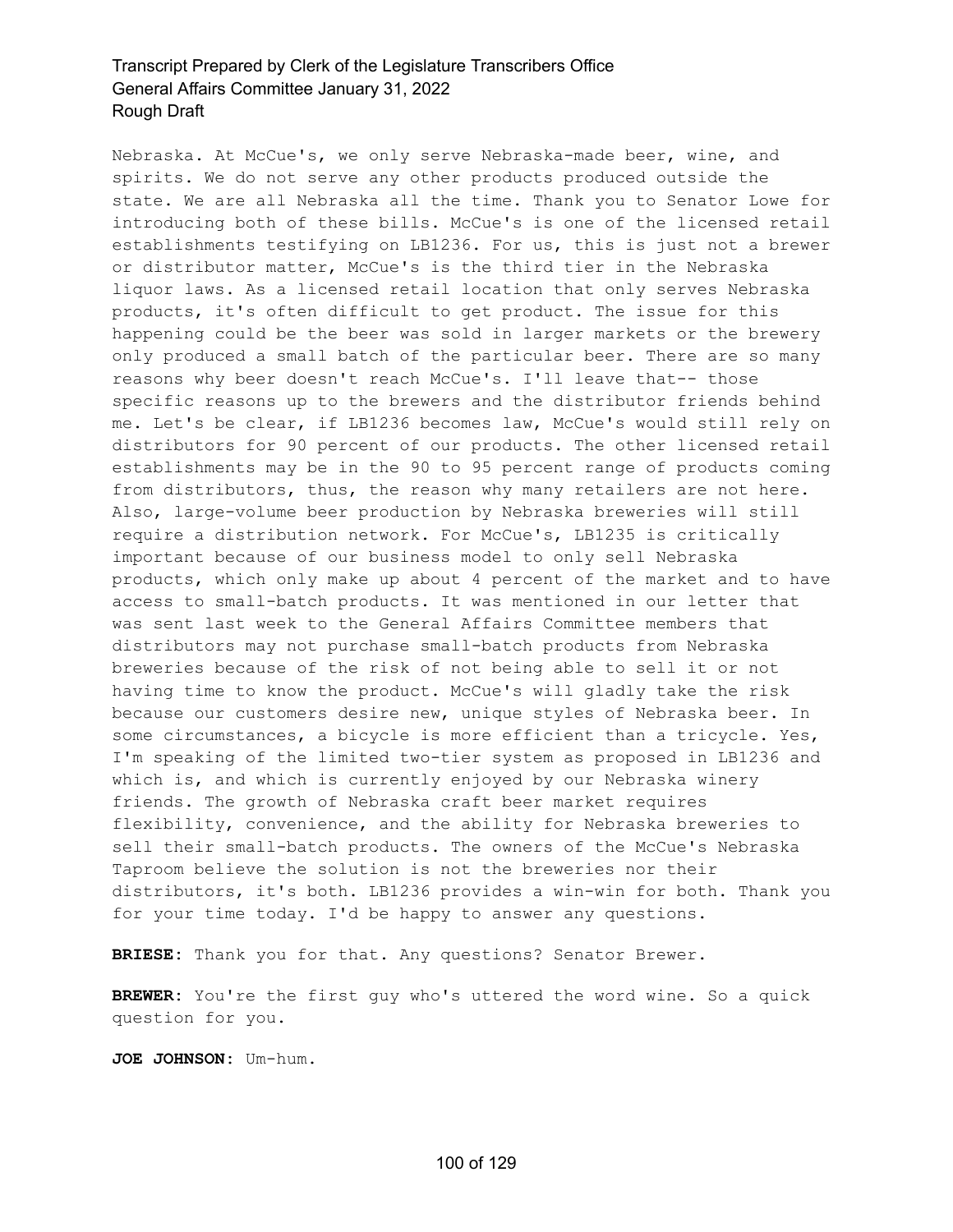Nebraska. At McCue's, we only serve Nebraska-made beer, wine, and spirits. We do not serve any other products produced outside the state. We are all Nebraska all the time. Thank you to Senator Lowe for introducing both of these bills. McCue's is one of the licensed retail establishments testifying on LB1236. For us, this is just not a brewer or distributor matter, McCue's is the third tier in the Nebraska liquor laws. As a licensed retail location that only serves Nebraska products, it's often difficult to get product. The issue for this happening could be the beer was sold in larger markets or the brewery only produced a small batch of the particular beer. There are so many reasons why beer doesn't reach McCue's. I'll leave that-- those specific reasons up to the brewers and the distributor friends behind me. Let's be clear, if LB1236 becomes law, McCue's would still rely on distributors for 90 percent of our products. The other licensed retail establishments may be in the 90 to 95 percent range of products coming from distributors, thus, the reason why many retailers are not here. Also, large-volume beer production by Nebraska breweries will still require a distribution network. For McCue's, LB1235 is critically important because of our business model to only sell Nebraska products, which only make up about 4 percent of the market and to have access to small-batch products. It was mentioned in our letter that was sent last week to the General Affairs Committee members that distributors may not purchase small-batch products from Nebraska breweries because of the risk of not being able to sell it or not having time to know the product. McCue's will gladly take the risk because our customers desire new, unique styles of Nebraska beer. In some circumstances, a bicycle is more efficient than a tricycle. Yes, I'm speaking of the limited two-tier system as proposed in LB1236 and which is, and which is currently enjoyed by our Nebraska winery friends. The growth of Nebraska craft beer market requires flexibility, convenience, and the ability for Nebraska breweries to sell their small-batch products. The owners of the McCue's Nebraska Taproom believe the solution is not the breweries nor their distributors, it's both. LB1236 provides a win-win for both. Thank you for your time today. I'd be happy to answer any questions.

**BRIESE:** Thank you for that. Any questions? Senator Brewer.

**BREWER:** You're the first guy who's uttered the word wine. So a quick question for you.

**JOE JOHNSON:** Um-hum.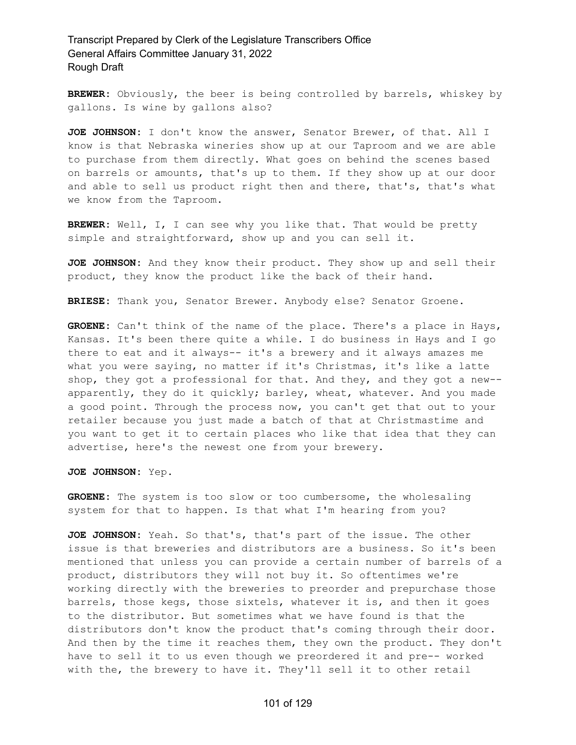**BREWER:** Obviously, the beer is being controlled by barrels, whiskey by gallons. Is wine by gallons also?

**JOE JOHNSON:** I don't know the answer, Senator Brewer, of that. All I know is that Nebraska wineries show up at our Taproom and we are able to purchase from them directly. What goes on behind the scenes based on barrels or amounts, that's up to them. If they show up at our door and able to sell us product right then and there, that's, that's what we know from the Taproom.

**BREWER:** Well, I, I can see why you like that. That would be pretty simple and straightforward, show up and you can sell it.

**JOE JOHNSON:** And they know their product. They show up and sell their product, they know the product like the back of their hand.

**BRIESE:** Thank you, Senator Brewer. Anybody else? Senator Groene.

**GROENE:** Can't think of the name of the place. There's a place in Hays, Kansas. It's been there quite a while. I do business in Hays and I go there to eat and it always-- it's a brewery and it always amazes me what you were saying, no matter if it's Christmas, it's like a latte shop, they got a professional for that. And they, and they got a new-- apparently, they do it quickly; barley, wheat, whatever. And you made a good point. Through the process now, you can't get that out to your retailer because you just made a batch of that at Christmastime and you want to get it to certain places who like that idea that they can advertise, here's the newest one from your brewery.

**JOE JOHNSON:** Yep.

**GROENE:** The system is too slow or too cumbersome, the wholesaling system for that to happen. Is that what I'm hearing from you?

**JOE JOHNSON:** Yeah. So that's, that's part of the issue. The other issue is that breweries and distributors are a business. So it's been mentioned that unless you can provide a certain number of barrels of a product, distributors they will not buy it. So oftentimes we're working directly with the breweries to preorder and prepurchase those barrels, those kegs, those sixtels, whatever it is, and then it goes to the distributor. But sometimes what we have found is that the distributors don't know the product that's coming through their door. And then by the time it reaches them, they own the product. They don't have to sell it to us even though we preordered it and pre-- worked with the, the brewery to have it. They'll sell it to other retail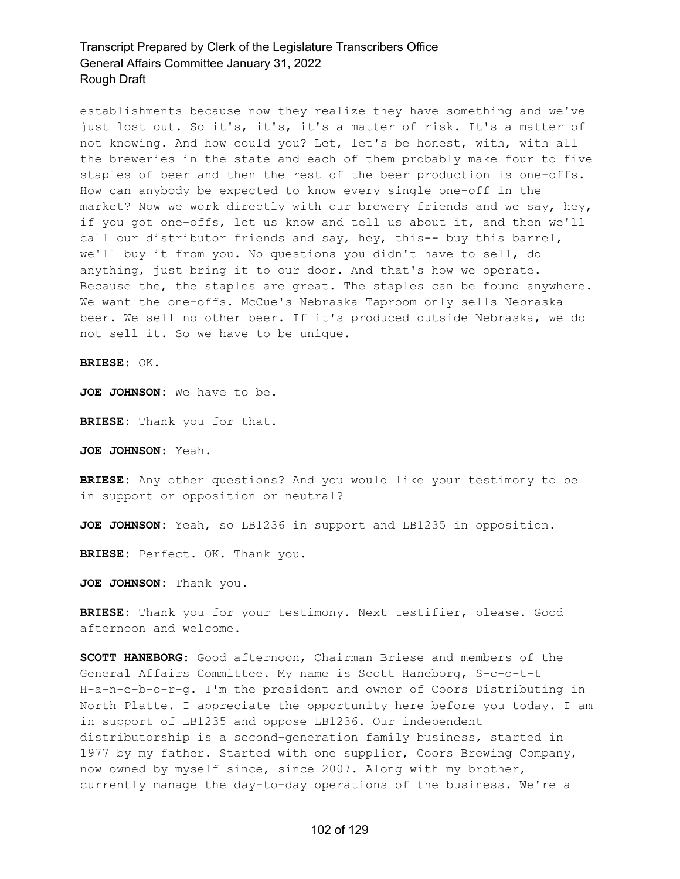establishments because now they realize they have something and we've just lost out. So it's, it's, it's a matter of risk. It's a matter of not knowing. And how could you? Let, let's be honest, with, with all the breweries in the state and each of them probably make four to five staples of beer and then the rest of the beer production is one-offs. How can anybody be expected to know every single one-off in the market? Now we work directly with our brewery friends and we say, hey, if you got one-offs, let us know and tell us about it, and then we'll call our distributor friends and say, hey, this-- buy this barrel, we'll buy it from you. No questions you didn't have to sell, do anything, just bring it to our door. And that's how we operate. Because the, the staples are great. The staples can be found anywhere. We want the one-offs. McCue's Nebraska Taproom only sells Nebraska beer. We sell no other beer. If it's produced outside Nebraska, we do not sell it. So we have to be unique.

**BRIESE:** OK.

**JOE JOHNSON:** We have to be.

**BRIESE:** Thank you for that.

**JOE JOHNSON:** Yeah.

**BRIESE:** Any other questions? And you would like your testimony to be in support or opposition or neutral?

**JOE JOHNSON:** Yeah, so LB1236 in support and LB1235 in opposition.

**BRIESE:** Perfect. OK. Thank you.

**JOE JOHNSON:** Thank you.

**BRIESE:** Thank you for your testimony. Next testifier, please. Good afternoon and welcome.

**SCOTT HANEBORG:** Good afternoon, Chairman Briese and members of the General Affairs Committee. My name is Scott Haneborg, S-c-o-t-t H-a-n-e-b-o-r-g. I'm the president and owner of Coors Distributing in North Platte. I appreciate the opportunity here before you today. I am in support of LB1235 and oppose LB1236. Our independent distributorship is a second-generation family business, started in 1977 by my father. Started with one supplier, Coors Brewing Company, now owned by myself since, since 2007. Along with my brother, currently manage the day-to-day operations of the business. We're a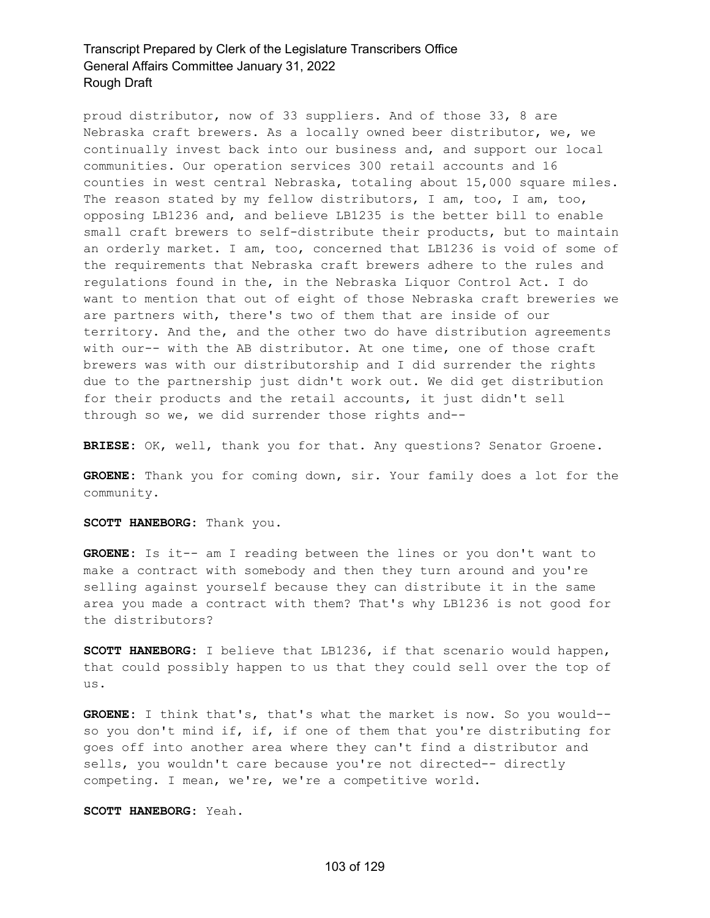proud distributor, now of 33 suppliers. And of those 33, 8 are Nebraska craft brewers. As a locally owned beer distributor, we, we continually invest back into our business and, and support our local communities. Our operation services 300 retail accounts and 16 counties in west central Nebraska, totaling about 15,000 square miles. The reason stated by my fellow distributors, I am, too, I am, too, opposing LB1236 and, and believe LB1235 is the better bill to enable small craft brewers to self-distribute their products, but to maintain an orderly market. I am, too, concerned that LB1236 is void of some of the requirements that Nebraska craft brewers adhere to the rules and regulations found in the, in the Nebraska Liquor Control Act. I do want to mention that out of eight of those Nebraska craft breweries we are partners with, there's two of them that are inside of our territory. And the, and the other two do have distribution agreements with our-- with the AB distributor. At one time, one of those craft brewers was with our distributorship and I did surrender the rights due to the partnership just didn't work out. We did get distribution for their products and the retail accounts, it just didn't sell through so we, we did surrender those rights and--

**BRIESE:** OK, well, thank you for that. Any questions? Senator Groene.

**GROENE:** Thank you for coming down, sir. Your family does a lot for the community.

**SCOTT HANEBORG:** Thank you.

**GROENE:** Is it-- am I reading between the lines or you don't want to make a contract with somebody and then they turn around and you're selling against yourself because they can distribute it in the same area you made a contract with them? That's why LB1236 is not good for the distributors?

**SCOTT HANEBORG:** I believe that LB1236, if that scenario would happen, that could possibly happen to us that they could sell over the top of us.

**GROENE:** I think that's, that's what the market is now. So you would-- so you don't mind if, if, if one of them that you're distributing for goes off into another area where they can't find a distributor and sells, you wouldn't care because you're not directed-- directly competing. I mean, we're, we're a competitive world.

**SCOTT HANEBORG:** Yeah.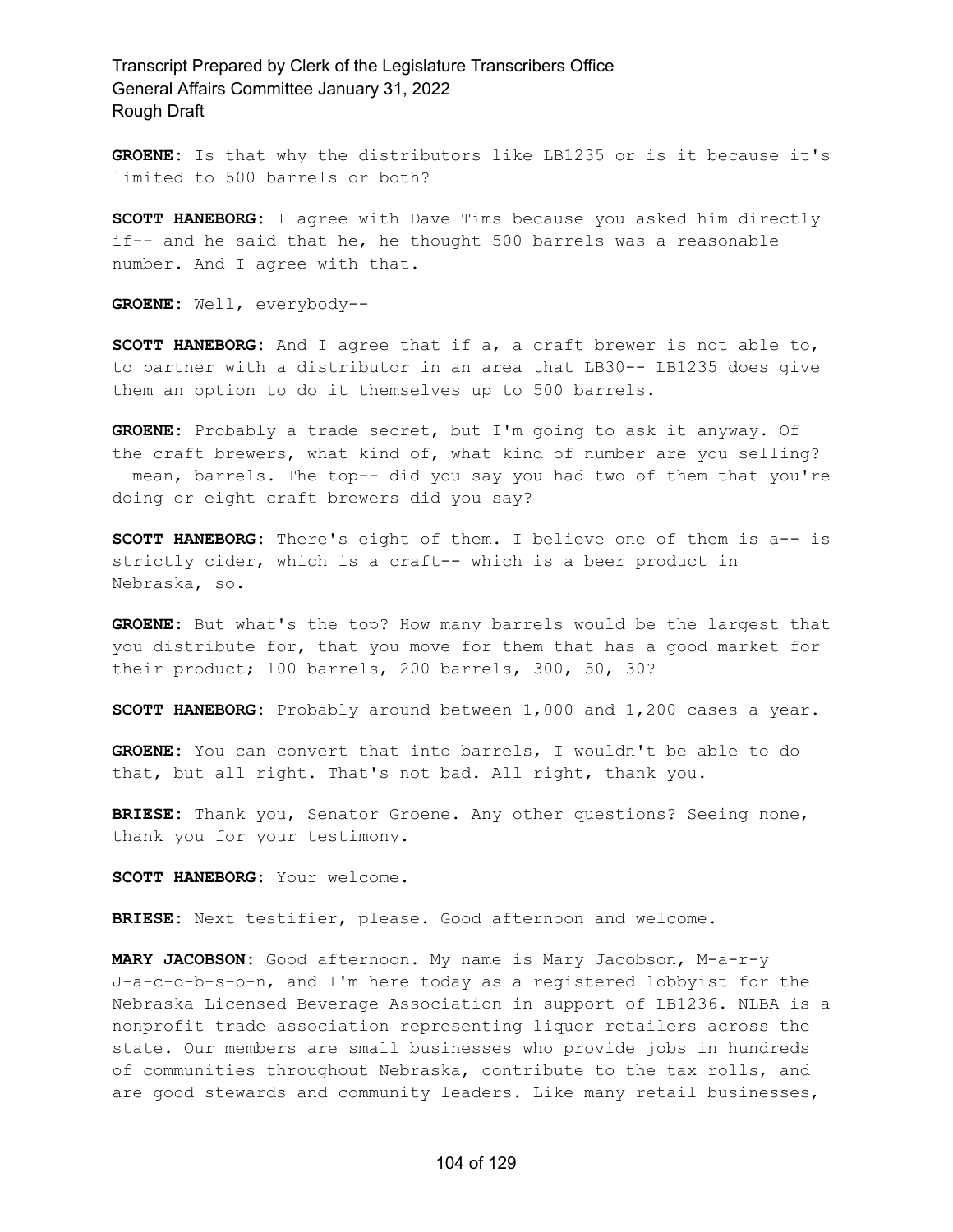**GROENE:** Is that why the distributors like LB1235 or is it because it's limited to 500 barrels or both?

**SCOTT HANEBORG:** I agree with Dave Tims because you asked him directly if-- and he said that he, he thought 500 barrels was a reasonable number. And I agree with that.

**GROENE:** Well, everybody--

**SCOTT HANEBORG:** And I agree that if a, a craft brewer is not able to, to partner with a distributor in an area that LB30-- LB1235 does give them an option to do it themselves up to 500 barrels.

**GROENE:** Probably a trade secret, but I'm going to ask it anyway. Of the craft brewers, what kind of, what kind of number are you selling? I mean, barrels. The top-- did you say you had two of them that you're doing or eight craft brewers did you say?

**SCOTT HANEBORG:** There's eight of them. I believe one of them is a-- is strictly cider, which is a craft-- which is a beer product in Nebraska, so.

**GROENE:** But what's the top? How many barrels would be the largest that you distribute for, that you move for them that has a good market for their product; 100 barrels, 200 barrels, 300, 50, 30?

**SCOTT HANEBORG:** Probably around between 1,000 and 1,200 cases a year.

**GROENE:** You can convert that into barrels, I wouldn't be able to do that, but all right. That's not bad. All right, thank you.

**BRIESE:** Thank you, Senator Groene. Any other questions? Seeing none, thank you for your testimony.

**SCOTT HANEBORG:** Your welcome.

**BRIESE:** Next testifier, please. Good afternoon and welcome.

**MARY JACOBSON:** Good afternoon. My name is Mary Jacobson, M-a-r-y J-a-c-o-b-s-o-n, and I'm here today as a registered lobbyist for the Nebraska Licensed Beverage Association in support of LB1236. NLBA is a nonprofit trade association representing liquor retailers across the state. Our members are small businesses who provide jobs in hundreds of communities throughout Nebraska, contribute to the tax rolls, and are good stewards and community leaders. Like many retail businesses,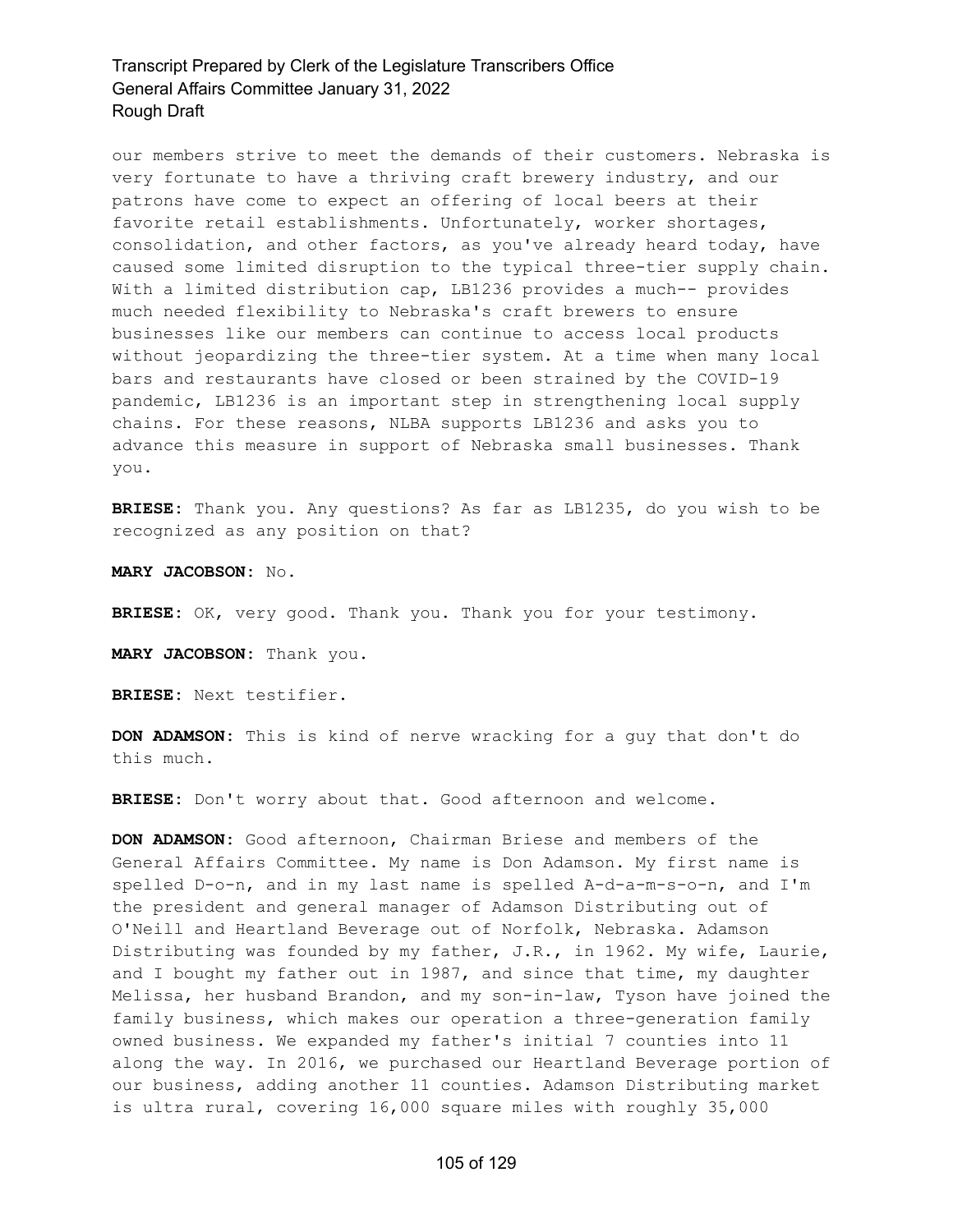our members strive to meet the demands of their customers. Nebraska is very fortunate to have a thriving craft brewery industry, and our patrons have come to expect an offering of local beers at their favorite retail establishments. Unfortunately, worker shortages, consolidation, and other factors, as you've already heard today, have caused some limited disruption to the typical three-tier supply chain. With a limited distribution cap, LB1236 provides a much-- provides much needed flexibility to Nebraska's craft brewers to ensure businesses like our members can continue to access local products without jeopardizing the three-tier system. At a time when many local bars and restaurants have closed or been strained by the COVID-19 pandemic, LB1236 is an important step in strengthening local supply chains. For these reasons, NLBA supports LB1236 and asks you to advance this measure in support of Nebraska small businesses. Thank you.

**BRIESE:** Thank you. Any questions? As far as LB1235, do you wish to be recognized as any position on that?

**MARY JACOBSON:** No.

**BRIESE:** OK, very good. Thank you. Thank you for your testimony.

**MARY JACOBSON:** Thank you.

**BRIESE:** Next testifier.

**DON ADAMSON:** This is kind of nerve wracking for a guy that don't do this much.

**BRIESE:** Don't worry about that. Good afternoon and welcome.

**DON ADAMSON:** Good afternoon, Chairman Briese and members of the General Affairs Committee. My name is Don Adamson. My first name is spelled D-o-n, and in my last name is spelled A-d-a-m-s-o-n, and I'm the president and general manager of Adamson Distributing out of O'Neill and Heartland Beverage out of Norfolk, Nebraska. Adamson Distributing was founded by my father, J.R., in 1962. My wife, Laurie, and I bought my father out in 1987, and since that time, my daughter Melissa, her husband Brandon, and my son-in-law, Tyson have joined the family business, which makes our operation a three-generation family owned business. We expanded my father's initial 7 counties into 11 along the way. In 2016, we purchased our Heartland Beverage portion of our business, adding another 11 counties. Adamson Distributing market is ultra rural, covering 16,000 square miles with roughly 35,000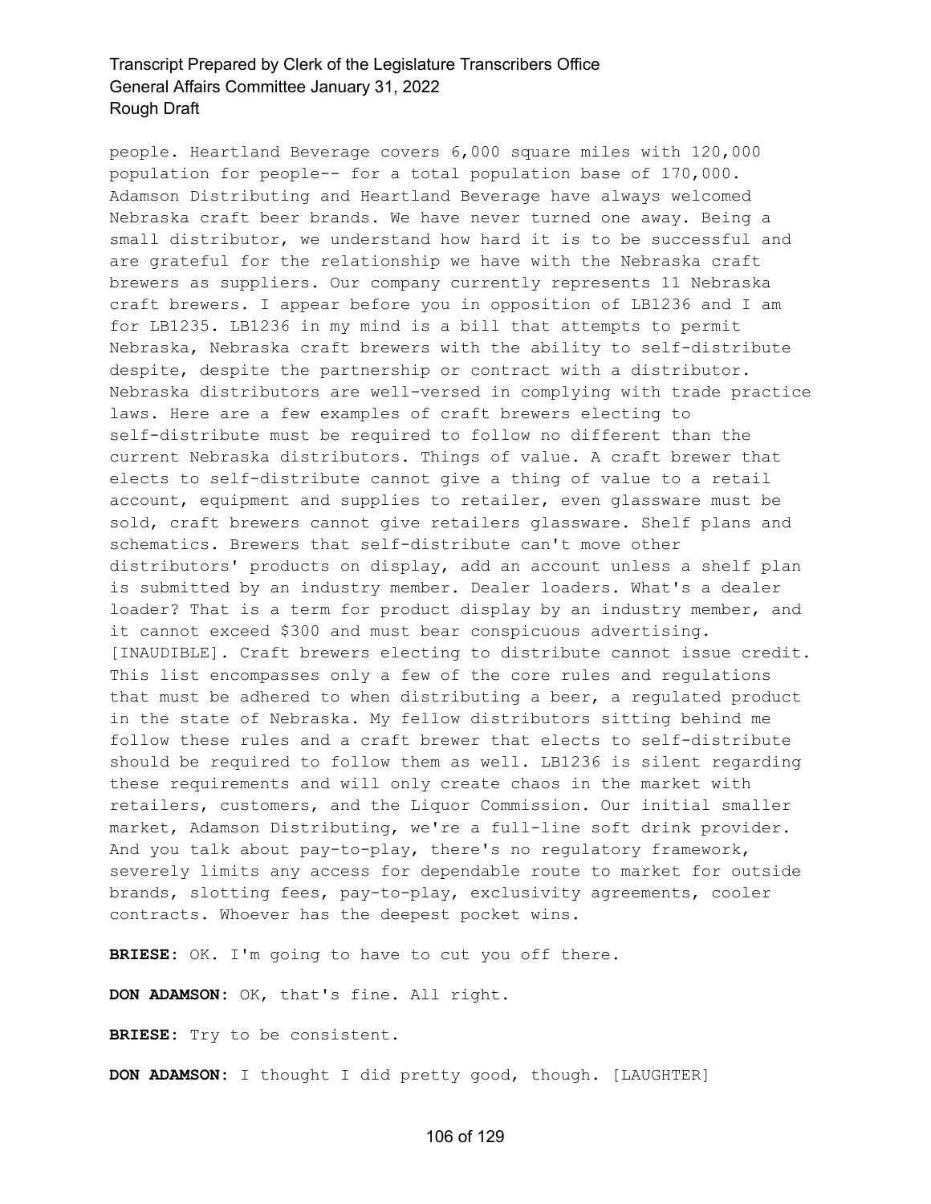people. Heartland Beverage covers 6,000 square miles with 120,000 population for people-- for a total population base of 170,000. Adamson Distributing and Heartland Beverage have always welcomed Nebraska craft beer brands. We have never turned one away. Being a small distributor, we understand how hard it is to be successful and are grateful for the relationship we have with the Nebraska craft brewers as suppliers. Our company currently represents 11 Nebraska craft brewers. I appear before you in opposition of LB1236 and I am for LB1235. LB1236 in my mind is a bill that attempts to permit Nebraska, Nebraska craft brewers with the ability to self-distribute despite, despite the partnership or contract with a distributor. Nebraska distributors are well-versed in complying with trade practice laws. Here are a few examples of craft brewers electing to self-distribute must be required to follow no different than the current Nebraska distributors. Things of value. A craft brewer that elects to self-distribute cannot give a thing of value to a retail account, equipment and supplies to retailer, even glassware must be sold, craft brewers cannot give retailers glassware. Shelf plans and schematics. Brewers that self-distribute can't move other distributors' products on display, add an account unless a shelf plan is submitted by an industry member. Dealer loaders. What's a dealer loader? That is a term for product display by an industry member, and it cannot exceed $300 and must bear conspicuous advertising. [INAUDIBLE]. Craft brewers electing to distribute cannot issue credit. This list encompasses only a few of the core rules and regulations that must be adhered to when distributing a beer, a regulated product in the state of Nebraska. My fellow distributors sitting behind me follow these rules and a craft brewer that elects to self-distribute should be required to follow them as well. LB1236 is silent regarding these requirements and will only create chaos in the market with retailers, customers, and the Liquor Commission. Our initial smaller market, Adamson Distributing, we're a full-line soft drink provider. And you talk about pay-to-play, there's no regulatory framework, severely limits any access for dependable route to market for outside brands, slotting fees, pay-to-play, exclusivity agreements, cooler contracts. Whoever has the deepest pocket wins.

**BRIESE:** OK. I'm going to have to cut you off there.

**DON ADAMSON:** OK, that's fine. All right.

**BRIESE:** Try to be consistent.

**DON ADAMSON:** I thought I did pretty good, though. [LAUGHTER]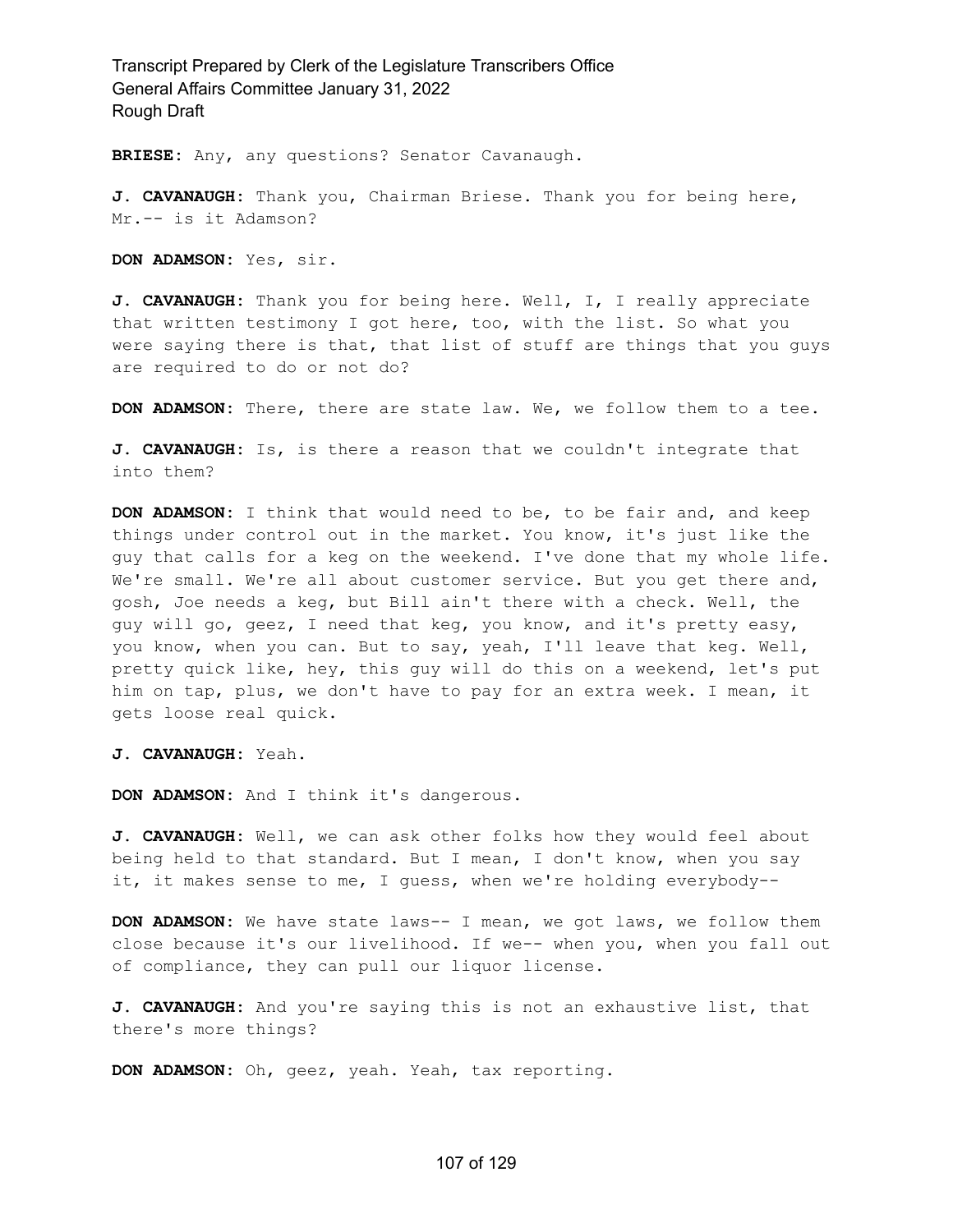**BRIESE:** Any, any questions? Senator Cavanaugh.

**J. CAVANAUGH:** Thank you, Chairman Briese. Thank you for being here, Mr.-- is it Adamson?

**DON ADAMSON:** Yes, sir.

**J. CAVANAUGH:** Thank you for being here. Well, I, I really appreciate that written testimony I got here, too, with the list. So what you were saying there is that, that list of stuff are things that you guys are required to do or not do?

**DON ADAMSON:** There, there are state law. We, we follow them to a tee.

**J. CAVANAUGH:** Is, is there a reason that we couldn't integrate that into them?

**DON ADAMSON:** I think that would need to be, to be fair and, and keep things under control out in the market. You know, it's just like the guy that calls for a keg on the weekend. I've done that my whole life. We're small. We're all about customer service. But you get there and, gosh, Joe needs a keg, but Bill ain't there with a check. Well, the guy will go, geez, I need that keg, you know, and it's pretty easy, you know, when you can. But to say, yeah, I'll leave that keg. Well, pretty quick like, hey, this guy will do this on a weekend, let's put him on tap, plus, we don't have to pay for an extra week. I mean, it gets loose real quick.

**J. CAVANAUGH:** Yeah.

**DON ADAMSON:** And I think it's dangerous.

**J. CAVANAUGH:** Well, we can ask other folks how they would feel about being held to that standard. But I mean, I don't know, when you say it, it makes sense to me, I guess, when we're holding everybody--

**DON ADAMSON:** We have state laws-- I mean, we got laws, we follow them close because it's our livelihood. If we-- when you, when you fall out of compliance, they can pull our liquor license.

**J. CAVANAUGH:** And you're saying this is not an exhaustive list, that there's more things?

**DON ADAMSON:** Oh, geez, yeah. Yeah, tax reporting.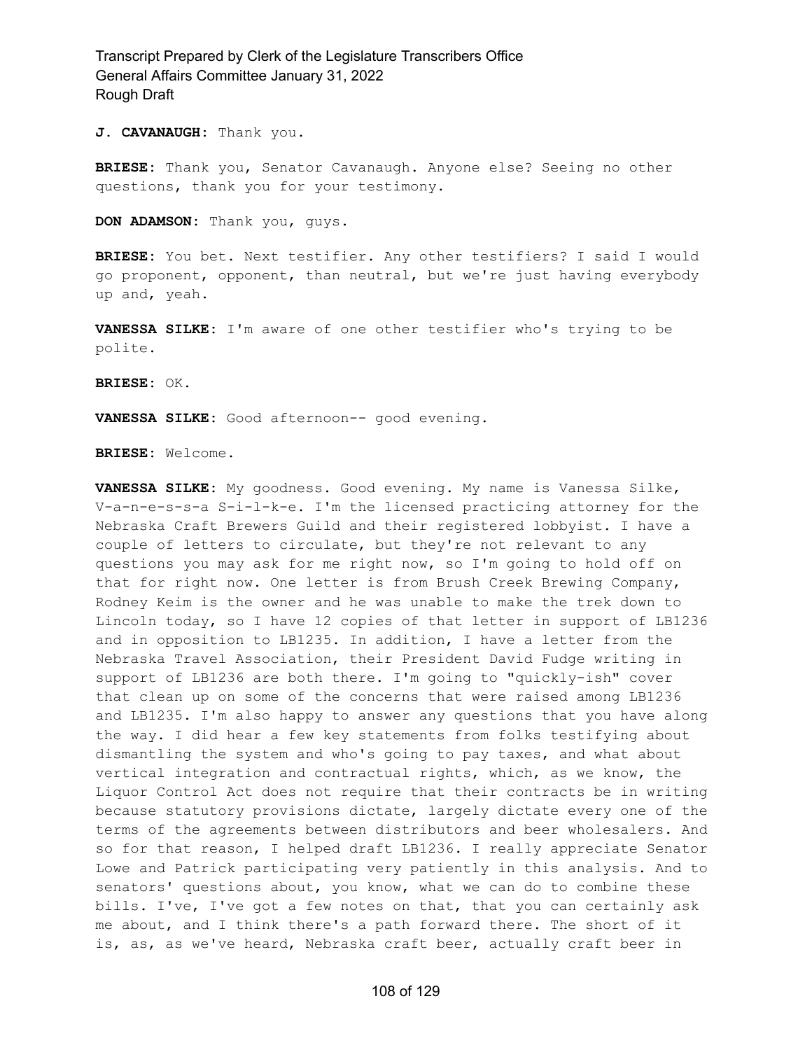**J. CAVANAUGH:** Thank you.

**BRIESE:** Thank you, Senator Cavanaugh. Anyone else? Seeing no other questions, thank you for your testimony.

**DON ADAMSON:** Thank you, guys.

**BRIESE:** You bet. Next testifier. Any other testifiers? I said I would go proponent, opponent, than neutral, but we're just having everybody up and, yeah.

**VANESSA SILKE:** I'm aware of one other testifier who's trying to be polite.

**BRIESE:** OK.

**VANESSA SILKE:** Good afternoon-- good evening.

**BRIESE:** Welcome.

**VANESSA SILKE:** My goodness. Good evening. My name is Vanessa Silke, V-a-n-e-s-s-a S-i-l-k-e. I'm the licensed practicing attorney for the Nebraska Craft Brewers Guild and their registered lobbyist. I have a couple of letters to circulate, but they're not relevant to any questions you may ask for me right now, so I'm going to hold off on that for right now. One letter is from Brush Creek Brewing Company, Rodney Keim is the owner and he was unable to make the trek down to Lincoln today, so I have 12 copies of that letter in support of LB1236 and in opposition to LB1235. In addition, I have a letter from the Nebraska Travel Association, their President David Fudge writing in support of LB1236 are both there. I'm going to "quickly-ish" cover that clean up on some of the concerns that were raised among LB1236 and LB1235. I'm also happy to answer any questions that you have along the way. I did hear a few key statements from folks testifying about dismantling the system and who's going to pay taxes, and what about vertical integration and contractual rights, which, as we know, the Liquor Control Act does not require that their contracts be in writing because statutory provisions dictate, largely dictate every one of the terms of the agreements between distributors and beer wholesalers. And so for that reason, I helped draft LB1236. I really appreciate Senator Lowe and Patrick participating very patiently in this analysis. And to senators' questions about, you know, what we can do to combine these bills. I've, I've got a few notes on that, that you can certainly ask me about, and I think there's a path forward there. The short of it is, as, as we've heard, Nebraska craft beer, actually craft beer in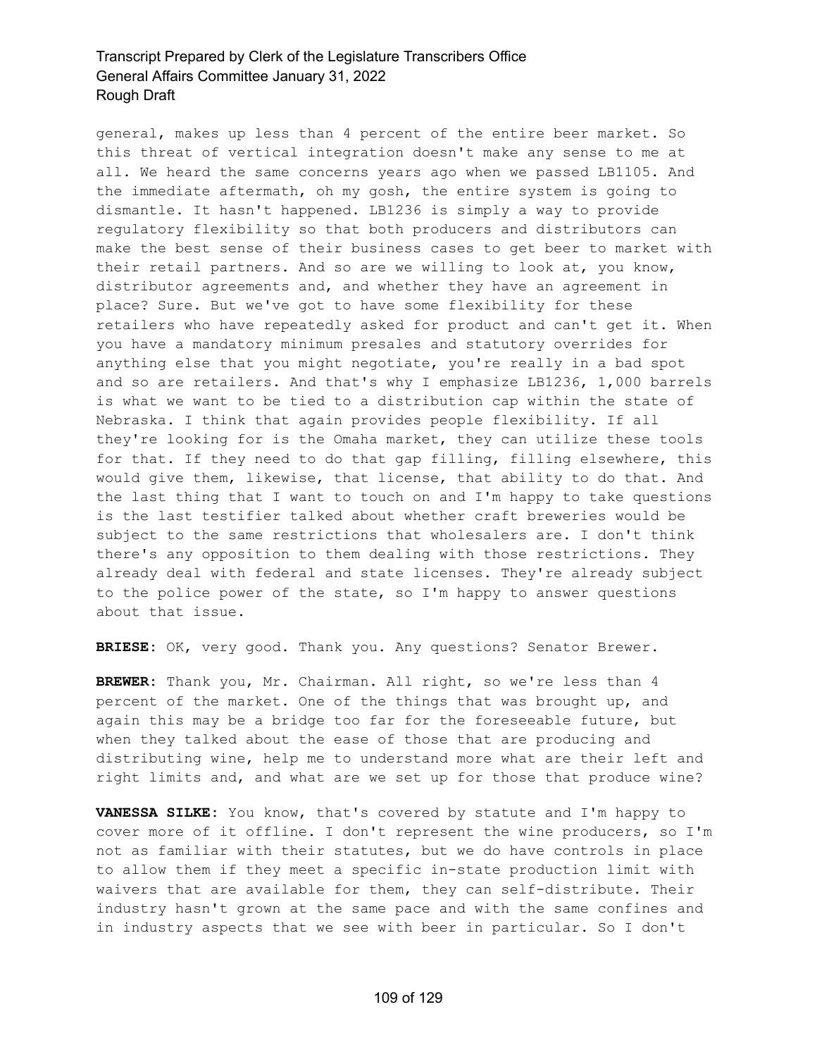general, makes up less than 4 percent of the entire beer market. So this threat of vertical integration doesn't make any sense to me at all. We heard the same concerns years ago when we passed LB1105. And the immediate aftermath, oh my gosh, the entire system is going to dismantle. It hasn't happened. LB1236 is simply a way to provide regulatory flexibility so that both producers and distributors can make the best sense of their business cases to get beer to market with their retail partners. And so are we willing to look at, you know, distributor agreements and, and whether they have an agreement in place? Sure. But we've got to have some flexibility for these retailers who have repeatedly asked for product and can't get it. When you have a mandatory minimum presales and statutory overrides for anything else that you might negotiate, you're really in a bad spot and so are retailers. And that's why I emphasize LB1236, 1,000 barrels is what we want to be tied to a distribution cap within the state of Nebraska. I think that again provides people flexibility. If all they're looking for is the Omaha market, they can utilize these tools for that. If they need to do that gap filling, filling elsewhere, this would give them, likewise, that license, that ability to do that. And the last thing that I want to touch on and I'm happy to take questions is the last testifier talked about whether craft breweries would be subject to the same restrictions that wholesalers are. I don't think there's any opposition to them dealing with those restrictions. They already deal with federal and state licenses. They're already subject to the police power of the state, so I'm happy to answer questions about that issue.

**BRIESE:** OK, very good. Thank you. Any questions? Senator Brewer.

**BREWER:** Thank you, Mr. Chairman. All right, so we're less than 4 percent of the market. One of the things that was brought up, and again this may be a bridge too far for the foreseeable future, but when they talked about the ease of those that are producing and distributing wine, help me to understand more what are their left and right limits and, and what are we set up for those that produce wine?

**VANESSA SILKE:** You know, that's covered by statute and I'm happy to cover more of it offline. I don't represent the wine producers, so I'm not as familiar with their statutes, but we do have controls in place to allow them if they meet a specific in-state production limit with waivers that are available for them, they can self-distribute. Their industry hasn't grown at the same pace and with the same confines and in industry aspects that we see with beer in particular. So I don't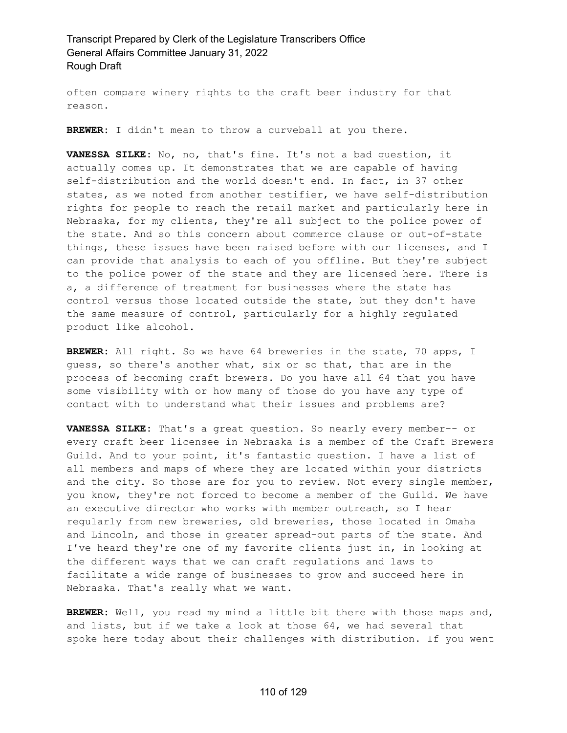often compare winery rights to the craft beer industry for that reason.

**BREWER:** I didn't mean to throw a curveball at you there.

**VANESSA SILKE:** No, no, that's fine. It's not a bad question, it actually comes up. It demonstrates that we are capable of having self-distribution and the world doesn't end. In fact, in 37 other states, as we noted from another testifier, we have self-distribution rights for people to reach the retail market and particularly here in Nebraska, for my clients, they're all subject to the police power of the state. And so this concern about commerce clause or out-of-state things, these issues have been raised before with our licenses, and I can provide that analysis to each of you offline. But they're subject to the police power of the state and they are licensed here. There is a, a difference of treatment for businesses where the state has control versus those located outside the state, but they don't have the same measure of control, particularly for a highly regulated product like alcohol.

**BREWER:** All right. So we have 64 breweries in the state, 70 apps, I guess, so there's another what, six or so that, that are in the process of becoming craft brewers. Do you have all 64 that you have some visibility with or how many of those do you have any type of contact with to understand what their issues and problems are?

**VANESSA SILKE:** That's a great question. So nearly every member-- or every craft beer licensee in Nebraska is a member of the Craft Brewers Guild. And to your point, it's fantastic question. I have a list of all members and maps of where they are located within your districts and the city. So those are for you to review. Not every single member, you know, they're not forced to become a member of the Guild. We have an executive director who works with member outreach, so I hear regularly from new breweries, old breweries, those located in Omaha and Lincoln, and those in greater spread-out parts of the state. And I've heard they're one of my favorite clients just in, in looking at the different ways that we can craft regulations and laws to facilitate a wide range of businesses to grow and succeed here in Nebraska. That's really what we want.

**BREWER:** Well, you read my mind a little bit there with those maps and, and lists, but if we take a look at those 64, we had several that spoke here today about their challenges with distribution. If you went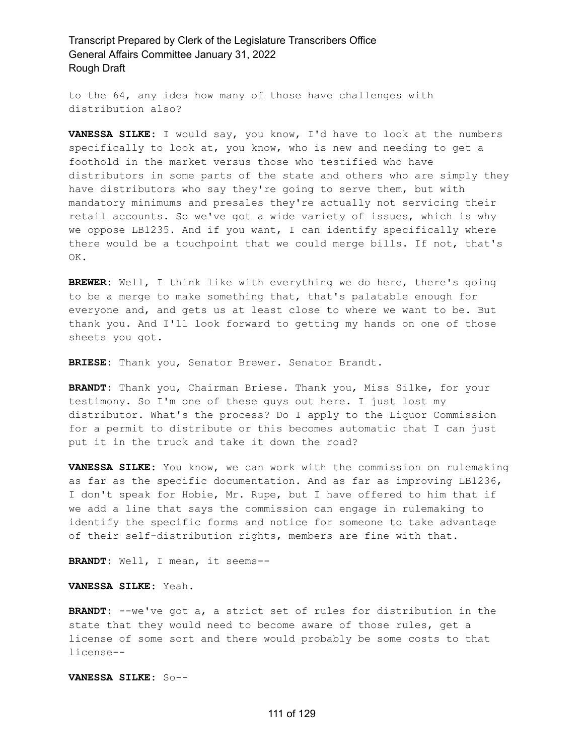to the 64, any idea how many of those have challenges with distribution also?

**VANESSA SILKE:** I would say, you know, I'd have to look at the numbers specifically to look at, you know, who is new and needing to get a foothold in the market versus those who testified who have distributors in some parts of the state and others who are simply they have distributors who say they're going to serve them, but with mandatory minimums and presales they're actually not servicing their retail accounts. So we've got a wide variety of issues, which is why we oppose LB1235. And if you want, I can identify specifically where there would be a touchpoint that we could merge bills. If not, that's OK.

**BREWER:** Well, I think like with everything we do here, there's going to be a merge to make something that, that's palatable enough for everyone and, and gets us at least close to where we want to be. But thank you. And I'll look forward to getting my hands on one of those sheets you got.

**BRIESE:** Thank you, Senator Brewer. Senator Brandt.

**BRANDT:** Thank you, Chairman Briese. Thank you, Miss Silke, for your testimony. So I'm one of these guys out here. I just lost my distributor. What's the process? Do I apply to the Liquor Commission for a permit to distribute or this becomes automatic that I can just put it in the truck and take it down the road?

**VANESSA SILKE:** You know, we can work with the commission on rulemaking as far as the specific documentation. And as far as improving LB1236, I don't speak for Hobie, Mr. Rupe, but I have offered to him that if we add a line that says the commission can engage in rulemaking to identify the specific forms and notice for someone to take advantage of their self-distribution rights, members are fine with that.

**BRANDT:** Well, I mean, it seems--

**VANESSA SILKE:** Yeah.

**BRANDT:** --we've got a, a strict set of rules for distribution in the state that they would need to become aware of those rules, get a license of some sort and there would probably be some costs to that license--

**VANESSA SILKE:** So--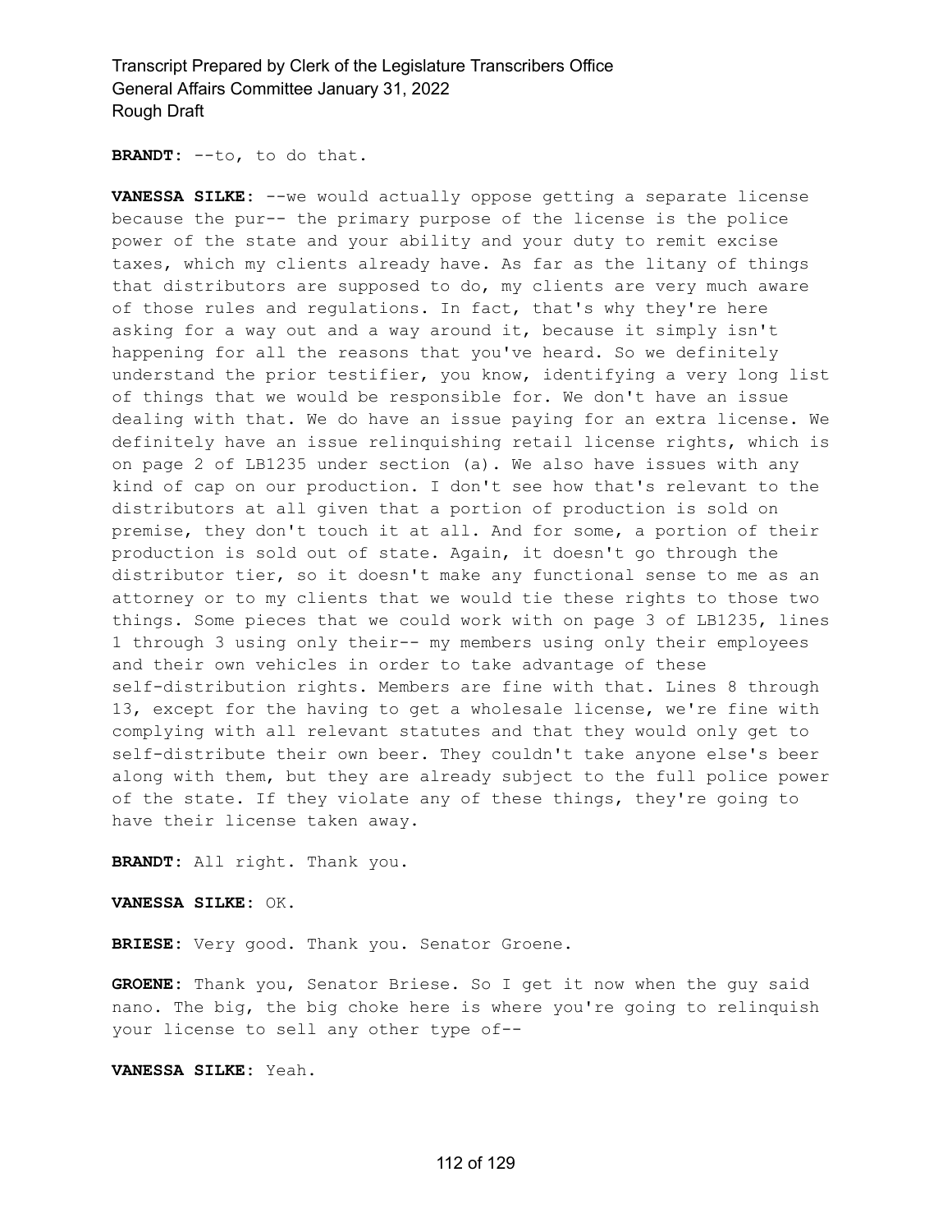**BRANDT:** --to, to do that.

**VANESSA SILKE:** --we would actually oppose getting a separate license because the pur-- the primary purpose of the license is the police power of the state and your ability and your duty to remit excise taxes, which my clients already have. As far as the litany of things that distributors are supposed to do, my clients are very much aware of those rules and regulations. In fact, that's why they're here asking for a way out and a way around it, because it simply isn't happening for all the reasons that you've heard. So we definitely understand the prior testifier, you know, identifying a very long list of things that we would be responsible for. We don't have an issue dealing with that. We do have an issue paying for an extra license. We definitely have an issue relinquishing retail license rights, which is on page 2 of LB1235 under section (a). We also have issues with any kind of cap on our production. I don't see how that's relevant to the distributors at all given that a portion of production is sold on premise, they don't touch it at all. And for some, a portion of their production is sold out of state. Again, it doesn't go through the distributor tier, so it doesn't make any functional sense to me as an attorney or to my clients that we would tie these rights to those two things. Some pieces that we could work with on page 3 of LB1235, lines 1 through 3 using only their-- my members using only their employees and their own vehicles in order to take advantage of these self-distribution rights. Members are fine with that. Lines 8 through 13, except for the having to get a wholesale license, we're fine with complying with all relevant statutes and that they would only get to self-distribute their own beer. They couldn't take anyone else's beer along with them, but they are already subject to the full police power of the state. If they violate any of these things, they're going to have their license taken away.

**BRANDT:** All right. Thank you.

**VANESSA SILKE:** OK.

**BRIESE:** Very good. Thank you. Senator Groene.

**GROENE:** Thank you, Senator Briese. So I get it now when the guy said nano. The big, the big choke here is where you're going to relinquish your license to sell any other type of--

**VANESSA SILKE:** Yeah.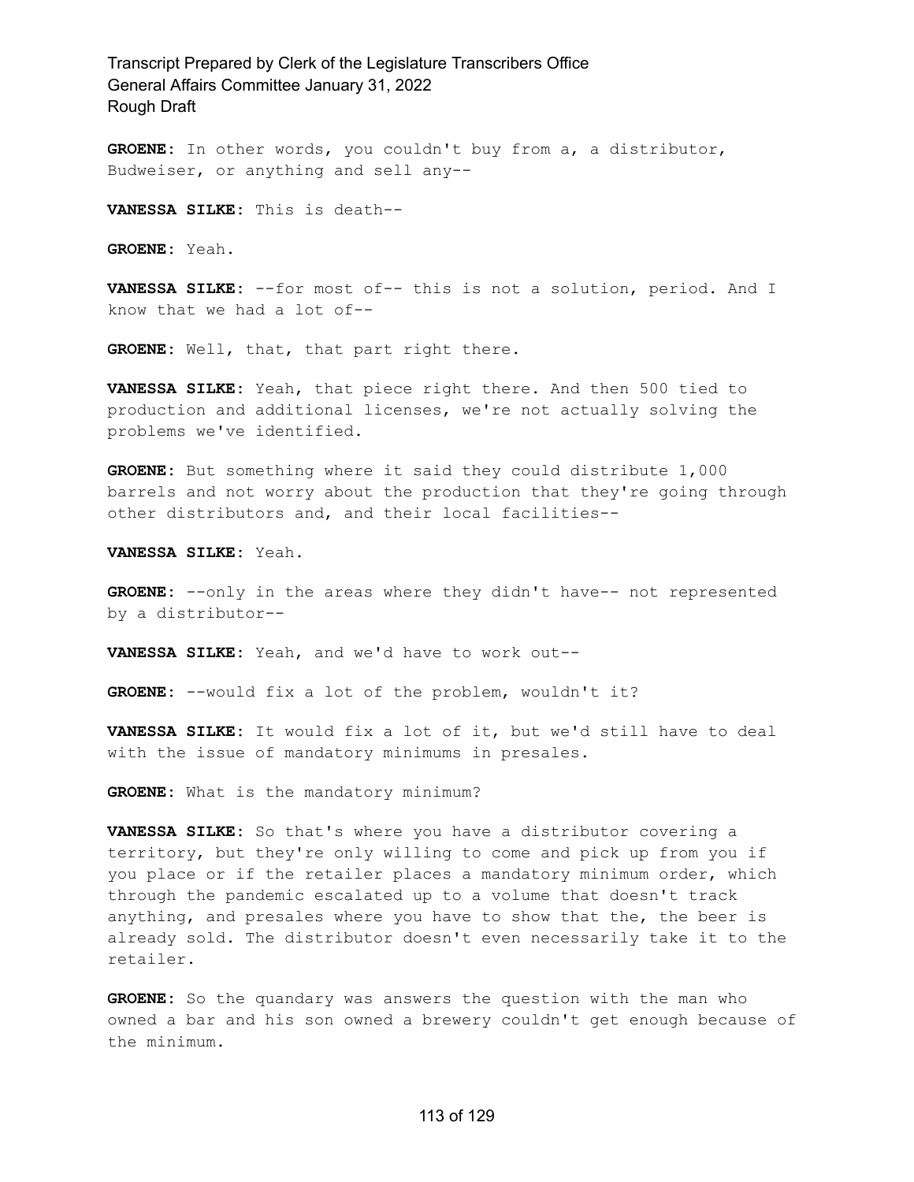**GROENE:** In other words, you couldn't buy from a, a distributor, Budweiser, or anything and sell any--

**VANESSA SILKE:** This is death--

**GROENE:** Yeah.

**VANESSA SILKE:** --for most of-- this is not a solution, period. And I know that we had a lot of--

**GROENE:** Well, that, that part right there.

**VANESSA SILKE:** Yeah, that piece right there. And then 500 tied to production and additional licenses, we're not actually solving the problems we've identified.

**GROENE:** But something where it said they could distribute 1,000 barrels and not worry about the production that they're going through other distributors and, and their local facilities--

**VANESSA SILKE:** Yeah.

**GROENE:** --only in the areas where they didn't have-- not represented by a distributor--

**VANESSA SILKE:** Yeah, and we'd have to work out--

**GROENE:** --would fix a lot of the problem, wouldn't it?

**VANESSA SILKE:** It would fix a lot of it, but we'd still have to deal with the issue of mandatory minimums in presales.

**GROENE:** What is the mandatory minimum?

**VANESSA SILKE:** So that's where you have a distributor covering a territory, but they're only willing to come and pick up from you if you place or if the retailer places a mandatory minimum order, which through the pandemic escalated up to a volume that doesn't track anything, and presales where you have to show that the, the beer is already sold. The distributor doesn't even necessarily take it to the retailer.

**GROENE:** So the quandary was answers the question with the man who owned a bar and his son owned a brewery couldn't get enough because of the minimum.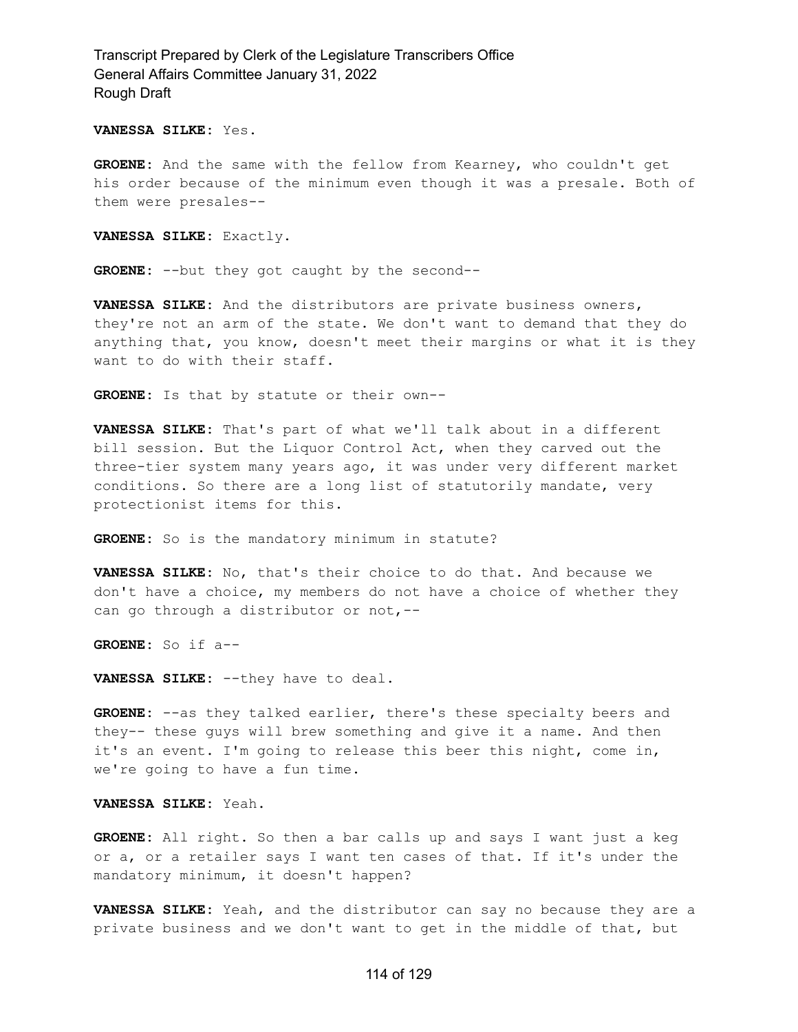**VANESSA SILKE:** Yes.

**GROENE:** And the same with the fellow from Kearney, who couldn't get his order because of the minimum even though it was a presale. Both of them were presales--

**VANESSA SILKE:** Exactly.

**GROENE:** --but they got caught by the second--

**VANESSA SILKE:** And the distributors are private business owners, they're not an arm of the state. We don't want to demand that they do anything that, you know, doesn't meet their margins or what it is they want to do with their staff.

**GROENE:** Is that by statute or their own--

**VANESSA SILKE:** That's part of what we'll talk about in a different bill session. But the Liquor Control Act, when they carved out the three-tier system many years ago, it was under very different market conditions. So there are a long list of statutorily mandate, very protectionist items for this.

**GROENE:** So is the mandatory minimum in statute?

**VANESSA SILKE:** No, that's their choice to do that. And because we don't have a choice, my members do not have a choice of whether they can go through a distributor or not,--

**GROENE:** So if a--

**VANESSA SILKE:** --they have to deal.

**GROENE:** --as they talked earlier, there's these specialty beers and they-- these guys will brew something and give it a name. And then it's an event. I'm going to release this beer this night, come in, we're going to have a fun time.

**VANESSA SILKE:** Yeah.

**GROENE:** All right. So then a bar calls up and says I want just a keg or a, or a retailer says I want ten cases of that. If it's under the mandatory minimum, it doesn't happen?

**VANESSA SILKE:** Yeah, and the distributor can say no because they are a private business and we don't want to get in the middle of that, but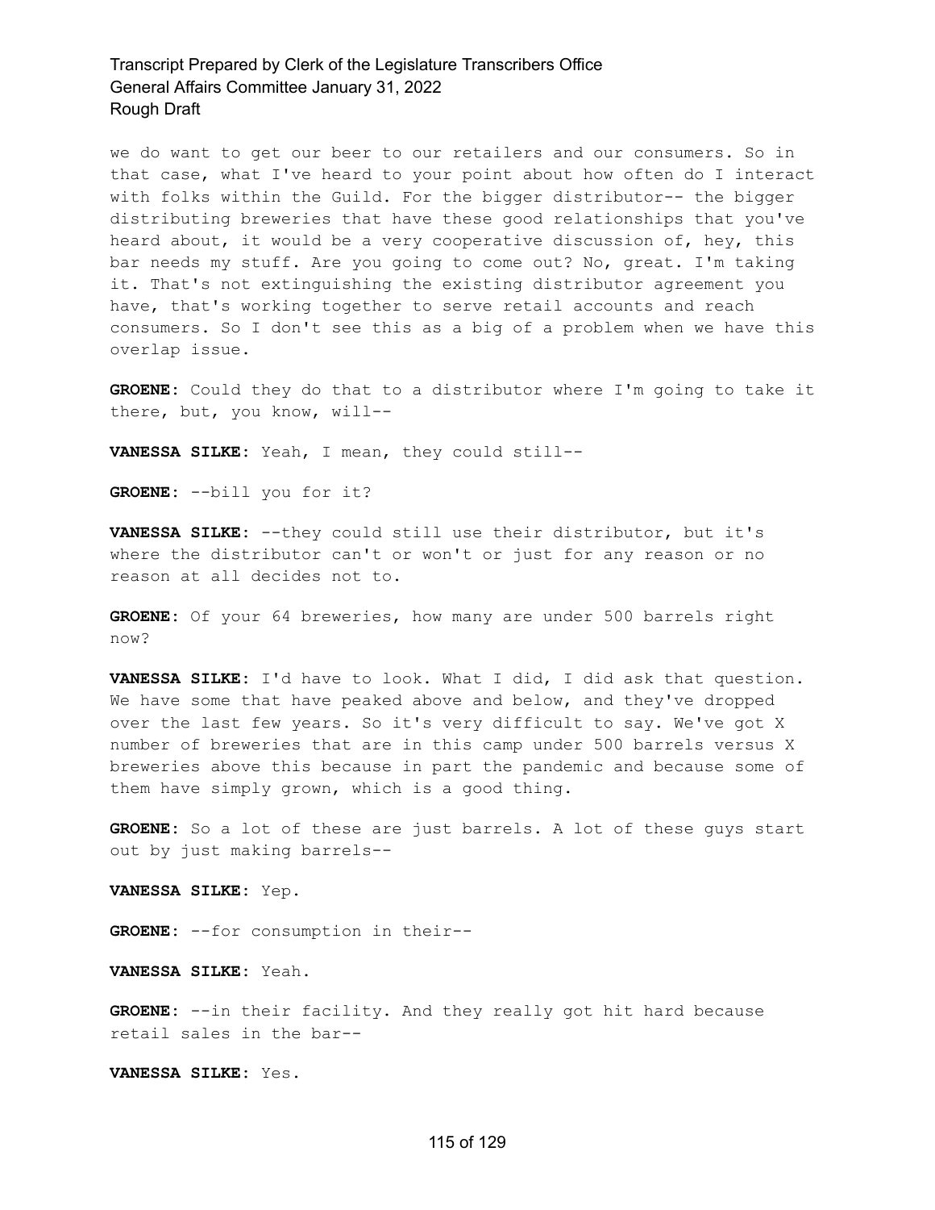we do want to get our beer to our retailers and our consumers. So in that case, what I've heard to your point about how often do I interact with folks within the Guild. For the bigger distributor-- the bigger distributing breweries that have these good relationships that you've heard about, it would be a very cooperative discussion of, hey, this bar needs my stuff. Are you going to come out? No, great. I'm taking it. That's not extinguishing the existing distributor agreement you have, that's working together to serve retail accounts and reach consumers. So I don't see this as a big of a problem when we have this overlap issue.

**GROENE:** Could they do that to a distributor where I'm going to take it there, but, you know, will--

**VANESSA SILKE:** Yeah, I mean, they could still--

**GROENE:** --bill you for it?

**VANESSA SILKE:** --they could still use their distributor, but it's where the distributor can't or won't or just for any reason or no reason at all decides not to.

**GROENE:** Of your 64 breweries, how many are under 500 barrels right now?

**VANESSA SILKE:** I'd have to look. What I did, I did ask that question. We have some that have peaked above and below, and they've dropped over the last few years. So it's very difficult to say. We've got X number of breweries that are in this camp under 500 barrels versus X breweries above this because in part the pandemic and because some of them have simply grown, which is a good thing.

**GROENE:** So a lot of these are just barrels. A lot of these guys start out by just making barrels--

**VANESSA SILKE:** Yep.

**GROENE:** --for consumption in their--

**VANESSA SILKE:** Yeah.

**GROENE:** --in their facility. And they really got hit hard because retail sales in the bar--

**VANESSA SILKE:** Yes.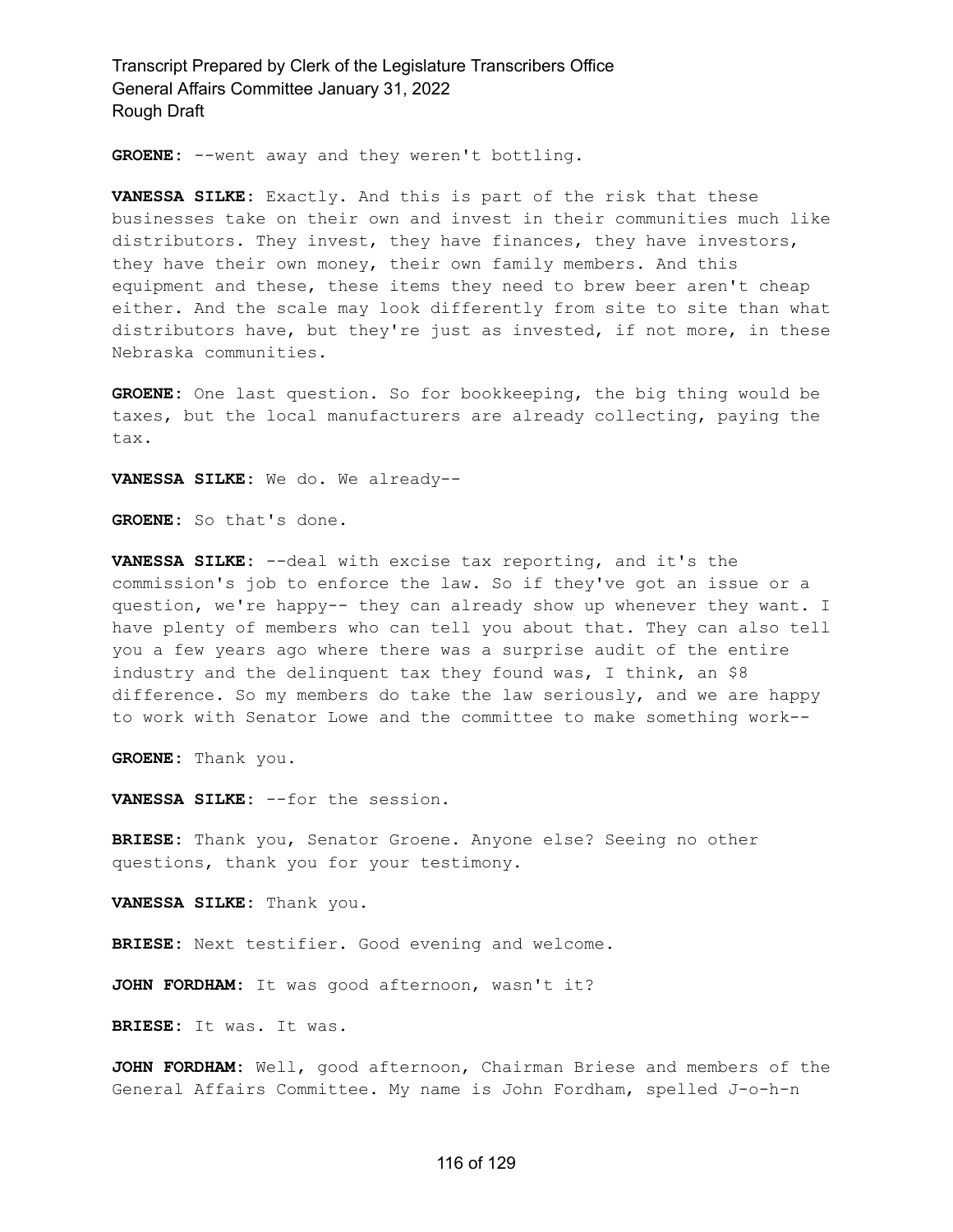**GROENE:** --went away and they weren't bottling.

**VANESSA SILKE:** Exactly. And this is part of the risk that these businesses take on their own and invest in their communities much like distributors. They invest, they have finances, they have investors, they have their own money, their own family members. And this equipment and these, these items they need to brew beer aren't cheap either. And the scale may look differently from site to site than what distributors have, but they're just as invested, if not more, in these Nebraska communities.

**GROENE:** One last question. So for bookkeeping, the big thing would be taxes, but the local manufacturers are already collecting, paying the tax.

**VANESSA SILKE:** We do. We already--

**GROENE:** So that's done.

**VANESSA SILKE:** --deal with excise tax reporting, and it's the commission's job to enforce the law. So if they've got an issue or a question, we're happy-- they can already show up whenever they want. I have plenty of members who can tell you about that. They can also tell you a few years ago where there was a surprise audit of the entire industry and the delinquent tax they found was, I think, an $8 difference. So my members do take the law seriously, and we are happy to work with Senator Lowe and the committee to make something work--

**GROENE:** Thank you.

**VANESSA SILKE:** --for the session.

**BRIESE:** Thank you, Senator Groene. Anyone else? Seeing no other questions, thank you for your testimony.

**VANESSA SILKE:** Thank you.

**BRIESE:** Next testifier. Good evening and welcome.

**JOHN FORDHAM:** It was good afternoon, wasn't it?

**BRIESE:** It was. It was.

**JOHN FORDHAM:** Well, good afternoon, Chairman Briese and members of the General Affairs Committee. My name is John Fordham, spelled J-o-h-n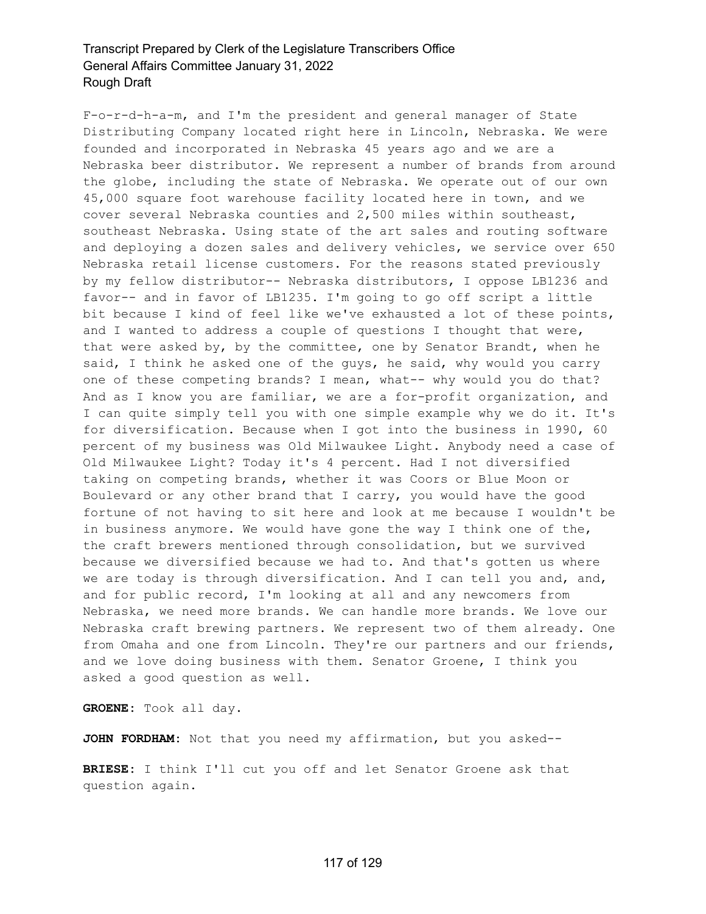F-o-r-d-h-a-m, and I'm the president and general manager of State Distributing Company located right here in Lincoln, Nebraska. We were founded and incorporated in Nebraska 45 years ago and we are a Nebraska beer distributor. We represent a number of brands from around the globe, including the state of Nebraska. We operate out of our own 45,000 square foot warehouse facility located here in town, and we cover several Nebraska counties and 2,500 miles within southeast, southeast Nebraska. Using state of the art sales and routing software and deploying a dozen sales and delivery vehicles, we service over 650 Nebraska retail license customers. For the reasons stated previously by my fellow distributor-- Nebraska distributors, I oppose LB1236 and favor-- and in favor of LB1235. I'm going to go off script a little bit because I kind of feel like we've exhausted a lot of these points, and I wanted to address a couple of questions I thought that were, that were asked by, by the committee, one by Senator Brandt, when he said, I think he asked one of the guys, he said, why would you carry one of these competing brands? I mean, what-- why would you do that? And as I know you are familiar, we are a for-profit organization, and I can quite simply tell you with one simple example why we do it. It's for diversification. Because when I got into the business in 1990, 60 percent of my business was Old Milwaukee Light. Anybody need a case of Old Milwaukee Light? Today it's 4 percent. Had I not diversified taking on competing brands, whether it was Coors or Blue Moon or Boulevard or any other brand that I carry, you would have the good fortune of not having to sit here and look at me because I wouldn't be in business anymore. We would have gone the way I think one of the, the craft brewers mentioned through consolidation, but we survived because we diversified because we had to. And that's gotten us where we are today is through diversification. And I can tell you and, and, and for public record, I'm looking at all and any newcomers from Nebraska, we need more brands. We can handle more brands. We love our Nebraska craft brewing partners. We represent two of them already. One from Omaha and one from Lincoln. They're our partners and our friends, and we love doing business with them. Senator Groene, I think you asked a good question as well.

**GROENE:** Took all day.

**JOHN FORDHAM:** Not that you need my affirmation, but you asked--

**BRIESE:** I think I'll cut you off and let Senator Groene ask that question again.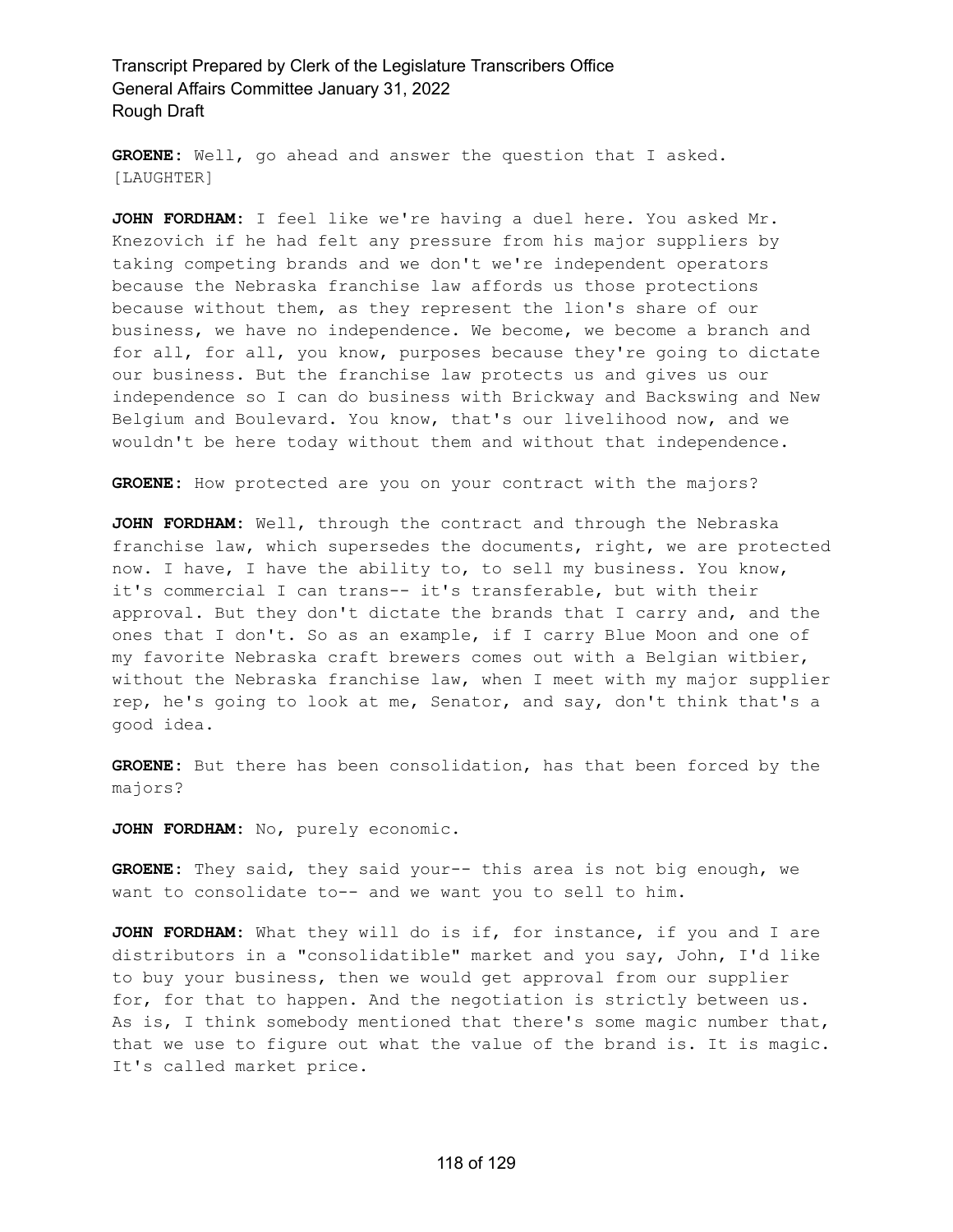**GROENE:** Well, go ahead and answer the question that I asked. [LAUGHTER]

**JOHN FORDHAM:** I feel like we're having a duel here. You asked Mr. Knezovich if he had felt any pressure from his major suppliers by taking competing brands and we don't we're independent operators because the Nebraska franchise law affords us those protections because without them, as they represent the lion's share of our business, we have no independence. We become, we become a branch and for all, for all, you know, purposes because they're going to dictate our business. But the franchise law protects us and gives us our independence so I can do business with Brickway and Backswing and New Belgium and Boulevard. You know, that's our livelihood now, and we wouldn't be here today without them and without that independence.

**GROENE:** How protected are you on your contract with the majors?

**JOHN FORDHAM:** Well, through the contract and through the Nebraska franchise law, which supersedes the documents, right, we are protected now. I have, I have the ability to, to sell my business. You know, it's commercial I can trans-- it's transferable, but with their approval. But they don't dictate the brands that I carry and, and the ones that I don't. So as an example, if I carry Blue Moon and one of my favorite Nebraska craft brewers comes out with a Belgian witbier, without the Nebraska franchise law, when I meet with my major supplier rep, he's going to look at me, Senator, and say, don't think that's a good idea.

**GROENE:** But there has been consolidation, has that been forced by the majors?

**JOHN FORDHAM:** No, purely economic.

**GROENE:** They said, they said your-- this area is not big enough, we want to consolidate to-- and we want you to sell to him.

**JOHN FORDHAM:** What they will do is if, for instance, if you and I are distributors in a "consolidatible" market and you say, John, I'd like to buy your business, then we would get approval from our supplier for, for that to happen. And the negotiation is strictly between us. As is, I think somebody mentioned that there's some magic number that, that we use to figure out what the value of the brand is. It is magic. It's called market price.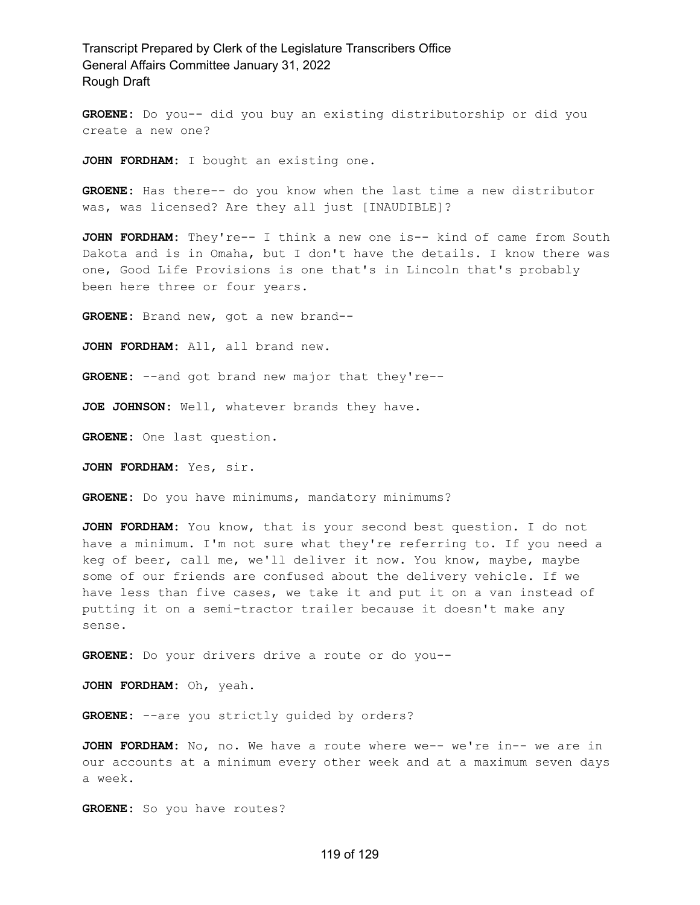**GROENE:** Do you-- did you buy an existing distributorship or did you create a new one?

**JOHN FORDHAM:** I bought an existing one.

**GROENE:** Has there-- do you know when the last time a new distributor was, was licensed? Are they all just [INAUDIBLE]?

**JOHN FORDHAM:** They're-- I think a new one is-- kind of came from South Dakota and is in Omaha, but I don't have the details. I know there was one, Good Life Provisions is one that's in Lincoln that's probably been here three or four years.

**GROENE:** Brand new, got a new brand--

**JOHN FORDHAM:** All, all brand new.

**GROENE:** --and got brand new major that they're--

**JOE JOHNSON:** Well, whatever brands they have.

**GROENE:** One last question.

**JOHN FORDHAM:** Yes, sir.

**GROENE:** Do you have minimums, mandatory minimums?

**JOHN FORDHAM:** You know, that is your second best question. I do not have a minimum. I'm not sure what they're referring to. If you need a keg of beer, call me, we'll deliver it now. You know, maybe, maybe some of our friends are confused about the delivery vehicle. If we have less than five cases, we take it and put it on a van instead of putting it on a semi-tractor trailer because it doesn't make any sense.

**GROENE:** Do your drivers drive a route or do you--

**JOHN FORDHAM:** Oh, yeah.

**GROENE:** --are you strictly guided by orders?

**JOHN FORDHAM:** No, no. We have a route where we-- we're in-- we are in our accounts at a minimum every other week and at a maximum seven days a week.

**GROENE:** So you have routes?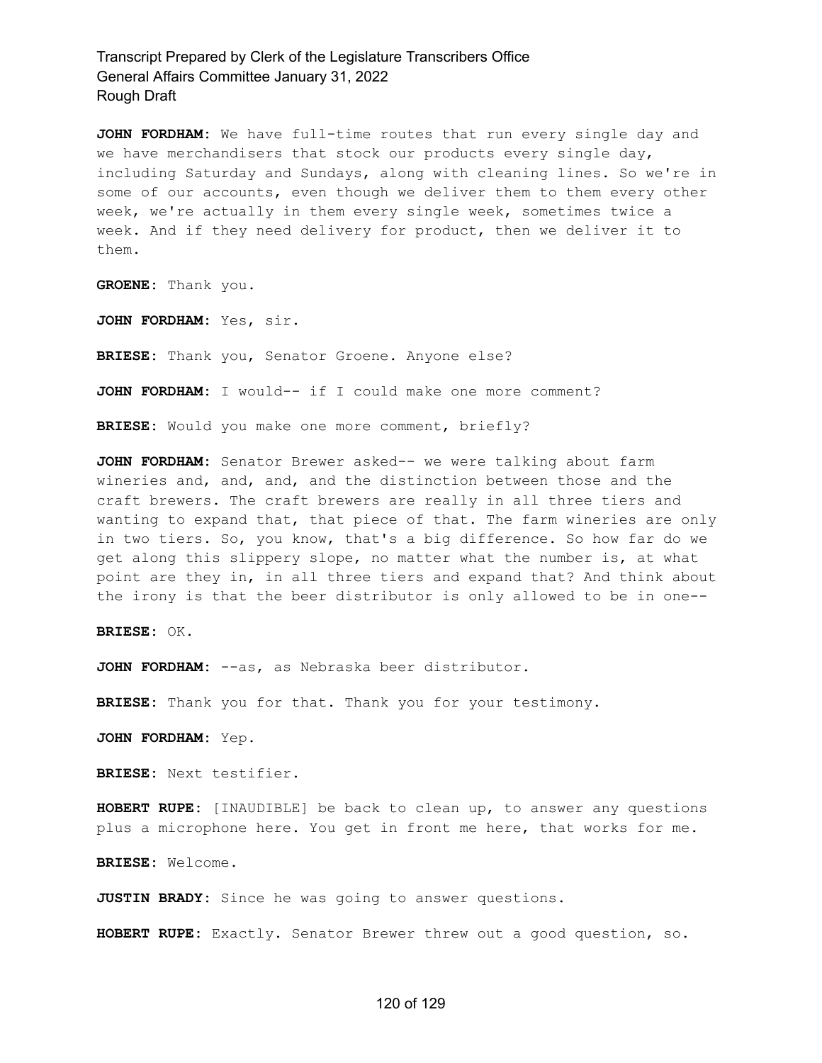**JOHN FORDHAM:** We have full-time routes that run every single day and we have merchandisers that stock our products every single day, including Saturday and Sundays, along with cleaning lines. So we're in some of our accounts, even though we deliver them to them every other week, we're actually in them every single week, sometimes twice a week. And if they need delivery for product, then we deliver it to them.

**GROENE:** Thank you.

**JOHN FORDHAM:** Yes, sir.

**BRIESE:** Thank you, Senator Groene. Anyone else?

**JOHN FORDHAM:** I would-- if I could make one more comment?

**BRIESE:** Would you make one more comment, briefly?

**JOHN FORDHAM:** Senator Brewer asked-- we were talking about farm wineries and, and, and, and the distinction between those and the craft brewers. The craft brewers are really in all three tiers and wanting to expand that, that piece of that. The farm wineries are only in two tiers. So, you know, that's a big difference. So how far do we get along this slippery slope, no matter what the number is, at what point are they in, in all three tiers and expand that? And think about the irony is that the beer distributor is only allowed to be in one--

**BRIESE:** OK.

**JOHN FORDHAM:** --as, as Nebraska beer distributor.

**BRIESE:** Thank you for that. Thank you for your testimony.

**JOHN FORDHAM:** Yep.

**BRIESE:** Next testifier.

**HOBERT RUPE:** [INAUDIBLE] be back to clean up, to answer any questions plus a microphone here. You get in front me here, that works for me.

**BRIESE:** Welcome.

**JUSTIN BRADY:** Since he was going to answer questions.

**HOBERT RUPE:** Exactly. Senator Brewer threw out a good question, so.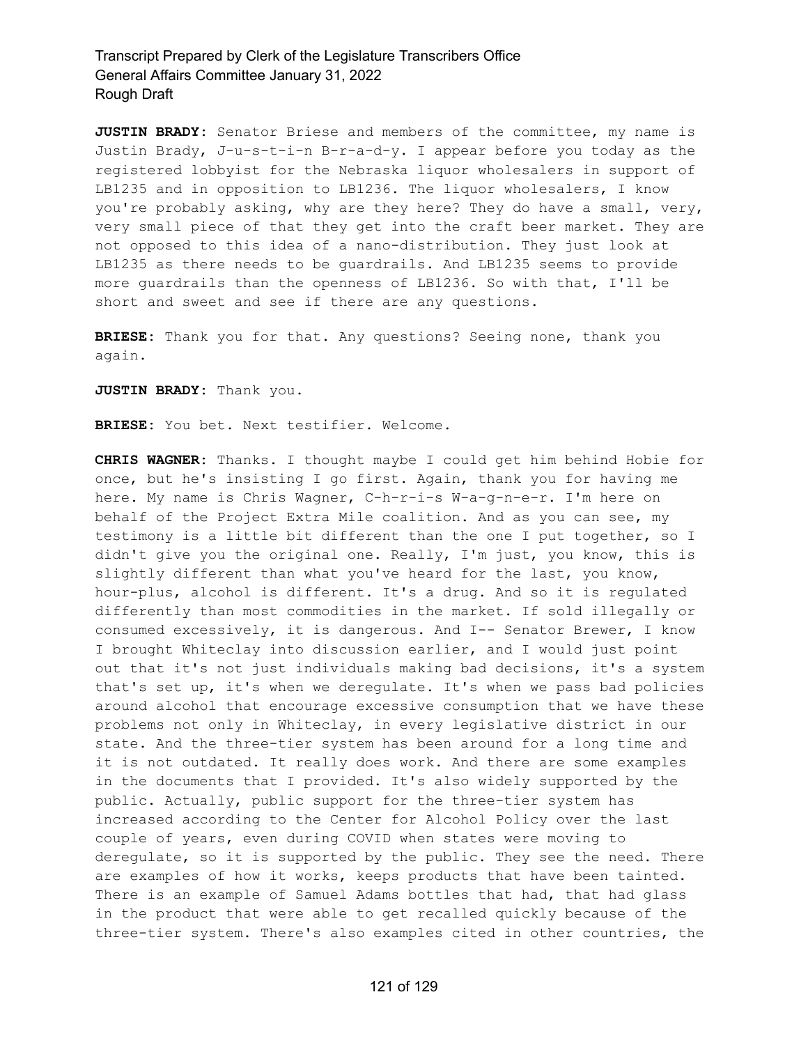**JUSTIN BRADY:** Senator Briese and members of the committee, my name is Justin Brady, J-u-s-t-i-n B-r-a-d-y. I appear before you today as the registered lobbyist for the Nebraska liquor wholesalers in support of LB1235 and in opposition to LB1236. The liquor wholesalers, I know you're probably asking, why are they here? They do have a small, very, very small piece of that they get into the craft beer market. They are not opposed to this idea of a nano-distribution. They just look at LB1235 as there needs to be guardrails. And LB1235 seems to provide more guardrails than the openness of LB1236. So with that, I'll be short and sweet and see if there are any questions.

**BRIESE:** Thank you for that. Any questions? Seeing none, thank you again.

**JUSTIN BRADY:** Thank you.

**BRIESE:** You bet. Next testifier. Welcome.

**CHRIS WAGNER:** Thanks. I thought maybe I could get him behind Hobie for once, but he's insisting I go first. Again, thank you for having me here. My name is Chris Wagner, C-h-r-i-s W-a-g-n-e-r. I'm here on behalf of the Project Extra Mile coalition. And as you can see, my testimony is a little bit different than the one I put together, so I didn't give you the original one. Really, I'm just, you know, this is slightly different than what you've heard for the last, you know, hour-plus, alcohol is different. It's a drug. And so it is regulated differently than most commodities in the market. If sold illegally or consumed excessively, it is dangerous. And I-- Senator Brewer, I know I brought Whiteclay into discussion earlier, and I would just point out that it's not just individuals making bad decisions, it's a system that's set up, it's when we deregulate. It's when we pass bad policies around alcohol that encourage excessive consumption that we have these problems not only in Whiteclay, in every legislative district in our state. And the three-tier system has been around for a long time and it is not outdated. It really does work. And there are some examples in the documents that I provided. It's also widely supported by the public. Actually, public support for the three-tier system has increased according to the Center for Alcohol Policy over the last couple of years, even during COVID when states were moving to deregulate, so it is supported by the public. They see the need. There are examples of how it works, keeps products that have been tainted. There is an example of Samuel Adams bottles that had, that had glass in the product that were able to get recalled quickly because of the three-tier system. There's also examples cited in other countries, the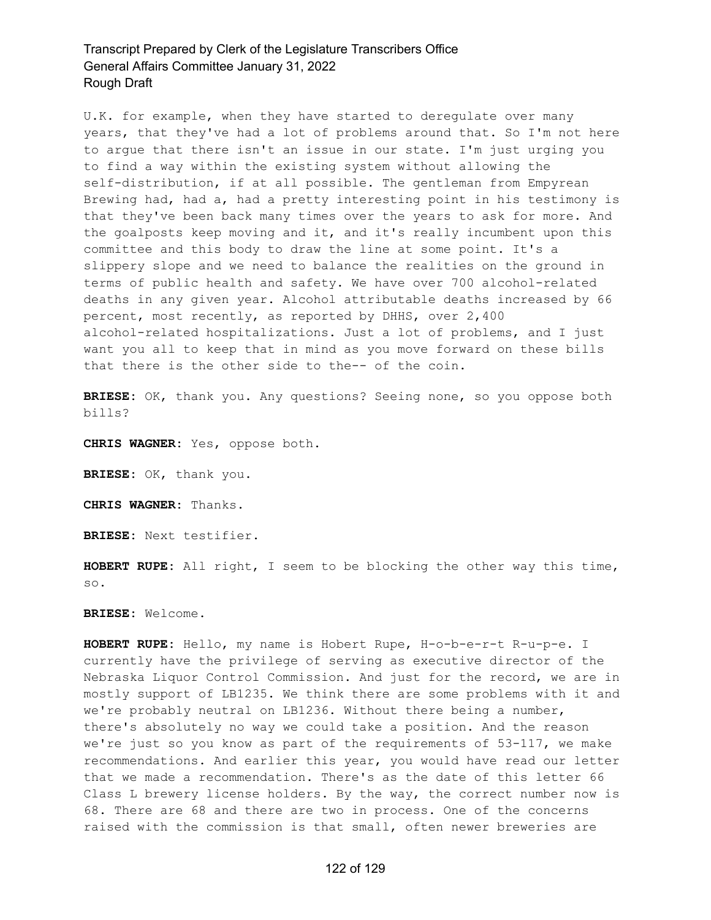U.K. for example, when they have started to deregulate over many years, that they've had a lot of problems around that. So I'm not here to argue that there isn't an issue in our state. I'm just urging you to find a way within the existing system without allowing the self-distribution, if at all possible. The gentleman from Empyrean Brewing had, had a, had a pretty interesting point in his testimony is that they've been back many times over the years to ask for more. And the goalposts keep moving and it, and it's really incumbent upon this committee and this body to draw the line at some point. It's a slippery slope and we need to balance the realities on the ground in terms of public health and safety. We have over 700 alcohol-related deaths in any given year. Alcohol attributable deaths increased by 66 percent, most recently, as reported by DHHS, over 2,400 alcohol-related hospitalizations. Just a lot of problems, and I just want you all to keep that in mind as you move forward on these bills that there is the other side to the-- of the coin.

**BRIESE:** OK, thank you. Any questions? Seeing none, so you oppose both bills?

**CHRIS WAGNER:** Yes, oppose both.

**BRIESE:** OK, thank you.

**CHRIS WAGNER:** Thanks.

**BRIESE:** Next testifier.

**HOBERT RUPE:** All right, I seem to be blocking the other way this time, so.

**BRIESE:** Welcome.

**HOBERT RUPE:** Hello, my name is Hobert Rupe, H-o-b-e-r-t R-u-p-e. I currently have the privilege of serving as executive director of the Nebraska Liquor Control Commission. And just for the record, we are in mostly support of LB1235. We think there are some problems with it and we're probably neutral on LB1236. Without there being a number, there's absolutely no way we could take a position. And the reason we're just so you know as part of the requirements of 53-117, we make recommendations. And earlier this year, you would have read our letter that we made a recommendation. There's as the date of this letter 66 Class L brewery license holders. By the way, the correct number now is 68. There are 68 and there are two in process. One of the concerns raised with the commission is that small, often newer breweries are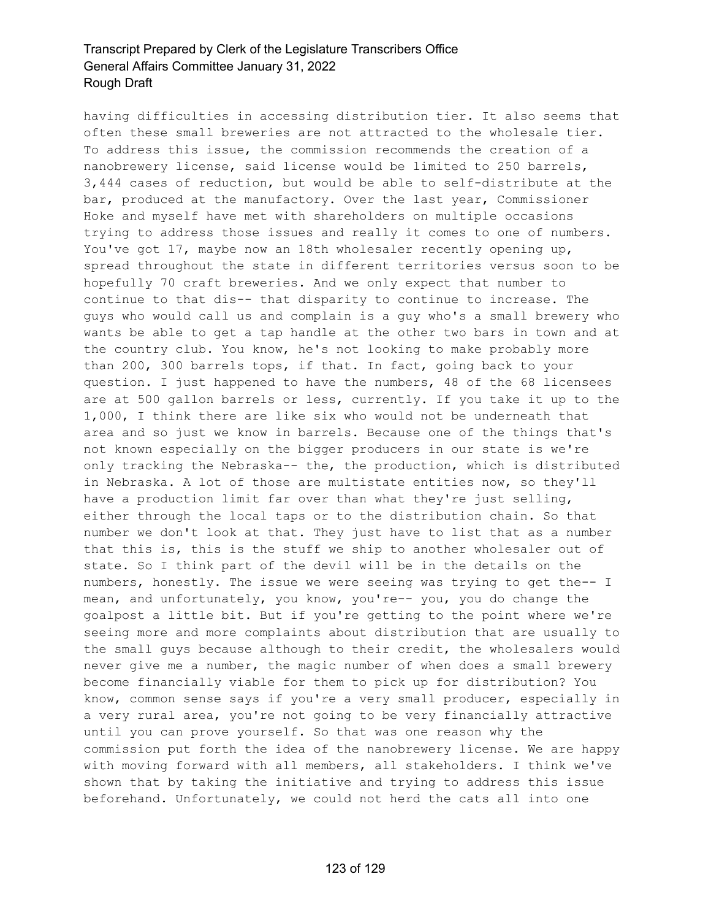having difficulties in accessing distribution tier. It also seems that often these small breweries are not attracted to the wholesale tier. To address this issue, the commission recommends the creation of a nanobrewery license, said license would be limited to 250 barrels, 3,444 cases of reduction, but would be able to self-distribute at the bar, produced at the manufactory. Over the last year, Commissioner Hoke and myself have met with shareholders on multiple occasions trying to address those issues and really it comes to one of numbers. You've got 17, maybe now an 18th wholesaler recently opening up, spread throughout the state in different territories versus soon to be hopefully 70 craft breweries. And we only expect that number to continue to that dis-- that disparity to continue to increase. The guys who would call us and complain is a guy who's a small brewery who wants be able to get a tap handle at the other two bars in town and at the country club. You know, he's not looking to make probably more than 200, 300 barrels tops, if that. In fact, going back to your question. I just happened to have the numbers, 48 of the 68 licensees are at 500 gallon barrels or less, currently. If you take it up to the 1,000, I think there are like six who would not be underneath that area and so just we know in barrels. Because one of the things that's not known especially on the bigger producers in our state is we're only tracking the Nebraska-- the, the production, which is distributed in Nebraska. A lot of those are multistate entities now, so they'll have a production limit far over than what they're just selling, either through the local taps or to the distribution chain. So that number we don't look at that. They just have to list that as a number that this is, this is the stuff we ship to another wholesaler out of state. So I think part of the devil will be in the details on the numbers, honestly. The issue we were seeing was trying to get the-- I mean, and unfortunately, you know, you're-- you, you do change the goalpost a little bit. But if you're getting to the point where we're seeing more and more complaints about distribution that are usually to the small guys because although to their credit, the wholesalers would never give me a number, the magic number of when does a small brewery become financially viable for them to pick up for distribution? You know, common sense says if you're a very small producer, especially in a very rural area, you're not going to be very financially attractive until you can prove yourself. So that was one reason why the commission put forth the idea of the nanobrewery license. We are happy with moving forward with all members, all stakeholders. I think we've shown that by taking the initiative and trying to address this issue beforehand. Unfortunately, we could not herd the cats all into one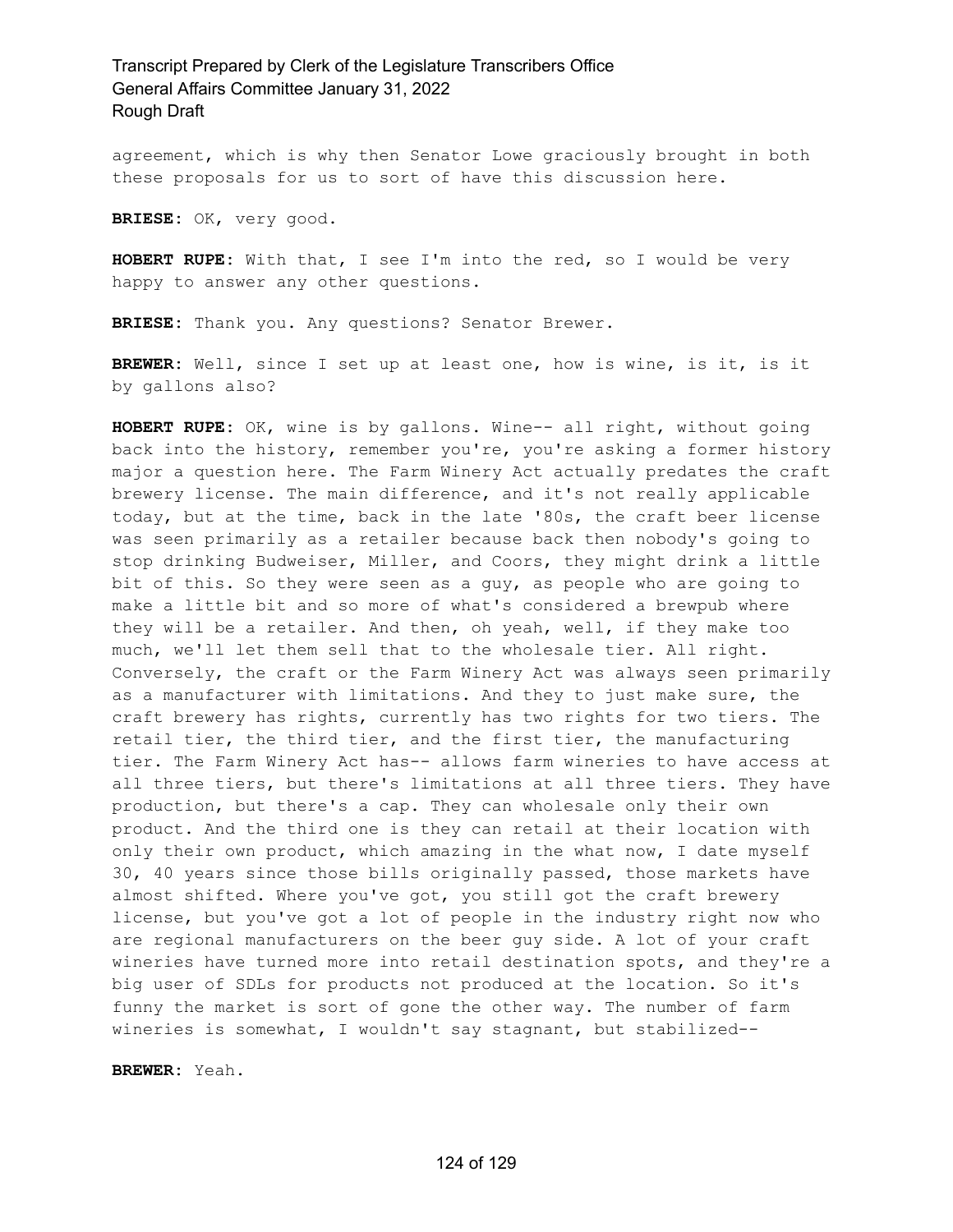agreement, which is why then Senator Lowe graciously brought in both these proposals for us to sort of have this discussion here.

**BRIESE:** OK, very good.

**HOBERT RUPE:** With that, I see I'm into the red, so I would be very happy to answer any other questions.

**BRIESE:** Thank you. Any questions? Senator Brewer.

**BREWER:** Well, since I set up at least one, how is wine, is it, is it by gallons also?

**HOBERT RUPE:** OK, wine is by gallons. Wine-- all right, without going back into the history, remember you're, you're asking a former history major a question here. The Farm Winery Act actually predates the craft brewery license. The main difference, and it's not really applicable today, but at the time, back in the late '80s, the craft beer license was seen primarily as a retailer because back then nobody's going to stop drinking Budweiser, Miller, and Coors, they might drink a little bit of this. So they were seen as a guy, as people who are going to make a little bit and so more of what's considered a brewpub where they will be a retailer. And then, oh yeah, well, if they make too much, we'll let them sell that to the wholesale tier. All right. Conversely, the craft or the Farm Winery Act was always seen primarily as a manufacturer with limitations. And they to just make sure, the craft brewery has rights, currently has two rights for two tiers. The retail tier, the third tier, and the first tier, the manufacturing tier. The Farm Winery Act has-- allows farm wineries to have access at all three tiers, but there's limitations at all three tiers. They have production, but there's a cap. They can wholesale only their own product. And the third one is they can retail at their location with only their own product, which amazing in the what now, I date myself 30, 40 years since those bills originally passed, those markets have almost shifted. Where you've got, you still got the craft brewery license, but you've got a lot of people in the industry right now who are regional manufacturers on the beer guy side. A lot of your craft wineries have turned more into retail destination spots, and they're a big user of SDLs for products not produced at the location. So it's funny the market is sort of gone the other way. The number of farm wineries is somewhat, I wouldn't say stagnant, but stabilized--

**BREWER:** Yeah.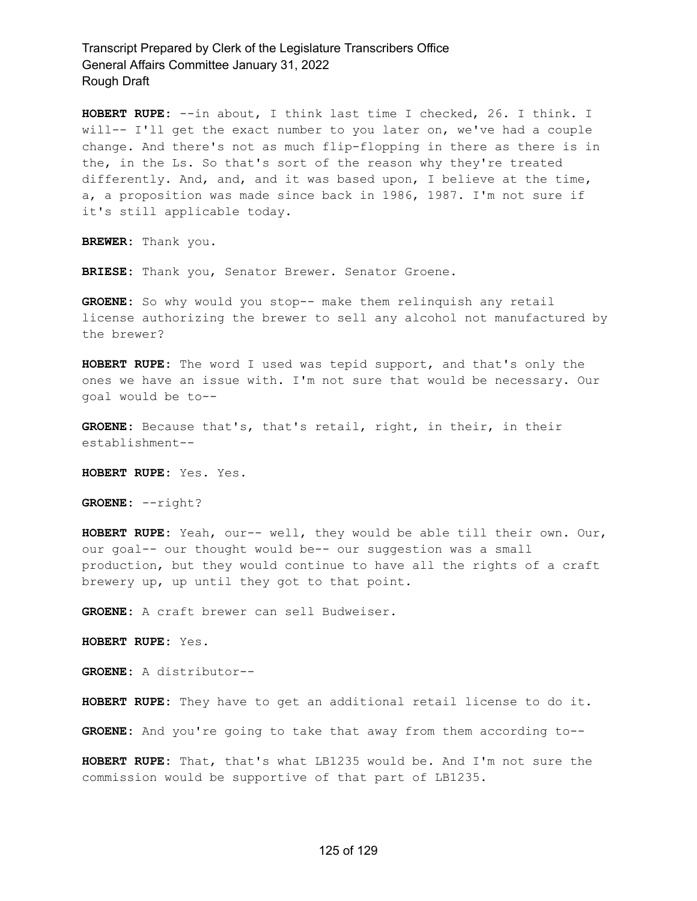**HOBERT RUPE:** --in about, I think last time I checked, 26. I think. I will-- I'll get the exact number to you later on, we've had a couple change. And there's not as much flip-flopping in there as there is in the, in the Ls. So that's sort of the reason why they're treated differently. And, and, and it was based upon, I believe at the time, a, a proposition was made since back in 1986, 1987. I'm not sure if it's still applicable today.

**BREWER:** Thank you.

**BRIESE:** Thank you, Senator Brewer. Senator Groene.

**GROENE:** So why would you stop-- make them relinquish any retail license authorizing the brewer to sell any alcohol not manufactured by the brewer?

**HOBERT RUPE:** The word I used was tepid support, and that's only the ones we have an issue with. I'm not sure that would be necessary. Our goal would be to--

**GROENE:** Because that's, that's retail, right, in their, in their establishment--

**HOBERT RUPE:** Yes. Yes.

**GROENE:** --right?

**HOBERT RUPE:** Yeah, our-- well, they would be able till their own. Our, our goal-- our thought would be-- our suggestion was a small production, but they would continue to have all the rights of a craft brewery up, up until they got to that point.

**GROENE:** A craft brewer can sell Budweiser.

**HOBERT RUPE:** Yes.

**GROENE:** A distributor--

**HOBERT RUPE:** They have to get an additional retail license to do it.

**GROENE:** And you're going to take that away from them according to--

**HOBERT RUPE:** That, that's what LB1235 would be. And I'm not sure the commission would be supportive of that part of LB1235.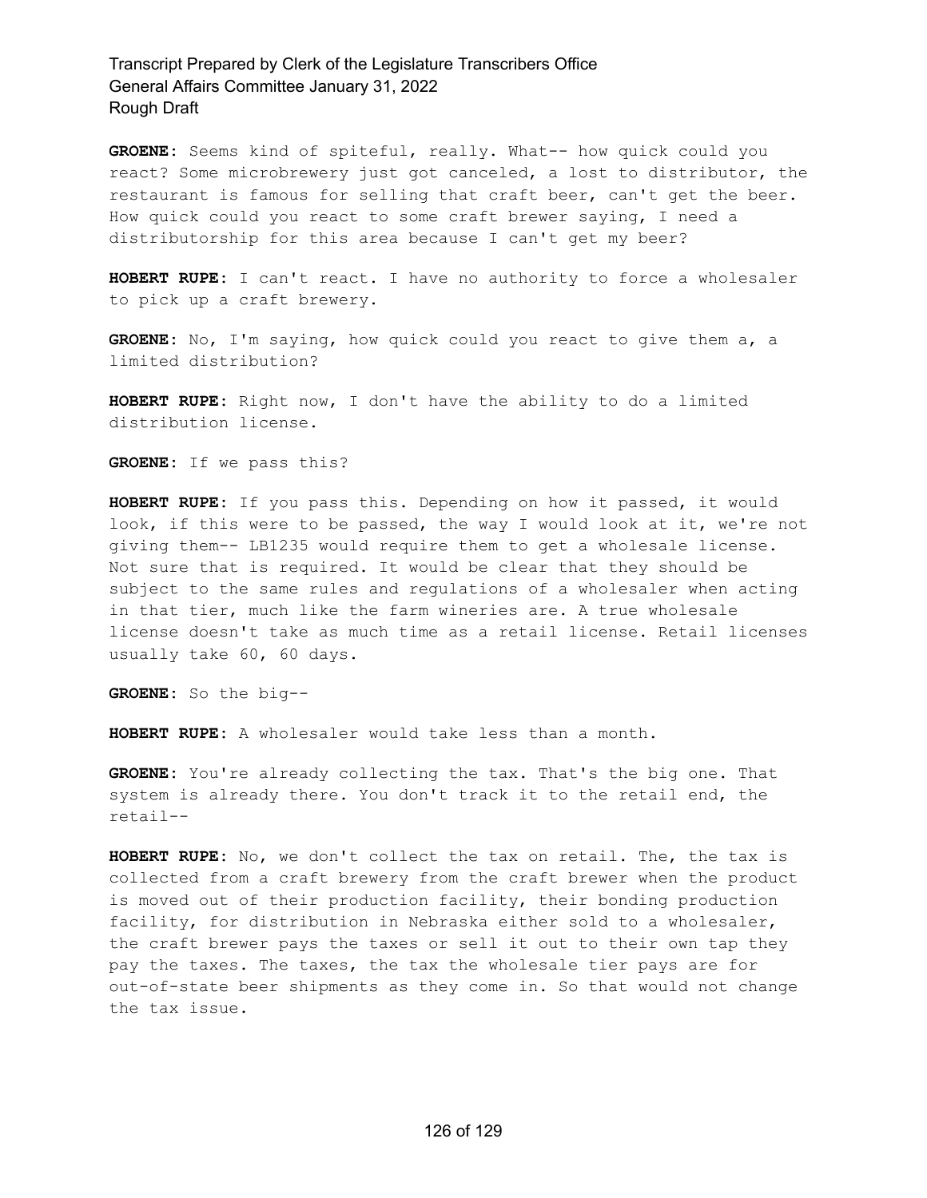**GROENE:** Seems kind of spiteful, really. What-- how quick could you react? Some microbrewery just got canceled, a lost to distributor, the restaurant is famous for selling that craft beer, can't get the beer. How quick could you react to some craft brewer saying, I need a distributorship for this area because I can't get my beer?

**HOBERT RUPE:** I can't react. I have no authority to force a wholesaler to pick up a craft brewery.

**GROENE:** No, I'm saying, how quick could you react to give them a, a limited distribution?

**HOBERT RUPE:** Right now, I don't have the ability to do a limited distribution license.

**GROENE:** If we pass this?

**HOBERT RUPE:** If you pass this. Depending on how it passed, it would look, if this were to be passed, the way I would look at it, we're not giving them-- LB1235 would require them to get a wholesale license. Not sure that is required. It would be clear that they should be subject to the same rules and regulations of a wholesaler when acting in that tier, much like the farm wineries are. A true wholesale license doesn't take as much time as a retail license. Retail licenses usually take 60, 60 days.

**GROENE:** So the big--

**HOBERT RUPE:** A wholesaler would take less than a month.

**GROENE:** You're already collecting the tax. That's the big one. That system is already there. You don't track it to the retail end, the retail--

**HOBERT RUPE:** No, we don't collect the tax on retail. The, the tax is collected from a craft brewery from the craft brewer when the product is moved out of their production facility, their bonding production facility, for distribution in Nebraska either sold to a wholesaler, the craft brewer pays the taxes or sell it out to their own tap they pay the taxes. The taxes, the tax the wholesale tier pays are for out-of-state beer shipments as they come in. So that would not change the tax issue.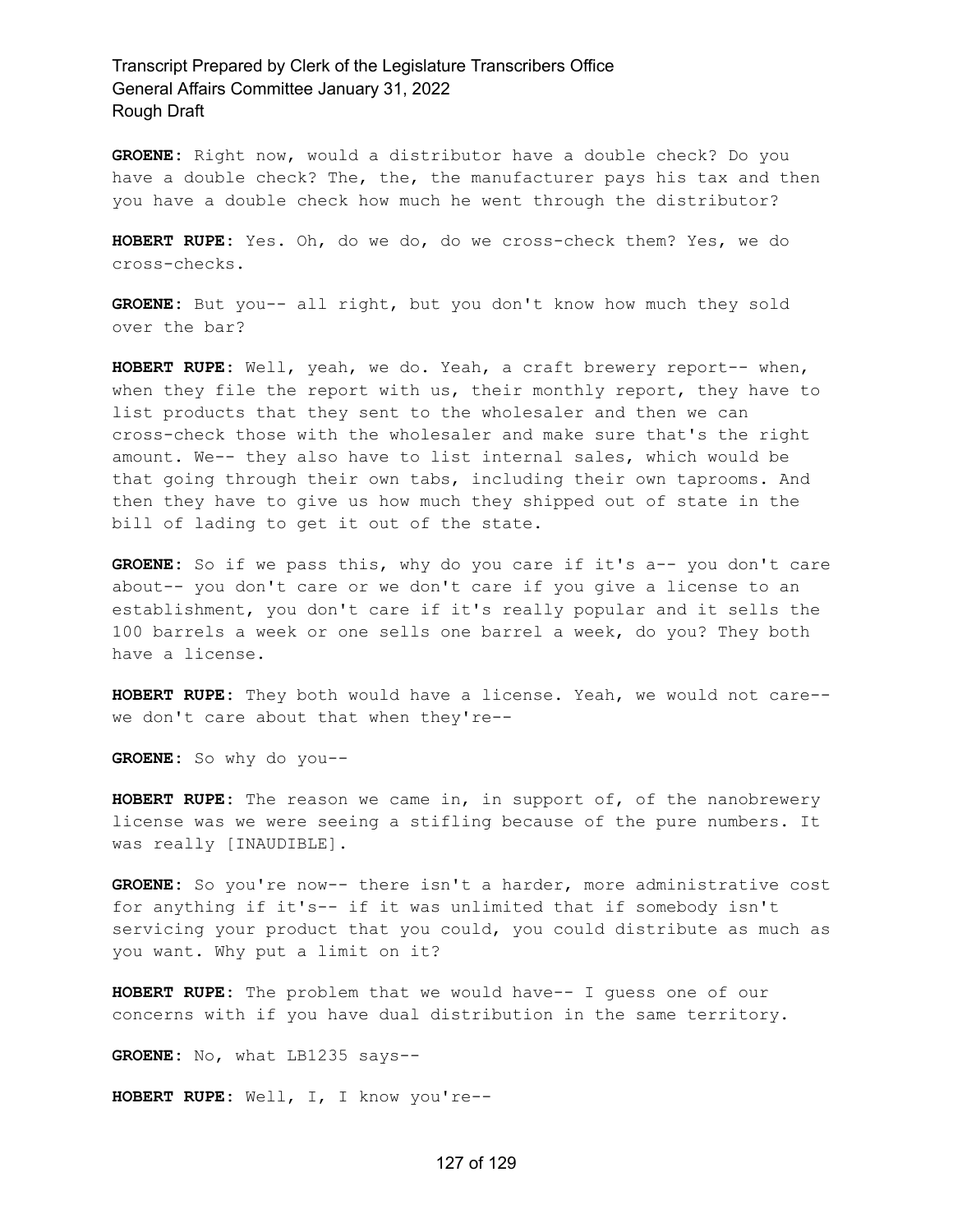**GROENE:** Right now, would a distributor have a double check? Do you have a double check? The, the, the manufacturer pays his tax and then you have a double check how much he went through the distributor?

**HOBERT RUPE:** Yes. Oh, do we do, do we cross-check them? Yes, we do cross-checks.

**GROENE:** But you-- all right, but you don't know how much they sold over the bar?

**HOBERT RUPE:** Well, yeah, we do. Yeah, a craft brewery report-- when, when they file the report with us, their monthly report, they have to list products that they sent to the wholesaler and then we can cross-check those with the wholesaler and make sure that's the right amount. We-- they also have to list internal sales, which would be that going through their own tabs, including their own taprooms. And then they have to give us how much they shipped out of state in the bill of lading to get it out of the state.

**GROENE:** So if we pass this, why do you care if it's a-- you don't care about-- you don't care or we don't care if you give a license to an establishment, you don't care if it's really popular and it sells the 100 barrels a week or one sells one barrel a week, do you? They both have a license.

**HOBERT RUPE:** They both would have a license. Yeah, we would not care-- we don't care about that when they're--

**GROENE:** So why do you--

**HOBERT RUPE:** The reason we came in, in support of, of the nanobrewery license was we were seeing a stifling because of the pure numbers. It was really [INAUDIBLE].

**GROENE:** So you're now-- there isn't a harder, more administrative cost for anything if it's-- if it was unlimited that if somebody isn't servicing your product that you could, you could distribute as much as you want. Why put a limit on it?

**HOBERT RUPE:** The problem that we would have-- I guess one of our concerns with if you have dual distribution in the same territory.

**GROENE:** No, what LB1235 says--

**HOBERT RUPE:** Well, I, I know you're--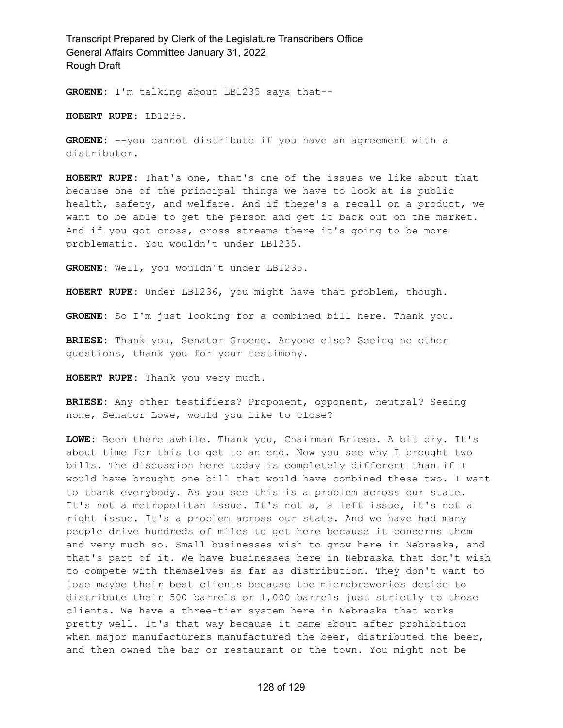**GROENE:** I'm talking about LB1235 says that--

**HOBERT RUPE:** LB1235.

**GROENE:** --you cannot distribute if you have an agreement with a distributor.

**HOBERT RUPE:** That's one, that's one of the issues we like about that because one of the principal things we have to look at is public health, safety, and welfare. And if there's a recall on a product, we want to be able to get the person and get it back out on the market. And if you got cross, cross streams there it's going to be more problematic. You wouldn't under LB1235.

**GROENE:** Well, you wouldn't under LB1235.

**HOBERT RUPE:** Under LB1236, you might have that problem, though.

**GROENE:** So I'm just looking for a combined bill here. Thank you.

**BRIESE:** Thank you, Senator Groene. Anyone else? Seeing no other questions, thank you for your testimony.

**HOBERT RUPE:** Thank you very much.

**BRIESE:** Any other testifiers? Proponent, opponent, neutral? Seeing none, Senator Lowe, would you like to close?

**LOWE:** Been there awhile. Thank you, Chairman Briese. A bit dry. It's about time for this to get to an end. Now you see why I brought two bills. The discussion here today is completely different than if I would have brought one bill that would have combined these two. I want to thank everybody. As you see this is a problem across our state. It's not a metropolitan issue. It's not a, a left issue, it's not a right issue. It's a problem across our state. And we have had many people drive hundreds of miles to get here because it concerns them and very much so. Small businesses wish to grow here in Nebraska, and that's part of it. We have businesses here in Nebraska that don't wish to compete with themselves as far as distribution. They don't want to lose maybe their best clients because the microbreweries decide to distribute their 500 barrels or 1,000 barrels just strictly to those clients. We have a three-tier system here in Nebraska that works pretty well. It's that way because it came about after prohibition when major manufacturers manufactured the beer, distributed the beer, and then owned the bar or restaurant or the town. You might not be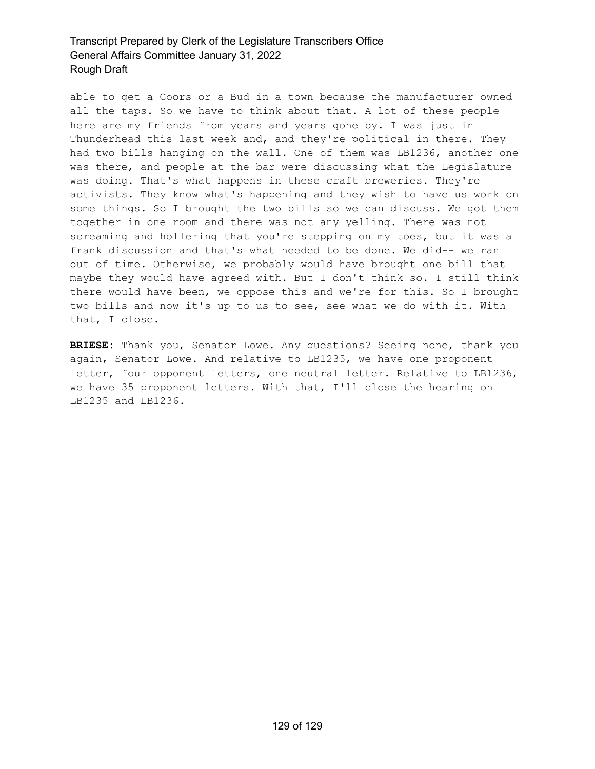able to get a Coors or a Bud in a town because the manufacturer owned all the taps. So we have to think about that. A lot of these people here are my friends from years and years gone by. I was just in Thunderhead this last week and, and they're political in there. They had two bills hanging on the wall. One of them was LB1236, another one was there, and people at the bar were discussing what the Legislature was doing. That's what happens in these craft breweries. They're activists. They know what's happening and they wish to have us work on some things. So I brought the two bills so we can discuss. We got them together in one room and there was not any yelling. There was not screaming and hollering that you're stepping on my toes, but it was a frank discussion and that's what needed to be done. We did-- we ran out of time. Otherwise, we probably would have brought one bill that maybe they would have agreed with. But I don't think so. I still think there would have been, we oppose this and we're for this. So I brought two bills and now it's up to us to see, see what we do with it. With that, I close.

**BRIESE:** Thank you, Senator Lowe. Any questions? Seeing none, thank you again, Senator Lowe. And relative to LB1235, we have one proponent letter, four opponent letters, one neutral letter. Relative to LB1236, we have 35 proponent letters. With that, I'll close the hearing on LB1235 and LB1236.